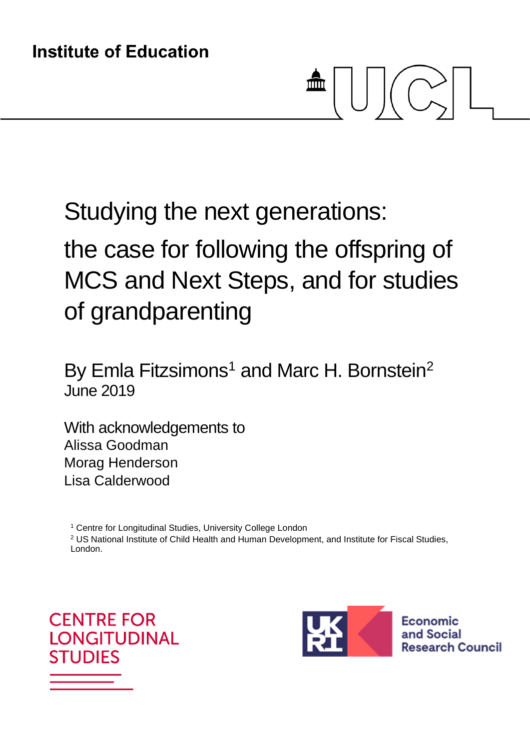Institute of Education

# Studying the next generations: the case for following the offspring of MCS and Next Steps, and for studies of grandparenting

By Emla Fitzsimons[1] and Marc H. Bornstein[2]

June 2019

With acknowledgements to
Alissa Goodman
Morag Henderson
Lisa Calderwood

[1] Centre for Longitudinal Studies, University College London

[2] US National Institute of Child Health and Human Development, and Institute for Fiscal Studies, London.

CENTRE FOR LONGITUDINAL STUDIES

Economic and Social Research Council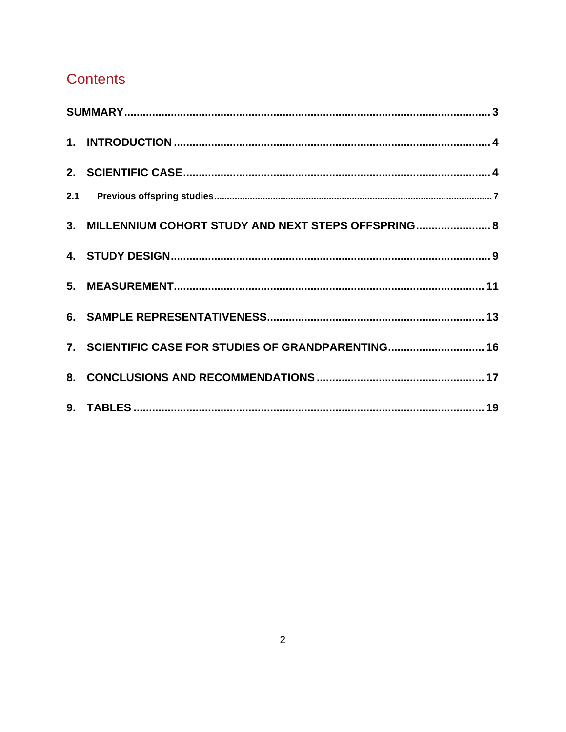# Contents

SUMMARY ..... 3

1. INTRODUCTION ..... 4

2. SCIENTIFIC CASE ..... 4

2.1 Previous offspring studies ..... 7

3. MILLENNIUM COHORT STUDY AND NEXT STEPS OFFSPRING ..... 8

4. STUDY DESIGN ..... 9

5. MEASUREMENT ..... 11

6. SAMPLE REPRESENTATIVENESS ..... 13

7. SCIENTIFIC CASE FOR STUDIES OF GRANDPARENTING ..... 16

8. CONCLUSIONS AND RECOMMENDATIONS ..... 17

9. TABLES ..... 19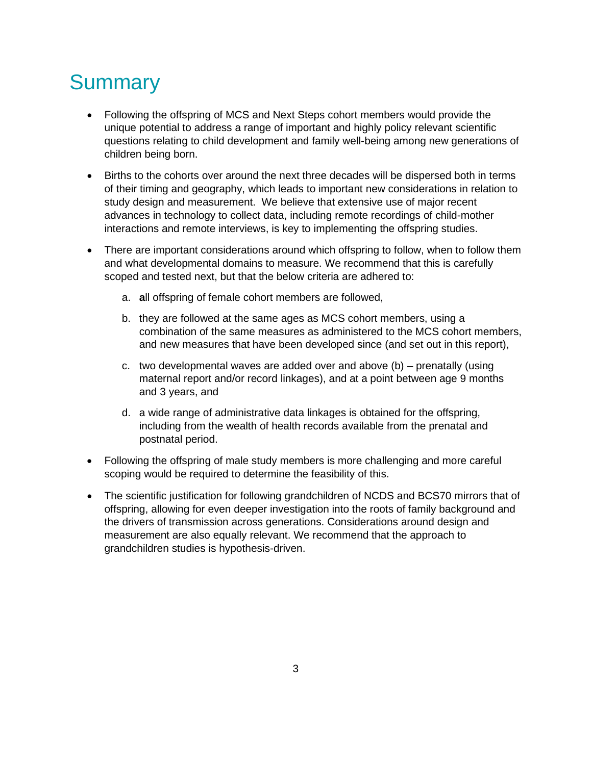# Summary

- Following the offspring of MCS and Next Steps cohort members would provide the unique potential to address a range of important and highly policy relevant scientific questions relating to child development and family well-being among new generations of children being born.
- Births to the cohorts over around the next three decades will be dispersed both in terms of their timing and geography, which leads to important new considerations in relation to study design and measurement. We believe that extensive use of major recent advances in technology to collect data, including remote recordings of child-mother interactions and remote interviews, is key to implementing the offspring studies.
- There are important considerations around which offspring to follow, when to follow them and what developmental domains to measure. We recommend that this is carefully scoped and tested next, but that the below criteria are adhered to:
    a. **a**ll offspring of female cohort members are followed,
    b. they are followed at the same ages as MCS cohort members, using a combination of the same measures as administered to the MCS cohort members, and new measures that have been developed since (and set out in this report),
    c. two developmental waves are added over and above (b) – prenatally (using maternal report and/or record linkages), and at a point between age 9 months and 3 years, and
    d. a wide range of administrative data linkages is obtained for the offspring, including from the wealth of health records available from the prenatal and postnatal period.
- Following the offspring of male study members is more challenging and more careful scoping would be required to determine the feasibility of this.
- The scientific justification for following grandchildren of NCDS and BCS70 mirrors that of offspring, allowing for even deeper investigation into the roots of family background and the drivers of transmission across generations. Considerations around design and measurement are also equally relevant. We recommend that the approach to grandchildren studies is hypothesis-driven.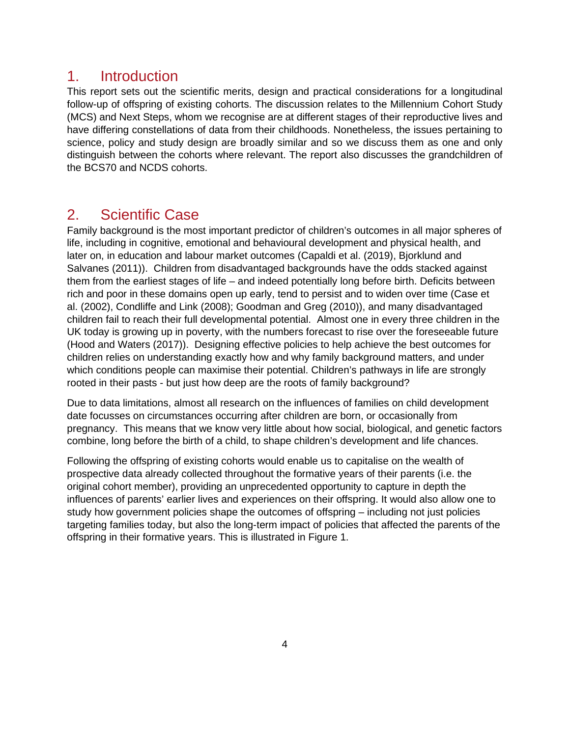# 1. Introduction

This report sets out the scientific merits, design and practical considerations for a longitudinal follow-up of offspring of existing cohorts. The discussion relates to the Millennium Cohort Study (MCS) and Next Steps, whom we recognise are at different stages of their reproductive lives and have differing constellations of data from their childhoods. Nonetheless, the issues pertaining to science, policy and study design are broadly similar and so we discuss them as one and only distinguish between the cohorts where relevant. The report also discusses the grandchildren of the BCS70 and NCDS cohorts.

# 2. Scientific Case

Family background is the most important predictor of children's outcomes in all major spheres of life, including in cognitive, emotional and behavioural development and physical health, and later on, in education and labour market outcomes (Capaldi et al. (2019), Bjorklund and Salvanes (2011)). Children from disadvantaged backgrounds have the odds stacked against them from the earliest stages of life – and indeed potentially long before birth. Deficits between rich and poor in these domains open up early, tend to persist and to widen over time (Case et al. (2002), Condliffe and Link (2008); Goodman and Greg (2010)), and many disadvantaged children fail to reach their full developmental potential. Almost one in every three children in the UK today is growing up in poverty, with the numbers forecast to rise over the foreseeable future (Hood and Waters (2017)). Designing effective policies to help achieve the best outcomes for children relies on understanding exactly how and why family background matters, and under which conditions people can maximise their potential. Children's pathways in life are strongly rooted in their pasts - but just how deep are the roots of family background?

Due to data limitations, almost all research on the influences of families on child development date focusses on circumstances occurring after children are born, or occasionally from pregnancy. This means that we know very little about how social, biological, and genetic factors combine, long before the birth of a child, to shape children's development and life chances.

Following the offspring of existing cohorts would enable us to capitalise on the wealth of prospective data already collected throughout the formative years of their parents (i.e. the original cohort member), providing an unprecedented opportunity to capture in depth the influences of parents' earlier lives and experiences on their offspring. It would also allow one to study how government policies shape the outcomes of offspring – including not just policies targeting families today, but also the long-term impact of policies that affected the parents of the offspring in their formative years. This is illustrated in Figure 1.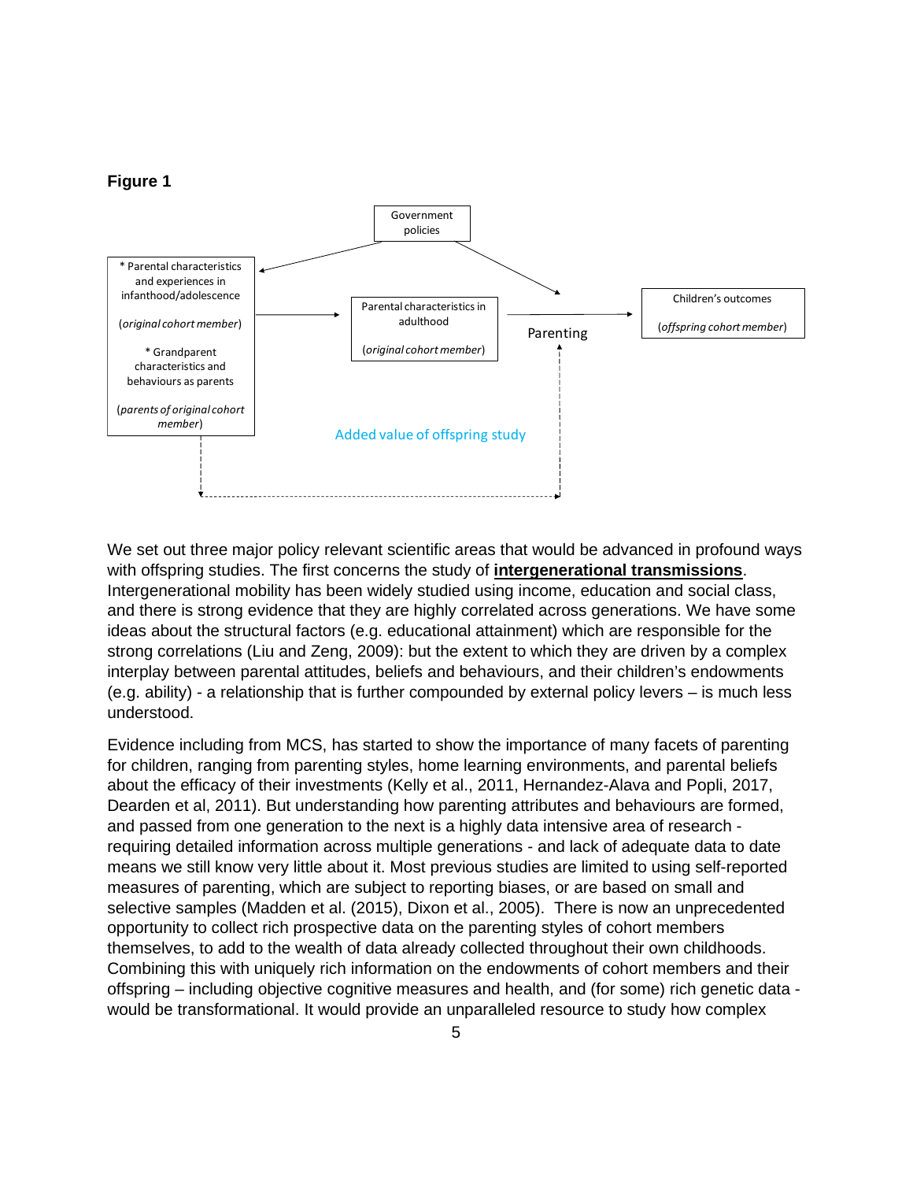**Figure 1**

Government policies

* Parental characteristics and experiences in infanthood/adolescence

(*original cohort member*)

* Grandparent characteristics and behaviours as parents

(*parents of original cohort member*)

Parental characteristics in adulthood

(*original cohort member*)

Parenting

Children's outcomes

(*offspring cohort member*)

Added value of offspring study

We set out three major policy relevant scientific areas that would be advanced in profound ways with offspring studies. The first concerns the study of **intergenerational transmissions**. Intergenerational mobility has been widely studied using income, education and social class, and there is strong evidence that they are highly correlated across generations. We have some ideas about the structural factors (e.g. educational attainment) which are responsible for the strong correlations (Liu and Zeng, 2009): but the extent to which they are driven by a complex interplay between parental attitudes, beliefs and behaviours, and their children's endowments (e.g. ability) - a relationship that is further compounded by external policy levers – is much less understood.

Evidence including from MCS, has started to show the importance of many facets of parenting for children, ranging from parenting styles, home learning environments, and parental beliefs about the efficacy of their investments (Kelly et al., 2011, Hernandez-Alava and Popli, 2017, Dearden et al, 2011). But understanding how parenting attributes and behaviours are formed, and passed from one generation to the next is a highly data intensive area of research - requiring detailed information across multiple generations - and lack of adequate data to date means we still know very little about it. Most previous studies are limited to using self-reported measures of parenting, which are subject to reporting biases, or are based on small and selective samples (Madden et al. (2015), Dixon et al., 2005). There is now an unprecedented opportunity to collect rich prospective data on the parenting styles of cohort members themselves, to add to the wealth of data already collected throughout their own childhoods. Combining this with uniquely rich information on the endowments of cohort members and their offspring – including objective cognitive measures and health, and (for some) rich genetic data - would be transformational. It would provide an unparalleled resource to study how complex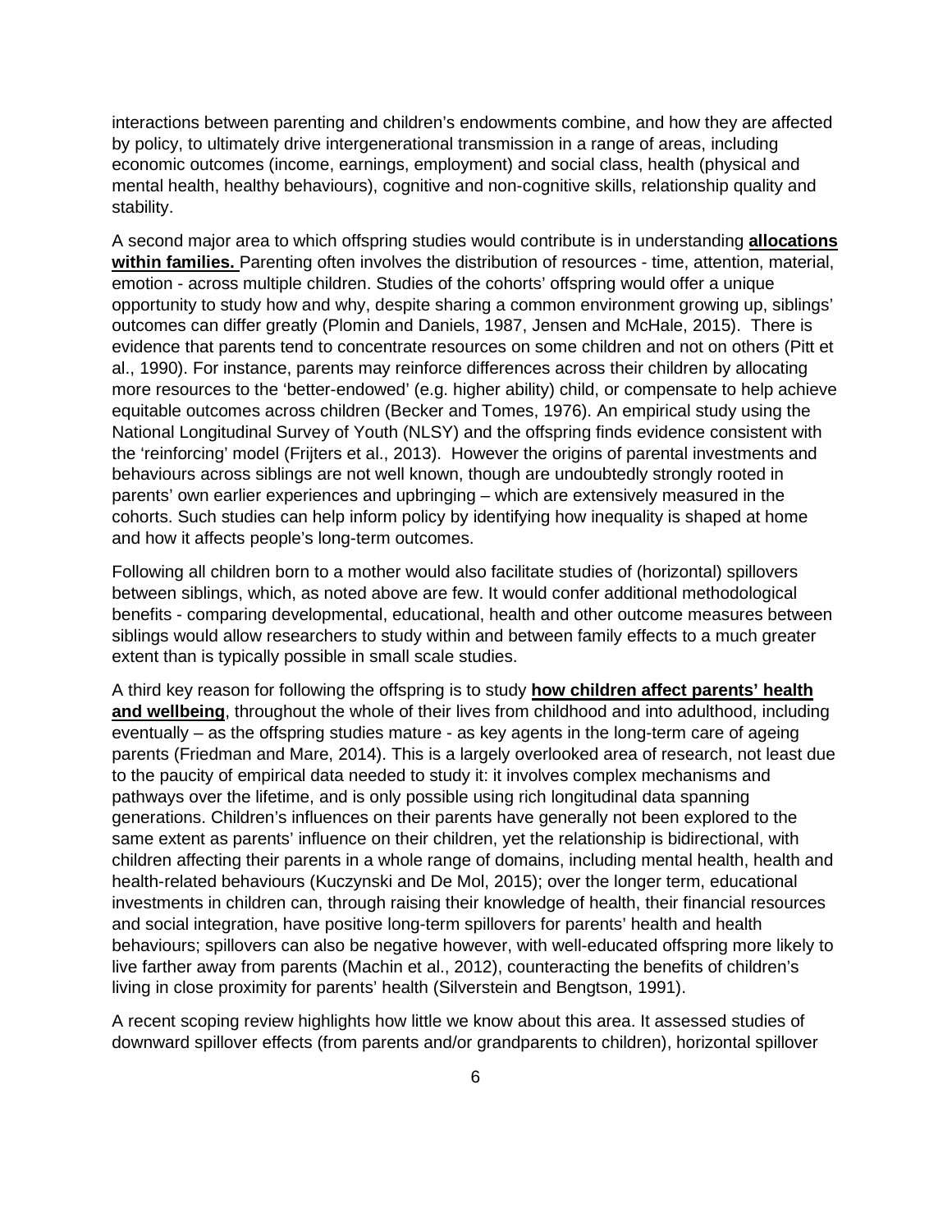interactions between parenting and children's endowments combine, and how they are affected by policy, to ultimately drive intergenerational transmission in a range of areas, including economic outcomes (income, earnings, employment) and social class, health (physical and mental health, healthy behaviours), cognitive and non-cognitive skills, relationship quality and stability.

A second major area to which offspring studies would contribute is in understanding **allocations within families.** Parenting often involves the distribution of resources - time, attention, material, emotion - across multiple children. Studies of the cohorts' offspring would offer a unique opportunity to study how and why, despite sharing a common environment growing up, siblings' outcomes can differ greatly (Plomin and Daniels, 1987, Jensen and McHale, 2015). There is evidence that parents tend to concentrate resources on some children and not on others (Pitt et al., 1990). For instance, parents may reinforce differences across their children by allocating more resources to the 'better-endowed' (e.g. higher ability) child, or compensate to help achieve equitable outcomes across children (Becker and Tomes, 1976). An empirical study using the National Longitudinal Survey of Youth (NLSY) and the offspring finds evidence consistent with the 'reinforcing' model (Frijters et al., 2013). However the origins of parental investments and behaviours across siblings are not well known, though are undoubtedly strongly rooted in parents' own earlier experiences and upbringing – which are extensively measured in the cohorts. Such studies can help inform policy by identifying how inequality is shaped at home and how it affects people's long-term outcomes.

Following all children born to a mother would also facilitate studies of (horizontal) spillovers between siblings, which, as noted above are few. It would confer additional methodological benefits - comparing developmental, educational, health and other outcome measures between siblings would allow researchers to study within and between family effects to a much greater extent than is typically possible in small scale studies.

A third key reason for following the offspring is to study **how children affect parents' health and wellbeing**, throughout the whole of their lives from childhood and into adulthood, including eventually – as the offspring studies mature - as key agents in the long-term care of ageing parents (Friedman and Mare, 2014). This is a largely overlooked area of research, not least due to the paucity of empirical data needed to study it: it involves complex mechanisms and pathways over the lifetime, and is only possible using rich longitudinal data spanning generations. Children's influences on their parents have generally not been explored to the same extent as parents' influence on their children, yet the relationship is bidirectional, with children affecting their parents in a whole range of domains, including mental health, health and health-related behaviours (Kuczynski and De Mol, 2015); over the longer term, educational investments in children can, through raising their knowledge of health, their financial resources and social integration, have positive long-term spillovers for parents' health and health behaviours; spillovers can also be negative however, with well-educated offspring more likely to live farther away from parents (Machin et al., 2012), counteracting the benefits of children's living in close proximity for parents' health (Silverstein and Bengtson, 1991).

A recent scoping review highlights how little we know about this area. It assessed studies of downward spillover effects (from parents and/or grandparents to children), horizontal spillover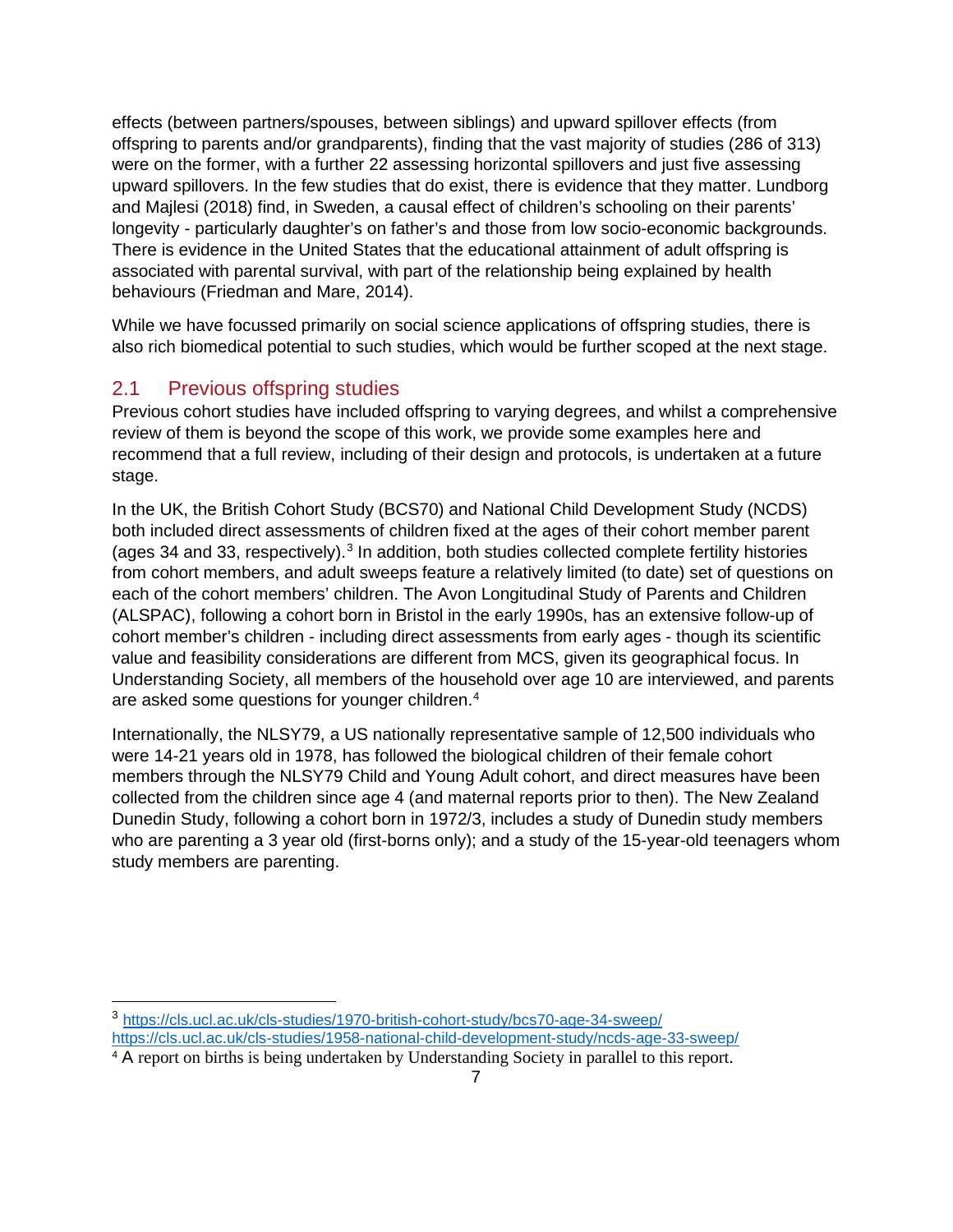effects (between partners/spouses, between siblings) and upward spillover effects (from offspring to parents and/or grandparents), finding that the vast majority of studies (286 of 313) were on the former, with a further 22 assessing horizontal spillovers and just five assessing upward spillovers. In the few studies that do exist, there is evidence that they matter. Lundborg and Majlesi (2018) find, in Sweden, a causal effect of children's schooling on their parents' longevity - particularly daughter's on father's and those from low socio-economic backgrounds. There is evidence in the United States that the educational attainment of adult offspring is associated with parental survival, with part of the relationship being explained by health behaviours (Friedman and Mare, 2014).

While we have focussed primarily on social science applications of offspring studies, there is also rich biomedical potential to such studies, which would be further scoped at the next stage.

## 2.1 Previous offspring studies

Previous cohort studies have included offspring to varying degrees, and whilst a comprehensive review of them is beyond the scope of this work, we provide some examples here and recommend that a full review, including of their design and protocols, is undertaken at a future stage.

In the UK, the British Cohort Study (BCS70) and National Child Development Study (NCDS) both included direct assessments of children fixed at the ages of their cohort member parent (ages 34 and 33, respectively).[3] In addition, both studies collected complete fertility histories from cohort members, and adult sweeps feature a relatively limited (to date) set of questions on each of the cohort members' children. The Avon Longitudinal Study of Parents and Children (ALSPAC), following a cohort born in Bristol in the early 1990s, has an extensive follow-up of cohort member's children - including direct assessments from early ages - though its scientific value and feasibility considerations are different from MCS, given its geographical focus. In Understanding Society, all members of the household over age 10 are interviewed, and parents are asked some questions for younger children.[4]

Internationally, the NLSY79, a US nationally representative sample of 12,500 individuals who were 14-21 years old in 1978, has followed the biological children of their female cohort members through the NLSY79 Child and Young Adult cohort, and direct measures have been collected from the children since age 4 (and maternal reports prior to then). The New Zealand Dunedin Study, following a cohort born in 1972/3, includes a study of Dunedin study members who are parenting a 3 year old (first-borns only); and a study of the 15-year-old teenagers whom study members are parenting.

---

[3] https://cls.ucl.ac.uk/cls-studies/1970-british-cohort-study/bcs70-age-34-sweep/
https://cls.ucl.ac.uk/cls-studies/1958-national-child-development-study/ncds-age-33-sweep/

[4] A report on births is being undertaken by Understanding Society in parallel to this report.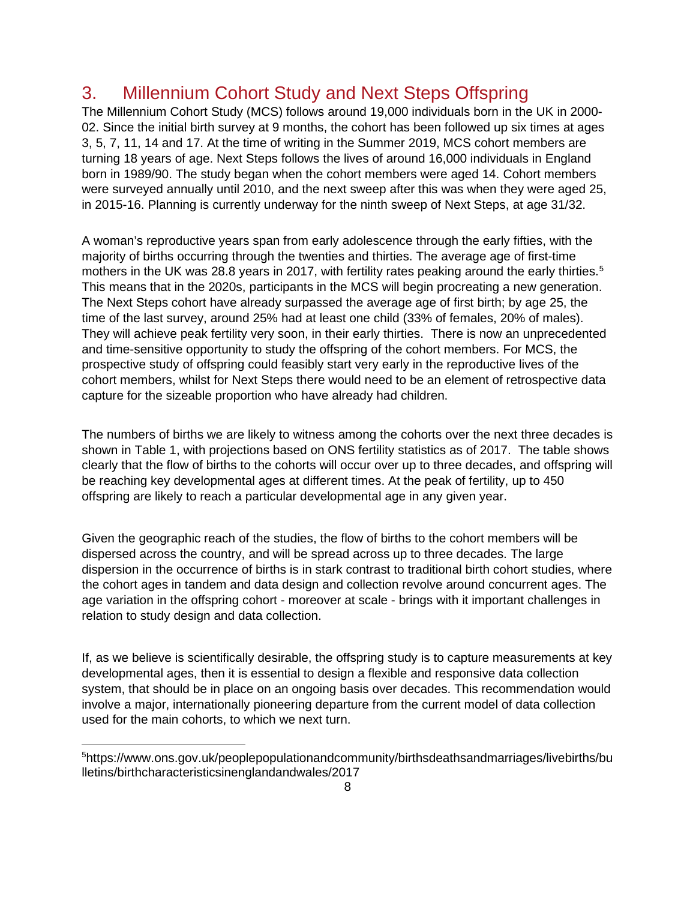## 3. Millennium Cohort Study and Next Steps Offspring

The Millennium Cohort Study (MCS) follows around 19,000 individuals born in the UK in 2000-02. Since the initial birth survey at 9 months, the cohort has been followed up six times at ages 3, 5, 7, 11, 14 and 17. At the time of writing in the Summer 2019, MCS cohort members are turning 18 years of age. Next Steps follows the lives of around 16,000 individuals in England born in 1989/90. The study began when the cohort members were aged 14. Cohort members were surveyed annually until 2010, and the next sweep after this was when they were aged 25, in 2015-16. Planning is currently underway for the ninth sweep of Next Steps, at age 31/32.

A woman's reproductive years span from early adolescence through the early fifties, with the majority of births occurring through the twenties and thirties. The average age of first-time mothers in the UK was 28.8 years in 2017, with fertility rates peaking around the early thirties.[5] This means that in the 2020s, participants in the MCS will begin procreating a new generation. The Next Steps cohort have already surpassed the average age of first birth; by age 25, the time of the last survey, around 25% had at least one child (33% of females, 20% of males). They will achieve peak fertility very soon, in their early thirties. There is now an unprecedented and time-sensitive opportunity to study the offspring of the cohort members. For MCS, the prospective study of offspring could feasibly start very early in the reproductive lives of the cohort members, whilst for Next Steps there would need to be an element of retrospective data capture for the sizeable proportion who have already had children.

The numbers of births we are likely to witness among the cohorts over the next three decades is shown in Table 1, with projections based on ONS fertility statistics as of 2017. The table shows clearly that the flow of births to the cohorts will occur over up to three decades, and offspring will be reaching key developmental ages at different times. At the peak of fertility, up to 450 offspring are likely to reach a particular developmental age in any given year.

Given the geographic reach of the studies, the flow of births to the cohort members will be dispersed across the country, and will be spread across up to three decades. The large dispersion in the occurrence of births is in stark contrast to traditional birth cohort studies, where the cohort ages in tandem and data design and collection revolve around concurrent ages. The age variation in the offspring cohort - moreover at scale - brings with it important challenges in relation to study design and data collection.

If, as we believe is scientifically desirable, the offspring study is to capture measurements at key developmental ages, then it is essential to design a flexible and responsive data collection system, that should be in place on an ongoing basis over decades. This recommendation would involve a major, internationally pioneering departure from the current model of data collection used for the main cohorts, to which we next turn.

[5] https://www.ons.gov.uk/peoplepopulationandcommunity/birthsdeathsandmarriages/livebirths/bulletins/birthcharacteristicsinenglandandwales/2017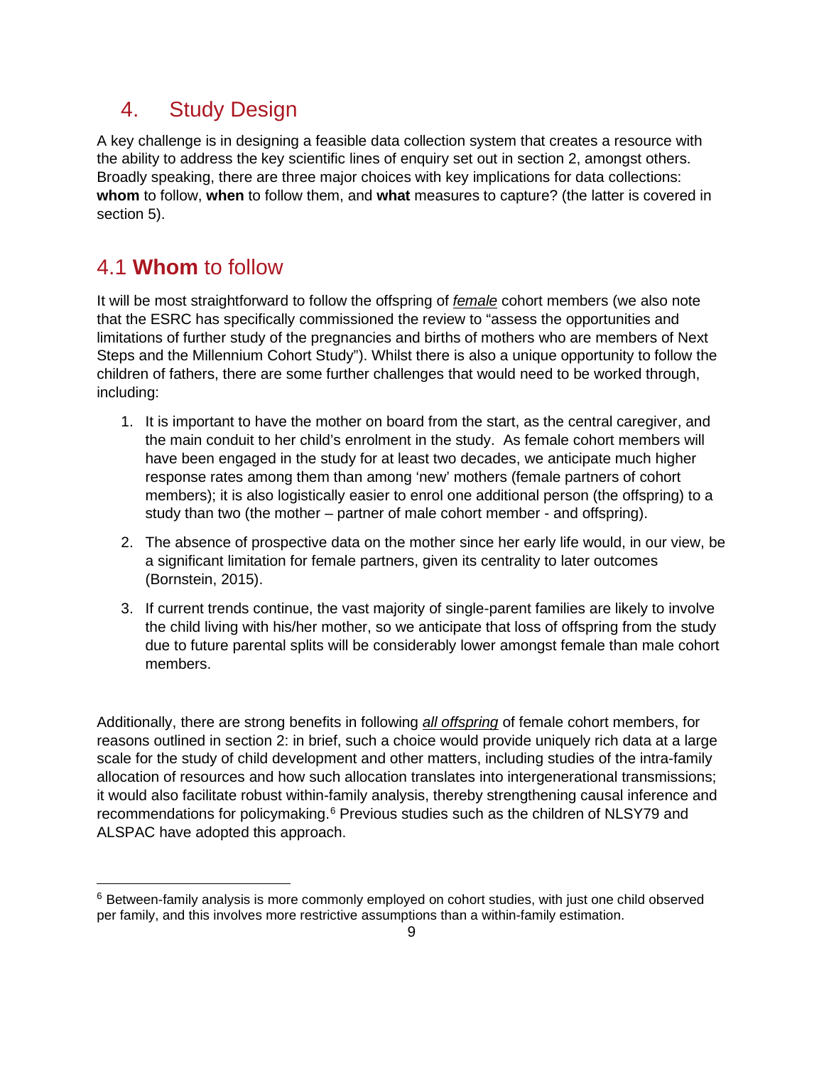# 4. Study Design

A key challenge is in designing a feasible data collection system that creates a resource with the ability to address the key scientific lines of enquiry set out in section 2, amongst others. Broadly speaking, there are three major choices with key implications for data collections: **whom** to follow, **when** to follow them, and **what** measures to capture? (the latter is covered in section 5).

## 4.1 **Whom** to follow

It will be most straightforward to follow the offspring of <u>*female*</u> cohort members (we also note that the ESRC has specifically commissioned the review to "assess the opportunities and limitations of further study of the pregnancies and births of mothers who are members of Next Steps and the Millennium Cohort Study"). Whilst there is also a unique opportunity to follow the children of fathers, there are some further challenges that would need to be worked through, including:

1. It is important to have the mother on board from the start, as the central caregiver, and the main conduit to her child's enrolment in the study. As female cohort members will have been engaged in the study for at least two decades, we anticipate much higher response rates among them than among 'new' mothers (female partners of cohort members); it is also logistically easier to enrol one additional person (the offspring) to a study than two (the mother – partner of male cohort member - and offspring).

2. The absence of prospective data on the mother since her early life would, in our view, be a significant limitation for female partners, given its centrality to later outcomes (Bornstein, 2015).

3. If current trends continue, the vast majority of single-parent families are likely to involve the child living with his/her mother, so we anticipate that loss of offspring from the study due to future parental splits will be considerably lower amongst female than male cohort members.

Additionally, there are strong benefits in following <u>*all offspring*</u> of female cohort members, for reasons outlined in section 2: in brief, such a choice would provide uniquely rich data at a large scale for the study of child development and other matters, including studies of the intra-family allocation of resources and how such allocation translates into intergenerational transmissions; it would also facilitate robust within-family analysis, thereby strengthening causal inference and recommendations for policymaking.[6] Previous studies such as the children of NLSY79 and ALSPAC have adopted this approach.

[6] Between-family analysis is more commonly employed on cohort studies, with just one child observed per family, and this involves more restrictive assumptions than a within-family estimation.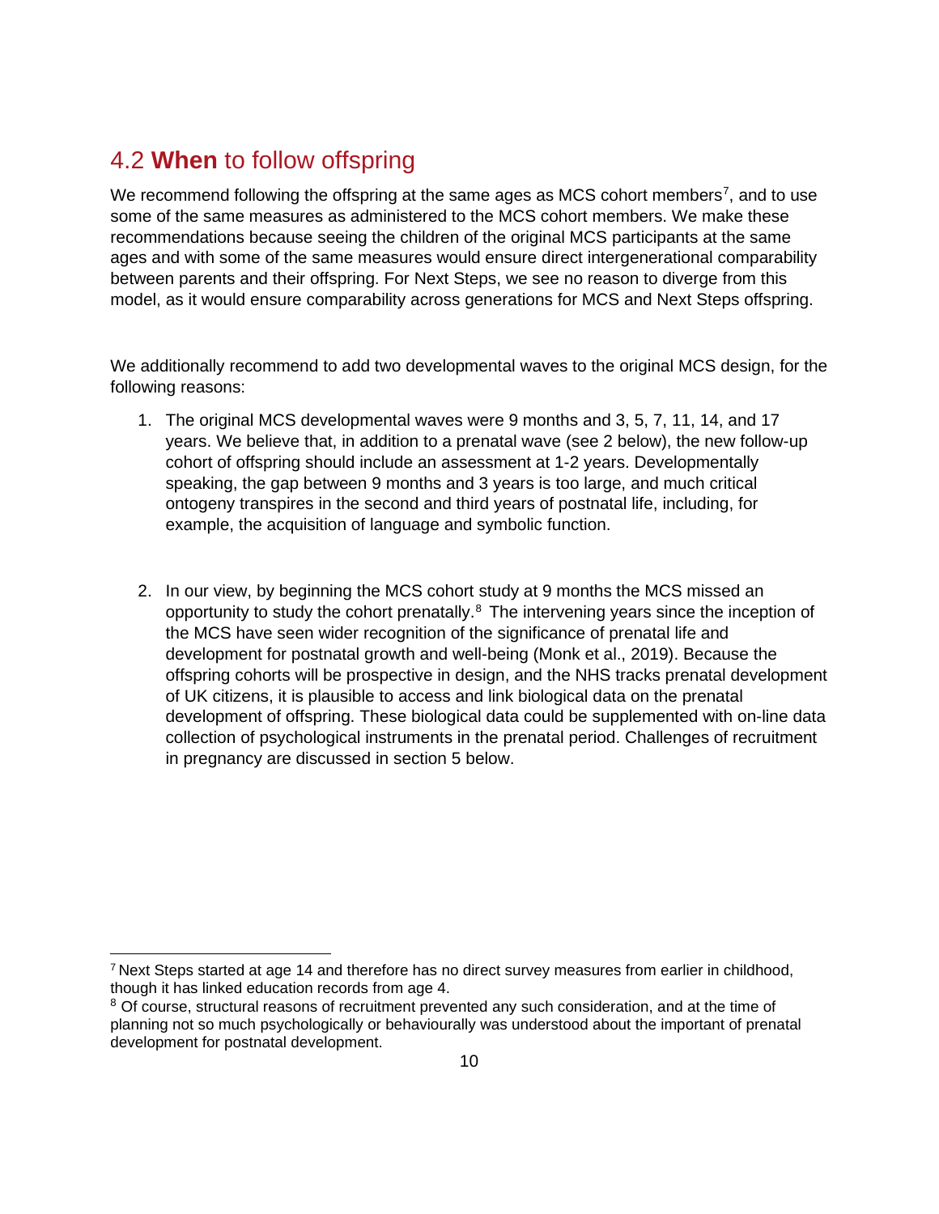## 4.2 **When** to follow offspring

We recommend following the offspring at the same ages as MCS cohort members[7], and to use some of the same measures as administered to the MCS cohort members. We make these recommendations because seeing the children of the original MCS participants at the same ages and with some of the same measures would ensure direct intergenerational comparability between parents and their offspring. For Next Steps, we see no reason to diverge from this model, as it would ensure comparability across generations for MCS and Next Steps offspring.

We additionally recommend to add two developmental waves to the original MCS design, for the following reasons:

1. The original MCS developmental waves were 9 months and 3, 5, 7, 11, 14, and 17 years. We believe that, in addition to a prenatal wave (see 2 below), the new follow-up cohort of offspring should include an assessment at 1-2 years. Developmentally speaking, the gap between 9 months and 3 years is too large, and much critical ontogeny transpires in the second and third years of postnatal life, including, for example, the acquisition of language and symbolic function.

2. In our view, by beginning the MCS cohort study at 9 months the MCS missed an opportunity to study the cohort prenatally.[8] The intervening years since the inception of the MCS have seen wider recognition of the significance of prenatal life and development for postnatal growth and well-being (Monk et al., 2019). Because the offspring cohorts will be prospective in design, and the NHS tracks prenatal development of UK citizens, it is plausible to access and link biological data on the prenatal development of offspring. These biological data could be supplemented with on-line data collection of psychological instruments in the prenatal period. Challenges of recruitment in pregnancy are discussed in section 5 below.

---

[7] Next Steps started at age 14 and therefore has no direct survey measures from earlier in childhood, though it has linked education records from age 4.

[8] Of course, structural reasons of recruitment prevented any such consideration, and at the time of planning not so much psychologically or behaviourally was understood about the important of prenatal development for postnatal development.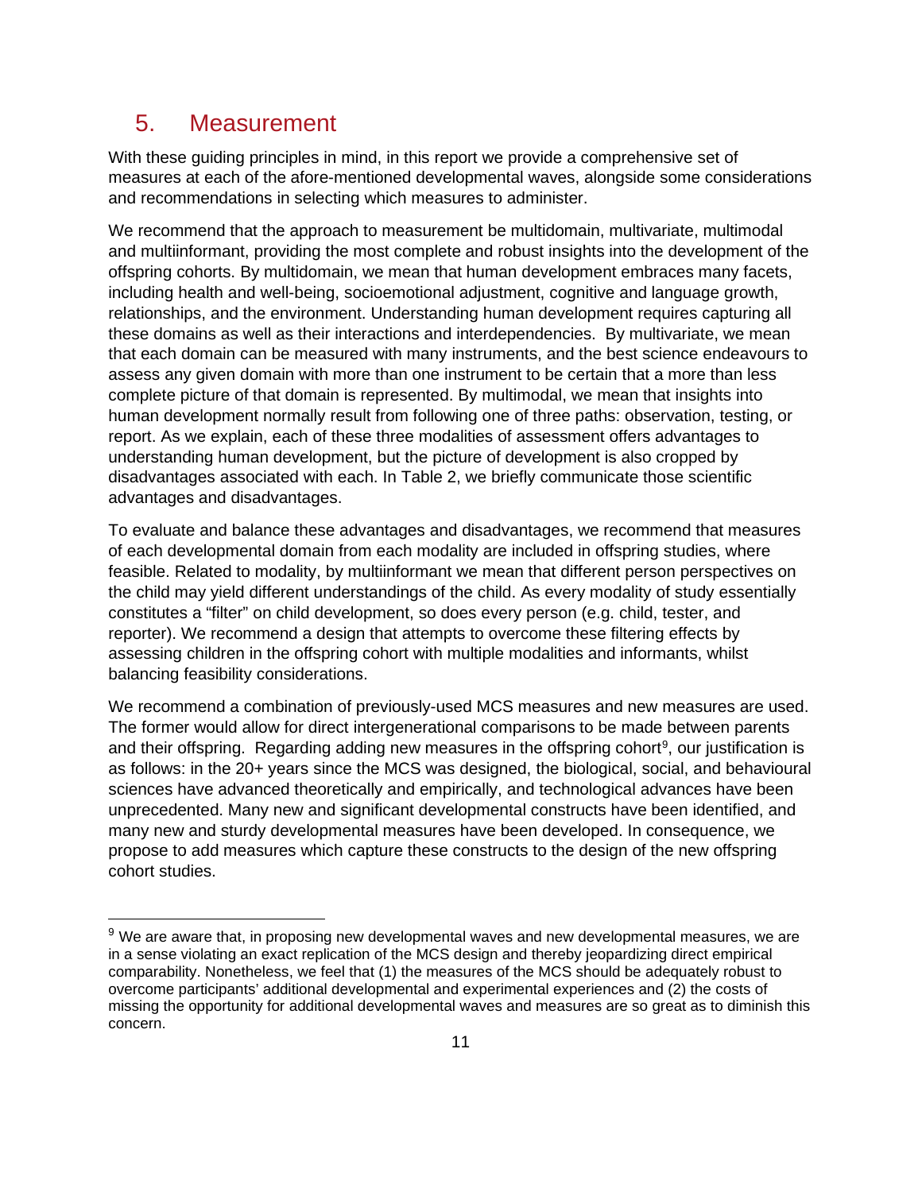## 5. Measurement

With these guiding principles in mind, in this report we provide a comprehensive set of measures at each of the afore-mentioned developmental waves, alongside some considerations and recommendations in selecting which measures to administer.

We recommend that the approach to measurement be multidomain, multivariate, multimodal and multiinformant, providing the most complete and robust insights into the development of the offspring cohorts. By multidomain, we mean that human development embraces many facets, including health and well-being, socioemotional adjustment, cognitive and language growth, relationships, and the environment. Understanding human development requires capturing all these domains as well as their interactions and interdependencies. By multivariate, we mean that each domain can be measured with many instruments, and the best science endeavours to assess any given domain with more than one instrument to be certain that a more than less complete picture of that domain is represented. By multimodal, we mean that insights into human development normally result from following one of three paths: observation, testing, or report. As we explain, each of these three modalities of assessment offers advantages to understanding human development, but the picture of development is also cropped by disadvantages associated with each. In Table 2, we briefly communicate those scientific advantages and disadvantages.

To evaluate and balance these advantages and disadvantages, we recommend that measures of each developmental domain from each modality are included in offspring studies, where feasible. Related to modality, by multiinformant we mean that different person perspectives on the child may yield different understandings of the child. As every modality of study essentially constitutes a “filter” on child development, so does every person (e.g. child, tester, and reporter). We recommend a design that attempts to overcome these filtering effects by assessing children in the offspring cohort with multiple modalities and informants, whilst balancing feasibility considerations.

We recommend a combination of previously-used MCS measures and new measures are used. The former would allow for direct intergenerational comparisons to be made between parents and their offspring. Regarding adding new measures in the offspring cohort[9], our justification is as follows: in the 20+ years since the MCS was designed, the biological, social, and behavioural sciences have advanced theoretically and empirically, and technological advances have been unprecedented. Many new and significant developmental constructs have been identified, and many new and sturdy developmental measures have been developed. In consequence, we propose to add measures which capture these constructs to the design of the new offspring cohort studies.

[9] We are aware that, in proposing new developmental waves and new developmental measures, we are in a sense violating an exact replication of the MCS design and thereby jeopardizing direct empirical comparability. Nonetheless, we feel that (1) the measures of the MCS should be adequately robust to overcome participants’ additional developmental and experimental experiences and (2) the costs of missing the opportunity for additional developmental waves and measures are so great as to diminish this concern.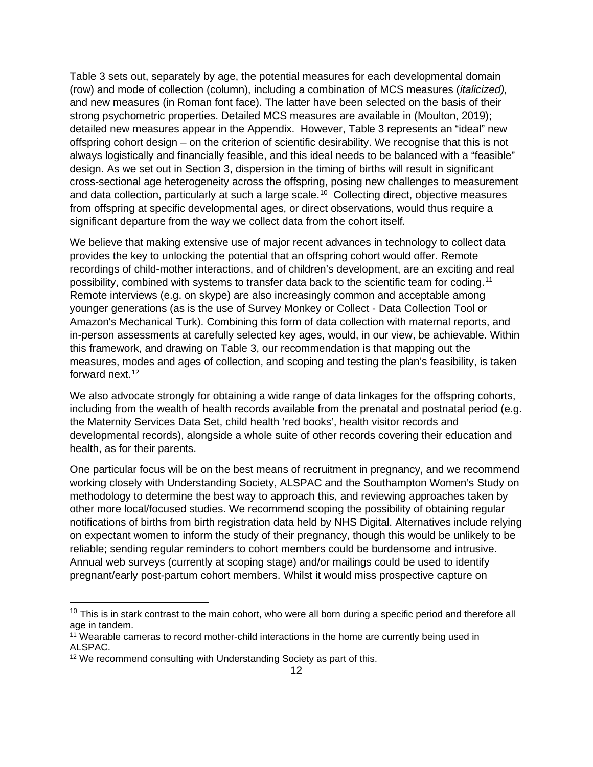Table 3 sets out, separately by age, the potential measures for each developmental domain (row) and mode of collection (column), including a combination of MCS measures (*italicized),* and new measures (in Roman font face). The latter have been selected on the basis of their strong psychometric properties. Detailed MCS measures are available in (Moulton, 2019); detailed new measures appear in the Appendix. However, Table 3 represents an "ideal" new offspring cohort design – on the criterion of scientific desirability. We recognise that this is not always logistically and financially feasible, and this ideal needs to be balanced with a "feasible" design. As we set out in Section 3, dispersion in the timing of births will result in significant cross-sectional age heterogeneity across the offspring, posing new challenges to measurement and data collection, particularly at such a large scale.[10] Collecting direct, objective measures from offspring at specific developmental ages, or direct observations, would thus require a significant departure from the way we collect data from the cohort itself.

We believe that making extensive use of major recent advances in technology to collect data provides the key to unlocking the potential that an offspring cohort would offer. Remote recordings of child-mother interactions, and of children's development, are an exciting and real possibility, combined with systems to transfer data back to the scientific team for coding.[11] Remote interviews (e.g. on skype) are also increasingly common and acceptable among younger generations (as is the use of Survey Monkey or Collect - Data Collection Tool or Amazon's Mechanical Turk). Combining this form of data collection with maternal reports, and in-person assessments at carefully selected key ages, would, in our view, be achievable. Within this framework, and drawing on Table 3, our recommendation is that mapping out the measures, modes and ages of collection, and scoping and testing the plan's feasibility, is taken forward next.[12]

We also advocate strongly for obtaining a wide range of data linkages for the offspring cohorts, including from the wealth of health records available from the prenatal and postnatal period (e.g. the Maternity Services Data Set, child health 'red books', health visitor records and developmental records), alongside a whole suite of other records covering their education and health, as for their parents.

One particular focus will be on the best means of recruitment in pregnancy, and we recommend working closely with Understanding Society, ALSPAC and the Southampton Women's Study on methodology to determine the best way to approach this, and reviewing approaches taken by other more local/focused studies. We recommend scoping the possibility of obtaining regular notifications of births from birth registration data held by NHS Digital. Alternatives include relying on expectant women to inform the study of their pregnancy, though this would be unlikely to be reliable; sending regular reminders to cohort members could be burdensome and intrusive. Annual web surveys (currently at scoping stage) and/or mailings could be used to identify pregnant/early post-partum cohort members. Whilst it would miss prospective capture on

---

[10] This is in stark contrast to the main cohort, who were all born during a specific period and therefore all age in tandem.

[11] Wearable cameras to record mother-child interactions in the home are currently being used in ALSPAC.

[12] We recommend consulting with Understanding Society as part of this.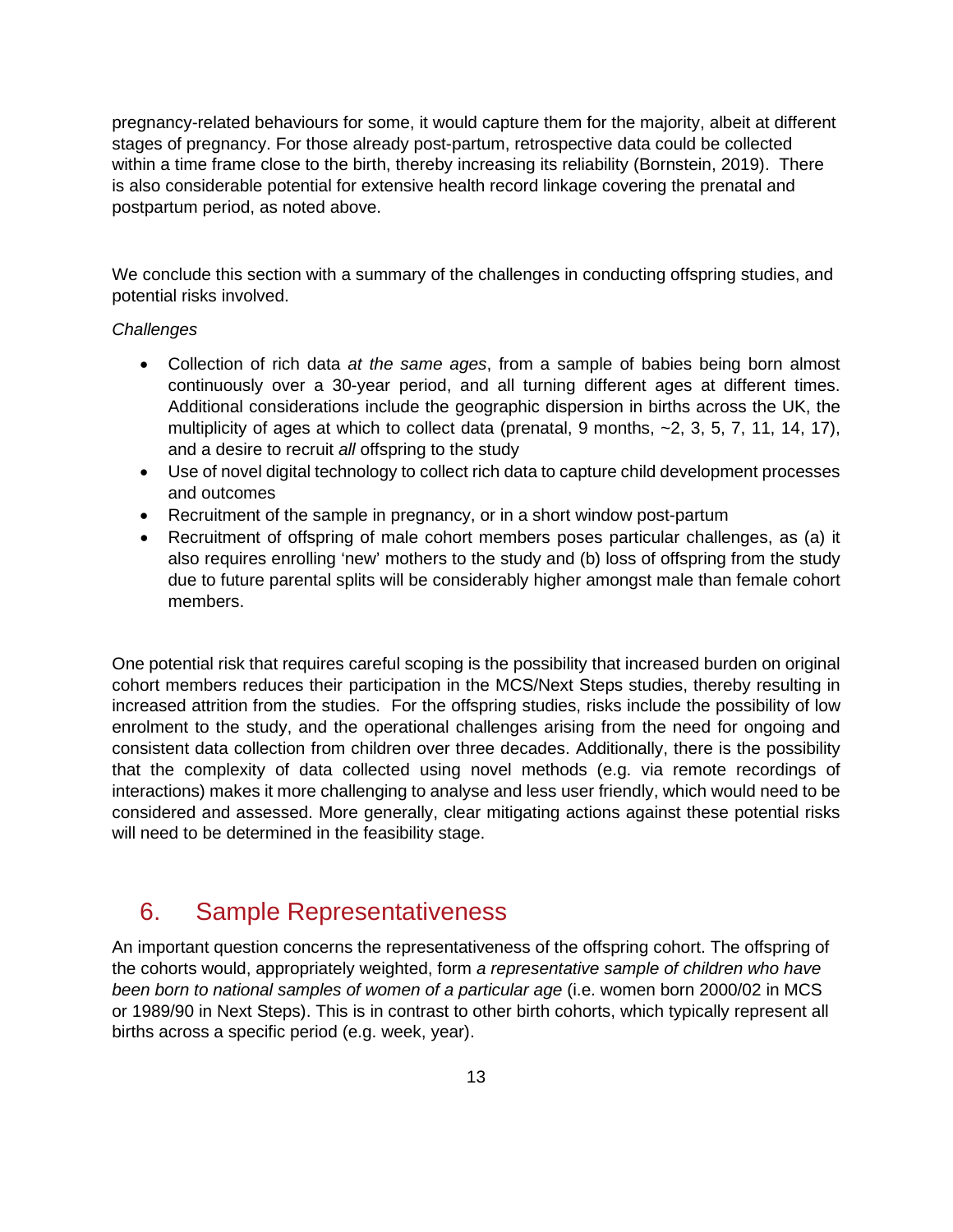pregnancy-related behaviours for some, it would capture them for the majority, albeit at different stages of pregnancy. For those already post-partum, retrospective data could be collected within a time frame close to the birth, thereby increasing its reliability (Bornstein, 2019). There is also considerable potential for extensive health record linkage covering the prenatal and postpartum period, as noted above.

We conclude this section with a summary of the challenges in conducting offspring studies, and potential risks involved.

*Challenges*

- Collection of rich data *at the same ages*, from a sample of babies being born almost continuously over a 30-year period, and all turning different ages at different times. Additional considerations include the geographic dispersion in births across the UK, the multiplicity of ages at which to collect data (prenatal, 9 months, ~2, 3, 5, 7, 11, 14, 17), and a desire to recruit *all* offspring to the study
- Use of novel digital technology to collect rich data to capture child development processes and outcomes
- Recruitment of the sample in pregnancy, or in a short window post-partum
- Recruitment of offspring of male cohort members poses particular challenges, as (a) it also requires enrolling 'new' mothers to the study and (b) loss of offspring from the study due to future parental splits will be considerably higher amongst male than female cohort members.

One potential risk that requires careful scoping is the possibility that increased burden on original cohort members reduces their participation in the MCS/Next Steps studies, thereby resulting in increased attrition from the studies. For the offspring studies, risks include the possibility of low enrolment to the study, and the operational challenges arising from the need for ongoing and consistent data collection from children over three decades. Additionally, there is the possibility that the complexity of data collected using novel methods (e.g. via remote recordings of interactions) makes it more challenging to analyse and less user friendly, which would need to be considered and assessed. More generally, clear mitigating actions against these potential risks will need to be determined in the feasibility stage.

## 6. Sample Representativeness

An important question concerns the representativeness of the offspring cohort. The offspring of the cohorts would, appropriately weighted, form *a representative sample of children who have been born to national samples of women of a particular age* (i.e. women born 2000/02 in MCS or 1989/90 in Next Steps). This is in contrast to other birth cohorts, which typically represent all births across a specific period (e.g. week, year).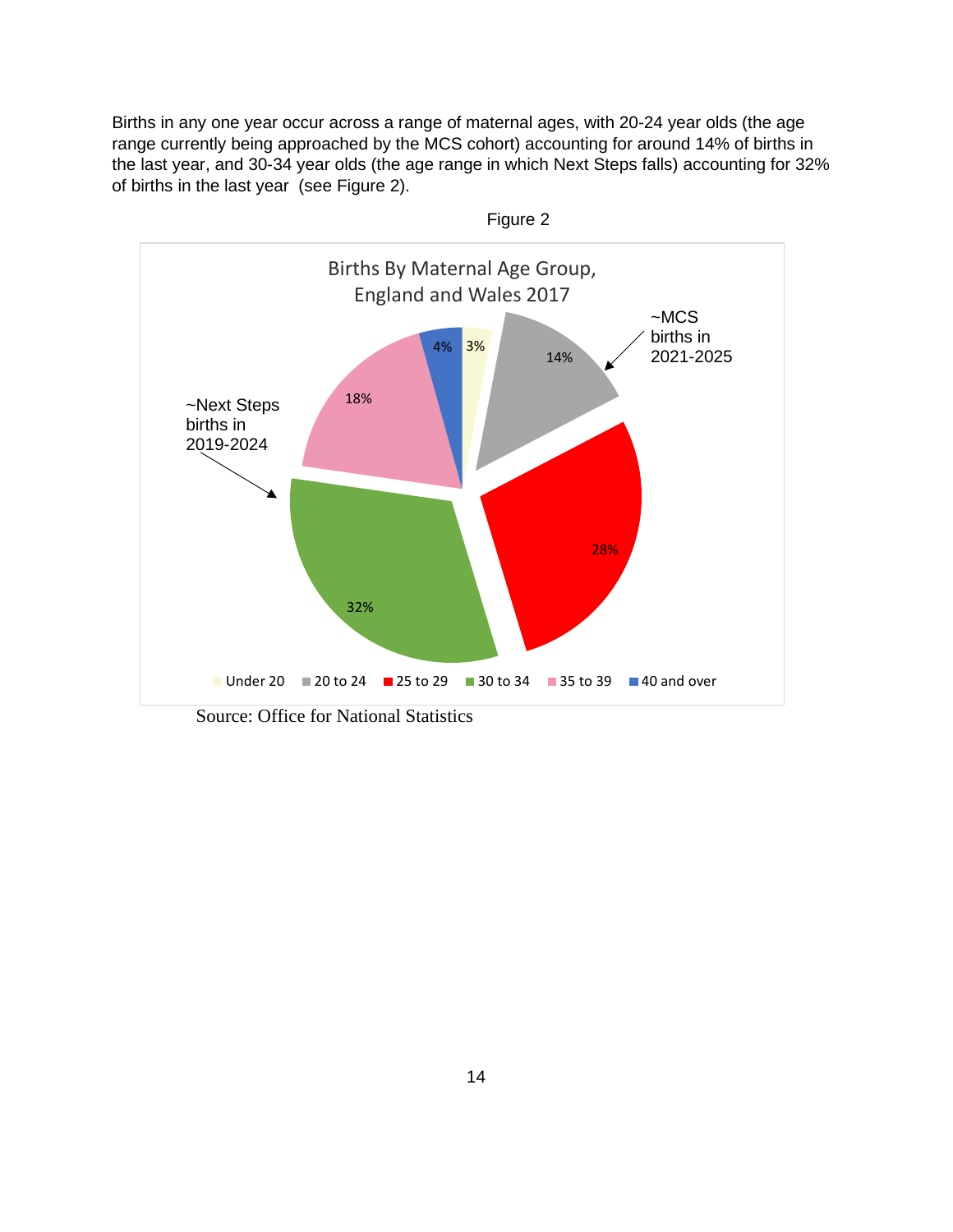Births in any one year occur across a range of maternal ages, with 20-24 year olds (the age range currently being approached by the MCS cohort) accounting for around 14% of births in the last year, and 30-34 year olds (the age range in which Next Steps falls) accounting for 32% of births in the last year (see Figure 2).

Figure 2

Births By Maternal Age Group, England and Wales 2017

| Maternal age group | Percentage of births |
|---|---|
| Under 20 | 3% |
| 20 to 24 | 14% |
| 25 to 29 | 28% |
| 30 to 34 | 32% |
| 35 to 39 | 18% |
| 40 and over | 4% |

~MCS births in 2021-2025 (20 to 24)

~Next Steps births in 2019-2024 (30 to 34)

Source: Office for National Statistics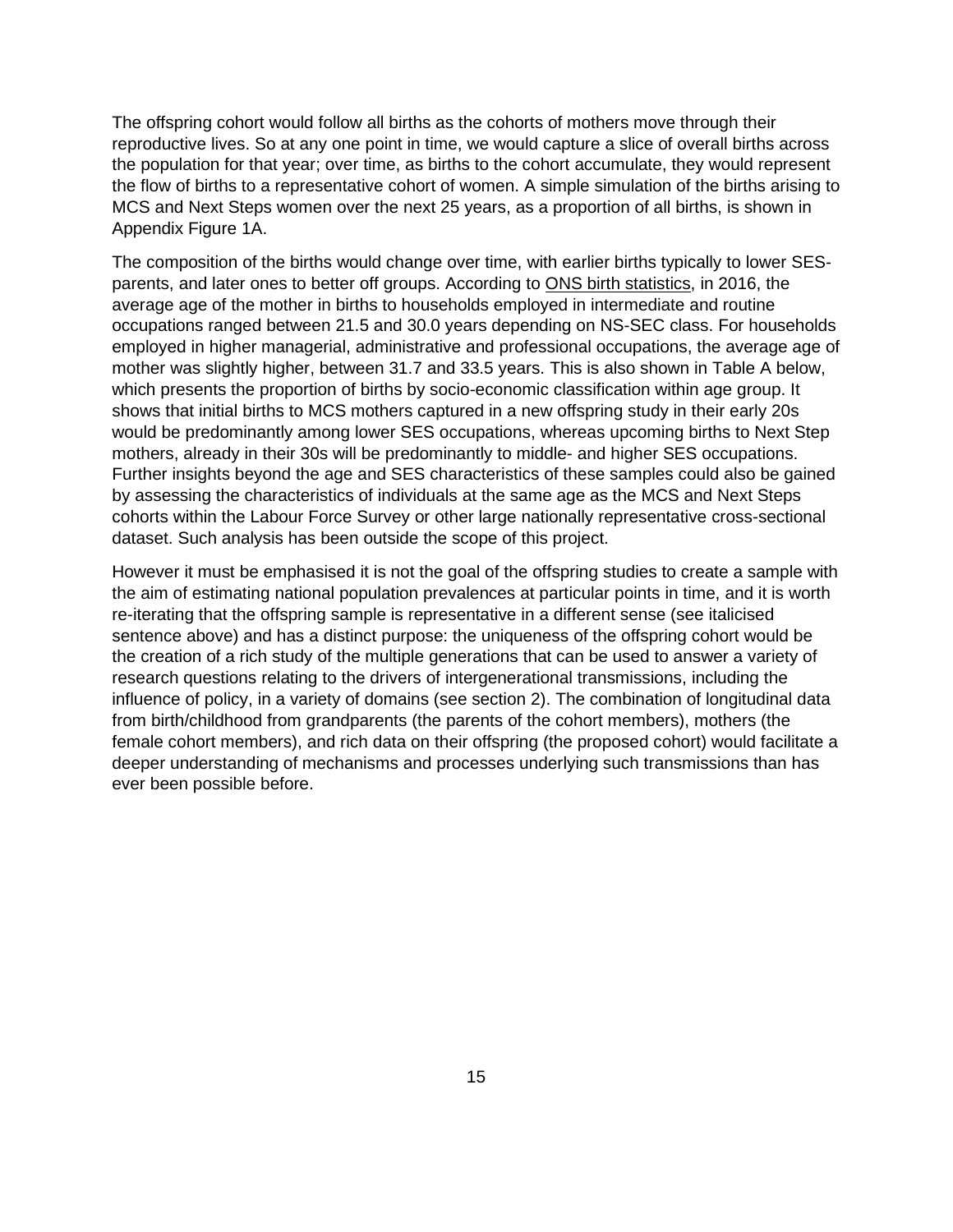The offspring cohort would follow all births as the cohorts of mothers move through their reproductive lives. So at any one point in time, we would capture a slice of overall births across the population for that year; over time, as births to the cohort accumulate, they would represent the flow of births to a representative cohort of women. A simple simulation of the births arising to MCS and Next Steps women over the next 25 years, as a proportion of all births, is shown in Appendix Figure 1A.

The composition of the births would change over time, with earlier births typically to lower SES-parents, and later ones to better off groups. According to ONS birth statistics, in 2016, the average age of the mother in births to households employed in intermediate and routine occupations ranged between 21.5 and 30.0 years depending on NS-SEC class. For households employed in higher managerial, administrative and professional occupations, the average age of mother was slightly higher, between 31.7 and 33.5 years. This is also shown in Table A below, which presents the proportion of births by socio-economic classification within age group. It shows that initial births to MCS mothers captured in a new offspring study in their early 20s would be predominantly among lower SES occupations, whereas upcoming births to Next Step mothers, already in their 30s will be predominantly to middle- and higher SES occupations. Further insights beyond the age and SES characteristics of these samples could also be gained by assessing the characteristics of individuals at the same age as the MCS and Next Steps cohorts within the Labour Force Survey or other large nationally representative cross-sectional dataset. Such analysis has been outside the scope of this project.

However it must be emphasised it is not the goal of the offspring studies to create a sample with the aim of estimating national population prevalences at particular points in time, and it is worth re-iterating that the offspring sample is representative in a different sense (see italicised sentence above) and has a distinct purpose: the uniqueness of the offspring cohort would be the creation of a rich study of the multiple generations that can be used to answer a variety of research questions relating to the drivers of intergenerational transmissions, including the influence of policy, in a variety of domains (see section 2). The combination of longitudinal data from birth/childhood from grandparents (the parents of the cohort members), mothers (the female cohort members), and rich data on their offspring (the proposed cohort) would facilitate a deeper understanding of mechanisms and processes underlying such transmissions than has ever been possible before.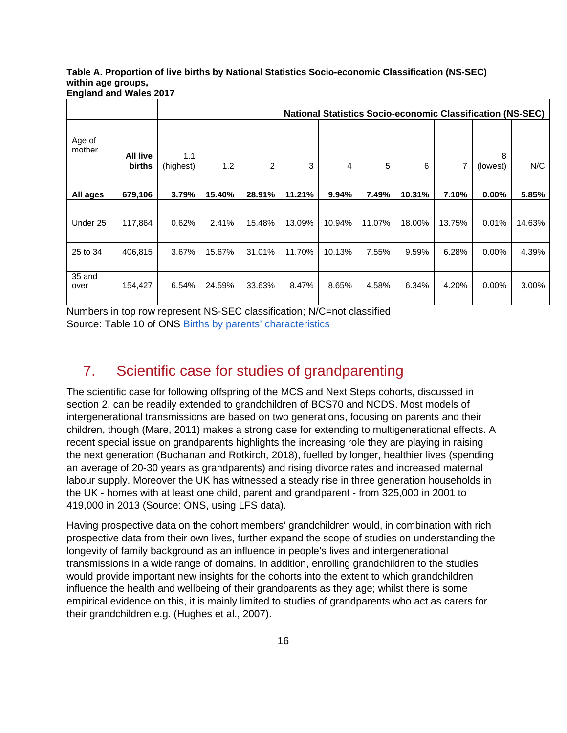**Table A. Proportion of live births by National Statistics Socio-economic Classification (NS-SEC) within age groups,**
**England and Wales 2017**

| | | **National Statistics Socio-economic Classification (NS-SEC)** | | | | | | | | | |
|---|---|---|---|---|---|---|---|---|---|---|---|
| Age of mother | **All live births** | 1.1 (highest) | 1.2 | 2 | 3 | 4 | 5 | 6 | 7 | 8 (lowest) | N/C |
| **All ages** | **679,106** | **3.79%** | **15.40%** | **28.91%** | **11.21%** | **9.94%** | **7.49%** | **10.31%** | **7.10%** | **0.00%** | **5.85%** |
| Under 25 | 117,864 | 0.62% | 2.41% | 15.48% | 13.09% | 10.94% | 11.07% | 18.00% | 13.75% | 0.01% | 14.63% |
| 25 to 34 | 406,815 | 3.67% | 15.67% | 31.01% | 11.70% | 10.13% | 7.55% | 9.59% | 6.28% | 0.00% | 4.39% |
| 35 and over | 154,427 | 6.54% | 24.59% | 33.63% | 8.47% | 8.65% | 4.58% | 6.34% | 4.20% | 0.00% | 3.00% |

Numbers in top row represent NS-SEC classification; N/C=not classified
Source: Table 10 of ONS Births by parents' characteristics

## 7. Scientific case for studies of grandparenting

The scientific case for following offspring of the MCS and Next Steps cohorts, discussed in section 2, can be readily extended to grandchildren of BCS70 and NCDS. Most models of intergenerational transmissions are based on two generations, focusing on parents and their children, though (Mare, 2011) makes a strong case for extending to multigenerational effects. A recent special issue on grandparents highlights the increasing role they are playing in raising the next generation (Buchanan and Rotkirch, 2018), fuelled by longer, healthier lives (spending an average of 20-30 years as grandparents) and rising divorce rates and increased maternal labour supply. Moreover the UK has witnessed a steady rise in three generation households in the UK - homes with at least one child, parent and grandparent - from 325,000 in 2001 to 419,000 in 2013 (Source: ONS, using LFS data).

Having prospective data on the cohort members' grandchildren would, in combination with rich prospective data from their own lives, further expand the scope of studies on understanding the longevity of family background as an influence in people's lives and intergenerational transmissions in a wide range of domains. In addition, enrolling grandchildren to the studies would provide important new insights for the cohorts into the extent to which grandchildren influence the health and wellbeing of their grandparents as they age; whilst there is some empirical evidence on this, it is mainly limited to studies of grandparents who act as carers for their grandchildren e.g. (Hughes et al., 2007).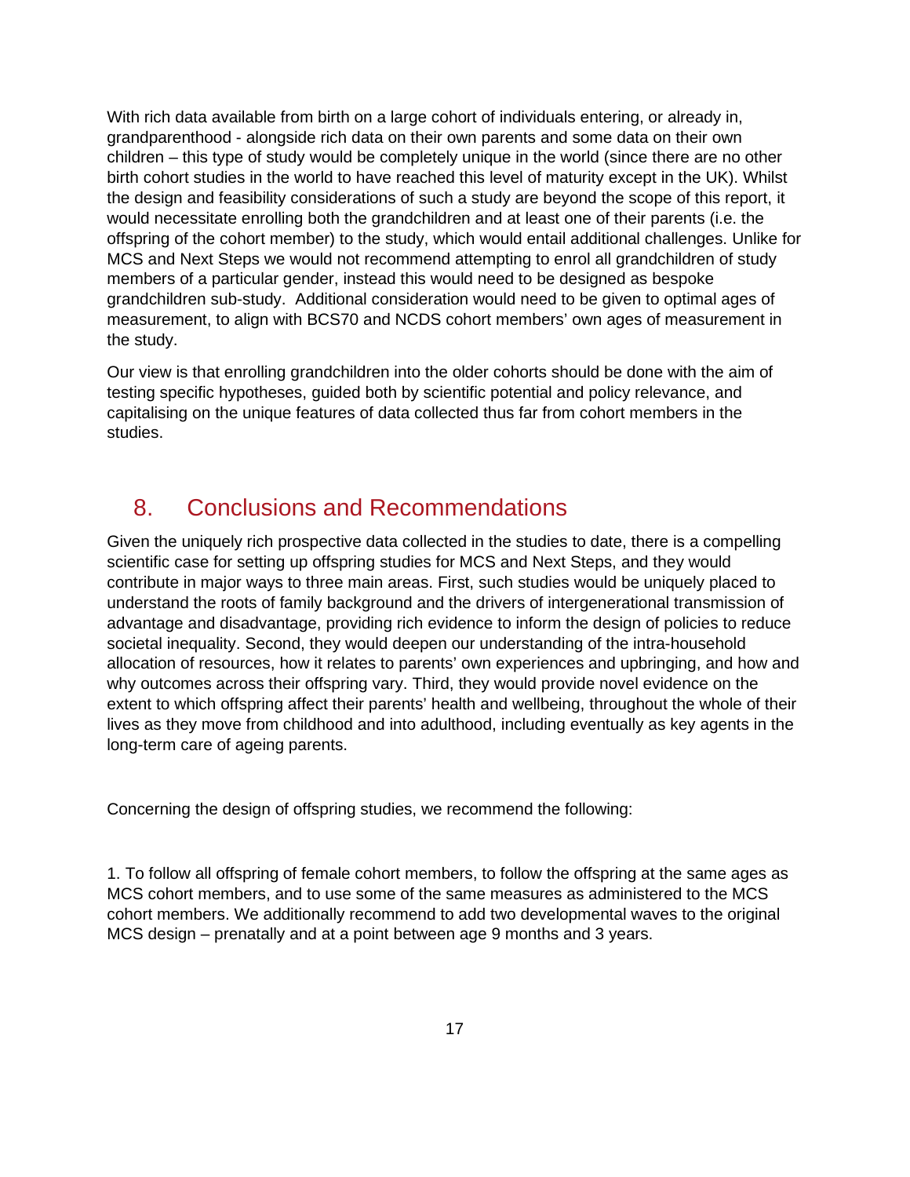With rich data available from birth on a large cohort of individuals entering, or already in, grandparenthood - alongside rich data on their own parents and some data on their own children – this type of study would be completely unique in the world (since there are no other birth cohort studies in the world to have reached this level of maturity except in the UK). Whilst the design and feasibility considerations of such a study are beyond the scope of this report, it would necessitate enrolling both the grandchildren and at least one of their parents (i.e. the offspring of the cohort member) to the study, which would entail additional challenges. Unlike for MCS and Next Steps we would not recommend attempting to enrol all grandchildren of study members of a particular gender, instead this would need to be designed as bespoke grandchildren sub-study. Additional consideration would need to be given to optimal ages of measurement, to align with BCS70 and NCDS cohort members' own ages of measurement in the study.

Our view is that enrolling grandchildren into the older cohorts should be done with the aim of testing specific hypotheses, guided both by scientific potential and policy relevance, and capitalising on the unique features of data collected thus far from cohort members in the studies.

# 8. Conclusions and Recommendations

Given the uniquely rich prospective data collected in the studies to date, there is a compelling scientific case for setting up offspring studies for MCS and Next Steps, and they would contribute in major ways to three main areas. First, such studies would be uniquely placed to understand the roots of family background and the drivers of intergenerational transmission of advantage and disadvantage, providing rich evidence to inform the design of policies to reduce societal inequality. Second, they would deepen our understanding of the intra-household allocation of resources, how it relates to parents' own experiences and upbringing, and how and why outcomes across their offspring vary. Third, they would provide novel evidence on the extent to which offspring affect their parents' health and wellbeing, throughout the whole of their lives as they move from childhood and into adulthood, including eventually as key agents in the long-term care of ageing parents.

Concerning the design of offspring studies, we recommend the following:

1. To follow all offspring of female cohort members, to follow the offspring at the same ages as MCS cohort members, and to use some of the same measures as administered to the MCS cohort members. We additionally recommend to add two developmental waves to the original MCS design – prenatally and at a point between age 9 months and 3 years.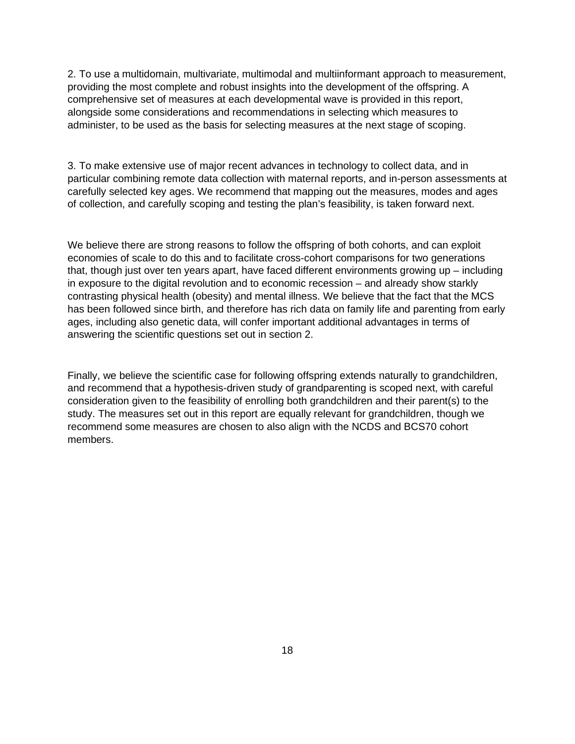2. To use a multidomain, multivariate, multimodal and multiinformant approach to measurement, providing the most complete and robust insights into the development of the offspring. A comprehensive set of measures at each developmental wave is provided in this report, alongside some considerations and recommendations in selecting which measures to administer, to be used as the basis for selecting measures at the next stage of scoping.

3. To make extensive use of major recent advances in technology to collect data, and in particular combining remote data collection with maternal reports, and in-person assessments at carefully selected key ages. We recommend that mapping out the measures, modes and ages of collection, and carefully scoping and testing the plan's feasibility, is taken forward next.

We believe there are strong reasons to follow the offspring of both cohorts, and can exploit economies of scale to do this and to facilitate cross-cohort comparisons for two generations that, though just over ten years apart, have faced different environments growing up – including in exposure to the digital revolution and to economic recession – and already show starkly contrasting physical health (obesity) and mental illness. We believe that the fact that the MCS has been followed since birth, and therefore has rich data on family life and parenting from early ages, including also genetic data, will confer important additional advantages in terms of answering the scientific questions set out in section 2.

Finally, we believe the scientific case for following offspring extends naturally to grandchildren, and recommend that a hypothesis-driven study of grandparenting is scoped next, with careful consideration given to the feasibility of enrolling both grandchildren and their parent(s) to the study. The measures set out in this report are equally relevant for grandchildren, though we recommend some measures are chosen to also align with the NCDS and BCS70 cohort members.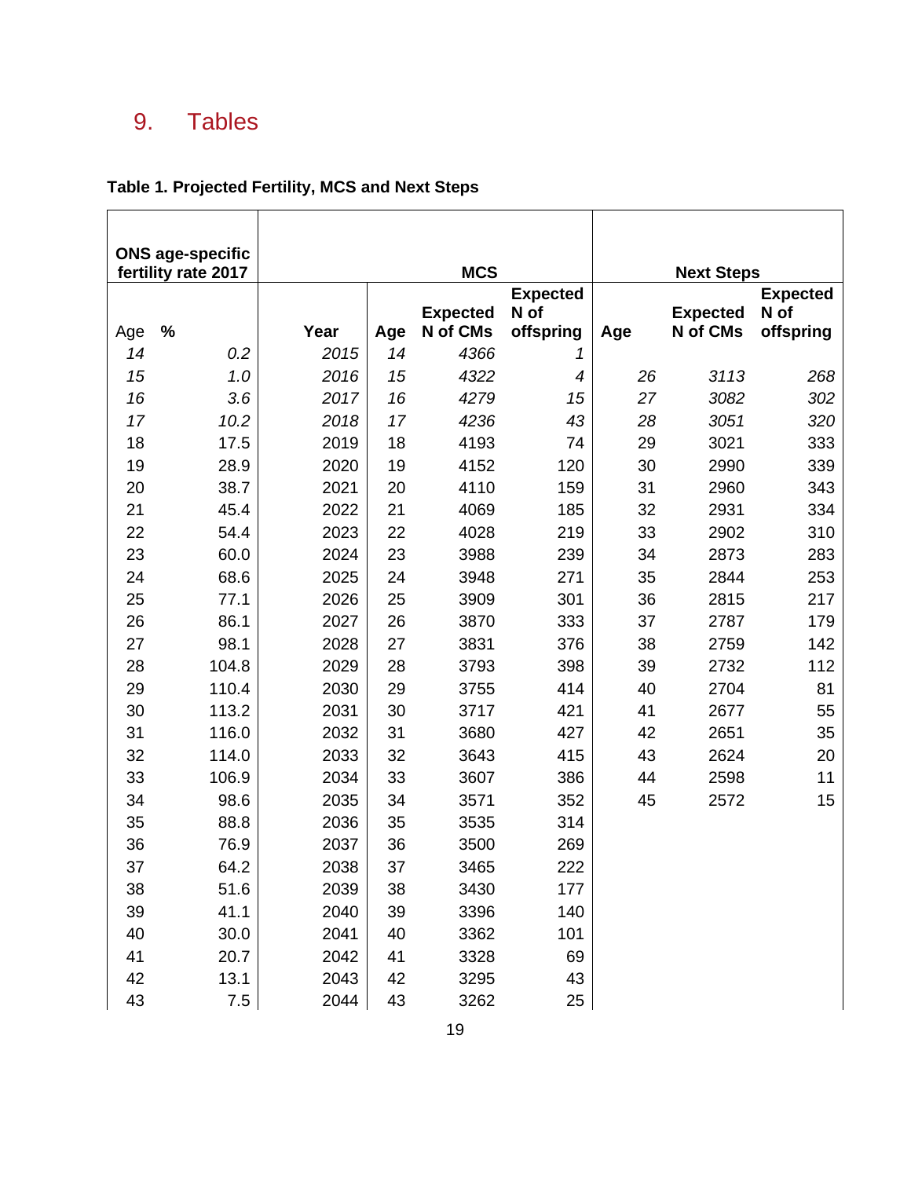# 9. Tables

**Table 1. Projected Fertility, MCS and Next Steps**

| ONS age-specific fertility rate 2017 | | MCS | | | | Next Steps | | |
|---|---|---|---|---|---|---|---|---|
| **Age** | **%** | **Year** | **Age** | **Expected N of CMs** | **Expected N of offspring** | **Age** | **Expected N of CMs** | **Expected N of offspring** |
| *14* | *0.2* | *2015* | *14* | *4366* | *1* | | | |
| *15* | *1.0* | *2016* | *15* | *4322* | *4* | *26* | *3113* | *268* |
| *16* | *3.6* | *2017* | *16* | *4279* | *15* | *27* | *3082* | *302* |
| *17* | *10.2* | *2018* | *17* | *4236* | *43* | *28* | *3051* | *320* |
| 18 | 17.5 | 2019 | 18 | 4193 | 74 | 29 | 3021 | 333 |
| 19 | 28.9 | 2020 | 19 | 4152 | 120 | 30 | 2990 | 339 |
| 20 | 38.7 | 2021 | 20 | 4110 | 159 | 31 | 2960 | 343 |
| 21 | 45.4 | 2022 | 21 | 4069 | 185 | 32 | 2931 | 334 |
| 22 | 54.4 | 2023 | 22 | 4028 | 219 | 33 | 2902 | 310 |
| 23 | 60.0 | 2024 | 23 | 3988 | 239 | 34 | 2873 | 283 |
| 24 | 68.6 | 2025 | 24 | 3948 | 271 | 35 | 2844 | 253 |
| 25 | 77.1 | 2026 | 25 | 3909 | 301 | 36 | 2815 | 217 |
| 26 | 86.1 | 2027 | 26 | 3870 | 333 | 37 | 2787 | 179 |
| 27 | 98.1 | 2028 | 27 | 3831 | 376 | 38 | 2759 | 142 |
| 28 | 104.8 | 2029 | 28 | 3793 | 398 | 39 | 2732 | 112 |
| 29 | 110.4 | 2030 | 29 | 3755 | 414 | 40 | 2704 | 81 |
| 30 | 113.2 | 2031 | 30 | 3717 | 421 | 41 | 2677 | 55 |
| 31 | 116.0 | 2032 | 31 | 3680 | 427 | 42 | 2651 | 35 |
| 32 | 114.0 | 2033 | 32 | 3643 | 415 | 43 | 2624 | 20 |
| 33 | 106.9 | 2034 | 33 | 3607 | 386 | 44 | 2598 | 11 |
| 34 | 98.6 | 2035 | 34 | 3571 | 352 | 45 | 2572 | 15 |
| 35 | 88.8 | 2036 | 35 | 3535 | 314 | | | |
| 36 | 76.9 | 2037 | 36 | 3500 | 269 | | | |
| 37 | 64.2 | 2038 | 37 | 3465 | 222 | | | |
| 38 | 51.6 | 2039 | 38 | 3430 | 177 | | | |
| 39 | 41.1 | 2040 | 39 | 3396 | 140 | | | |
| 40 | 30.0 | 2041 | 40 | 3362 | 101 | | | |
| 41 | 20.7 | 2042 | 41 | 3328 | 69 | | | |
| 42 | 13.1 | 2043 | 42 | 3295 | 43 | | | |
| 43 | 7.5 | 2044 | 43 | 3262 | 25 | | | |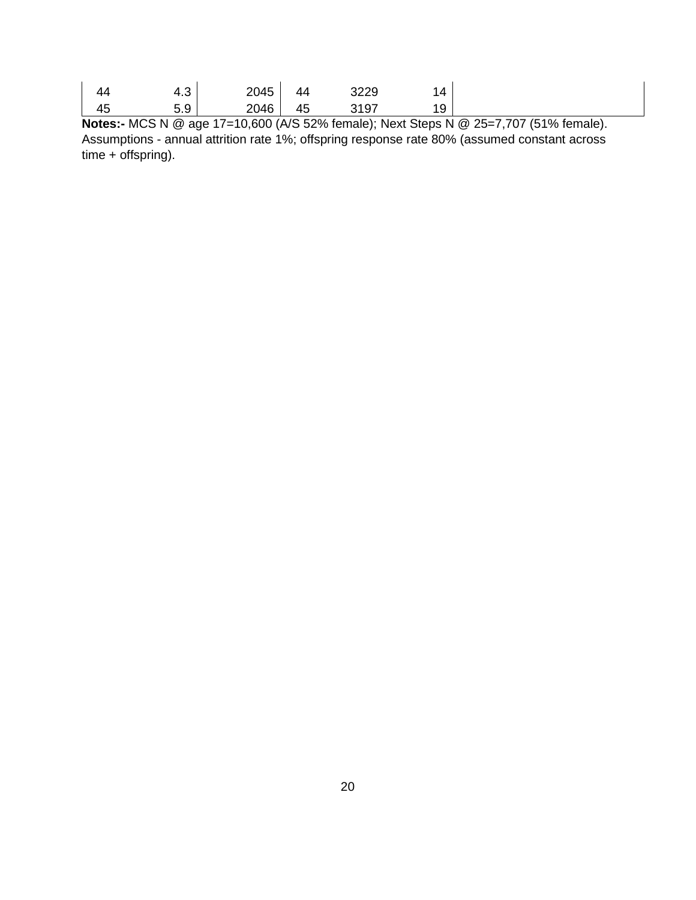| | | | | | | |
|---|---|---|---|---|---|---|
| 44 | 4.3 | 2045 | 44 | 3229 | 14 | |
| 45 | 5.9 | 2046 | 45 | 3197 | 19 | |

**Notes:-** MCS N @ age 17=10,600 (A/S 52% female); Next Steps N @ 25=7,707 (51% female). Assumptions - annual attrition rate 1%; offspring response rate 80% (assumed constant across time + offspring).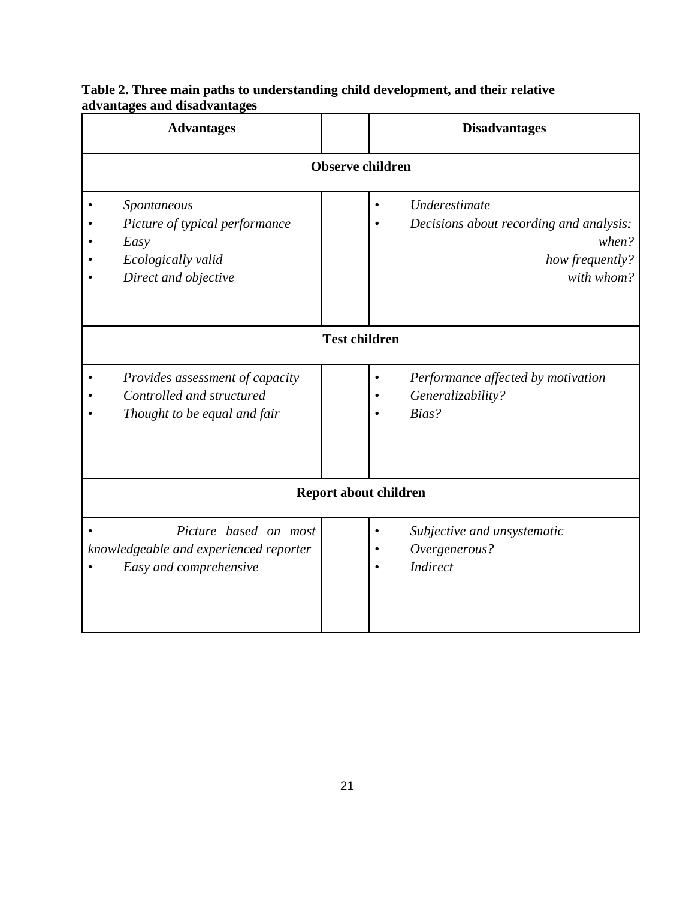**Table 2. Three main paths to understanding child development, and their relative advantages and disadvantages**

| Advantages | | Disadvantages |
|---|---|---|
| | **Observe children** | |
| • *Spontaneous*<br>• *Picture of typical performance*<br>• *Easy*<br>• *Ecologically valid*<br>• *Direct and objective* | | • *Underestimate*<br>• *Decisions about recording and analysis: when? how frequently? with whom?* |
| | **Test children** | |
| • *Provides assessment of capacity*<br>• *Controlled and structured*<br>• *Thought to be equal and fair* | | • *Performance affected by motivation*<br>• *Generalizability?*<br>• *Bias?* |
| | **Report about children** | |
| • *Picture based on most knowledgeable and experienced reporter*<br>• *Easy and comprehensive* | | • *Subjective and unsystematic*<br>• *Overgenerous?*<br>• *Indirect* |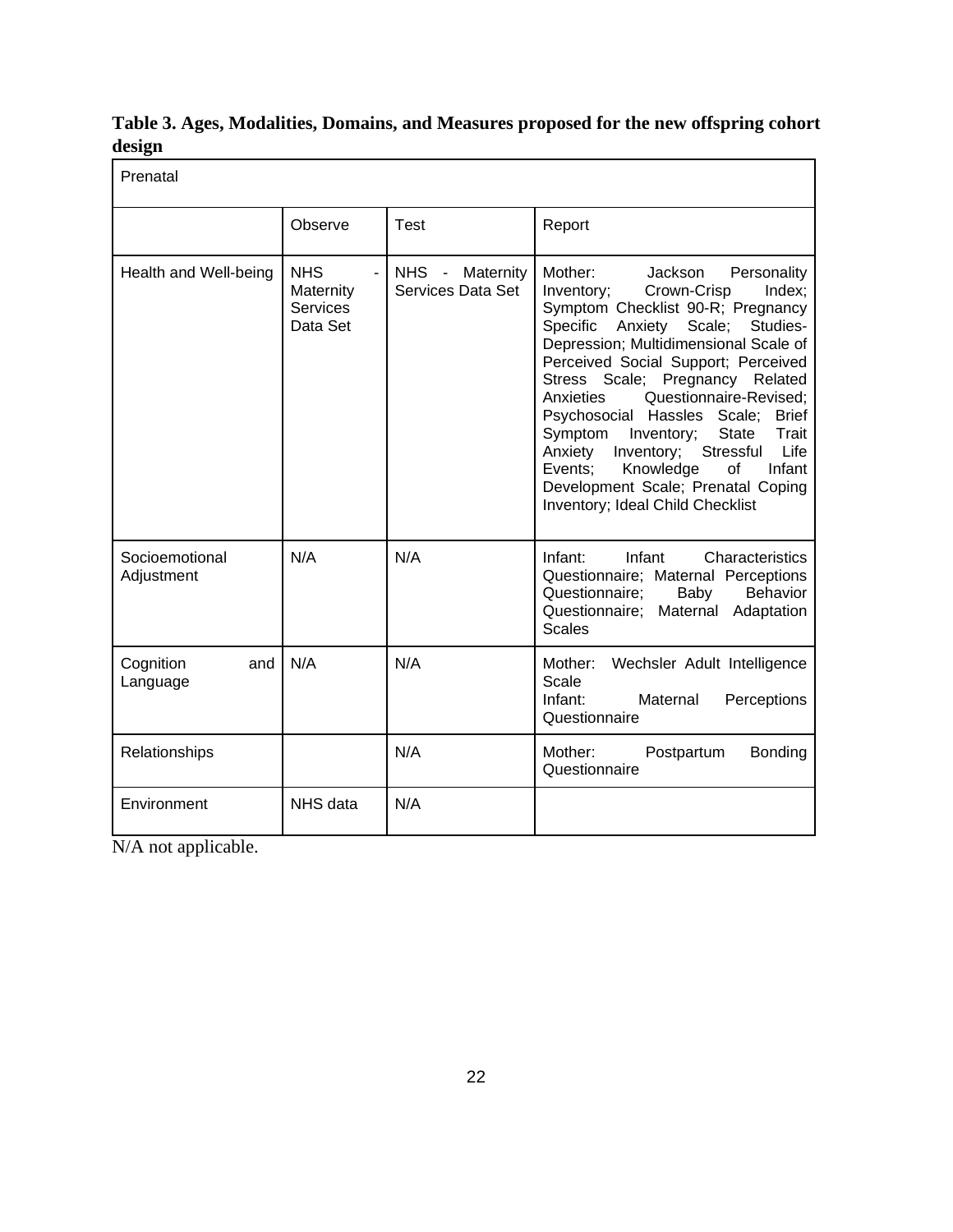**Table 3. Ages, Modalities, Domains, and Measures proposed for the new offspring cohort design**

| Prenatal | | | |
|---|---|---|---|
| | Observe | Test | Report |
| Health and Well-being | NHS - Maternity Services Data Set | NHS - Maternity Services Data Set | Mother: Jackson Personality Inventory; Crown-Crisp Index; Symptom Checklist 90-R; Pregnancy Specific Anxiety Scale; Studies-Depression; Multidimensional Scale of Perceived Social Support; Perceived Stress Scale; Pregnancy Related Anxieties Questionnaire-Revised; Psychosocial Hassles Scale; Brief Symptom Inventory; State Trait Anxiety Inventory; Stressful Life Events; Knowledge of Infant Development Scale; Prenatal Coping Inventory; Ideal Child Checklist |
| Socioemotional Adjustment | N/A | N/A | Infant: Infant Characteristics Questionnaire; Maternal Perceptions Questionnaire; Baby Behavior Questionnaire; Maternal Adaptation Scales |
| Cognition and Language | N/A | N/A | Mother: Wechsler Adult Intelligence Scale<br>Infant: Maternal Perceptions Questionnaire |
| Relationships | | N/A | Mother: Postpartum Bonding Questionnaire |
| Environment | NHS data | N/A | |

N/A not applicable.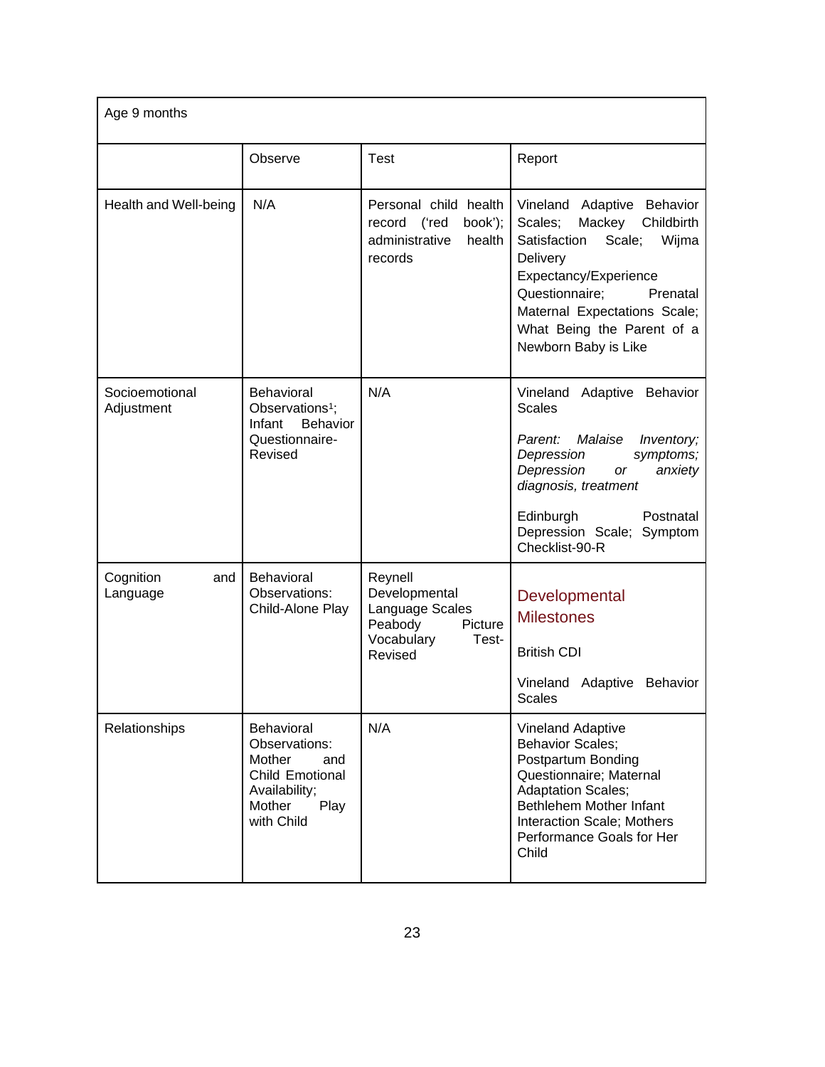| Age 9 months | | | |
|---|---|---|---|
| | Observe | Test | Report |
| Health and Well-being | N/A | Personal child health record ('red book'); administrative health records | Vineland Adaptive Behavior Scales; Mackey Childbirth Satisfaction Scale; Wijma Delivery Expectancy/Experience Questionnaire; Prenatal Maternal Expectations Scale; What Being the Parent of a Newborn Baby is Like |
| Socioemotional Adjustment | Behavioral Observations[1]; Infant Behavior Questionnaire-Revised | N/A | Vineland Adaptive Behavior Scales<br><br>*Parent: Malaise Inventory; Depression symptoms; Depression or anxiety diagnosis, treatment*<br><br>Edinburgh Postnatal Depression Scale; Symptom Checklist-90-R |
| Cognition and Language | Behavioral Observations: Child-Alone Play | Reynell Developmental Language Scales Peabody Picture Vocabulary Test-Revised | Developmental Milestones<br><br>British CDI<br><br>Vineland Adaptive Behavior Scales |
| Relationships | Behavioral Observations: Mother and Child Emotional Availability; Mother Play with Child | N/A | Vineland Adaptive Behavior Scales; Postpartum Bonding Questionnaire; Maternal Adaptation Scales; Bethlehem Mother Infant Interaction Scale; Mothers Performance Goals for Her Child |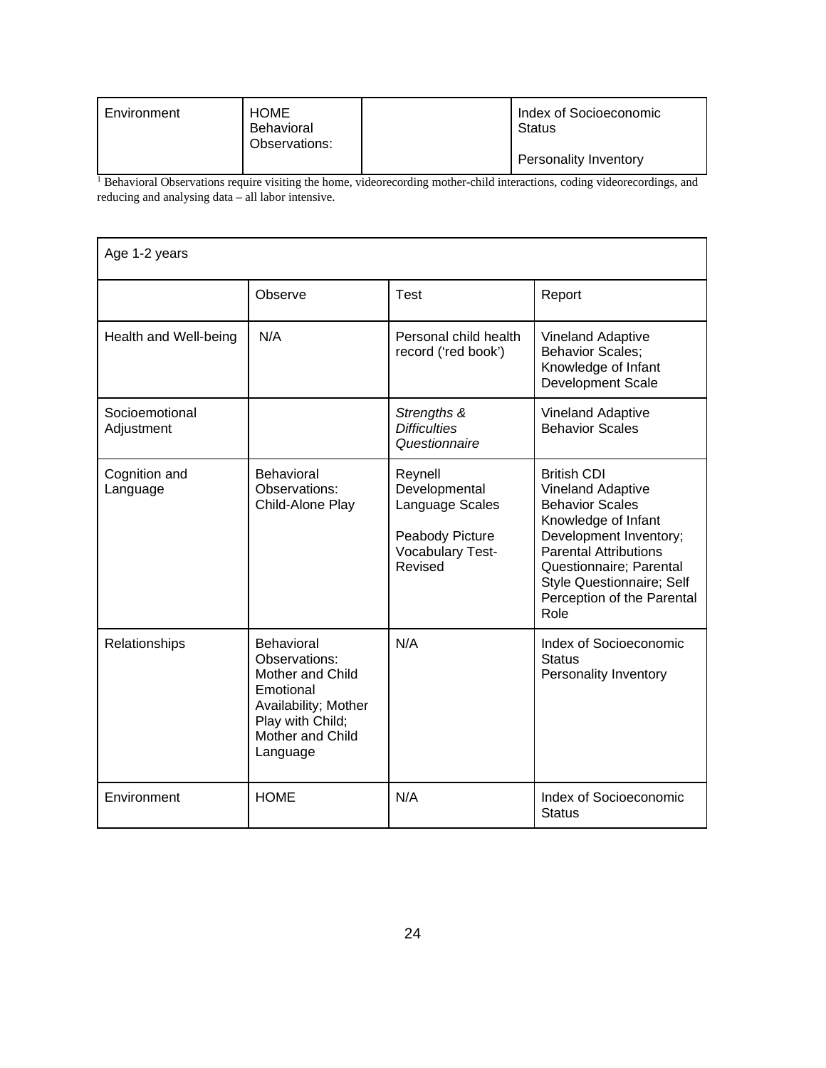| Environment | HOME Behavioral Observations: | | Index of Socioeconomic Status<br><br>Personality Inventory |
|---|---|---|---|

[1] Behavioral Observations require visiting the home, videorecording mother-child interactions, coding videorecordings, and reducing and analysing data – all labor intensive.

| Age 1-2 years | | | |
|---|---|---|---|
| | Observe | Test | Report |
| Health and Well-being | N/A | Personal child health record ('red book') | Vineland Adaptive Behavior Scales; Knowledge of Infant Development Scale |
| Socioemotional Adjustment | | *Strengths & Difficulties Questionnaire* | Vineland Adaptive Behavior Scales |
| Cognition and Language | Behavioral Observations: Child-Alone Play | Reynell Developmental Language Scales<br><br>Peabody Picture Vocabulary Test-Revised | British CDI<br>Vineland Adaptive Behavior Scales<br>Knowledge of Infant Development Inventory; Parental Attributions Questionnaire; Parental Style Questionnaire; Self Perception of the Parental Role |
| Relationships | Behavioral Observations: Mother and Child Emotional Availability; Mother Play with Child; Mother and Child Language | N/A | Index of Socioeconomic Status<br>Personality Inventory |
| Environment | HOME | N/A | Index of Socioeconomic Status |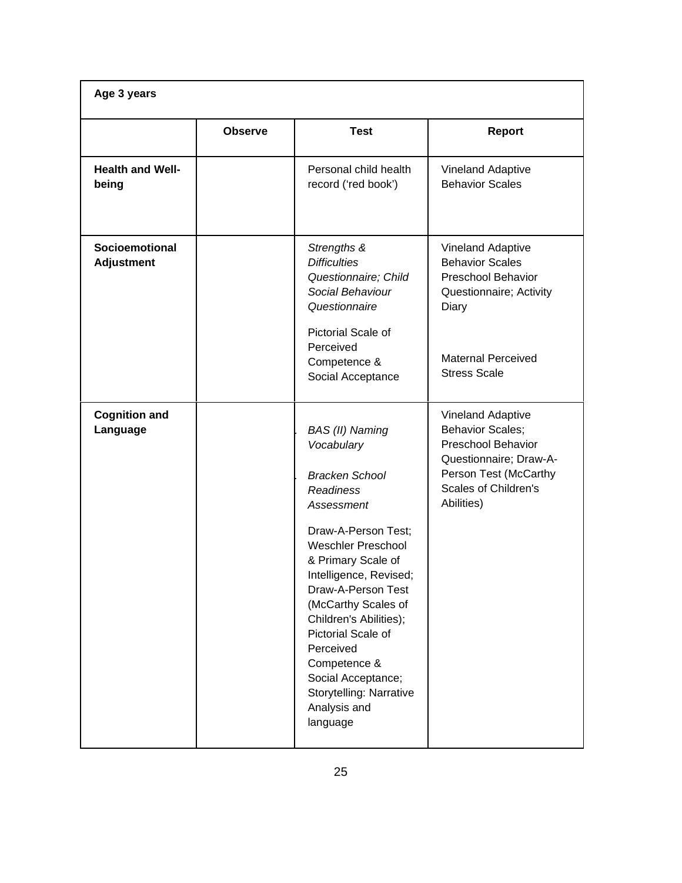| Age 3 years | | | |
|---|---|---|---|
| | **Observe** | **Test** | **Report** |
| **Health and Well-being** | | Personal child health record ('red book') | Vineland Adaptive Behavior Scales |
| **Socioemotional Adjustment** | | *Strengths & Difficulties Questionnaire; Child Social Behaviour Questionnaire*<br><br>Pictorial Scale of Perceived Competence & Social Acceptance | Vineland Adaptive Behavior Scales Preschool Behavior Questionnaire; Activity Diary<br><br>Maternal Perceived Stress Scale |
| **Cognition and Language** | | *BAS (II) Naming Vocabulary*<br><br>*Bracken School Readiness Assessment*<br><br>Draw-A-Person Test; Weschler Preschool & Primary Scale of Intelligence, Revised; Draw-A-Person Test (McCarthy Scales of Children's Abilities); Pictorial Scale of Perceived Competence & Social Acceptance; Storytelling: Narrative Analysis and language | Vineland Adaptive Behavior Scales; Preschool Behavior Questionnaire; Draw-A-Person Test (McCarthy Scales of Children's Abilities) |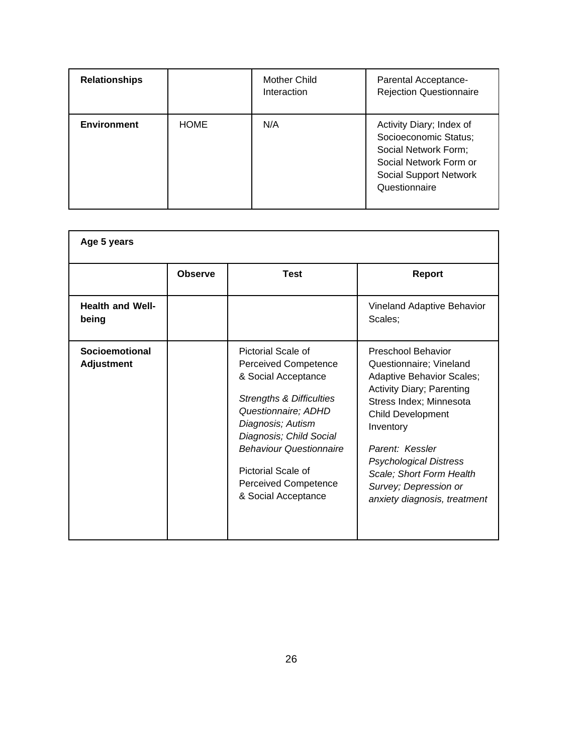| **Relationships** | | Mother Child Interaction | Parental Acceptance-Rejection Questionnaire |
|---|---|---|---|
| **Environment** | HOME | N/A | Activity Diary; Index of Socioeconomic Status; Social Network Form; Social Network Form or Social Support Network Questionnaire |

| **Age 5 years** | | | |
|---|---|---|---|
| | **Observe** | **Test** | **Report** |
| **Health and Well-being** | | | Vineland Adaptive Behavior Scales; |
| **Socioemotional Adjustment** | | Pictorial Scale of Perceived Competence & Social Acceptance<br><br>*Strengths & Difficulties Questionnaire; ADHD Diagnosis; Autism Diagnosis; Child Social Behaviour Questionnaire*<br><br>Pictorial Scale of Perceived Competence & Social Acceptance | Preschool Behavior Questionnaire; Vineland Adaptive Behavior Scales; Activity Diary; Parenting Stress Index; Minnesota Child Development Inventory<br><br>*Parent: Kessler Psychological Distress Scale; Short Form Health Survey; Depression or anxiety diagnosis, treatment* |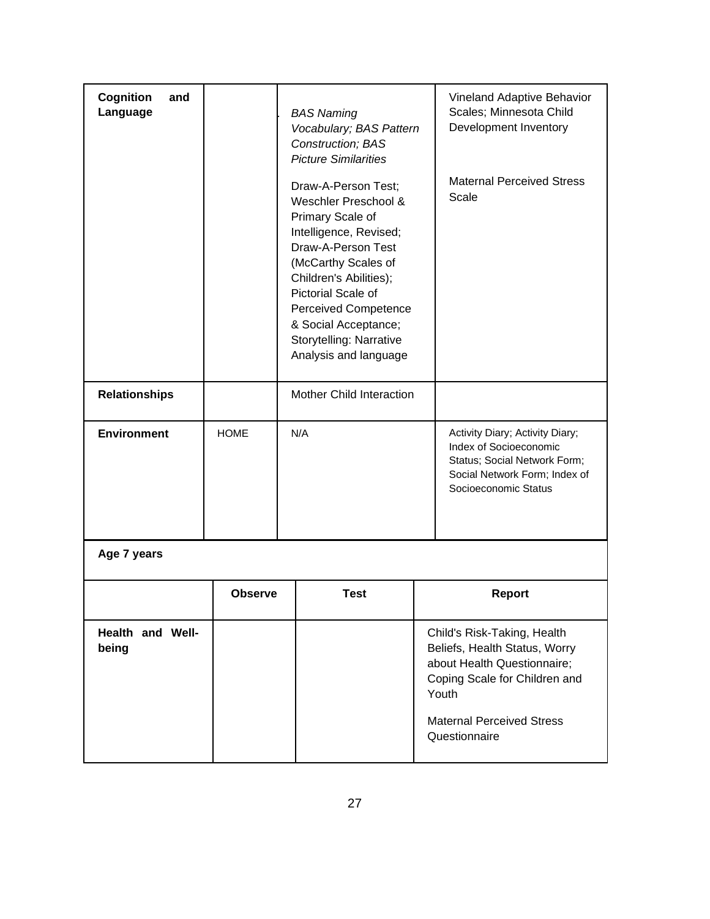| Cognition and Language | | *BAS Naming Vocabulary; BAS Pattern Construction; BAS Picture Similarities*<br><br>Draw-A-Person Test; Weschler Preschool & Primary Scale of Intelligence, Revised; Draw-A-Person Test (McCarthy Scales of Children's Abilities); Pictorial Scale of Perceived Competence & Social Acceptance; Storytelling: Narrative Analysis and language | Vineland Adaptive Behavior Scales; Minnesota Child Development Inventory<br><br>Maternal Perceived Stress Scale |
|---|---|---|---|
| **Relationships** | | Mother Child Interaction | |
| **Environment** | HOME | N/A | Activity Diary; Activity Diary; Index of Socioeconomic Status; Social Network Form; Social Network Form; Index of Socioeconomic Status |

**Age 7 years**

| | Observe | Test | Report |
|---|---|---|---|
| **Health and Well-being** | | | Child's Risk-Taking, Health Beliefs, Health Status, Worry about Health Questionnaire; Coping Scale for Children and Youth<br><br>Maternal Perceived Stress Questionnaire |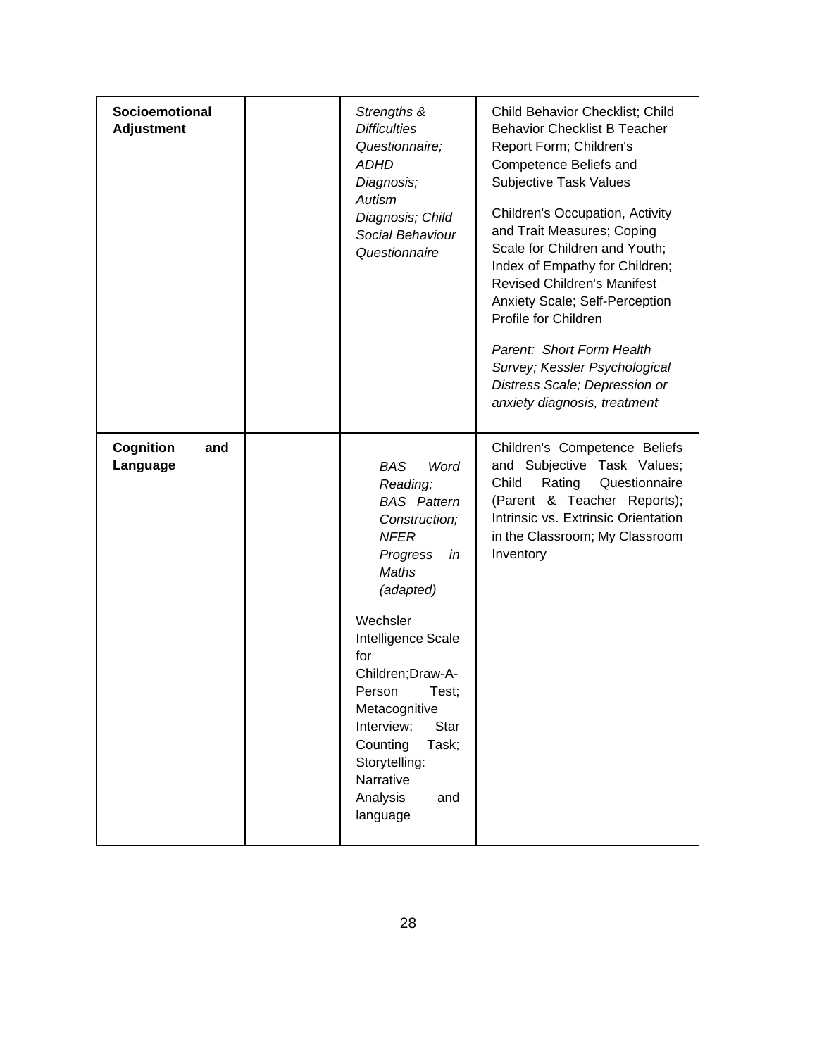| **Socioemotional Adjustment** | | *Strengths & Difficulties Questionnaire; ADHD Diagnosis; Autism Diagnosis; Child Social Behaviour Questionnaire* | Child Behavior Checklist; Child Behavior Checklist B Teacher Report Form; Children's Competence Beliefs and Subjective Task Values<br><br>Children's Occupation, Activity and Trait Measures; Coping Scale for Children and Youth; Index of Empathy for Children; Revised Children's Manifest Anxiety Scale; Self-Perception Profile for Children<br><br>*Parent: Short Form Health Survey; Kessler Psychological Distress Scale; Depression or anxiety diagnosis, treatment* |
|---|---|---|---|
| **Cognition and Language** | | *BAS Word Reading; BAS Pattern Construction; NFER Progress in Maths (adapted)*<br><br>Wechsler Intelligence Scale for Children;Draw-A-Person Test; Metacognitive Interview; Star Counting Task; Storytelling: Narrative Analysis and language | Children's Competence Beliefs and Subjective Task Values; Child Rating Questionnaire (Parent & Teacher Reports); Intrinsic vs. Extrinsic Orientation in the Classroom; My Classroom Inventory |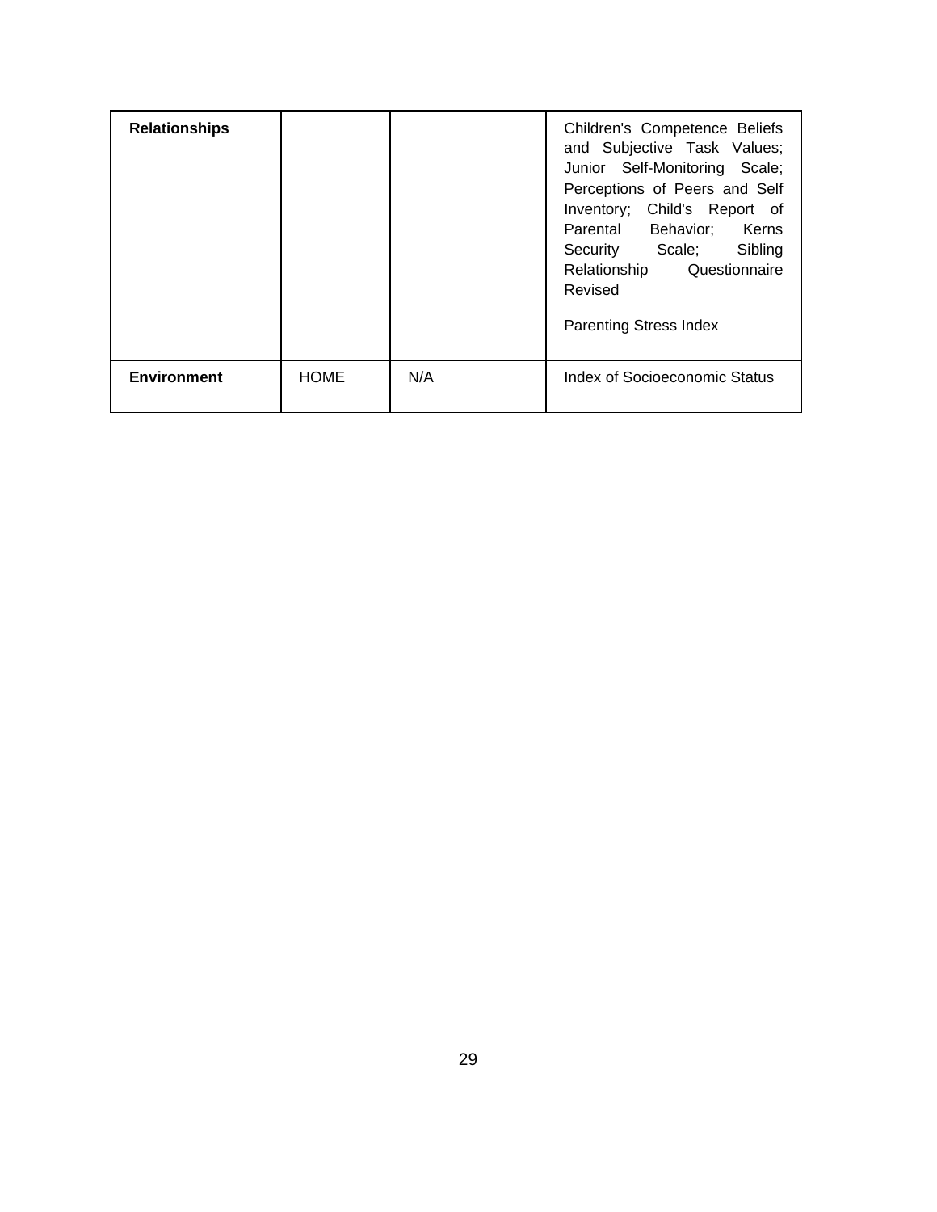| | | | |
|---|---|---|---|
| **Relationships** | | | Children's Competence Beliefs and Subjective Task Values; Junior Self-Monitoring Scale; Perceptions of Peers and Self Inventory; Child's Report of Parental Behavior; Kerns Security Scale; Sibling Relationship Questionnaire Revised<br><br>Parenting Stress Index |
| **Environment** | HOME | N/A | Index of Socioeconomic Status |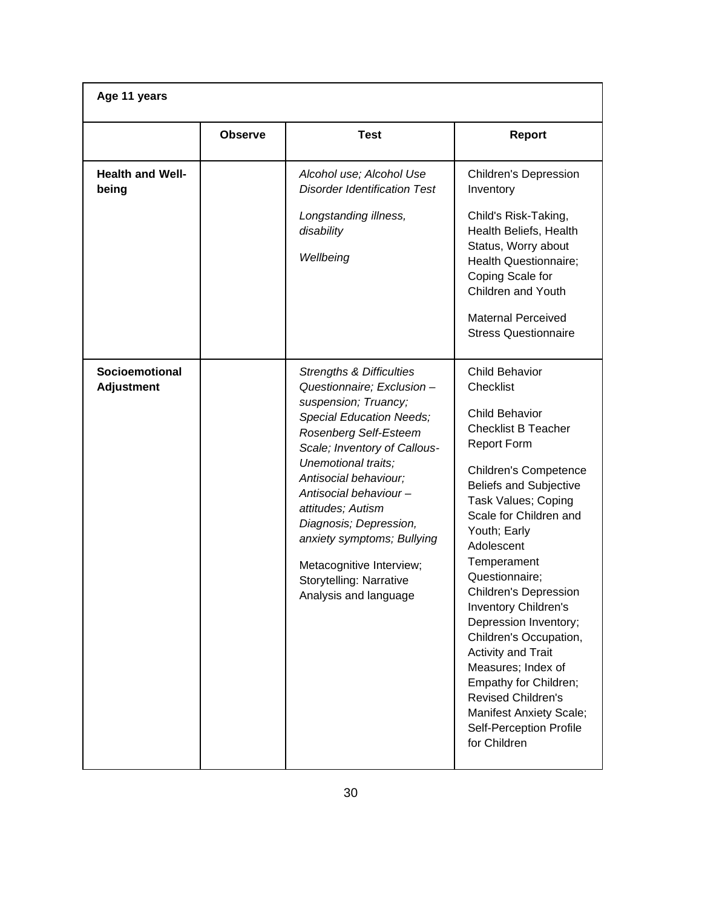| Age 11 years | | | |
|---|---|---|---|
| | **Observe** | **Test** | **Report** |
| **Health and Well-being** | | *Alcohol use; Alcohol Use Disorder Identification Test*<br><br>*Longstanding illness, disability*<br><br>*Wellbeing* | Children's Depression Inventory<br><br>Child's Risk-Taking, Health Beliefs, Health Status, Worry about Health Questionnaire; Coping Scale for Children and Youth<br><br>Maternal Perceived Stress Questionnaire |
| **Socioemotional Adjustment** | | *Strengths & Difficulties Questionnaire; Exclusion – suspension; Truancy; Special Education Needs; Rosenberg Self-Esteem Scale; Inventory of Callous-Unemotional traits; Antisocial behaviour; Antisocial behaviour – attitudes; Autism Diagnosis; Depression, anxiety symptoms; Bullying*<br><br>Metacognitive Interview; Storytelling: Narrative Analysis and language | Child Behavior Checklist<br><br>Child Behavior Checklist B Teacher Report Form<br><br>Children's Competence Beliefs and Subjective Task Values; Coping Scale for Children and Youth; Early Adolescent Temperament Questionnaire; Children's Depression Inventory Children's Depression Inventory; Children's Occupation, Activity and Trait Measures; Index of Empathy for Children; Revised Children's Manifest Anxiety Scale; Self-Perception Profile for Children |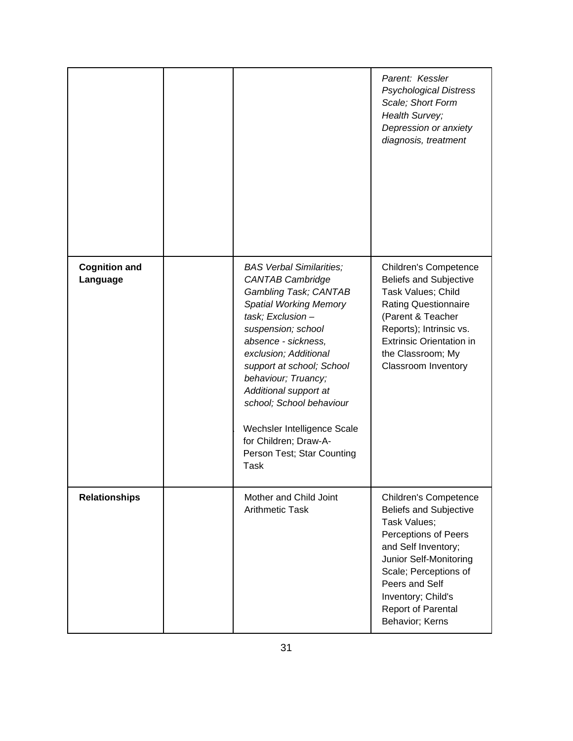| | | | |
|---|---|---|---|
| | | | *Parent: Kessler Psychological Distress Scale; Short Form Health Survey; Depression or anxiety diagnosis, treatment* |
| **Cognition and Language** | | *BAS Verbal Similarities; CANTAB Cambridge Gambling Task; CANTAB Spatial Working Memory task; Exclusion – suspension; school absence - sickness, exclusion; Additional support at school; School behaviour; Truancy; Additional support at school; School behaviour*<br><br>Wechsler Intelligence Scale for Children; Draw-A-Person Test; Star Counting Task | Children's Competence Beliefs and Subjective Task Values; Child Rating Questionnaire (Parent & Teacher Reports); Intrinsic vs. Extrinsic Orientation in the Classroom; My Classroom Inventory |
| **Relationships** | | Mother and Child Joint Arithmetic Task | Children's Competence Beliefs and Subjective Task Values; Perceptions of Peers and Self Inventory; Junior Self-Monitoring Scale; Perceptions of Peers and Self Inventory; Child's Report of Parental Behavior; Kerns |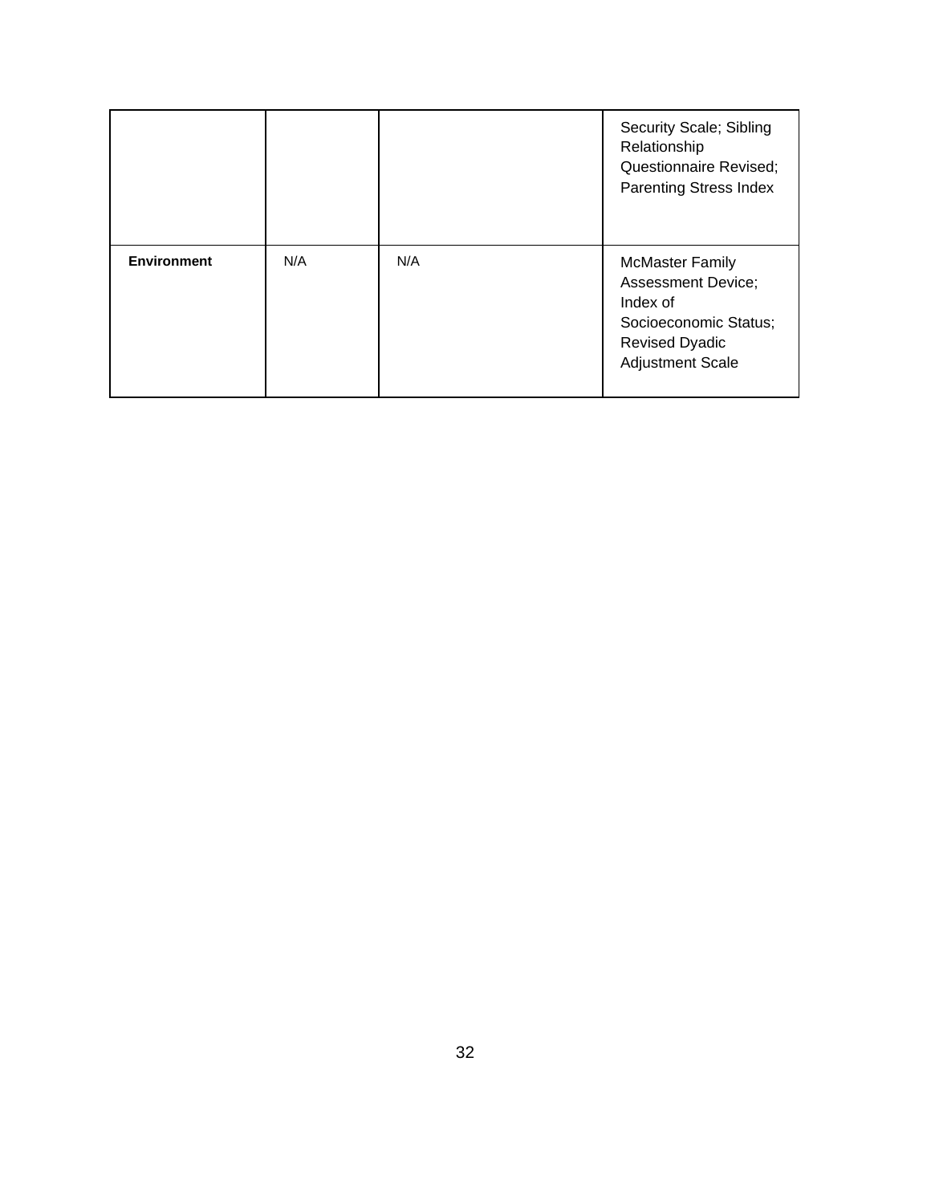| | | | |
|---|---|---|---|
| | | | Security Scale; Sibling Relationship Questionnaire Revised; Parenting Stress Index |
| **Environment** | N/A | N/A | McMaster Family Assessment Device; Index of Socioeconomic Status; Revised Dyadic Adjustment Scale |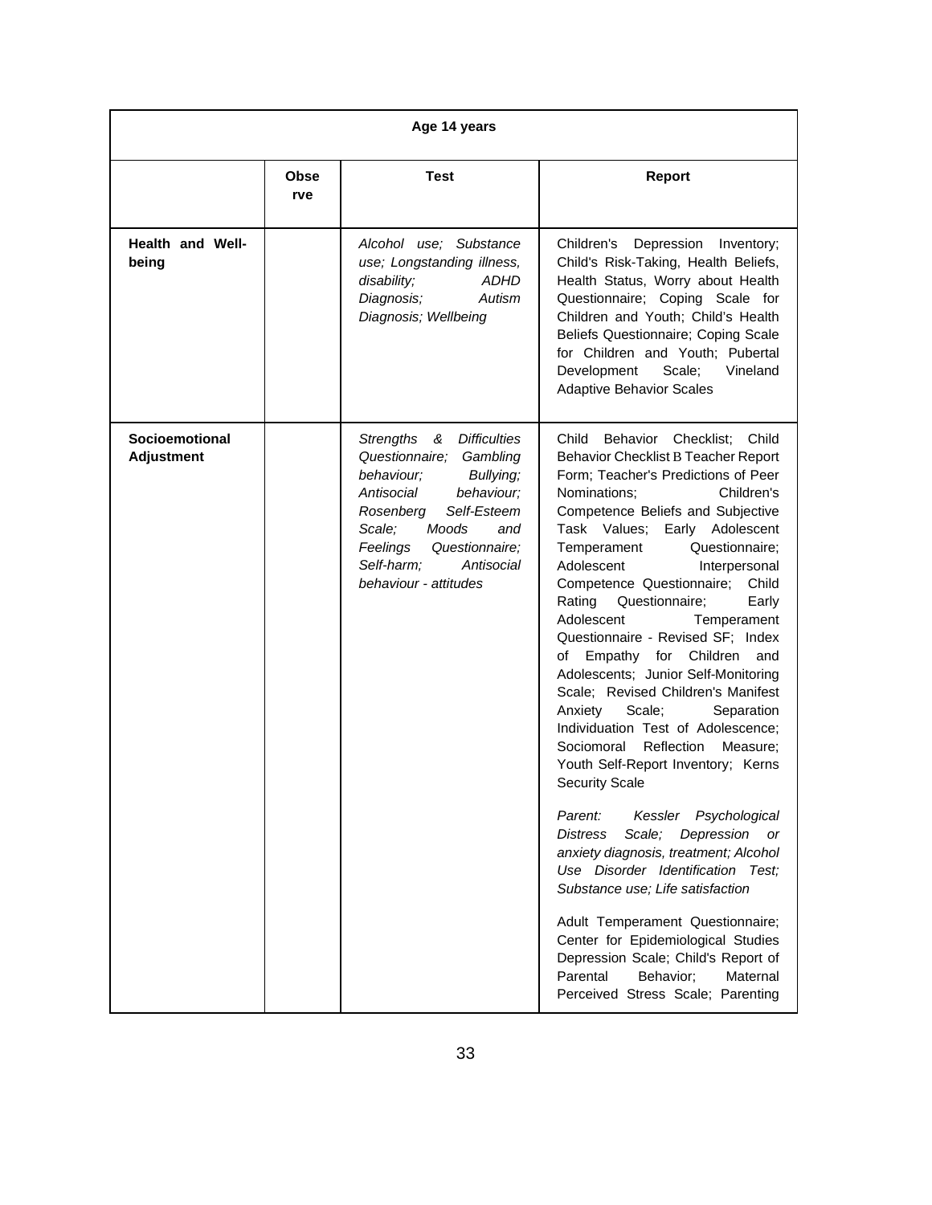| Age 14 years | | | |
|---|---|---|---|
| | **Observe** | **Test** | **Report** |
| **Health and Well-being** | | *Alcohol use; Substance use; Longstanding illness, disability; ADHD Diagnosis; Autism Diagnosis; Wellbeing* | Children's Depression Inventory; Child's Risk-Taking, Health Beliefs, Health Status, Worry about Health Questionnaire; Coping Scale for Children and Youth; Child's Health Beliefs Questionnaire; Coping Scale for Children and Youth; Pubertal Development Scale; Vineland Adaptive Behavior Scales |
| **Socioemotional Adjustment** | | *Strengths & Difficulties Questionnaire; Gambling behaviour; Bullying; Antisocial behaviour; Rosenberg Self-Esteem Scale; Moods and Feelings Questionnaire; Self-harm; Antisocial behaviour - attitudes* | Child Behavior Checklist; Child Behavior Checklist B Teacher Report Form; Teacher's Predictions of Peer Nominations; Children's Competence Beliefs and Subjective Task Values; Early Adolescent Temperament Questionnaire; Adolescent Interpersonal Competence Questionnaire; Child Rating Questionnaire; Early Adolescent Temperament Questionnaire - Revised SF; Index of Empathy for Children and Adolescents; Junior Self-Monitoring Scale; Revised Children's Manifest Anxiety Scale; Separation Individuation Test of Adolescence; Sociomoral Reflection Measure; Youth Self-Report Inventory; Kerns Security Scale<br><br>*Parent: Kessler Psychological Distress Scale; Depression or anxiety diagnosis, treatment; Alcohol Use Disorder Identification Test; Substance use; Life satisfaction*<br><br>Adult Temperament Questionnaire; Center for Epidemiological Studies Depression Scale; Child's Report of Parental Behavior; Maternal Perceived Stress Scale; Parenting |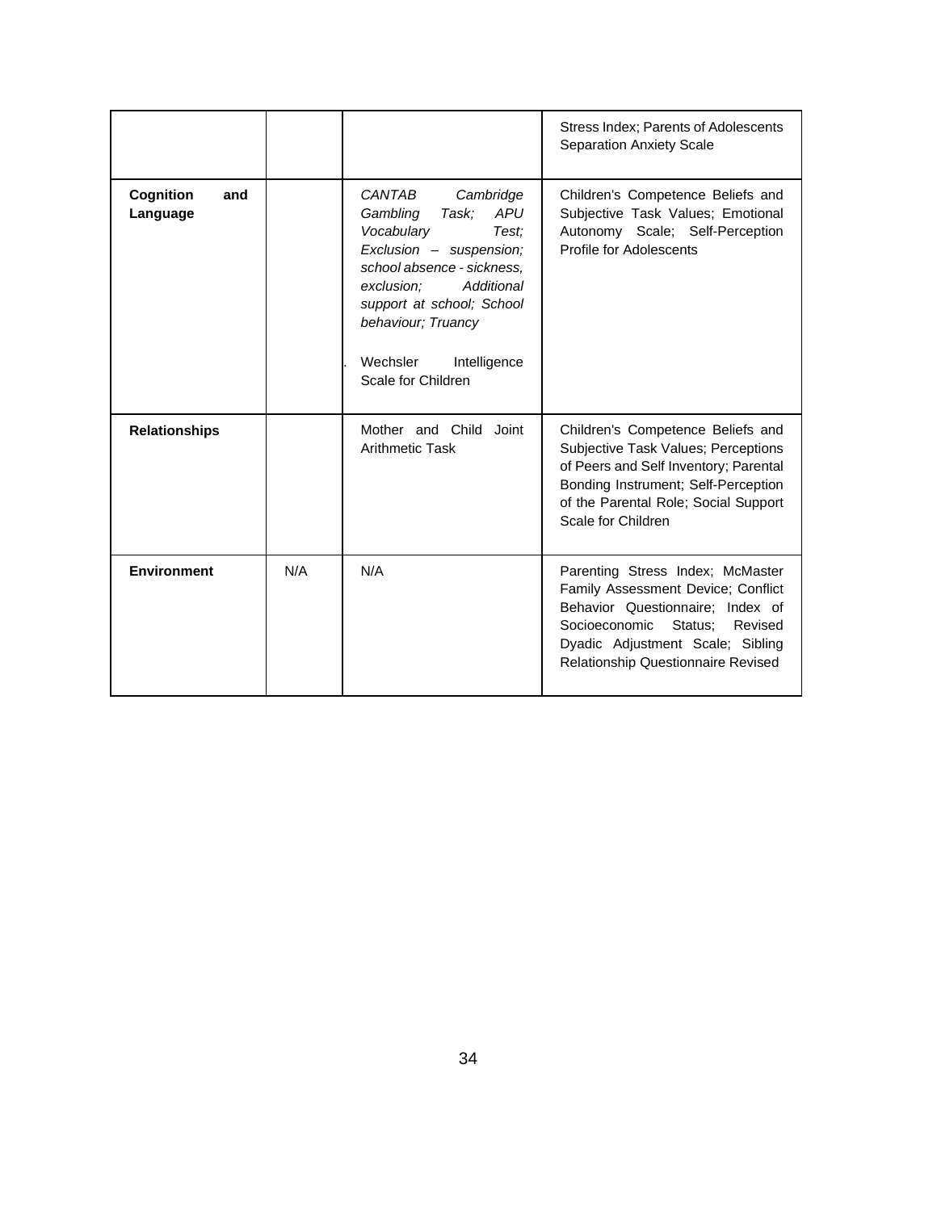| | | | |
|---|---|---|---|
| | | | Stress Index; Parents of Adolescents Separation Anxiety Scale |
| **Cognition and Language** | | *CANTAB Cambridge Gambling Task; APU Vocabulary Test; Exclusion – suspension; school absence - sickness, exclusion; Additional support at school; School behaviour; Truancy*<br><br>. Wechsler Intelligence Scale for Children | Children's Competence Beliefs and Subjective Task Values; Emotional Autonomy Scale; Self-Perception Profile for Adolescents |
| **Relationships** | | Mother and Child Joint Arithmetic Task | Children's Competence Beliefs and Subjective Task Values; Perceptions of Peers and Self Inventory; Parental Bonding Instrument; Self-Perception of the Parental Role; Social Support Scale for Children |
| **Environment** | N/A | N/A | Parenting Stress Index; McMaster Family Assessment Device; Conflict Behavior Questionnaire; Index of Socioeconomic Status; Revised Dyadic Adjustment Scale; Sibling Relationship Questionnaire Revised |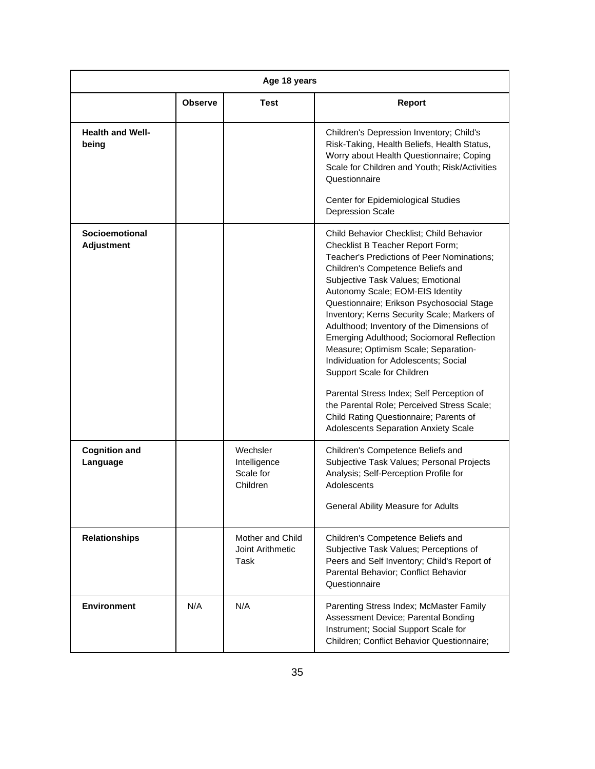| Age 18 years | | | |
|---|---|---|---|
| | **Observe** | **Test** | **Report** |
| **Health and Well-being** | | | Children's Depression Inventory; Child's Risk-Taking, Health Beliefs, Health Status, Worry about Health Questionnaire; Coping Scale for Children and Youth; Risk/Activities Questionnaire<br><br>Center for Epidemiological Studies Depression Scale |
| **Socioemotional Adjustment** | | | Child Behavior Checklist; Child Behavior Checklist B Teacher Report Form; Teacher's Predictions of Peer Nominations; Children's Competence Beliefs and Subjective Task Values; Emotional Autonomy Scale; EOM-EIS Identity Questionnaire; Erikson Psychosocial Stage Inventory; Kerns Security Scale; Markers of Adulthood; Inventory of the Dimensions of Emerging Adulthood; Sociomoral Reflection Measure; Optimism Scale; Separation-Individuation for Adolescents; Social Support Scale for Children<br><br>Parental Stress Index; Self Perception of the Parental Role; Perceived Stress Scale; Child Rating Questionnaire; Parents of Adolescents Separation Anxiety Scale |
| **Cognition and Language** | | Wechsler Intelligence Scale for Children | Children's Competence Beliefs and Subjective Task Values; Personal Projects Analysis; Self-Perception Profile for Adolescents<br><br>General Ability Measure for Adults |
| **Relationships** | | Mother and Child Joint Arithmetic Task | Children's Competence Beliefs and Subjective Task Values; Perceptions of Peers and Self Inventory; Child's Report of Parental Behavior; Conflict Behavior Questionnaire |
| **Environment** | N/A | N/A | Parenting Stress Index; McMaster Family Assessment Device; Parental Bonding Instrument; Social Support Scale for Children; Conflict Behavior Questionnaire; |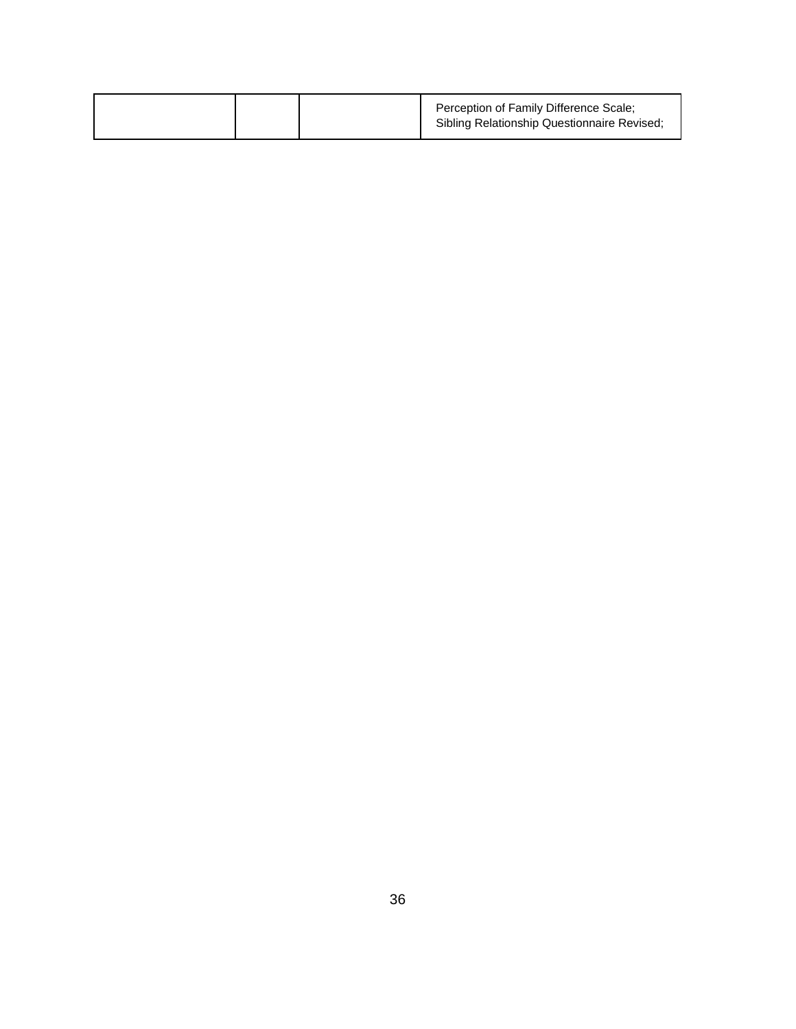| | | | |
|---|---|---|---|
| | | | Perception of Family Difference Scale; Sibling Relationship Questionnaire Revised; |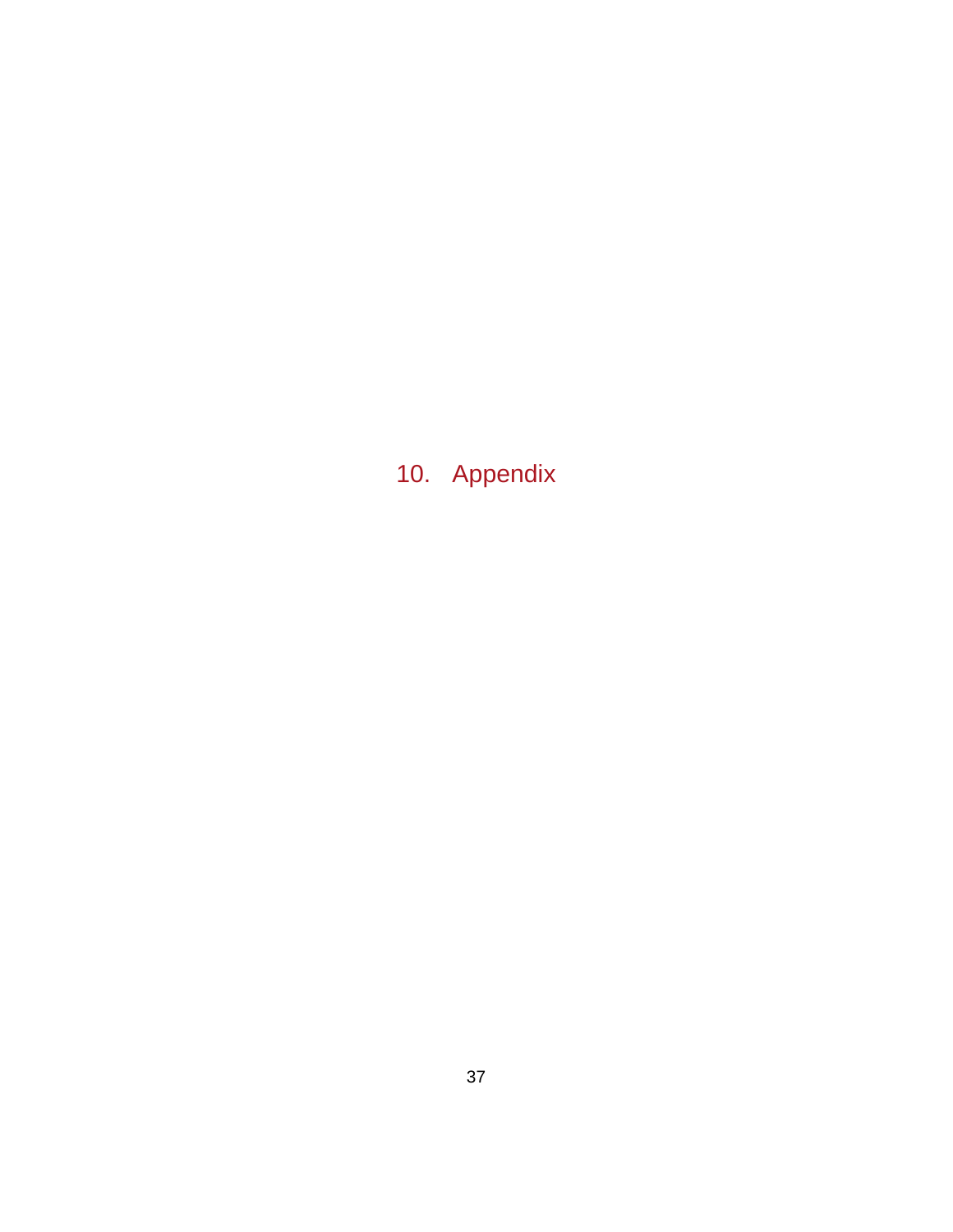# 10. Appendix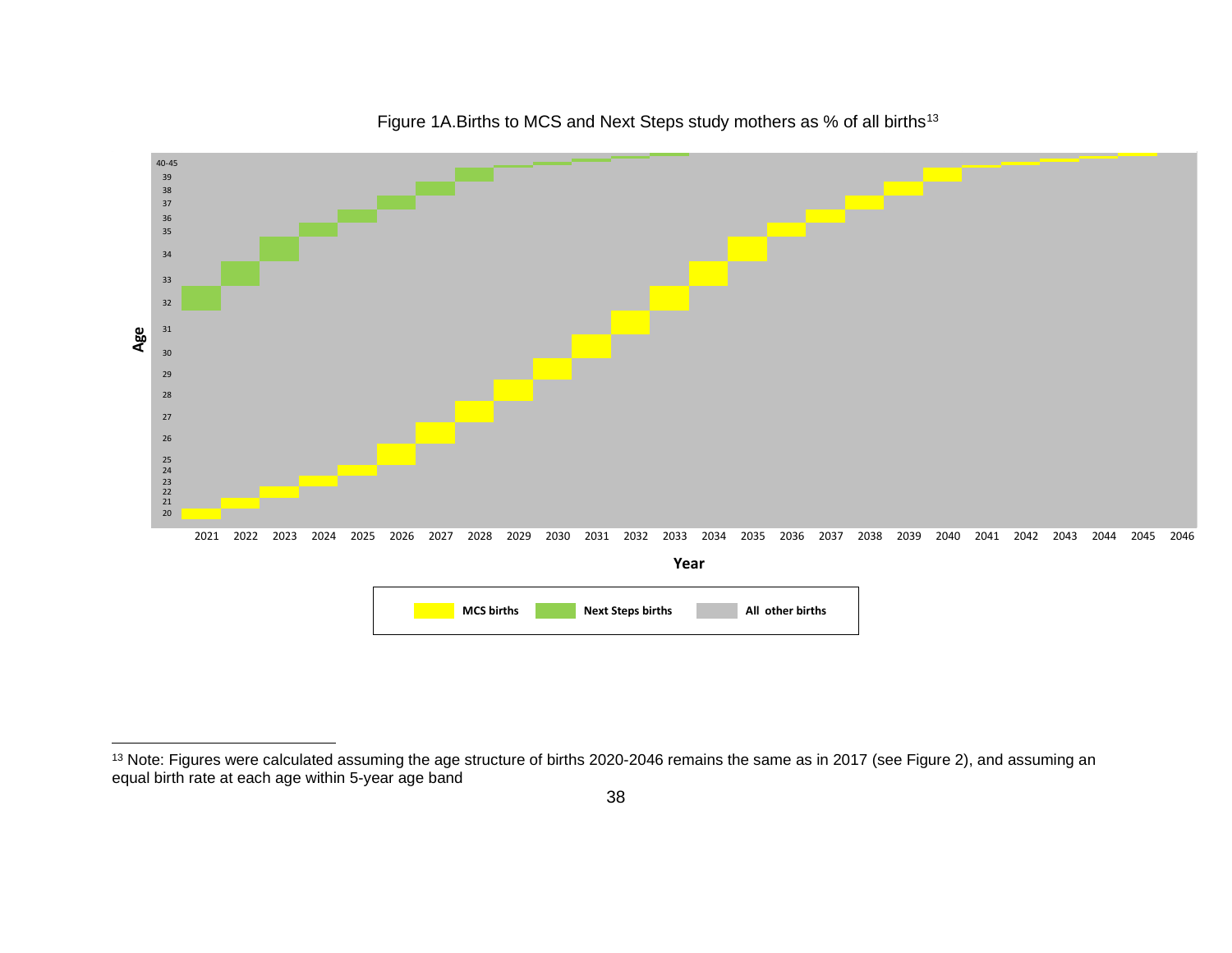Figure 1A.Births to MCS and Next Steps study mothers as % of all births[13]

[13] Note: Figures were calculated assuming the age structure of births 2020-2046 remains the same as in 2017 (see Figure 2), and assuming an equal birth rate at each age within 5-year age band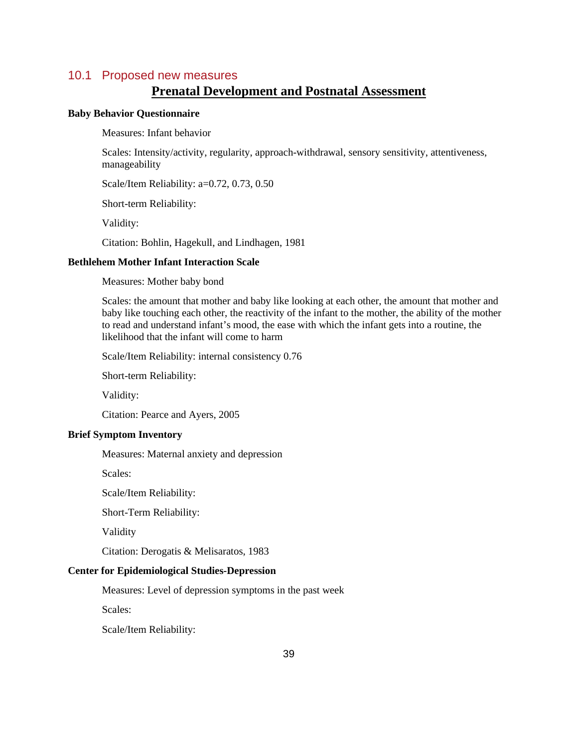## 10.1 Proposed new measures

### Prenatal Development and Postnatal Assessment

**Baby Behavior Questionnaire**

Measures: Infant behavior

Scales: Intensity/activity, regularity, approach-withdrawal, sensory sensitivity, attentiveness, manageability

Scale/Item Reliability: a=0.72, 0.73, 0.50

Short-term Reliability:

Validity:

Citation: Bohlin, Hagekull, and Lindhagen, 1981

**Bethlehem Mother Infant Interaction Scale**

Measures: Mother baby bond

Scales: the amount that mother and baby like looking at each other, the amount that mother and baby like touching each other, the reactivity of the infant to the mother, the ability of the mother to read and understand infant's mood, the ease with which the infant gets into a routine, the likelihood that the infant will come to harm

Scale/Item Reliability: internal consistency 0.76

Short-term Reliability:

Validity:

Citation: Pearce and Ayers, 2005

**Brief Symptom Inventory**

Measures: Maternal anxiety and depression

Scales:

Scale/Item Reliability:

Short-Term Reliability:

Validity

Citation: Derogatis & Melisaratos, 1983

**Center for Epidemiological Studies-Depression**

Measures: Level of depression symptoms in the past week

Scales:

Scale/Item Reliability: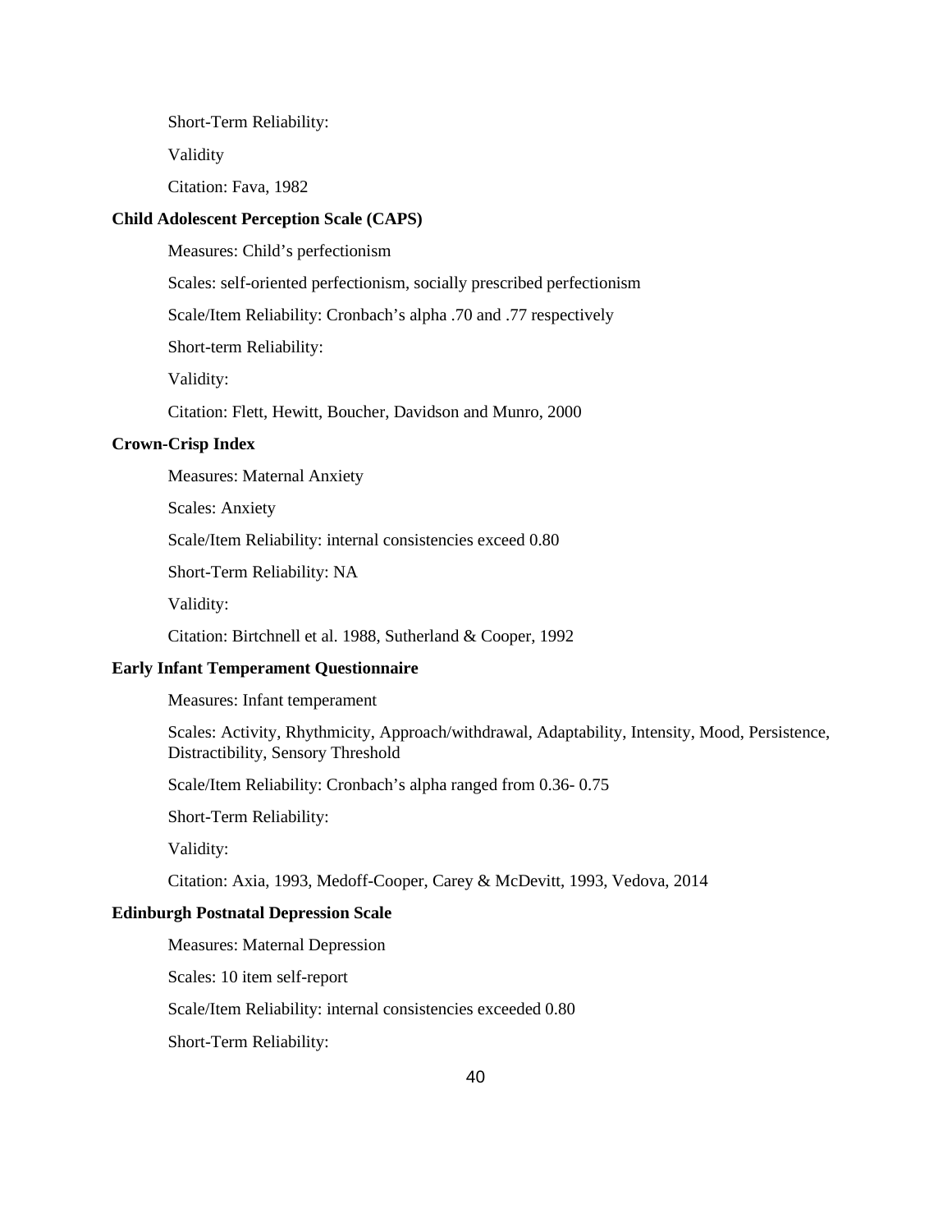Short-Term Reliability:

Validity

Citation: Fava, 1982

**Child Adolescent Perception Scale (CAPS)**

Measures: Child's perfectionism

Scales: self-oriented perfectionism, socially prescribed perfectionism

Scale/Item Reliability: Cronbach's alpha .70 and .77 respectively

Short-term Reliability:

Validity:

Citation: Flett, Hewitt, Boucher, Davidson and Munro, 2000

**Crown-Crisp Index**

Measures: Maternal Anxiety

Scales: Anxiety

Scale/Item Reliability: internal consistencies exceed 0.80

Short-Term Reliability: NA

Validity:

Citation: Birtchnell et al. 1988, Sutherland & Cooper, 1992

**Early Infant Temperament Questionnaire**

Measures: Infant temperament

Scales: Activity, Rhythmicity, Approach/withdrawal, Adaptability, Intensity, Mood, Persistence, Distractibility, Sensory Threshold

Scale/Item Reliability: Cronbach's alpha ranged from 0.36- 0.75

Short-Term Reliability:

Validity:

Citation: Axia, 1993, Medoff-Cooper, Carey & McDevitt, 1993, Vedova, 2014

**Edinburgh Postnatal Depression Scale**

Measures: Maternal Depression

Scales: 10 item self-report

Scale/Item Reliability: internal consistencies exceeded 0.80

Short-Term Reliability: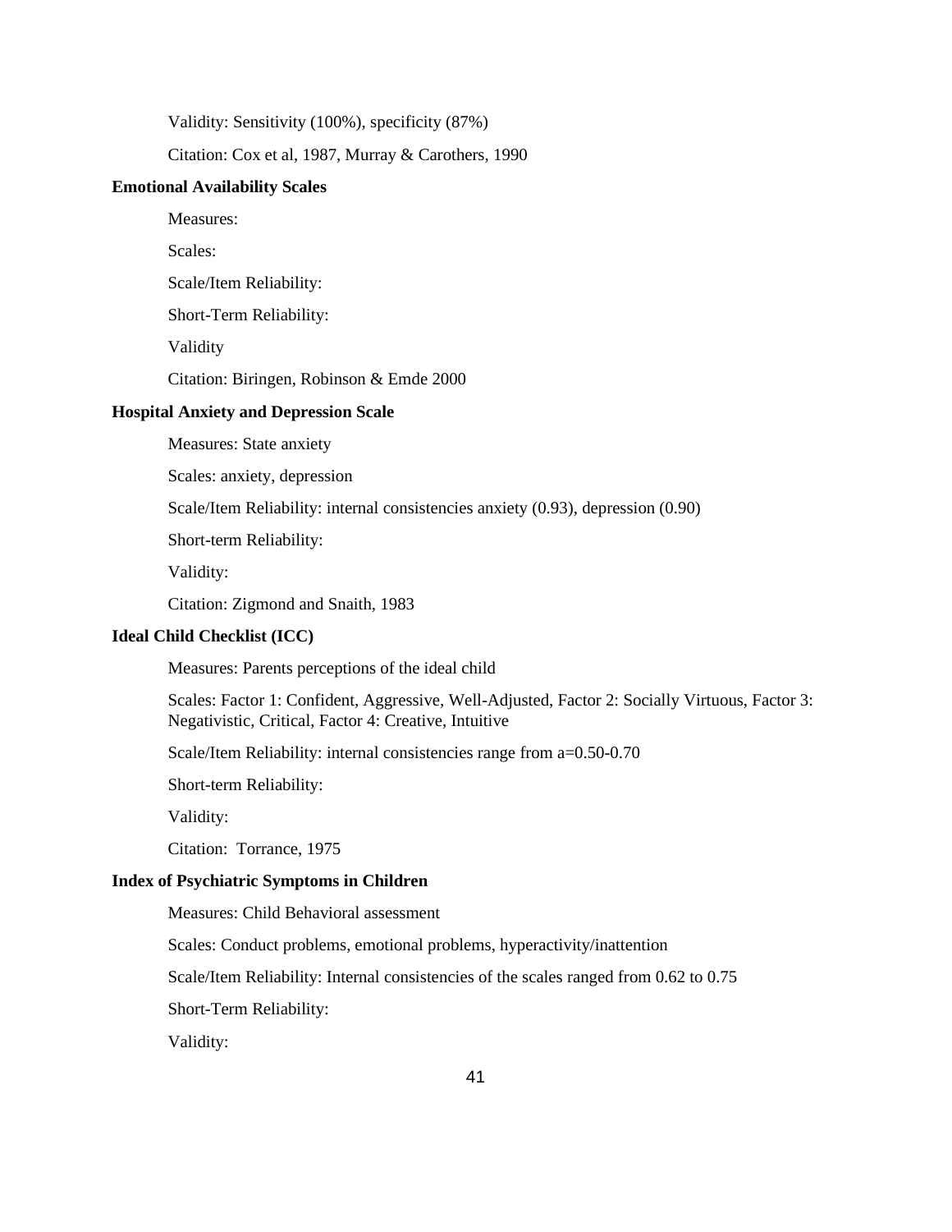Validity: Sensitivity (100%), specificity (87%)

Citation: Cox et al, 1987, Murray & Carothers, 1990

**Emotional Availability Scales**

Measures:

Scales:

Scale/Item Reliability:

Short-Term Reliability:

Validity

Citation: Biringen, Robinson & Emde 2000

**Hospital Anxiety and Depression Scale**

Measures: State anxiety

Scales: anxiety, depression

Scale/Item Reliability: internal consistencies anxiety (0.93), depression (0.90)

Short-term Reliability:

Validity:

Citation: Zigmond and Snaith, 1983

**Ideal Child Checklist (ICC)**

Measures: Parents perceptions of the ideal child

Scales: Factor 1: Confident, Aggressive, Well-Adjusted, Factor 2: Socially Virtuous, Factor 3: Negativistic, Critical, Factor 4: Creative, Intuitive

Scale/Item Reliability: internal consistencies range from a=0.50-0.70

Short-term Reliability:

Validity:

Citation: Torrance, 1975

**Index of Psychiatric Symptoms in Children**

Measures: Child Behavioral assessment

Scales: Conduct problems, emotional problems, hyperactivity/inattention

Scale/Item Reliability: Internal consistencies of the scales ranged from 0.62 to 0.75

Short-Term Reliability:

Validity: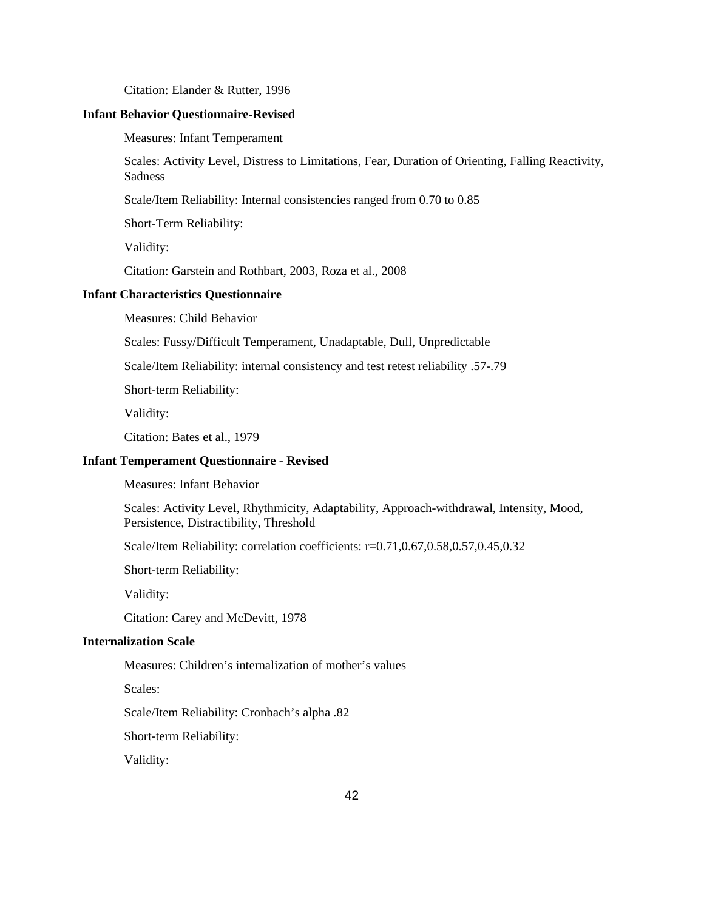Citation: Elander & Rutter, 1996

**Infant Behavior Questionnaire-Revised**

Measures: Infant Temperament

Scales: Activity Level, Distress to Limitations, Fear, Duration of Orienting, Falling Reactivity, Sadness

Scale/Item Reliability: Internal consistencies ranged from 0.70 to 0.85

Short-Term Reliability:

Validity:

Citation: Garstein and Rothbart, 2003, Roza et al., 2008

**Infant Characteristics Questionnaire**

Measures: Child Behavior

Scales: Fussy/Difficult Temperament, Unadaptable, Dull, Unpredictable

Scale/Item Reliability: internal consistency and test retest reliability .57-.79

Short-term Reliability:

Validity:

Citation: Bates et al., 1979

**Infant Temperament Questionnaire - Revised**

Measures: Infant Behavior

Scales: Activity Level, Rhythmicity, Adaptability, Approach-withdrawal, Intensity, Mood, Persistence, Distractibility, Threshold

Scale/Item Reliability: correlation coefficients: r=0.71,0.67,0.58,0.57,0.45,0.32

Short-term Reliability:

Validity:

Citation: Carey and McDevitt, 1978

**Internalization Scale**

Measures: Children's internalization of mother's values

Scales:

Scale/Item Reliability: Cronbach's alpha .82

Short-term Reliability:

Validity: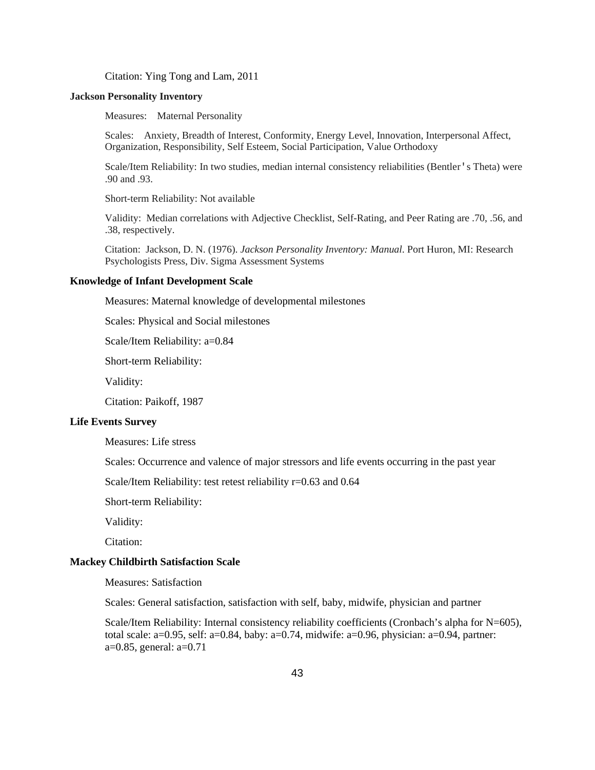Citation: Ying Tong and Lam, 2011

**Jackson Personality Inventory**

Measures: Maternal Personality

Scales: Anxiety, Breadth of Interest, Conformity, Energy Level, Innovation, Interpersonal Affect, Organization, Responsibility, Self Esteem, Social Participation, Value Orthodoxy

Scale/Item Reliability: In two studies, median internal consistency reliabilities (Bentler's Theta) were .90 and .93.

Short-term Reliability: Not available

Validity: Median correlations with Adjective Checklist, Self-Rating, and Peer Rating are .70, .56, and .38, respectively.

Citation: Jackson, D. N. (1976). *Jackson Personality Inventory: Manual.* Port Huron, MI: Research Psychologists Press, Div. Sigma Assessment Systems

**Knowledge of Infant Development Scale**

Measures: Maternal knowledge of developmental milestones

Scales: Physical and Social milestones

Scale/Item Reliability: a=0.84

Short-term Reliability:

Validity:

Citation: Paikoff, 1987

**Life Events Survey**

Measures: Life stress

Scales: Occurrence and valence of major stressors and life events occurring in the past year

Scale/Item Reliability: test retest reliability r=0.63 and 0.64

Short-term Reliability:

Validity:

Citation:

**Mackey Childbirth Satisfaction Scale**

Measures: Satisfaction

Scales: General satisfaction, satisfaction with self, baby, midwife, physician and partner

Scale/Item Reliability: Internal consistency reliability coefficients (Cronbach's alpha for N=605), total scale: a=0.95, self: a=0.84, baby: a=0.74, midwife: a=0.96, physician: a=0.94, partner: a=0.85, general: a=0.71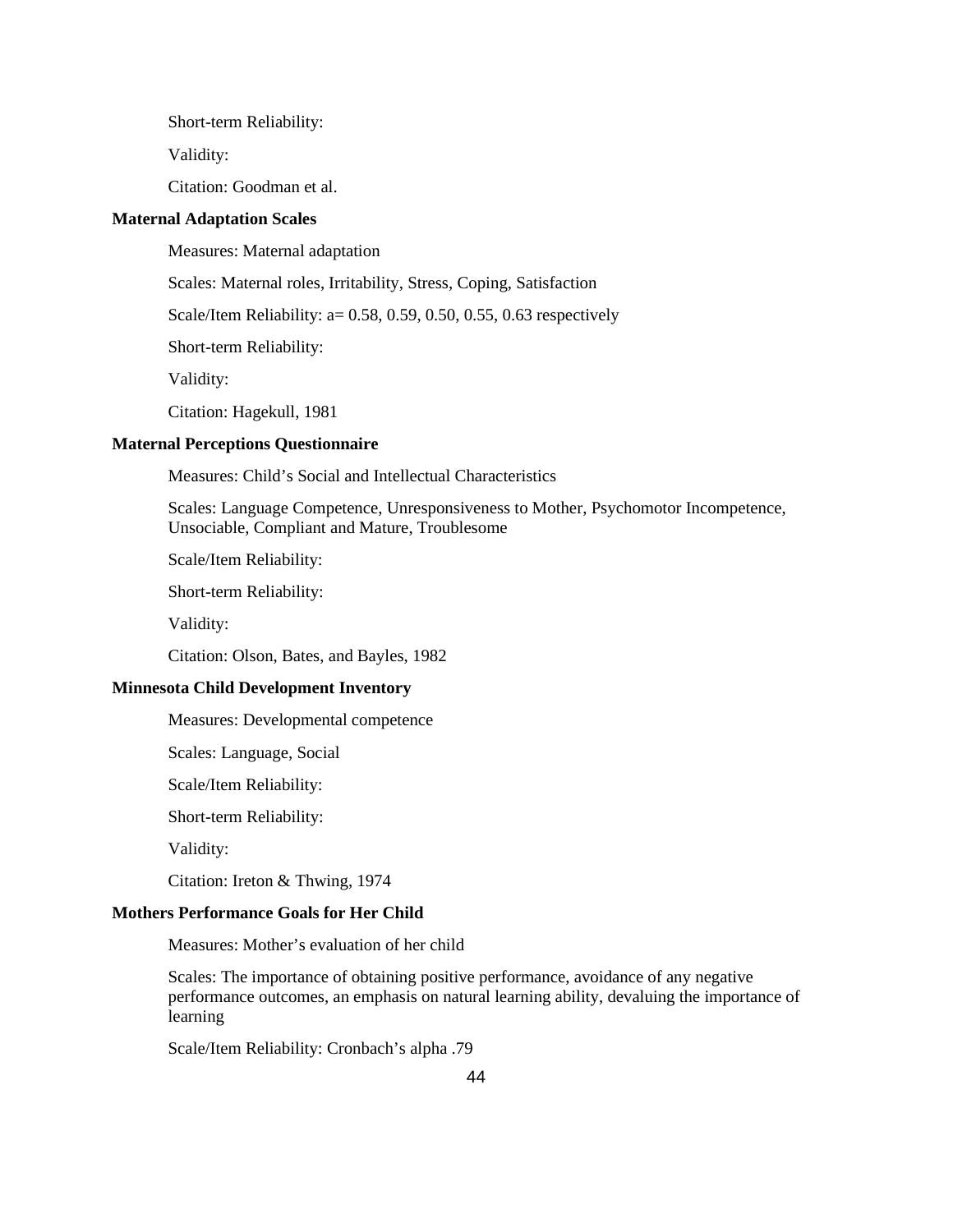Short-term Reliability:

Validity:

Citation: Goodman et al.

**Maternal Adaptation Scales**

Measures: Maternal adaptation

Scales: Maternal roles, Irritability, Stress, Coping, Satisfaction

Scale/Item Reliability: a= 0.58, 0.59, 0.50, 0.55, 0.63 respectively

Short-term Reliability:

Validity:

Citation: Hagekull, 1981

**Maternal Perceptions Questionnaire**

Measures: Child's Social and Intellectual Characteristics

Scales: Language Competence, Unresponsiveness to Mother, Psychomotor Incompetence, Unsociable, Compliant and Mature, Troublesome

Scale/Item Reliability:

Short-term Reliability:

Validity:

Citation: Olson, Bates, and Bayles, 1982

**Minnesota Child Development Inventory**

Measures: Developmental competence

Scales: Language, Social

Scale/Item Reliability:

Short-term Reliability:

Validity:

Citation: Ireton & Thwing, 1974

**Mothers Performance Goals for Her Child**

Measures: Mother's evaluation of her child

Scales: The importance of obtaining positive performance, avoidance of any negative performance outcomes, an emphasis on natural learning ability, devaluing the importance of learning

Scale/Item Reliability: Cronbach's alpha .79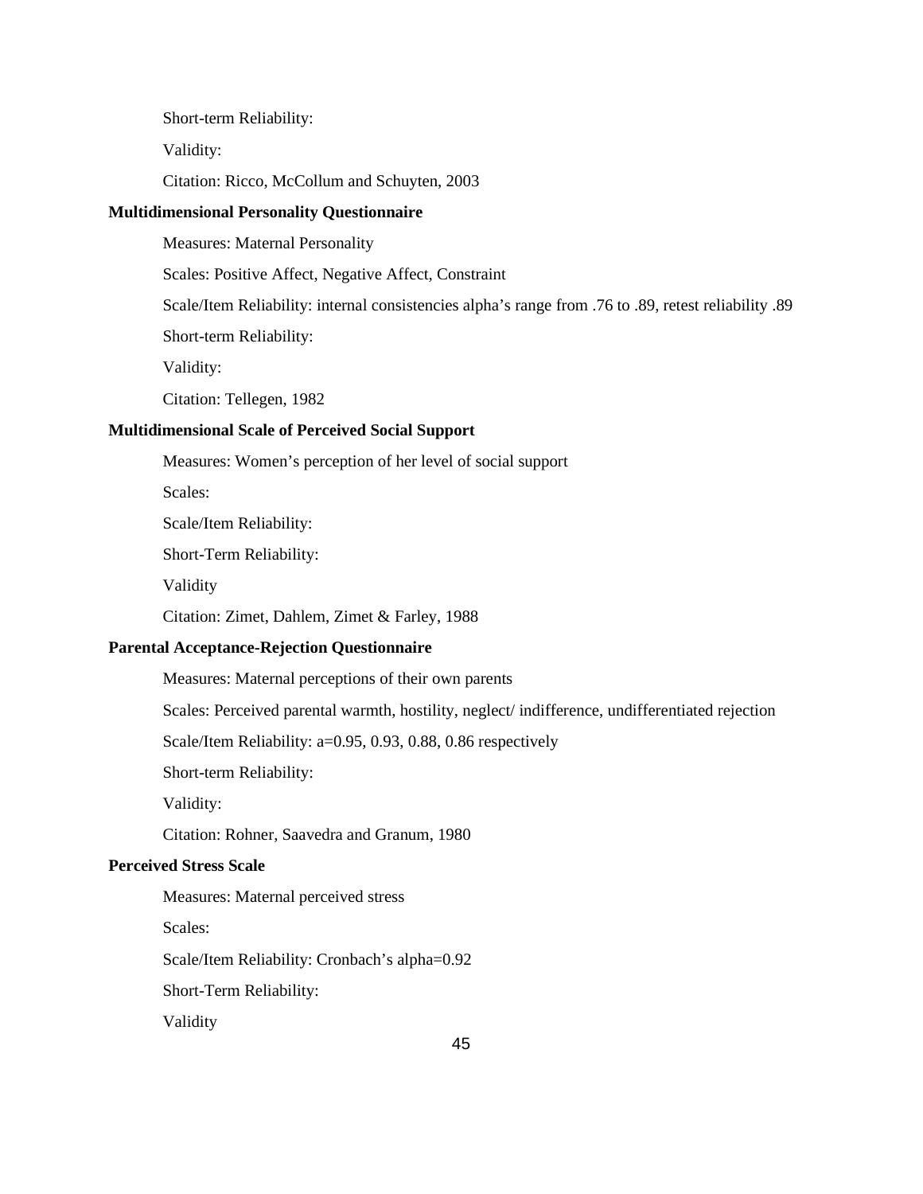Short-term Reliability:

Validity:

Citation: Ricco, McCollum and Schuyten, 2003

**Multidimensional Personality Questionnaire**

Measures: Maternal Personality

Scales: Positive Affect, Negative Affect, Constraint

Scale/Item Reliability: internal consistencies alpha's range from .76 to .89, retest reliability .89

Short-term Reliability:

Validity:

Citation: Tellegen, 1982

**Multidimensional Scale of Perceived Social Support**

Measures: Women's perception of her level of social support

Scales:

Scale/Item Reliability:

Short-Term Reliability:

Validity

Citation: Zimet, Dahlem, Zimet & Farley, 1988

**Parental Acceptance-Rejection Questionnaire**

Measures: Maternal perceptions of their own parents

Scales: Perceived parental warmth, hostility, neglect/ indifference, undifferentiated rejection

Scale/Item Reliability: a=0.95, 0.93, 0.88, 0.86 respectively

Short-term Reliability:

Validity:

Citation: Rohner, Saavedra and Granum, 1980

**Perceived Stress Scale**

Measures: Maternal perceived stress

Scales:

Scale/Item Reliability: Cronbach's alpha=0.92

Short-Term Reliability:

Validity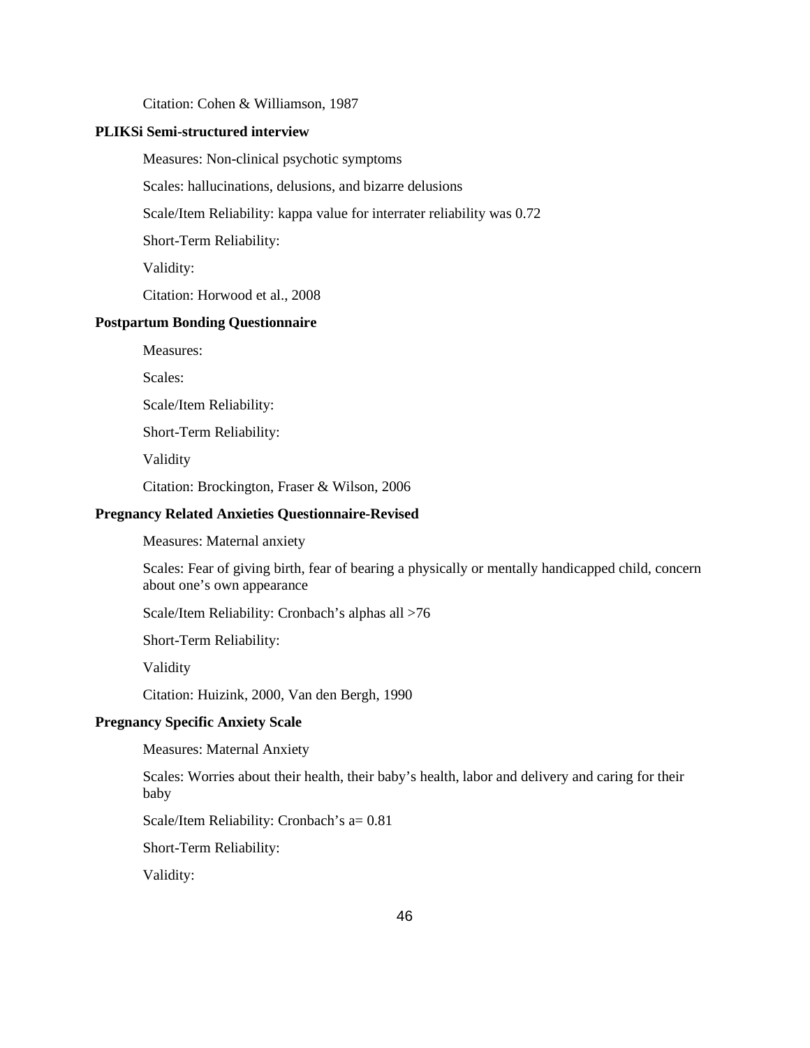Citation: Cohen & Williamson, 1987

**PLIKSi Semi-structured interview**

Measures: Non-clinical psychotic symptoms

Scales: hallucinations, delusions, and bizarre delusions

Scale/Item Reliability: kappa value for interrater reliability was 0.72

Short-Term Reliability:

Validity:

Citation: Horwood et al., 2008

**Postpartum Bonding Questionnaire**

Measures:

Scales:

Scale/Item Reliability:

Short-Term Reliability:

Validity

Citation: Brockington, Fraser & Wilson, 2006

**Pregnancy Related Anxieties Questionnaire-Revised**

Measures: Maternal anxiety

Scales: Fear of giving birth, fear of bearing a physically or mentally handicapped child, concern about one's own appearance

Scale/Item Reliability: Cronbach's alphas all >76

Short-Term Reliability:

Validity

Citation: Huizink, 2000, Van den Bergh, 1990

**Pregnancy Specific Anxiety Scale**

Measures: Maternal Anxiety

Scales: Worries about their health, their baby's health, labor and delivery and caring for their baby

Scale/Item Reliability: Cronbach's a= 0.81

Short-Term Reliability:

Validity: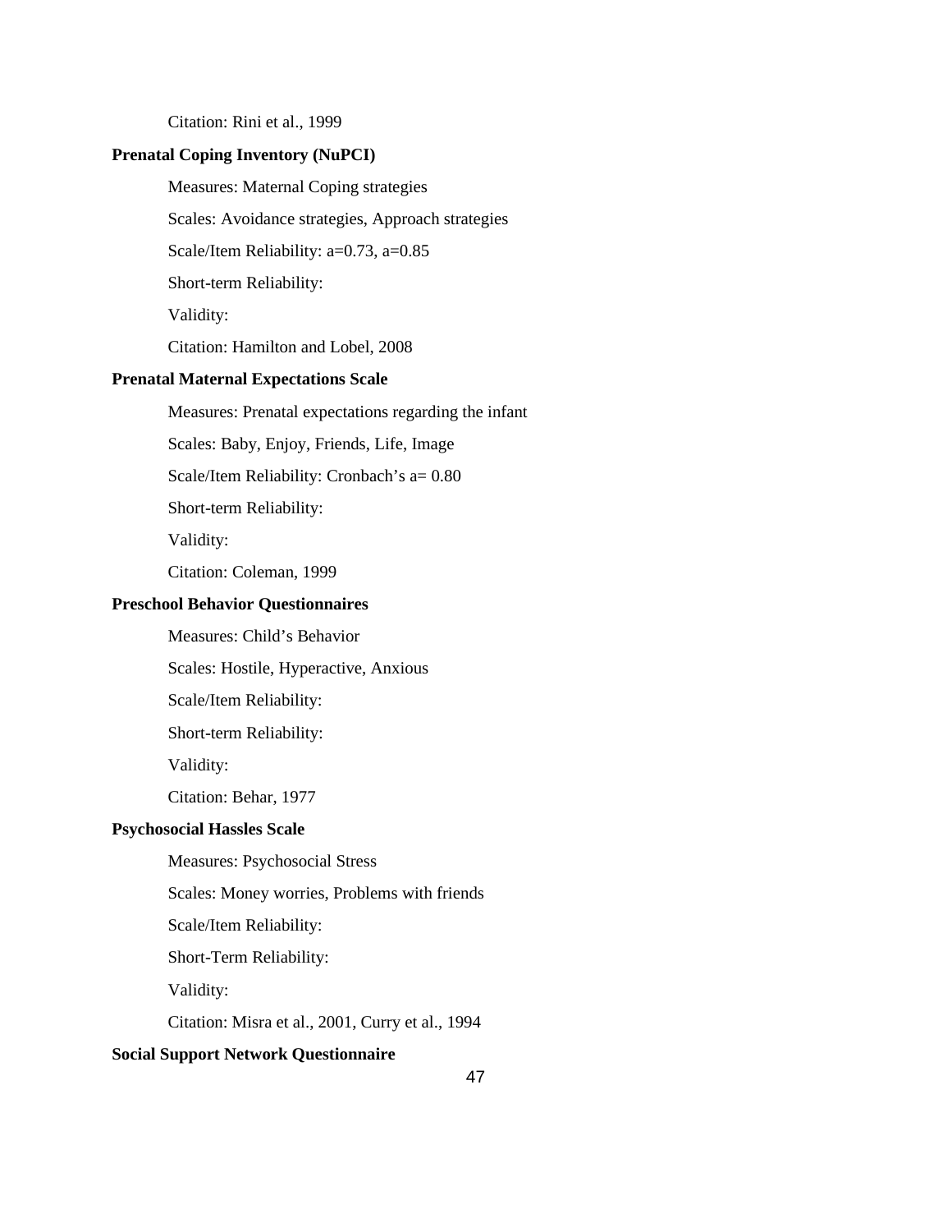Citation: Rini et al., 1999

**Prenatal Coping Inventory (NuPCI)**

Measures: Maternal Coping strategies

Scales: Avoidance strategies, Approach strategies

Scale/Item Reliability: a=0.73, a=0.85

Short-term Reliability:

Validity:

Citation: Hamilton and Lobel, 2008

**Prenatal Maternal Expectations Scale**

Measures: Prenatal expectations regarding the infant

Scales: Baby, Enjoy, Friends, Life, Image

Scale/Item Reliability: Cronbach's a= 0.80

Short-term Reliability:

Validity:

Citation: Coleman, 1999

**Preschool Behavior Questionnaires**

Measures: Child's Behavior

Scales: Hostile, Hyperactive, Anxious

Scale/Item Reliability:

Short-term Reliability:

Validity:

Citation: Behar, 1977

**Psychosocial Hassles Scale**

Measures: Psychosocial Stress

Scales: Money worries, Problems with friends

Scale/Item Reliability:

Short-Term Reliability:

Validity:

Citation: Misra et al., 2001, Curry et al., 1994

**Social Support Network Questionnaire**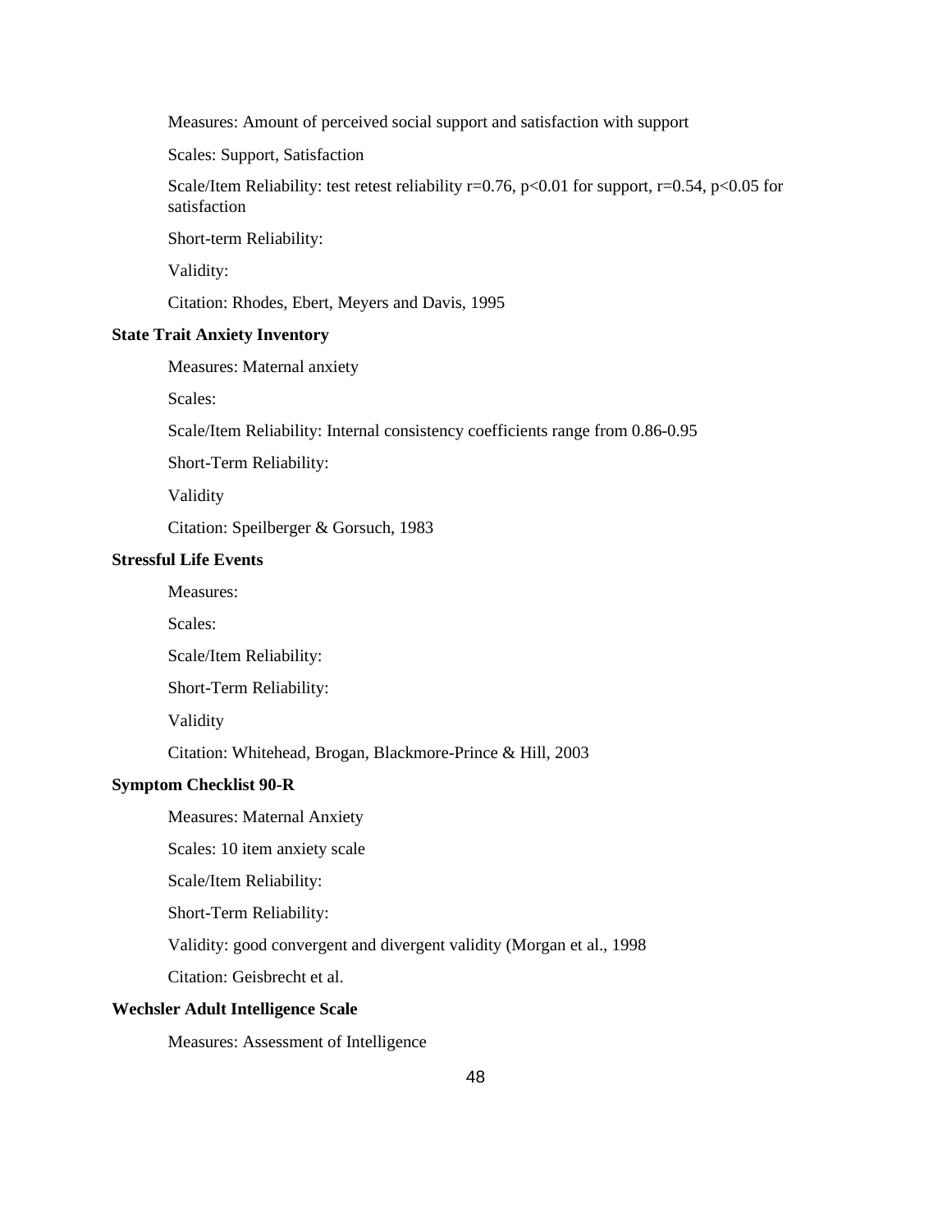Measures: Amount of perceived social support and satisfaction with support

Scales: Support, Satisfaction

Scale/Item Reliability: test retest reliability $r=0.76$, $p<0.01$ for support, $r=0.54$, $p<0.05$ for satisfaction

Short-term Reliability:

Validity:

Citation: Rhodes, Ebert, Meyers and Davis, 1995

**State Trait Anxiety Inventory**

Measures: Maternal anxiety

Scales:

Scale/Item Reliability: Internal consistency coefficients range from 0.86-0.95

Short-Term Reliability:

Validity

Citation: Speilberger & Gorsuch, 1983

**Stressful Life Events**

Measures:

Scales:

Scale/Item Reliability:

Short-Term Reliability:

Validity

Citation: Whitehead, Brogan, Blackmore-Prince & Hill, 2003

**Symptom Checklist 90-R**

Measures: Maternal Anxiety

Scales: 10 item anxiety scale

Scale/Item Reliability:

Short-Term Reliability:

Validity: good convergent and divergent validity (Morgan et al., 1998

Citation: Geisbrecht et al.

**Wechsler Adult Intelligence Scale**

Measures: Assessment of Intelligence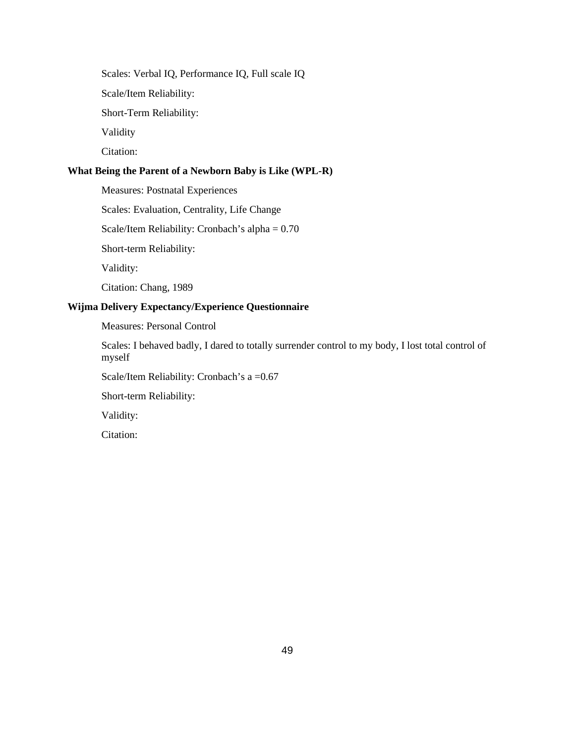Scales: Verbal IQ, Performance IQ, Full scale IQ

Scale/Item Reliability:

Short-Term Reliability:

Validity

Citation:

**What Being the Parent of a Newborn Baby is Like (WPL-R)**

Measures: Postnatal Experiences

Scales: Evaluation, Centrality, Life Change

Scale/Item Reliability: Cronbach's alpha = 0.70

Short-term Reliability:

Validity:

Citation: Chang, 1989

**Wijma Delivery Expectancy/Experience Questionnaire**

Measures: Personal Control

Scales: I behaved badly, I dared to totally surrender control to my body, I lost total control of myself

Scale/Item Reliability: Cronbach's a =0.67

Short-term Reliability:

Validity:

Citation: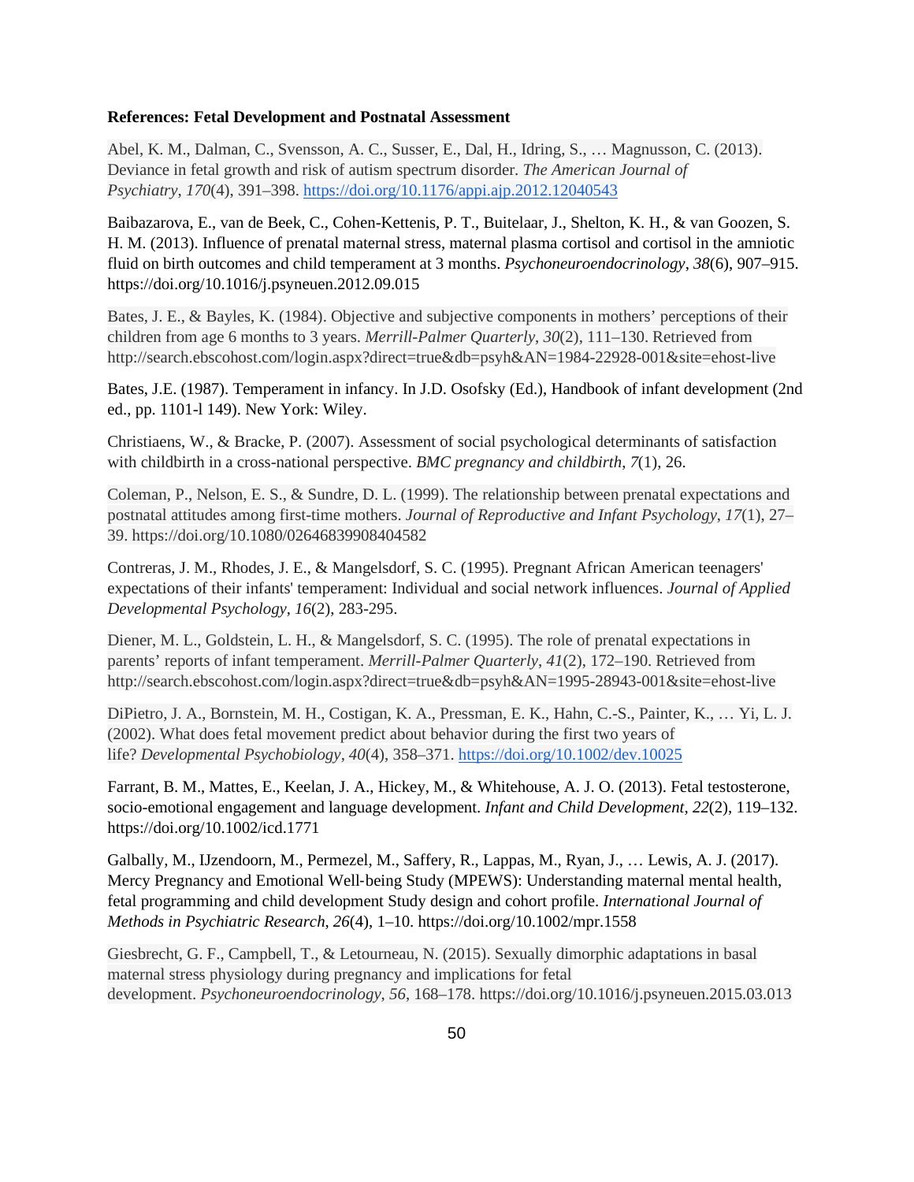**References: Fetal Development and Postnatal Assessment**

Abel, K. M., Dalman, C., Svensson, A. C., Susser, E., Dal, H., Idring, S., … Magnusson, C. (2013). Deviance in fetal growth and risk of autism spectrum disorder. *The American Journal of Psychiatry*, *170*(4), 391–398. https://doi.org/10.1176/appi.ajp.2012.12040543

Baibazarova, E., van de Beek, C., Cohen-Kettenis, P. T., Buitelaar, J., Shelton, K. H., & van Goozen, S. H. M. (2013). Influence of prenatal maternal stress, maternal plasma cortisol and cortisol in the amniotic fluid on birth outcomes and child temperament at 3 months. *Psychoneuroendocrinology*, *38*(6), 907–915. https://doi.org/10.1016/j.psyneuen.2012.09.015

Bates, J. E., & Bayles, K. (1984). Objective and subjective components in mothers' perceptions of their children from age 6 months to 3 years. *Merrill-Palmer Quarterly*, *30*(2), 111–130. Retrieved from http://search.ebscohost.com/login.aspx?direct=true&db=psyh&AN=1984-22928-001&site=ehost-live

Bates, J.E. (1987). Temperament in infancy. In J.D. Osofsky (Ed.), Handbook of infant development (2nd ed., pp. 1101-l 149). New York: Wiley.

Christiaens, W., & Bracke, P. (2007). Assessment of social psychological determinants of satisfaction with childbirth in a cross-national perspective. *BMC pregnancy and childbirth*, *7*(1), 26.

Coleman, P., Nelson, E. S., & Sundre, D. L. (1999). The relationship between prenatal expectations and postnatal attitudes among first-time mothers. *Journal of Reproductive and Infant Psychology*, *17*(1), 27–39. https://doi.org/10.1080/02646839908404582

Contreras, J. M., Rhodes, J. E., & Mangelsdorf, S. C. (1995). Pregnant African American teenagers' expectations of their infants' temperament: Individual and social network influences. *Journal of Applied Developmental Psychology*, *16*(2), 283-295.

Diener, M. L., Goldstein, L. H., & Mangelsdorf, S. C. (1995). The role of prenatal expectations in parents' reports of infant temperament. *Merrill-Palmer Quarterly*, *41*(2), 172–190. Retrieved from http://search.ebscohost.com/login.aspx?direct=true&db=psyh&AN=1995-28943-001&site=ehost-live

DiPietro, J. A., Bornstein, M. H., Costigan, K. A., Pressman, E. K., Hahn, C.-S., Painter, K., … Yi, L. J. (2002). What does fetal movement predict about behavior during the first two years of life? *Developmental Psychobiology*, *40*(4), 358–371. https://doi.org/10.1002/dev.10025

Farrant, B. M., Mattes, E., Keelan, J. A., Hickey, M., & Whitehouse, A. J. O. (2013). Fetal testosterone, socio-emotional engagement and language development. *Infant and Child Development*, *22*(2), 119–132. https://doi.org/10.1002/icd.1771

Galbally, M., IJzendoorn, M., Permezel, M., Saffery, R., Lappas, M., Ryan, J., … Lewis, A. J. (2017). Mercy Pregnancy and Emotional Well-being Study (MPEWS): Understanding maternal mental health, fetal programming and child development Study design and cohort profile. *International Journal of Methods in Psychiatric Research, 26*(4), 1–10. https://doi.org/10.1002/mpr.1558

Giesbrecht, G. F., Campbell, T., & Letourneau, N. (2015). Sexually dimorphic adaptations in basal maternal stress physiology during pregnancy and implications for fetal development. *Psychoneuroendocrinology*, *56*, 168–178. https://doi.org/10.1016/j.psyneuen.2015.03.013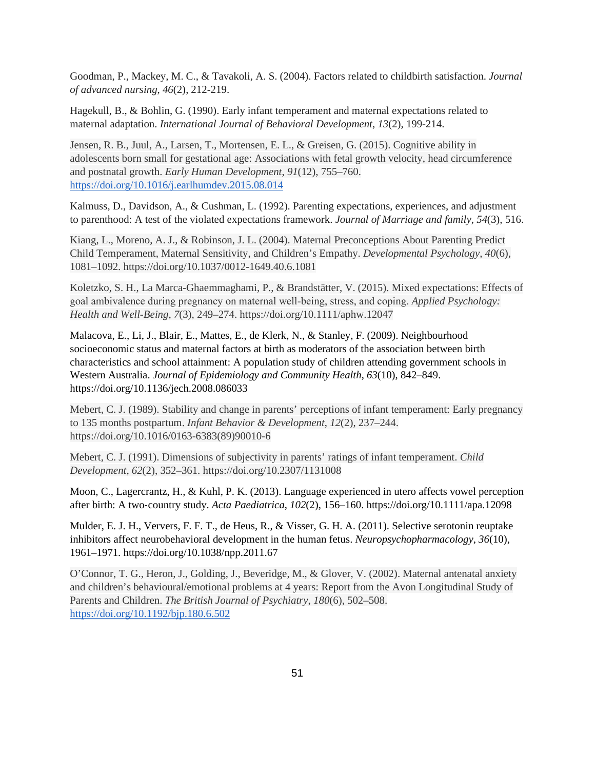Goodman, P., Mackey, M. C., & Tavakoli, A. S. (2004). Factors related to childbirth satisfaction. *Journal of advanced nursing*, *46*(2), 212-219.

Hagekull, B., & Bohlin, G. (1990). Early infant temperament and maternal expectations related to maternal adaptation. *International Journal of Behavioral Development*, *13*(2), 199-214.

Jensen, R. B., Juul, A., Larsen, T., Mortensen, E. L., & Greisen, G. (2015). Cognitive ability in adolescents born small for gestational age: Associations with fetal growth velocity, head circumference and postnatal growth. *Early Human Development*, *91*(12), 755–760. https://doi.org/10.1016/j.earlhumdev.2015.08.014

Kalmuss, D., Davidson, A., & Cushman, L. (1992). Parenting expectations, experiences, and adjustment to parenthood: A test of the violated expectations framework. *Journal of Marriage and family*, *54*(3), 516.

Kiang, L., Moreno, A. J., & Robinson, J. L. (2004). Maternal Preconceptions About Parenting Predict Child Temperament, Maternal Sensitivity, and Children's Empathy. *Developmental Psychology*, *40*(6), 1081–1092. https://doi.org/10.1037/0012-1649.40.6.1081

Koletzko, S. H., La Marca-Ghaemmaghami, P., & Brandstätter, V. (2015). Mixed expectations: Effects of goal ambivalence during pregnancy on maternal well-being, stress, and coping. *Applied Psychology: Health and Well-Being*, *7*(3), 249–274. https://doi.org/10.1111/aphw.12047

Malacova, E., Li, J., Blair, E., Mattes, E., de Klerk, N., & Stanley, F. (2009). Neighbourhood socioeconomic status and maternal factors at birth as moderators of the association between birth characteristics and school attainment: A population study of children attending government schools in Western Australia. *Journal of Epidemiology and Community Health*, *63*(10), 842–849. https://doi.org/10.1136/jech.2008.086033

Mebert, C. J. (1989). Stability and change in parents' perceptions of infant temperament: Early pregnancy to 135 months postpartum. *Infant Behavior & Development*, *12*(2), 237–244. https://doi.org/10.1016/0163-6383(89)90010-6

Mebert, C. J. (1991). Dimensions of subjectivity in parents' ratings of infant temperament. *Child Development*, *62*(2), 352–361. https://doi.org/10.2307/1131008

Moon, C., Lagercrantz, H., & Kuhl, P. K. (2013). Language experienced in utero affects vowel perception after birth: A two-country study. *Acta Paediatrica*, *102*(2), 156–160. https://doi.org/10.1111/apa.12098

Mulder, E. J. H., Ververs, F. F. T., de Heus, R., & Visser, G. H. A. (2011). Selective serotonin reuptake inhibitors affect neurobehavioral development in the human fetus. *Neuropsychopharmacology*, *36*(10), 1961–1971. https://doi.org/10.1038/npp.2011.67

O'Connor, T. G., Heron, J., Golding, J., Beveridge, M., & Glover, V. (2002). Maternal antenatal anxiety and children's behavioural/emotional problems at 4 years: Report from the Avon Longitudinal Study of Parents and Children. *The British Journal of Psychiatry*, *180*(6), 502–508. https://doi.org/10.1192/bjp.180.6.502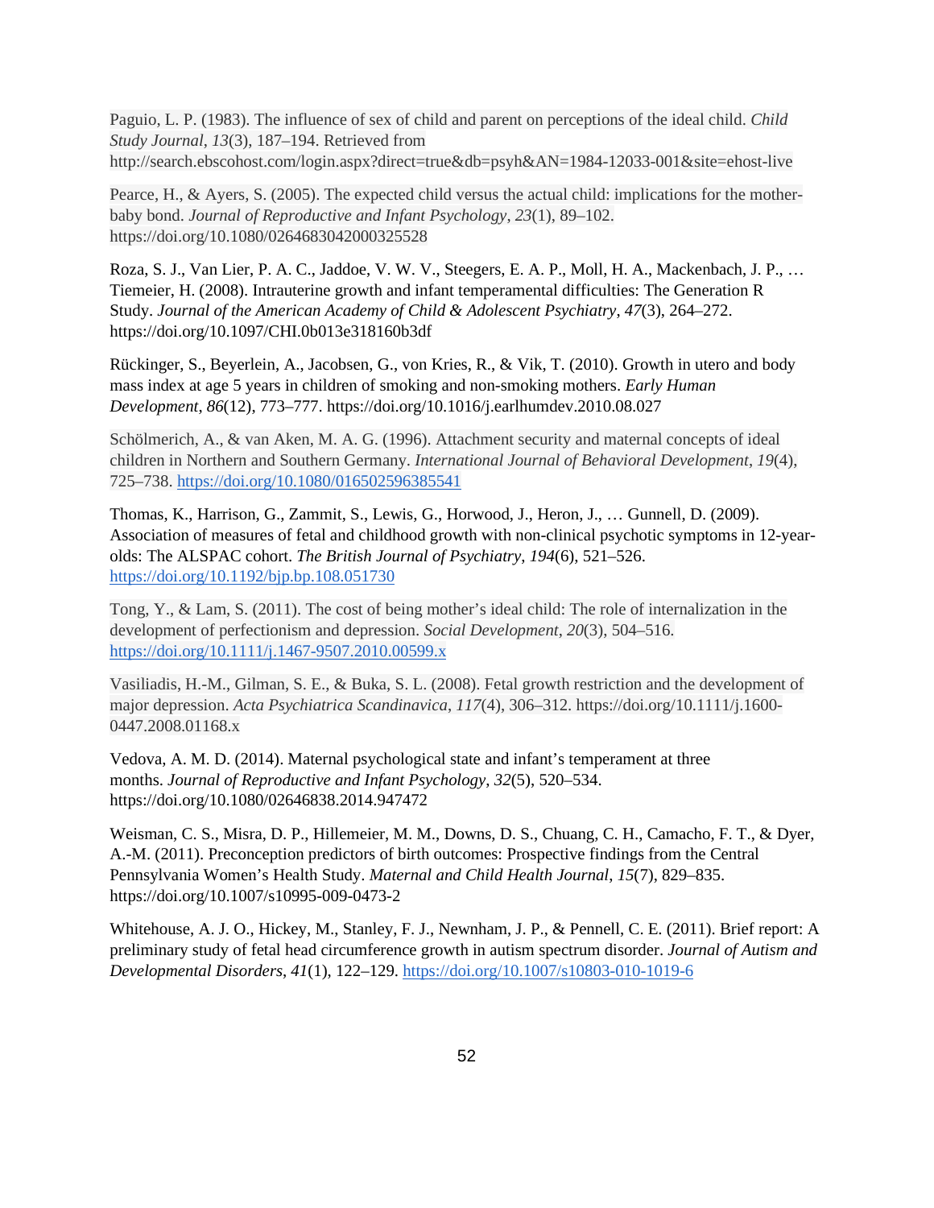Paguio, L. P. (1983). The influence of sex of child and parent on perceptions of the ideal child. *Child Study Journal*, *13*(3), 187–194. Retrieved from http://search.ebscohost.com/login.aspx?direct=true&db=psyh&AN=1984-12033-001&site=ehost-live

Pearce, H., & Ayers, S. (2005). The expected child versus the actual child: implications for the mother-baby bond. *Journal of Reproductive and Infant Psychology*, *23*(1), 89–102. https://doi.org/10.1080/02646830420003255528

Roza, S. J., Van Lier, P. A. C., Jaddoe, V. W. V., Steegers, E. A. P., Moll, H. A., Mackenbach, J. P., … Tiemeier, H. (2008). Intrauterine growth and infant temperamental difficulties: The Generation R Study. *Journal of the American Academy of Child & Adolescent Psychiatry*, *47*(3), 264–272. https://doi.org/10.1097/CHI.0b013e318160b3df

Rückinger, S., Beyerlein, A., Jacobsen, G., von Kries, R., & Vik, T. (2010). Growth in utero and body mass index at age 5 years in children of smoking and non-smoking mothers. *Early Human Development*, *86*(12), 773–777. https://doi.org/10.1016/j.earlhumdev.2010.08.027

Schölmerich, A., & van Aken, M. A. G. (1996). Attachment security and maternal concepts of ideal children in Northern and Southern Germany. *International Journal of Behavioral Development*, *19*(4), 725–738. https://doi.org/10.1080/016502596385541

Thomas, K., Harrison, G., Zammit, S., Lewis, G., Horwood, J., Heron, J., … Gunnell, D. (2009). Association of measures of fetal and childhood growth with non-clinical psychotic symptoms in 12-year-olds: The ALSPAC cohort. *The British Journal of Psychiatry*, *194*(6), 521–526. https://doi.org/10.1192/bjp.bp.108.051730

Tong, Y., & Lam, S. (2011). The cost of being mother's ideal child: The role of internalization in the development of perfectionism and depression. *Social Development*, *20*(3), 504–516. https://doi.org/10.1111/j.1467-9507.2010.00599.x

Vasiliadis, H.-M., Gilman, S. E., & Buka, S. L. (2008). Fetal growth restriction and the development of major depression. *Acta Psychiatrica Scandinavica*, *117*(4), 306–312. https://doi.org/10.1111/j.1600-0447.2008.01168.x

Vedova, A. M. D. (2014). Maternal psychological state and infant's temperament at three months. *Journal of Reproductive and Infant Psychology*, *32*(5), 520–534. https://doi.org/10.1080/02646838.2014.947472

Weisman, C. S., Misra, D. P., Hillemeier, M. M., Downs, D. S., Chuang, C. H., Camacho, F. T., & Dyer, A.-M. (2011). Preconception predictors of birth outcomes: Prospective findings from the Central Pennsylvania Women's Health Study. *Maternal and Child Health Journal*, *15*(7), 829–835. https://doi.org/10.1007/s10995-009-0473-2

Whitehouse, A. J. O., Hickey, M., Stanley, F. J., Newnham, J. P., & Pennell, C. E. (2011). Brief report: A preliminary study of fetal head circumference growth in autism spectrum disorder. *Journal of Autism and Developmental Disorders*, *41*(1), 122–129. https://doi.org/10.1007/s10803-010-1019-6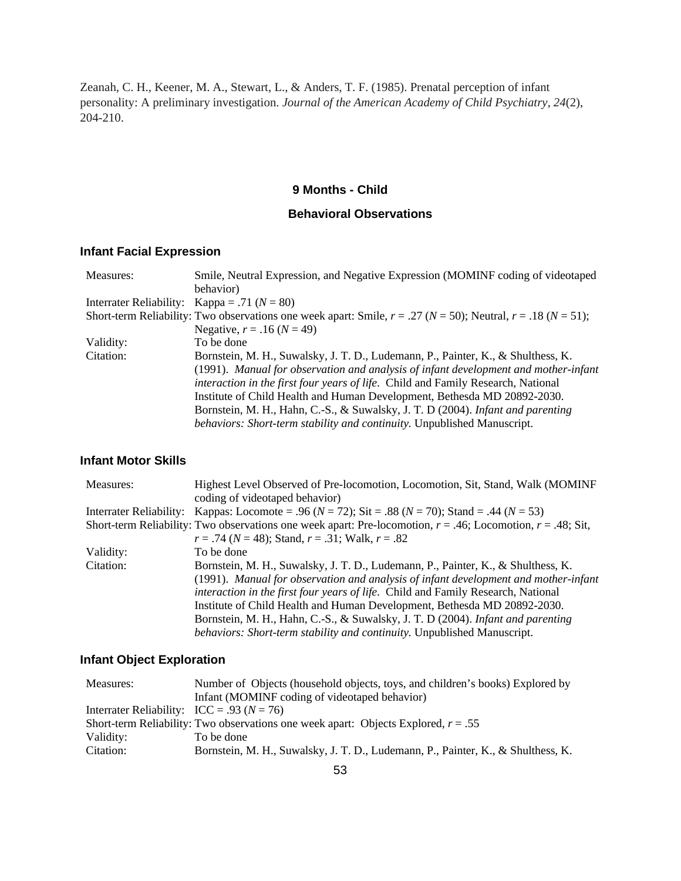Zeanah, C. H., Keener, M. A., Stewart, L., & Anders, T. F. (1985). Prenatal perception of infant personality: A preliminary investigation. *Journal of the American Academy of Child Psychiatry*, *24*(2), 204-210.

## 9 Months - Child

## Behavioral Observations

### Infant Facial Expression

| | |
|---|---|
| Measures: | Smile, Neutral Expression, and Negative Expression (MOMINF coding of videotaped behavior) |
| Interrater Reliability: | Kappa = .71 (*N* = 80) |
| Short-term Reliability: | Two observations one week apart: Smile, *r* = .27 (*N* = 50); Neutral, *r* = .18 (*N* = 51); Negative, *r* = .16 (*N* = 49) |
| Validity: | To be done |
| Citation: | Bornstein, M. H., Suwalsky, J. T. D., Ludemann, P., Painter, K., & Shulthess, K. (1991). *Manual for observation and analysis of infant development and mother-infant interaction in the first four years of life*. Child and Family Research, National Institute of Child Health and Human Development, Bethesda MD 20892-2030. Bornstein, M. H., Hahn, C.-S., & Suwalsky, J. T. D (2004). *Infant and parenting behaviors: Short-term stability and continuity.* Unpublished Manuscript. |

### Infant Motor Skills

| | |
|---|---|
| Measures: | Highest Level Observed of Pre-locomotion, Locomotion, Sit, Stand, Walk (MOMINF coding of videotaped behavior) |
| Interrater Reliability: | Kappas: Locomote = .96 (*N* = 72); Sit = .88 (*N* = 70); Stand = .44 (*N* = 53) |
| Short-term Reliability: | Two observations one week apart: Pre-locomotion, *r* = .46; Locomotion, *r* = .48; Sit, *r* = .74 (*N* = 48); Stand, *r* = .31; Walk, *r* = .82 |
| Validity: | To be done |
| Citation: | Bornstein, M. H., Suwalsky, J. T. D., Ludemann, P., Painter, K., & Shulthess, K. (1991). *Manual for observation and analysis of infant development and mother-infant interaction in the first four years of life*. Child and Family Research, National Institute of Child Health and Human Development, Bethesda MD 20892-2030. Bornstein, M. H., Hahn, C.-S., & Suwalsky, J. T. D (2004). *Infant and parenting behaviors: Short-term stability and continuity.* Unpublished Manuscript. |

### Infant Object Exploration

| | |
|---|---|
| Measures: | Number of Objects (household objects, toys, and children's books) Explored by Infant (MOMINF coding of videotaped behavior) |
| Interrater Reliability: | ICC = .93 (*N* = 76) |
| Short-term Reliability: | Two observations one week apart: Objects Explored, *r* = .55 |
| Validity: | To be done |
| Citation: | Bornstein, M. H., Suwalsky, J. T. D., Ludemann, P., Painter, K., & Shulthess, K. |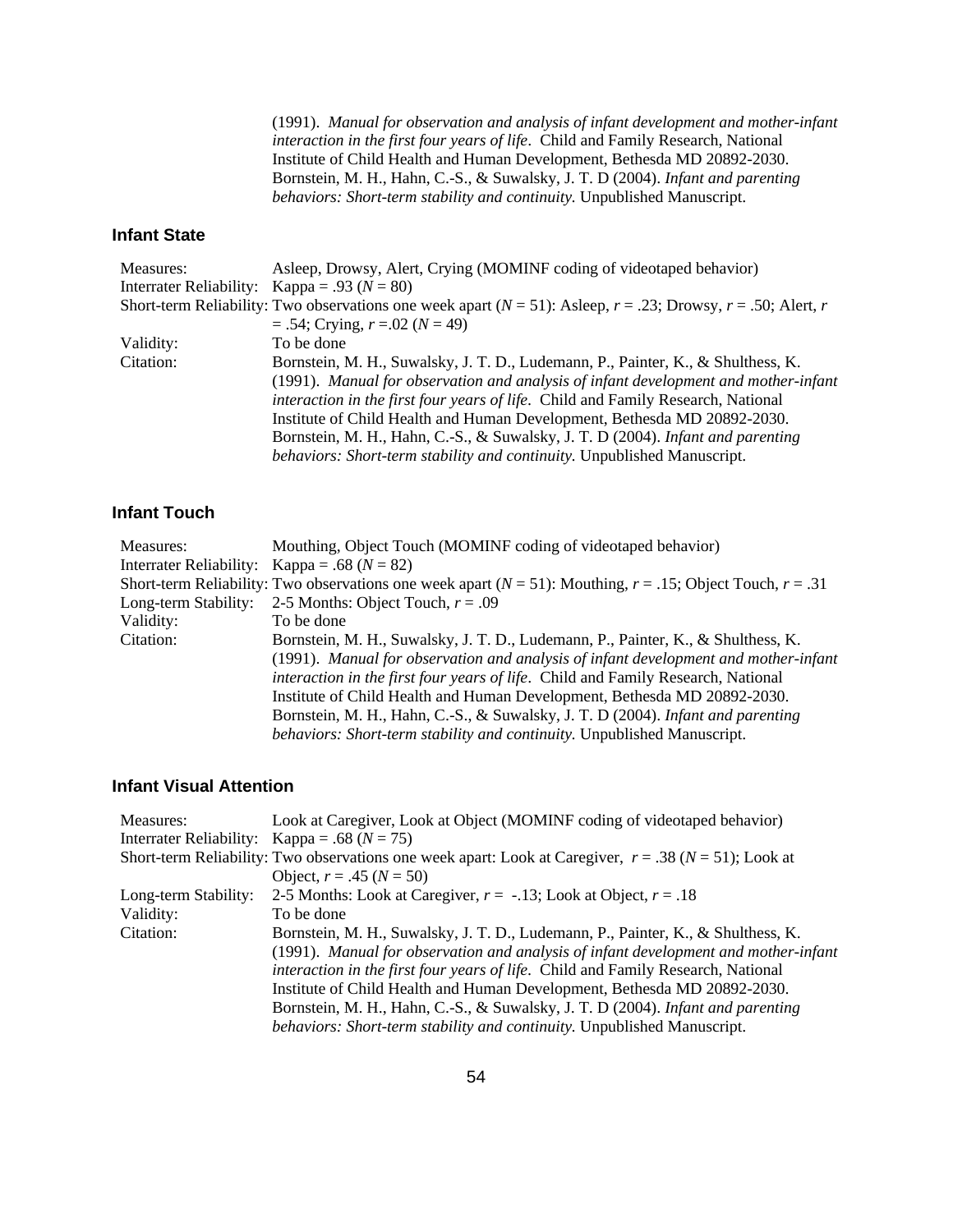(1991). *Manual for observation and analysis of infant development and mother-infant interaction in the first four years of life*. Child and Family Research, National Institute of Child Health and Human Development, Bethesda MD 20892-2030.
Bornstein, M. H., Hahn, C.-S., & Suwalsky, J. T. D (2004). *Infant and parenting behaviors: Short-term stability and continuity.* Unpublished Manuscript.

### Infant State

| | |
|---|---|
| Measures: | Asleep, Drowsy, Alert, Crying (MOMINF coding of videotaped behavior) |
| Interrater Reliability: | Kappa = .93 ($N$ = 80) |
| Short-term Reliability: | Two observations one week apart ($N$ = 51): Asleep, $r$ = .23; Drowsy, $r$ = .50; Alert, $r$ = .54; Crying, $r$ =.02 ($N$ = 49) |
| Validity: | To be done |
| Citation: | Bornstein, M. H., Suwalsky, J. T. D., Ludemann, P., Painter, K., & Shulthess, K. (1991). *Manual for observation and analysis of infant development and mother-infant interaction in the first four years of life*. Child and Family Research, National Institute of Child Health and Human Development, Bethesda MD 20892-2030. Bornstein, M. H., Hahn, C.-S., & Suwalsky, J. T. D (2004). *Infant and parenting behaviors: Short-term stability and continuity.* Unpublished Manuscript. |

### Infant Touch

| | |
|---|---|
| Measures: | Mouthing, Object Touch (MOMINF coding of videotaped behavior) |
| Interrater Reliability: | Kappa = .68 ($N$ = 82) |
| Short-term Reliability: | Two observations one week apart ($N$ = 51): Mouthing, $r$ = .15; Object Touch, $r$ = .31 |
| Long-term Stability: | 2-5 Months: Object Touch, $r$ = .09 |
| Validity: | To be done |
| Citation: | Bornstein, M. H., Suwalsky, J. T. D., Ludemann, P., Painter, K., & Shulthess, K. (1991). *Manual for observation and analysis of infant development and mother-infant interaction in the first four years of life*. Child and Family Research, National Institute of Child Health and Human Development, Bethesda MD 20892-2030. Bornstein, M. H., Hahn, C.-S., & Suwalsky, J. T. D (2004). *Infant and parenting behaviors: Short-term stability and continuity.* Unpublished Manuscript. |

### Infant Visual Attention

| | |
|---|---|
| Measures: | Look at Caregiver, Look at Object (MOMINF coding of videotaped behavior) |
| Interrater Reliability: | Kappa = .68 ($N$ = 75) |
| Short-term Reliability: | Two observations one week apart: Look at Caregiver, $r$ = .38 ($N$ = 51); Look at Object, $r$ = .45 ($N$ = 50) |
| Long-term Stability: | 2-5 Months: Look at Caregiver, $r$ = -.13; Look at Object, $r$ = .18 |
| Validity: | To be done |
| Citation: | Bornstein, M. H., Suwalsky, J. T. D., Ludemann, P., Painter, K., & Shulthess, K. (1991). *Manual for observation and analysis of infant development and mother-infant interaction in the first four years of life*. Child and Family Research, National Institute of Child Health and Human Development, Bethesda MD 20892-2030. Bornstein, M. H., Hahn, C.-S., & Suwalsky, J. T. D (2004). *Infant and parenting behaviors: Short-term stability and continuity.* Unpublished Manuscript. |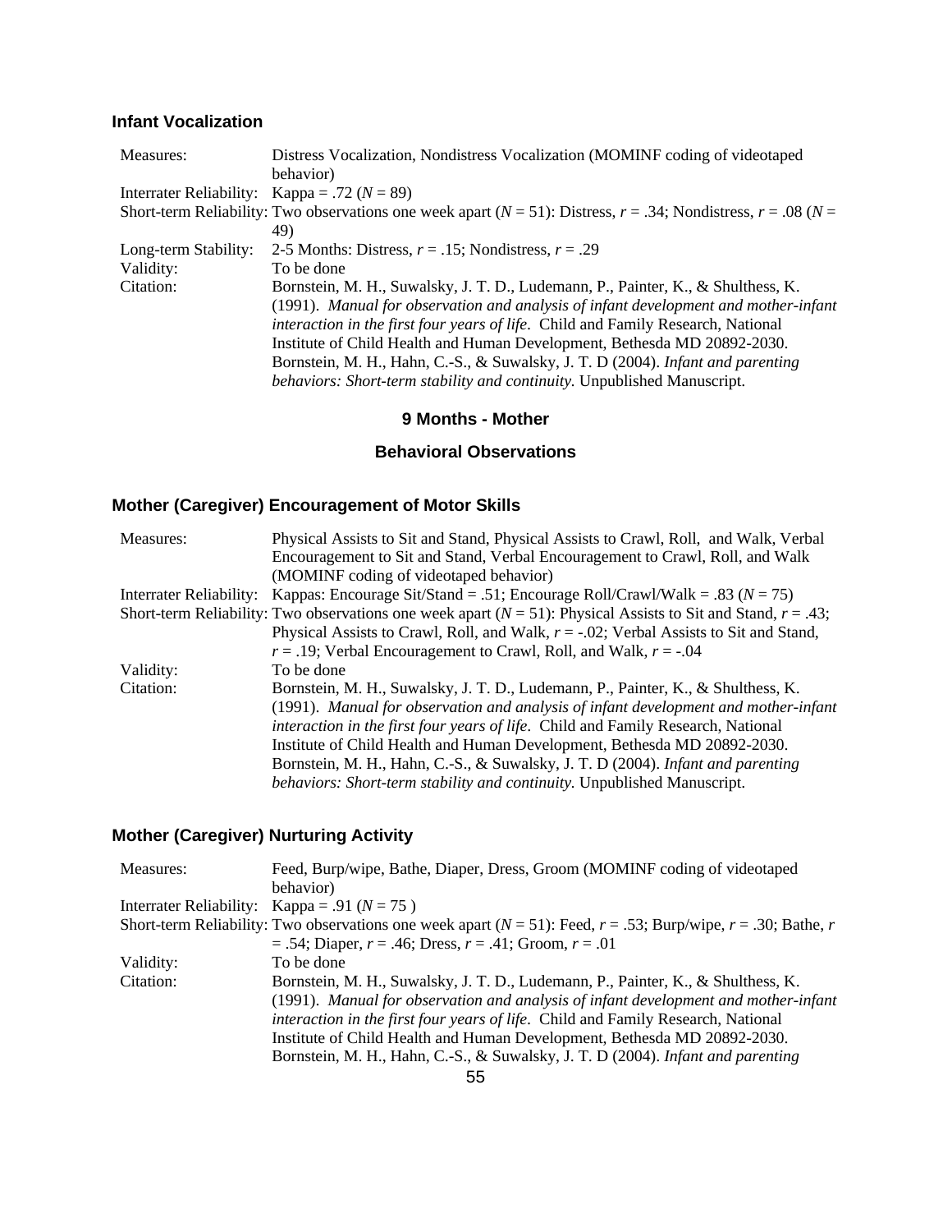### Infant Vocalization

| | |
|---|---|
| Measures: | Distress Vocalization, Nondistress Vocalization (MOMINF coding of videotaped behavior) |
| Interrater Reliability: | Kappa = .72 ($N$ = 89) |
| Short-term Reliability: | Two observations one week apart ($N$ = 51): Distress, $r$ = .34; Nondistress, $r$ = .08 ($N$ = 49) |
| Long-term Stability: | 2-5 Months: Distress, $r$ = .15; Nondistress, $r$ = .29 |
| Validity: | To be done |
| Citation: | Bornstein, M. H., Suwalsky, J. T. D., Ludemann, P., Painter, K., & Shulthess, K. (1991). *Manual for observation and analysis of infant development and mother-infant interaction in the first four years of life*. Child and Family Research, National Institute of Child Health and Human Development, Bethesda MD 20892-2030. Bornstein, M. H., Hahn, C.-S., & Suwalsky, J. T. D (2004). *Infant and parenting behaviors: Short-term stability and continuity.* Unpublished Manuscript. |

## 9 Months - Mother

## Behavioral Observations

### Mother (Caregiver) Encouragement of Motor Skills

| | |
|---|---|
| Measures: | Physical Assists to Sit and Stand, Physical Assists to Crawl, Roll, and Walk, Verbal Encouragement to Sit and Stand, Verbal Encouragement to Crawl, Roll, and Walk (MOMINF coding of videotaped behavior) |
| Interrater Reliability: | Kappas: Encourage Sit/Stand = .51; Encourage Roll/Crawl/Walk = .83 ($N$ = 75) |
| Short-term Reliability: | Two observations one week apart ($N$ = 51): Physical Assists to Sit and Stand, $r$ = .43; Physical Assists to Crawl, Roll, and Walk, $r$ = -.02; Verbal Assists to Sit and Stand, $r$ = .19; Verbal Encouragement to Crawl, Roll, and Walk, $r$ = -.04 |
| Validity: | To be done |
| Citation: | Bornstein, M. H., Suwalsky, J. T. D., Ludemann, P., Painter, K., & Shulthess, K. (1991). *Manual for observation and analysis of infant development and mother-infant interaction in the first four years of life*. Child and Family Research, National Institute of Child Health and Human Development, Bethesda MD 20892-2030. Bornstein, M. H., Hahn, C.-S., & Suwalsky, J. T. D (2004). *Infant and parenting behaviors: Short-term stability and continuity.* Unpublished Manuscript. |

### Mother (Caregiver) Nurturing Activity

| | |
|---|---|
| Measures: | Feed, Burp/wipe, Bathe, Diaper, Dress, Groom (MOMINF coding of videotaped behavior) |
| Interrater Reliability: | Kappa = .91 ($N$ = 75 ) |
| Short-term Reliability: | Two observations one week apart ($N$ = 51): Feed, $r$ = .53; Burp/wipe, $r$ = .30; Bathe, $r$ = .54; Diaper, $r$ = .46; Dress, $r$ = .41; Groom, $r$ = .01 |
| Validity: | To be done |
| Citation: | Bornstein, M. H., Suwalsky, J. T. D., Ludemann, P., Painter, K., & Shulthess, K. (1991). *Manual for observation and analysis of infant development and mother-infant interaction in the first four years of life*. Child and Family Research, National Institute of Child Health and Human Development, Bethesda MD 20892-2030. Bornstein, M. H., Hahn, C.-S., & Suwalsky, J. T. D (2004). *Infant and parenting* |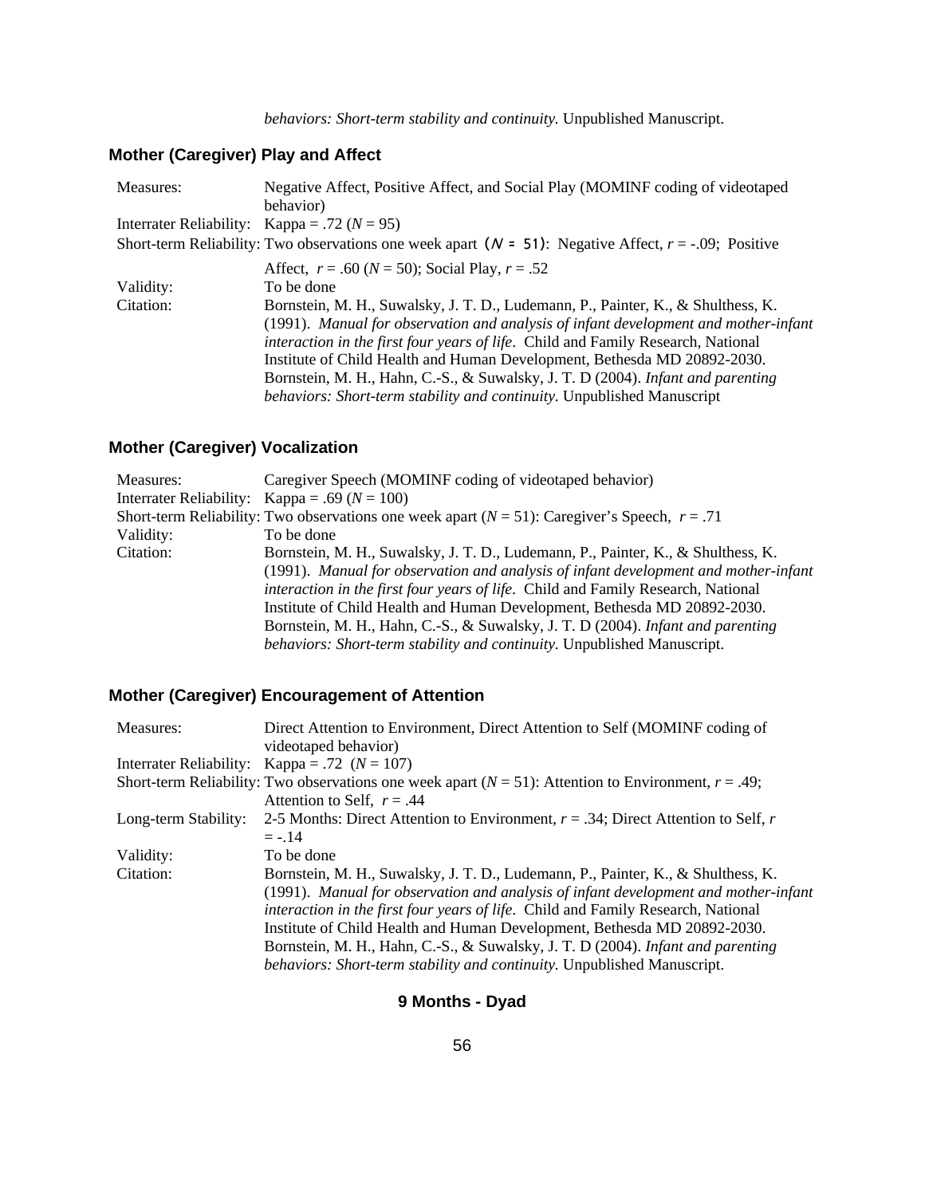*behaviors: Short-term stability and continuity.* Unpublished Manuscript.

### Mother (Caregiver) Play and Affect

| | |
|---|---|
| Measures: | Negative Affect, Positive Affect, and Social Play (MOMINF coding of videotaped behavior) |
| Interrater Reliability: | Kappa = .72 (*N* = 95) |
| Short-term Reliability: | Two observations one week apart (*N* = 51): Negative Affect, *r* = -.09; Positive Affect, *r* = .60 (*N* = 50); Social Play, *r* = .52 |
| Validity: | To be done |
| Citation: | Bornstein, M. H., Suwalsky, J. T. D., Ludemann, P., Painter, K., & Shulthess, K. (1991). *Manual for observation and analysis of infant development and mother-infant interaction in the first four years of life*. Child and Family Research, National Institute of Child Health and Human Development, Bethesda MD 20892-2030. Bornstein, M. H., Hahn, C.-S., & Suwalsky, J. T. D (2004). *Infant and parenting behaviors: Short-term stability and continuity.* Unpublished Manuscript |

### Mother (Caregiver) Vocalization

| | |
|---|---|
| Measures: | Caregiver Speech (MOMINF coding of videotaped behavior) |
| Interrater Reliability: | Kappa = .69 (*N* = 100) |
| Short-term Reliability: | Two observations one week apart (*N* = 51): Caregiver's Speech, *r* = .71 |
| Validity: | To be done |
| Citation: | Bornstein, M. H., Suwalsky, J. T. D., Ludemann, P., Painter, K., & Shulthess, K. (1991). *Manual for observation and analysis of infant development and mother-infant interaction in the first four years of life*. Child and Family Research, National Institute of Child Health and Human Development, Bethesda MD 20892-2030. Bornstein, M. H., Hahn, C.-S., & Suwalsky, J. T. D (2004). *Infant and parenting behaviors: Short-term stability and continuity.* Unpublished Manuscript. |

### Mother (Caregiver) Encouragement of Attention

| | |
|---|---|
| Measures: | Direct Attention to Environment, Direct Attention to Self (MOMINF coding of videotaped behavior) |
| Interrater Reliability: | Kappa = .72 (*N* = 107) |
| Short-term Reliability: | Two observations one week apart (*N* = 51): Attention to Environment, *r* = .49; Attention to Self, *r* = .44 |
| Long-term Stability: | 2-5 Months: Direct Attention to Environment, *r* = .34; Direct Attention to Self, *r* = -.14 |
| Validity: | To be done |
| Citation: | Bornstein, M. H., Suwalsky, J. T. D., Ludemann, P., Painter, K., & Shulthess, K. (1991). *Manual for observation and analysis of infant development and mother-infant interaction in the first four years of life*. Child and Family Research, National Institute of Child Health and Human Development, Bethesda MD 20892-2030. Bornstein, M. H., Hahn, C.-S., & Suwalsky, J. T. D (2004). *Infant and parenting behaviors: Short-term stability and continuity.* Unpublished Manuscript. |

## 9 Months - Dyad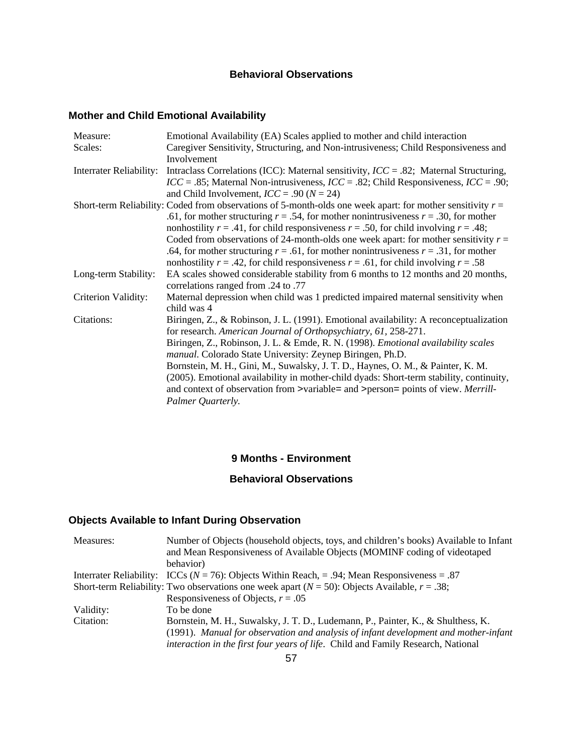## Behavioral Observations

### Mother and Child Emotional Availability

| | |
|---|---|
| Measure: | Emotional Availability (EA) Scales applied to mother and child interaction |
| Scales: | Caregiver Sensitivity, Structuring, and Non-intrusiveness; Child Responsiveness and Involvement |
| Interrater Reliability: | Intraclass Correlations (ICC): Maternal sensitivity, *ICC* = .82; Maternal Structuring, *ICC* = .85; Maternal Non-intrusiveness, *ICC* = .82; Child Responsiveness, *ICC* = .90; and Child Involvement, *ICC* = .90 (*N* = 24) |
| Short-term Reliability: | Coded from observations of 5-month-olds one week apart: for mother sensitivity *r* = .61, for mother structuring *r* = .54, for mother nonintrusiveness *r* = .30, for mother nonhostility *r* = .41, for child responsiveness *r* = .50, for child involving *r* = .48; Coded from observations of 24-month-olds one week apart: for mother sensitivity *r* = .64, for mother structuring *r* = .61, for mother nonintrusiveness *r* = .31, for mother nonhostility *r* = .42, for child responsiveness *r* = .61, for child involving *r* = .58 |
| Long-term Stability: | EA scales showed considerable stability from 6 months to 12 months and 20 months, correlations ranged from .24 to .77 |
| Criterion Validity: | Maternal depression when child was 1 predicted impaired maternal sensitivity when child was 4 |
| Citations: | Biringen, Z., & Robinson, J. L. (1991). Emotional availability: A reconceptualization for research. *American Journal of Orthopsychiatry, 61,* 258-271. Biringen, Z., Robinson, J. L. & Emde, R. N. (1998). *Emotional availability scales manual.* Colorado State University: Zeynep Biringen, Ph.D. Bornstein, M. H., Gini, M., Suwalsky, J. T. D., Haynes, O. M., & Painter, K. M. (2005). Emotional availability in mother-child dyads: Short-term stability, continuity, and context of observation from >variable= and >person= points of view. *Merrill-Palmer Quarterly.* |

## 9 Months - Environment

## Behavioral Observations

### Objects Available to Infant During Observation

| | |
|---|---|
| Measures: | Number of Objects (household objects, toys, and children's books) Available to Infant and Mean Responsiveness of Available Objects (MOMINF coding of videotaped behavior) |
| Interrater Reliability: | ICCs (*N* = 76): Objects Within Reach, = .94; Mean Responsiveness = .87 |
| Short-term Reliability: | Two observations one week apart (*N* = 50): Objects Available, *r* = .38; Responsiveness of Objects, *r* = .05 |
| Validity: | To be done |
| Citation: | Bornstein, M. H., Suwalsky, J. T. D., Ludemann, P., Painter, K., & Shulthess, K. (1991). *Manual for observation and analysis of infant development and mother-infant interaction in the first four years of life*. Child and Family Research, National |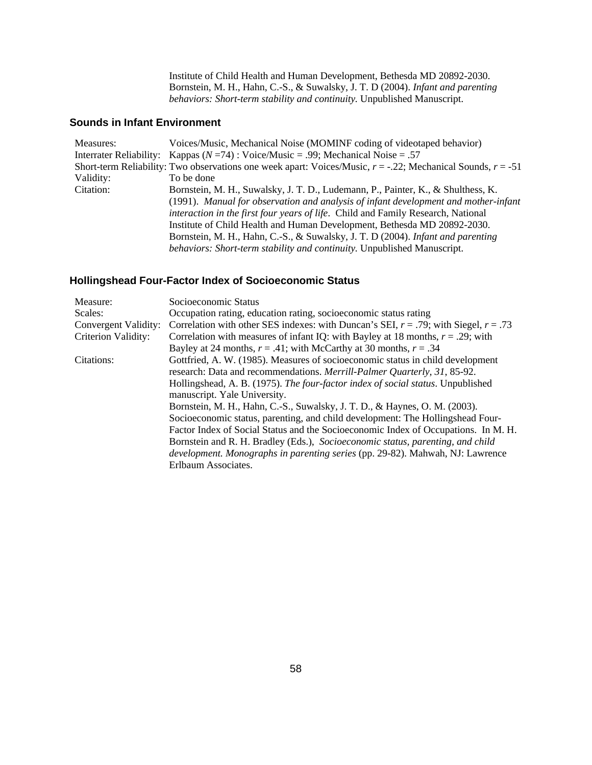Institute of Child Health and Human Development, Bethesda MD 20892-2030. Bornstein, M. H., Hahn, C.-S., & Suwalsky, J. T. D (2004). *Infant and parenting behaviors: Short-term stability and continuity.* Unpublished Manuscript.

### Sounds in Infant Environment

| | |
|---|---|
| Measures: | Voices/Music, Mechanical Noise (MOMINF coding of videotaped behavior) |
| Interrater Reliability: | Kappas ($N$ =74) : Voice/Music = .99; Mechanical Noise = .57 |
| Short-term Reliability: | Two observations one week apart: Voices/Music, $r$ = -.22; Mechanical Sounds, $r$ = -51 |
| Validity: | To be done |
| Citation: | Bornstein, M. H., Suwalsky, J. T. D., Ludemann, P., Painter, K., & Shulthess, K. (1991). *Manual for observation and analysis of infant development and mother-infant interaction in the first four years of life*. Child and Family Research, National Institute of Child Health and Human Development, Bethesda MD 20892-2030. Bornstein, M. H., Hahn, C.-S., & Suwalsky, J. T. D (2004). *Infant and parenting behaviors: Short-term stability and continuity.* Unpublished Manuscript. |

### Hollingshead Four-Factor Index of Socioeconomic Status

| | |
|---|---|
| Measure: | Socioeconomic Status |
| Scales: | Occupation rating, education rating, socioeconomic status rating |
| Convergent Validity: | Correlation with other SES indexes: with Duncan's SEI, $r$ = .79; with Siegel, $r$ = .73 |
| Criterion Validity: | Correlation with measures of infant IQ: with Bayley at 18 months, $r$ = .29; with Bayley at 24 months, $r$ = .41; with McCarthy at 30 months, $r$ = .34 |
| Citations: | Gottfried, A. W. (1985). Measures of socioeconomic status in child development research: Data and recommendations. *Merrill-Palmer Quarterly, 31*, 85-92. Hollingshead, A. B. (1975). *The four-factor index of social status*. Unpublished manuscript. Yale University. Bornstein, M. H., Hahn, C.-S., Suwalsky, J. T. D., & Haynes, O. M. (2003). Socioeconomic status, parenting, and child development: The Hollingshead Four-Factor Index of Social Status and the Socioeconomic Index of Occupations. In M. H. Bornstein and R. H. Bradley (Eds.), *Socioeconomic status, parenting, and child development. Monographs in parenting series* (pp. 29-82). Mahwah, NJ: Lawrence Erlbaum Associates. |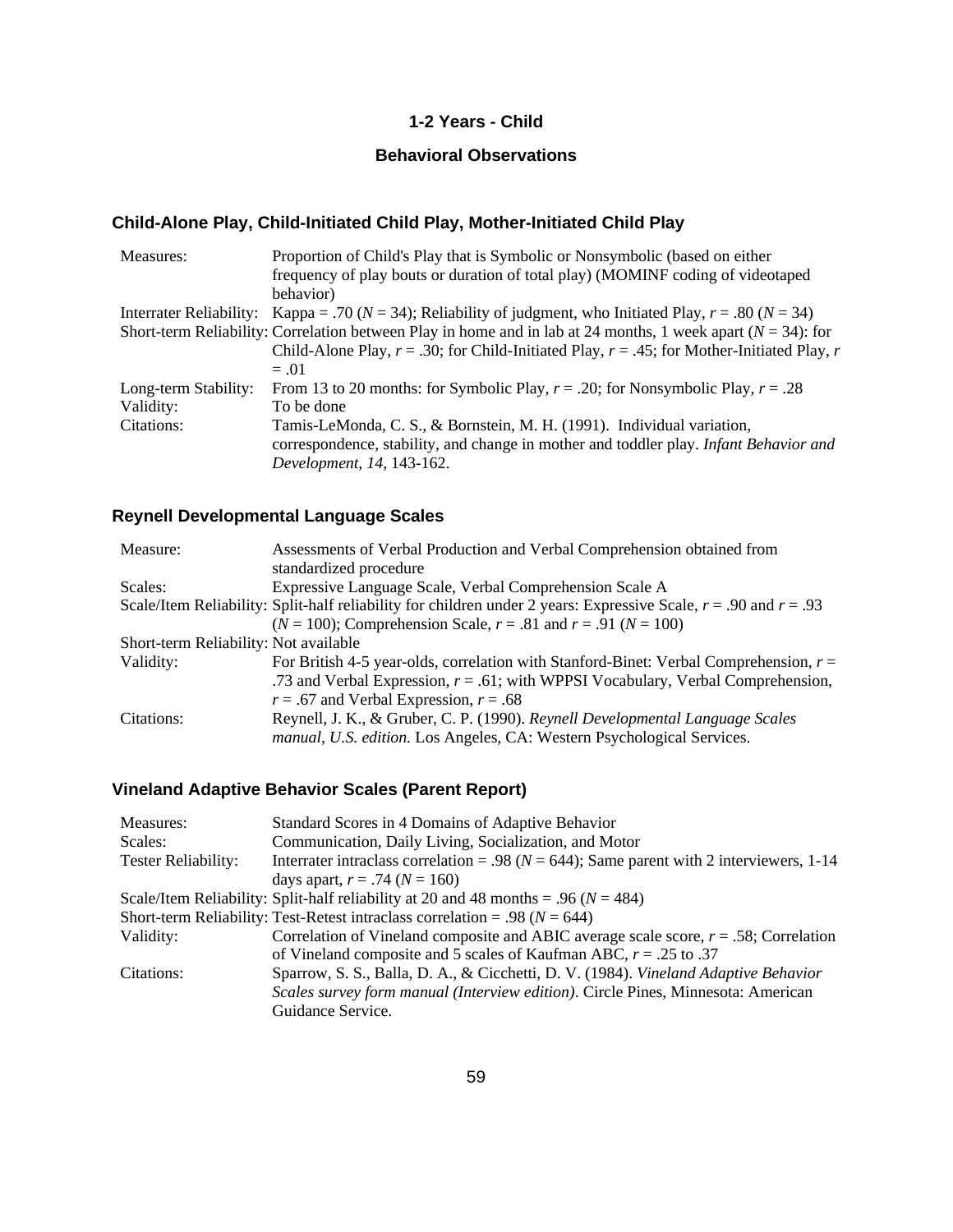# 1-2 Years - Child

## Behavioral Observations

### Child-Alone Play, Child-Initiated Child Play, Mother-Initiated Child Play

| | |
|---|---|
| Measures: | Proportion of Child's Play that is Symbolic or Nonsymbolic (based on either frequency of play bouts or duration of total play) (MOMINF coding of videotaped behavior) |
| Interrater Reliability: | Kappa = .70 ($N$ = 34); Reliability of judgment, who Initiated Play, $r$ = .80 ($N$ = 34) |
| Short-term Reliability: | Correlation between Play in home and in lab at 24 months, 1 week apart ($N$ = 34): for Child-Alone Play, $r$ = .30; for Child-Initiated Play, $r$ = .45; for Mother-Initiated Play, $r$ = .01 |
| Long-term Stability: | From 13 to 20 months: for Symbolic Play, $r$ = .20; for Nonsymbolic Play, $r$ = .28 |
| Validity: | To be done |
| Citations: | Tamis-LeMonda, C. S., & Bornstein, M. H. (1991). Individual variation, correspondence, stability, and change in mother and toddler play. *Infant Behavior and Development, 14,* 143-162. |

### Reynell Developmental Language Scales

| | |
|---|---|
| Measure: | Assessments of Verbal Production and Verbal Comprehension obtained from standardized procedure |
| Scales: | Expressive Language Scale, Verbal Comprehension Scale A |
| Scale/Item Reliability: | Split-half reliability for children under 2 years: Expressive Scale, $r$ = .90 and $r$ = .93 ($N$ = 100); Comprehension Scale, $r$ = .81 and $r$ = .91 ($N$ = 100) |
| Short-term Reliability: | Not available |
| Validity: | For British 4-5 year-olds, correlation with Stanford-Binet: Verbal Comprehension, $r$ = .73 and Verbal Expression, $r$ = .61; with WPPSI Vocabulary, Verbal Comprehension, $r$ = .67 and Verbal Expression, $r$ = .68 |
| Citations: | Reynell, J. K., & Gruber, C. P. (1990). *Reynell Developmental Language Scales manual, U.S. edition.* Los Angeles, CA: Western Psychological Services. |

### Vineland Adaptive Behavior Scales (Parent Report)

| | |
|---|---|
| Measures: | Standard Scores in 4 Domains of Adaptive Behavior |
| Scales: | Communication, Daily Living, Socialization, and Motor |
| Tester Reliability: | Interrater intraclass correlation = .98 ($N$ = 644); Same parent with 2 interviewers, 1-14 days apart, $r$ = .74 ($N$ = 160) |
| Scale/Item Reliability: | Split-half reliability at 20 and 48 months = .96 ($N$ = 484) |
| Short-term Reliability: | Test-Retest intraclass correlation = .98 ($N$ = 644) |
| Validity: | Correlation of Vineland composite and ABIC average scale score, $r$ = .58; Correlation of Vineland composite and 5 scales of Kaufman ABC, $r$ = .25 to .37 |
| Citations: | Sparrow, S. S., Balla, D. A., & Cicchetti, D. V. (1984). *Vineland Adaptive Behavior Scales survey form manual (Interview edition)*. Circle Pines, Minnesota: American Guidance Service. |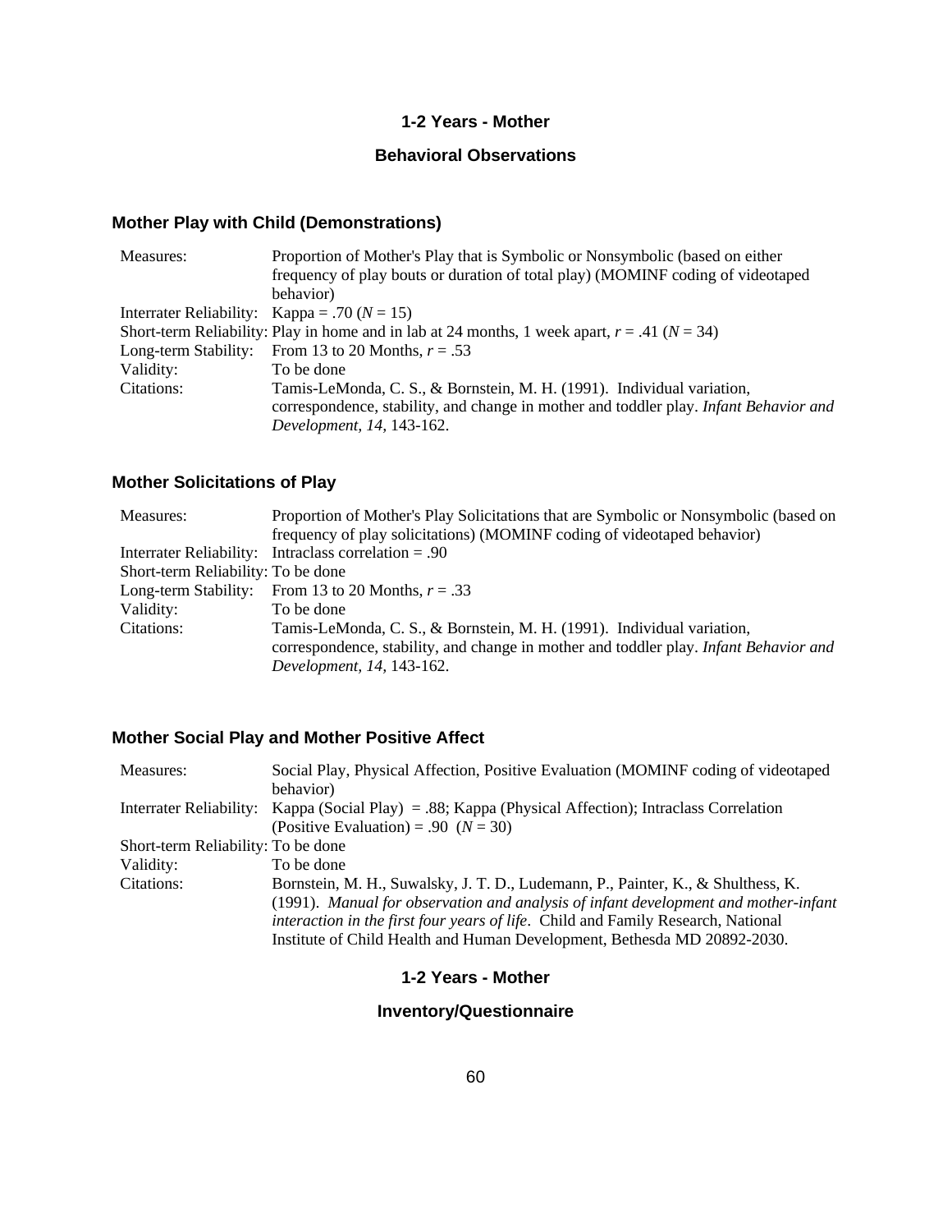## 1-2 Years - Mother

## Behavioral Observations

### Mother Play with Child (Demonstrations)

| | |
|---|---|
| Measures: | Proportion of Mother's Play that is Symbolic or Nonsymbolic (based on either frequency of play bouts or duration of total play) (MOMINF coding of videotaped behavior) |
| Interrater Reliability: | Kappa = .70 (*N* = 15) |
| Short-term Reliability: | Play in home and in lab at 24 months, 1 week apart, *r* = .41 (*N* = 34) |
| Long-term Stability: | From 13 to 20 Months, *r* = .53 |
| Validity: | To be done |
| Citations: | Tamis-LeMonda, C. S., & Bornstein, M. H. (1991). Individual variation, correspondence, stability, and change in mother and toddler play. *Infant Behavior and Development, 14,* 143-162. |

### Mother Solicitations of Play

| | |
|---|---|
| Measures: | Proportion of Mother's Play Solicitations that are Symbolic or Nonsymbolic (based on frequency of play solicitations) (MOMINF coding of videotaped behavior) |
| Interrater Reliability: | Intraclass correlation = .90 |
| Short-term Reliability: | To be done |
| Long-term Stability: | From 13 to 20 Months, *r* = .33 |
| Validity: | To be done |
| Citations: | Tamis-LeMonda, C. S., & Bornstein, M. H. (1991). Individual variation, correspondence, stability, and change in mother and toddler play. *Infant Behavior and Development, 14,* 143-162. |

### Mother Social Play and Mother Positive Affect

| | |
|---|---|
| Measures: | Social Play, Physical Affection, Positive Evaluation (MOMINF coding of videotaped behavior) |
| Interrater Reliability: | Kappa (Social Play) = .88; Kappa (Physical Affection); Intraclass Correlation (Positive Evaluation) = .90 (*N* = 30) |
| Short-term Reliability: | To be done |
| Validity: | To be done |
| Citations: | Bornstein, M. H., Suwalsky, J. T. D., Ludemann, P., Painter, K., & Shulthess, K. (1991). *Manual for observation and analysis of infant development and mother-infant interaction in the first four years of life*. Child and Family Research, National Institute of Child Health and Human Development, Bethesda MD 20892-2030. |

## 1-2 Years - Mother

## Inventory/Questionnaire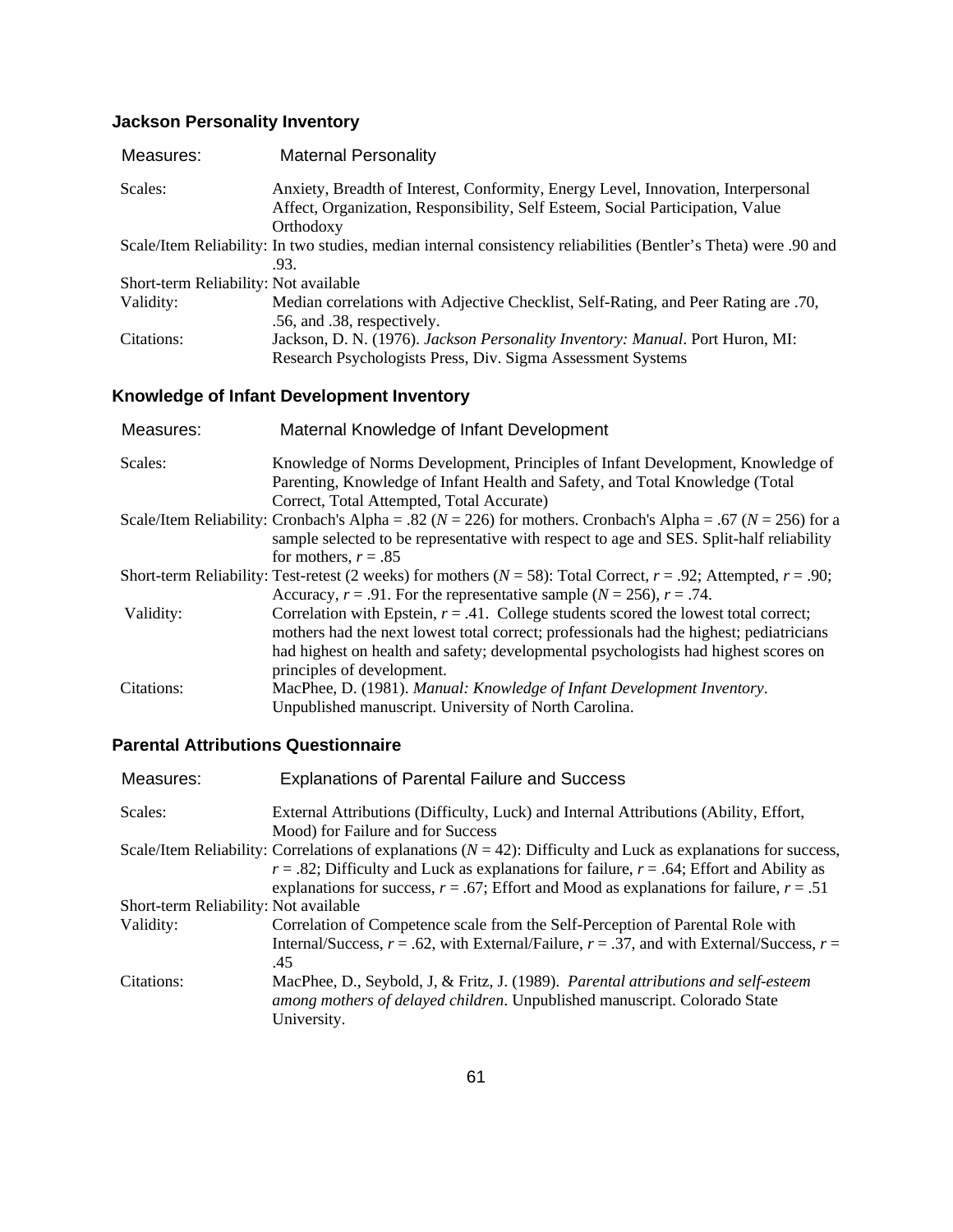### Jackson Personality Inventory

| | |
|---|---|
| Measures: | Maternal Personality |
| Scales: | Anxiety, Breadth of Interest, Conformity, Energy Level, Innovation, Interpersonal Affect, Organization, Responsibility, Self Esteem, Social Participation, Value Orthodoxy |
| Scale/Item Reliability: | In two studies, median internal consistency reliabilities (Bentler's Theta) were .90 and .93. |
| Short-term Reliability: | Not available |
| Validity: | Median correlations with Adjective Checklist, Self-Rating, and Peer Rating are .70, .56, and .38, respectively. |
| Citations: | Jackson, D. N. (1976). *Jackson Personality Inventory: Manual*. Port Huron, MI: Research Psychologists Press, Div. Sigma Assessment Systems |

### Knowledge of Infant Development Inventory

| | |
|---|---|
| Measures: | Maternal Knowledge of Infant Development |
| Scales: | Knowledge of Norms Development, Principles of Infant Development, Knowledge of Parenting, Knowledge of Infant Health and Safety, and Total Knowledge (Total Correct, Total Attempted, Total Accurate) |
| Scale/Item Reliability: | Cronbach's Alpha = .82 ($N$ = 226) for mothers. Cronbach's Alpha = .67 ($N$ = 256) for a sample selected to be representative with respect to age and SES. Split-half reliability for mothers, $r$ = .85 |
| Short-term Reliability: | Test-retest (2 weeks) for mothers ($N$ = 58): Total Correct, $r$ = .92; Attempted, $r$ = .90; Accuracy, $r$ = .91. For the representative sample ($N$ = 256), $r$ = .74. |
| Validity: | Correlation with Epstein, $r$ = .41. College students scored the lowest total correct; mothers had the next lowest total correct; professionals had the highest; pediatricians had highest on health and safety; developmental psychologists had highest scores on principles of development. |
| Citations: | MacPhee, D. (1981). *Manual: Knowledge of Infant Development Inventory*. Unpublished manuscript. University of North Carolina. |

### Parental Attributions Questionnaire

| | |
|---|---|
| Measures: | Explanations of Parental Failure and Success |
| Scales: | External Attributions (Difficulty, Luck) and Internal Attributions (Ability, Effort, Mood) for Failure and for Success |
| Scale/Item Reliability: | Correlations of explanations ($N$ = 42): Difficulty and Luck as explanations for success, $r$ = .82; Difficulty and Luck as explanations for failure, $r$ = .64; Effort and Ability as explanations for success, $r$ = .67; Effort and Mood as explanations for failure, $r$ = .51 |
| Short-term Reliability: | Not available |
| Validity: | Correlation of Competence scale from the Self-Perception of Parental Role with Internal/Success, $r$ = .62, with External/Failure, $r$ = .37, and with External/Success, $r$ = .45 |
| Citations: | MacPhee, D., Seybold, J, & Fritz, J. (1989). *Parental attributions and self-esteem among mothers of delayed children*. Unpublished manuscript. Colorado State University. |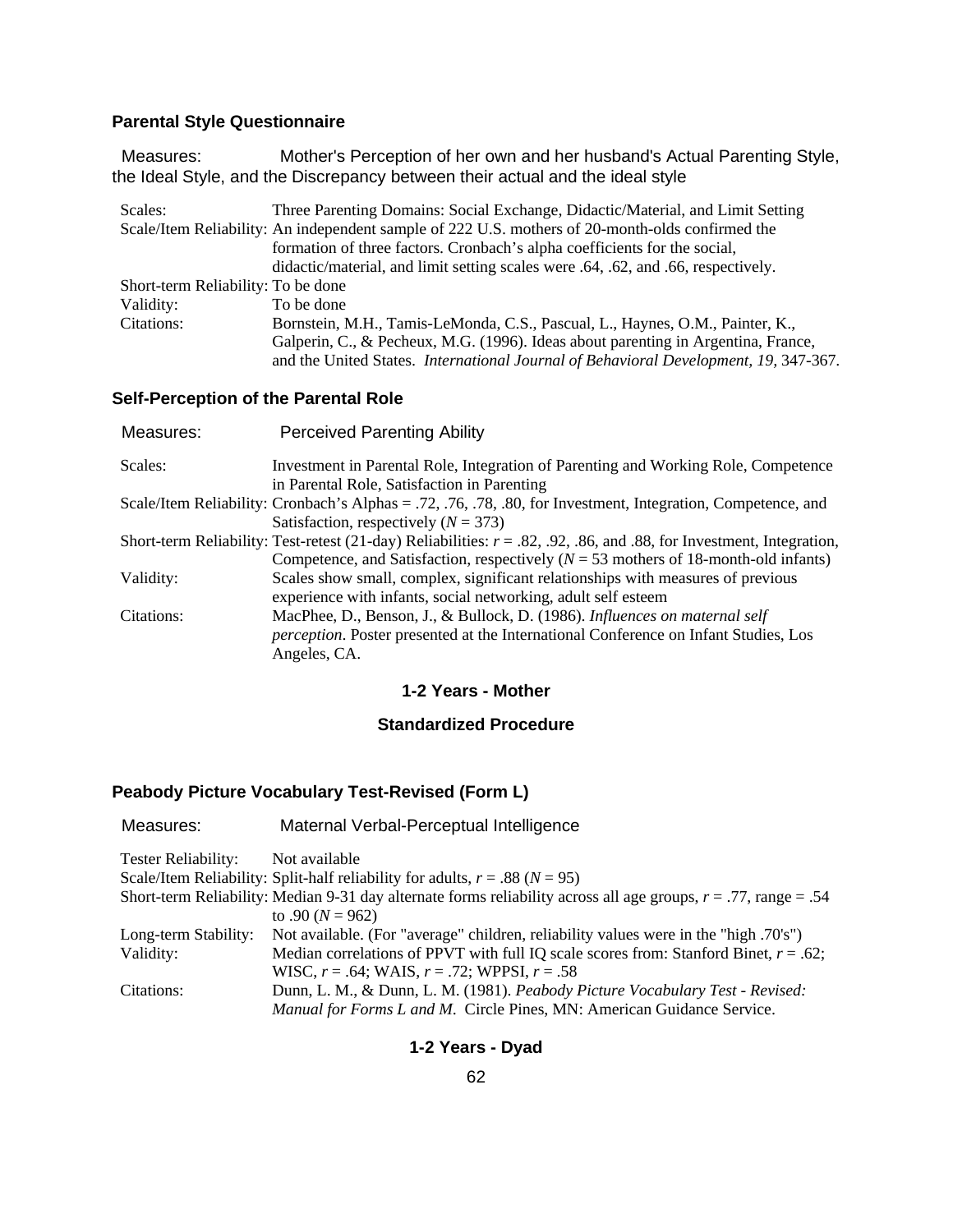### Parental Style Questionnaire

Measures: Mother's Perception of her own and her husband's Actual Parenting Style, the Ideal Style, and the Discrepancy between their actual and the ideal style

Scales: Three Parenting Domains: Social Exchange, Didactic/Material, and Limit Setting

Scale/Item Reliability: An independent sample of 222 U.S. mothers of 20-month-olds confirmed the formation of three factors. Cronbach's alpha coefficients for the social, didactic/material, and limit setting scales were .64, .62, and .66, respectively.

Short-term Reliability: To be done

Validity: To be done

Citations: Bornstein, M.H., Tamis-LeMonda, C.S., Pascual, L., Haynes, O.M., Painter, K., Galperin, C., & Pecheux, M.G. (1996). Ideas about parenting in Argentina, France, and the United States. *International Journal of Behavioral Development, 19,* 347-367.

### Self-Perception of the Parental Role

Measures: Perceived Parenting Ability

Scales: Investment in Parental Role, Integration of Parenting and Working Role, Competence in Parental Role, Satisfaction in Parenting

Scale/Item Reliability: Cronbach's Alphas = .72, .76, .78, .80, for Investment, Integration, Competence, and Satisfaction, respectively ($N$ = 373)

Short-term Reliability: Test-retest (21-day) Reliabilities: $r$ = .82, .92, .86, and .88, for Investment, Integration, Competence, and Satisfaction, respectively ($N$ = 53 mothers of 18-month-old infants)

Validity: Scales show small, complex, significant relationships with measures of previous experience with infants, social networking, adult self esteem

Citations: MacPhee, D., Benson, J., & Bullock, D. (1986). *Influences on maternal self perception*. Poster presented at the International Conference on Infant Studies, Los Angeles, CA.

## 1-2 Years - Mother

## Standardized Procedure

### Peabody Picture Vocabulary Test-Revised (Form L)

Measures: Maternal Verbal-Perceptual Intelligence

Tester Reliability: Not available

Scale/Item Reliability: Split-half reliability for adults, $r$ = .88 ($N$ = 95)

Short-term Reliability: Median 9-31 day alternate forms reliability across all age groups, $r$ = .77, range = .54 to .90 ($N$ = 962)

Long-term Stability: Not available. (For "average" children, reliability values were in the "high .70's")

Validity: Median correlations of PPVT with full IQ scale scores from: Stanford Binet, $r$ = .62; WISC, $r$ = .64; WAIS, $r$ = .72; WPPSI, $r$ = .58

Citations: Dunn, L. M., & Dunn, L. M. (1981). *Peabody Picture Vocabulary Test - Revised: Manual for Forms L and M*. Circle Pines, MN: American Guidance Service.

## 1-2 Years - Dyad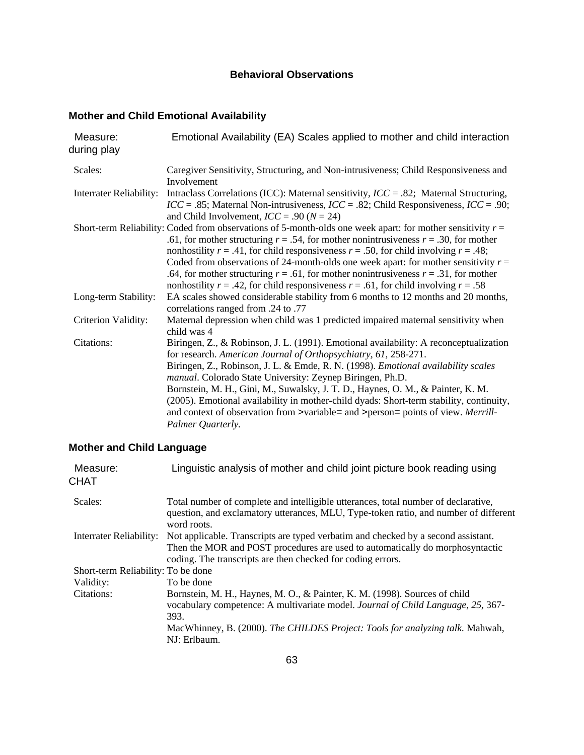# Behavioral Observations

## Mother and Child Emotional Availability

| | |
|---|---|
| Measure: | Emotional Availability (EA) Scales applied to mother and child interaction during play |
| Scales: | Caregiver Sensitivity, Structuring, and Non-intrusiveness; Child Responsiveness and Involvement |
| Interrater Reliability: | Intraclass Correlations (ICC): Maternal sensitivity, $ICC = .82$; Maternal Structuring, $ICC = .85$; Maternal Non-intrusiveness, $ICC = .82$; Child Responsiveness, $ICC = .90$; and Child Involvement, $ICC = .90$ ($N = 24$) |
| Short-term Reliability: | Coded from observations of 5-month-olds one week apart: for mother sensitivity $r = .61$, for mother structuring $r = .54$, for mother nonintrusiveness $r = .30$, for mother nonhostility $r = .41$, for child responsiveness $r = .50$, for child involving $r = .48$; Coded from observations of 24-month-olds one week apart: for mother sensitivity $r = .64$, for mother structuring $r = .61$, for mother nonintrusiveness $r = .31$, for mother nonhostility $r = .42$, for child responsiveness $r = .61$, for child involving $r = .58$ |
| Long-term Stability: | EA scales showed considerable stability from 6 months to 12 months and 20 months, correlations ranged from .24 to .77 |
| Criterion Validity: | Maternal depression when child was 1 predicted impaired maternal sensitivity when child was 4 |
| Citations: | Biringen, Z., & Robinson, J. L. (1991). Emotional availability: A reconceptualization for research. *American Journal of Orthopsychiatry, 61,* 258-271. Biringen, Z., Robinson, J. L. & Emde, R. N. (1998). *Emotional availability scales manual*. Colorado State University: Zeynep Biringen, Ph.D. Bornstein, M. H., Gini, M., Suwalsky, J. T. D., Haynes, O. M., & Painter, K. M. (2005). Emotional availability in mother-child dyads: Short-term stability, continuity, and context of observation from >variable= and >person= points of view. *Merrill-Palmer Quarterly.* |

## Mother and Child Language

| | |
|---|---|
| Measure: | Linguistic analysis of mother and child joint picture book reading using CHAT |
| Scales: | Total number of complete and intelligible utterances, total number of declarative, question, and exclamatory utterances, MLU, Type-token ratio, and number of different word roots. |
| Interrater Reliability: | Not applicable. Transcripts are typed verbatim and checked by a second assistant. Then the MOR and POST procedures are used to automatically do morphosyntactic coding. The transcripts are then checked for coding errors. |
| Short-term Reliability: | To be done |
| Validity: | To be done |
| Citations: | Bornstein, M. H., Haynes, M. O., & Painter, K. M. (1998). Sources of child vocabulary competence: A multivariate model. *Journal of Child Language, 25,* 367-393. MacWhinney, B. (2000). *The CHILDES Project: Tools for analyzing talk.* Mahwah, NJ: Erlbaum. |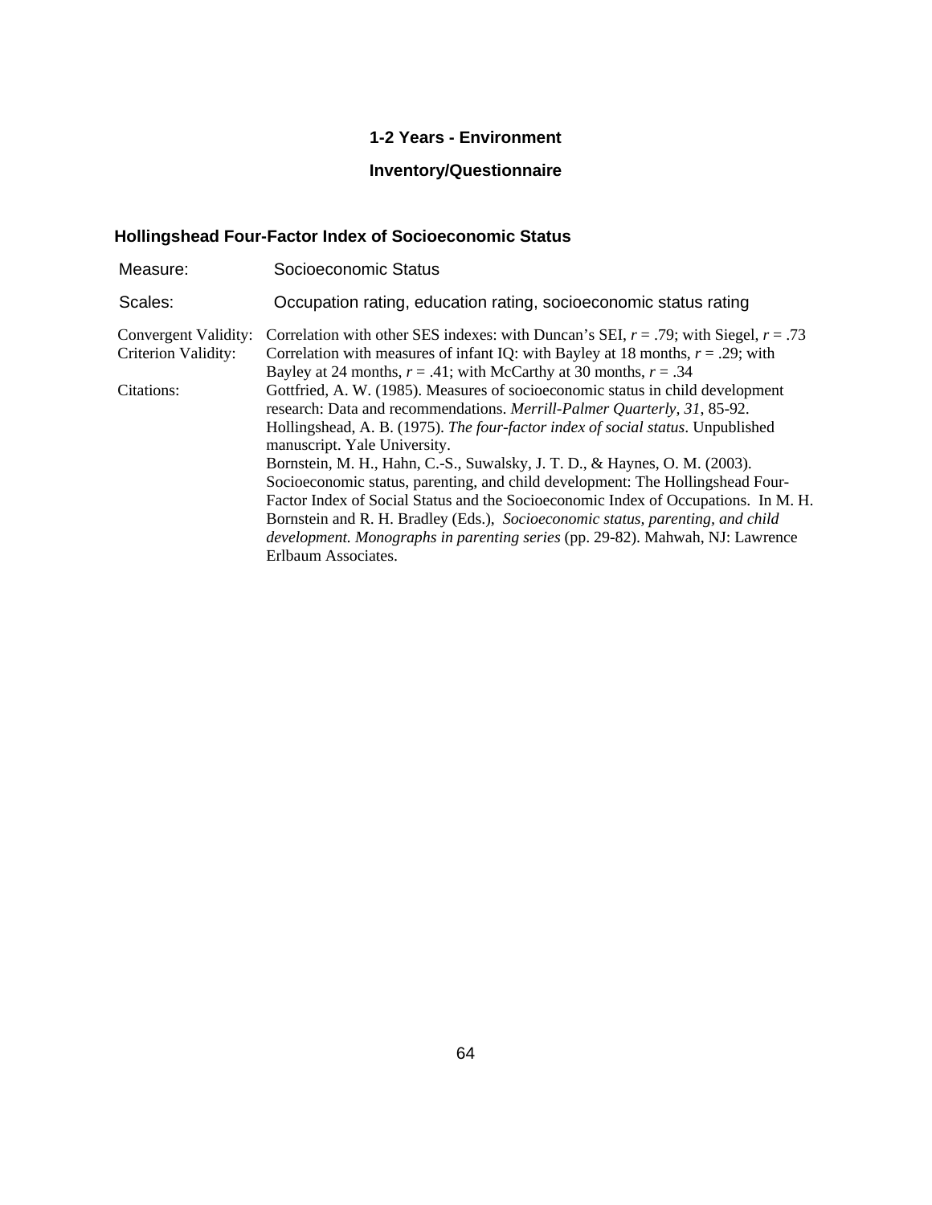## 1-2 Years - Environment

## Inventory/Questionnaire

### Hollingshead Four-Factor Index of Socioeconomic Status

| | |
|---|---|
| Measure: | Socioeconomic Status |
| Scales: | Occupation rating, education rating, socioeconomic status rating |
| Convergent Validity: | Correlation with other SES indexes: with Duncan's SEI, $r = .79$; with Siegel, $r = .73$ |
| Criterion Validity: | Correlation with measures of infant IQ: with Bayley at 18 months, $r = .29$; with Bayley at 24 months, $r = .41$; with McCarthy at 30 months, $r = .34$ |
| Citations: | Gottfried, A. W. (1985). Measures of socioeconomic status in child development research: Data and recommendations. *Merrill-Palmer Quarterly, 31*, 85-92. Hollingshead, A. B. (1975). *The four-factor index of social status*. Unpublished manuscript. Yale University. Bornstein, M. H., Hahn, C.-S., Suwalsky, J. T. D., & Haynes, O. M. (2003). Socioeconomic status, parenting, and child development: The Hollingshead Four-Factor Index of Social Status and the Socioeconomic Index of Occupations. In M. H. Bornstein and R. H. Bradley (Eds.), *Socioeconomic status, parenting, and child development. Monographs in parenting series* (pp. 29-82). Mahwah, NJ: Lawrence Erlbaum Associates. |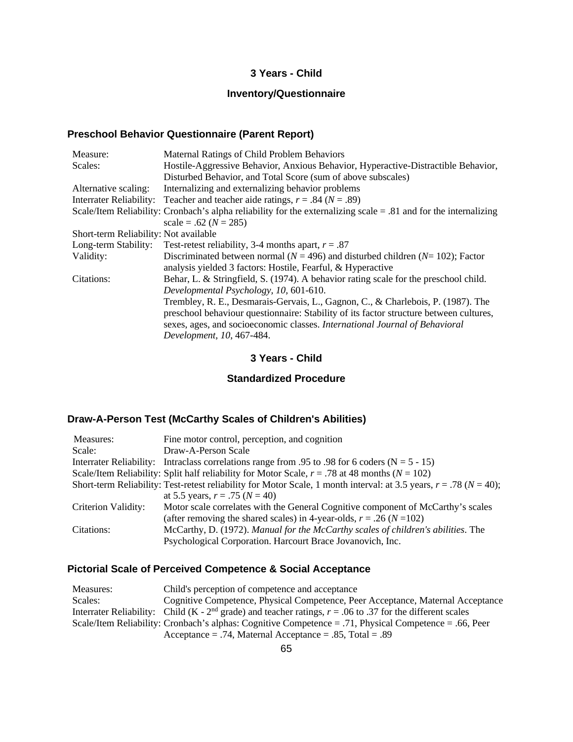### 3 Years - Child

### Inventory/Questionnaire

## Preschool Behavior Questionnaire (Parent Report)

| | |
|---|---|
| Measure: | Maternal Ratings of Child Problem Behaviors |
| Scales: | Hostile-Aggressive Behavior, Anxious Behavior, Hyperactive-Distractible Behavior, Disturbed Behavior, and Total Score (sum of above subscales) |
| Alternative scaling: | Internalizing and externalizing behavior problems |
| Interrater Reliability: | Teacher and teacher aide ratings, $r = .84$ ($N = .89$) |
| Scale/Item Reliability: | Cronbach's alpha reliability for the externalizing scale = .81 and for the internalizing scale = .62 ($N = 285$) |
| Short-term Reliability: | Not available |
| Long-term Stability: | Test-retest reliability, 3-4 months apart, $r = .87$ |
| Validity: | Discriminated between normal ($N = 496$) and disturbed children ($N = 102$); Factor analysis yielded 3 factors: Hostile, Fearful, & Hyperactive |
| Citations: | Behar, L. & Stringfield, S. (1974). A behavior rating scale for the preschool child. *Developmental Psychology, 10,* 601-610. Trembley, R. E., Desmarais-Gervais, L., Gagnon, C., & Charlebois, P. (1987). The preschool behaviour questionnaire: Stability of its factor structure between cultures, sexes, ages, and socioeconomic classes. *International Journal of Behavioral Development, 10*, 467-484. |

### 3 Years - Child

### Standardized Procedure

## Draw-A-Person Test (McCarthy Scales of Children's Abilities)

| | |
|---|---|
| Measures: | Fine motor control, perception, and cognition |
| Scale: | Draw-A-Person Scale |
| Interrater Reliability: | Intraclass correlations range from .95 to .98 for 6 coders (N = 5 - 15) |
| Scale/Item Reliability: | Split half reliability for Motor Scale, $r = .78$ at 48 months ($N = 102$) |
| Short-term Reliability: | Test-retest reliability for Motor Scale, 1 month interval: at 3.5 years, $r = .78$ ($N = 40$); at 5.5 years, $r = .75$ ($N = 40$) |
| Criterion Validity: | Motor scale correlates with the General Cognitive component of McCarthy's scales (after removing the shared scales) in 4-year-olds, $r = .26$ ($N = 102$) |
| Citations: | McCarthy, D. (1972). *Manual for the McCarthy scales of children's abilities*. The Psychological Corporation. Harcourt Brace Jovanovich, Inc. |

## Pictorial Scale of Perceived Competence & Social Acceptance

| | |
|---|---|
| Measures: | Child's perception of competence and acceptance |
| Scales: | Cognitive Competence, Physical Competence, Peer Acceptance, Maternal Acceptance |
| Interrater Reliability: | Child (K - 2nd grade) and teacher ratings, $r = .06$ to $.37$ for the different scales |
| Scale/Item Reliability: | Cronbach's alphas: Cognitive Competence = .71, Physical Competence = .66, Peer Acceptance = .74, Maternal Acceptance = .85, Total = .89 |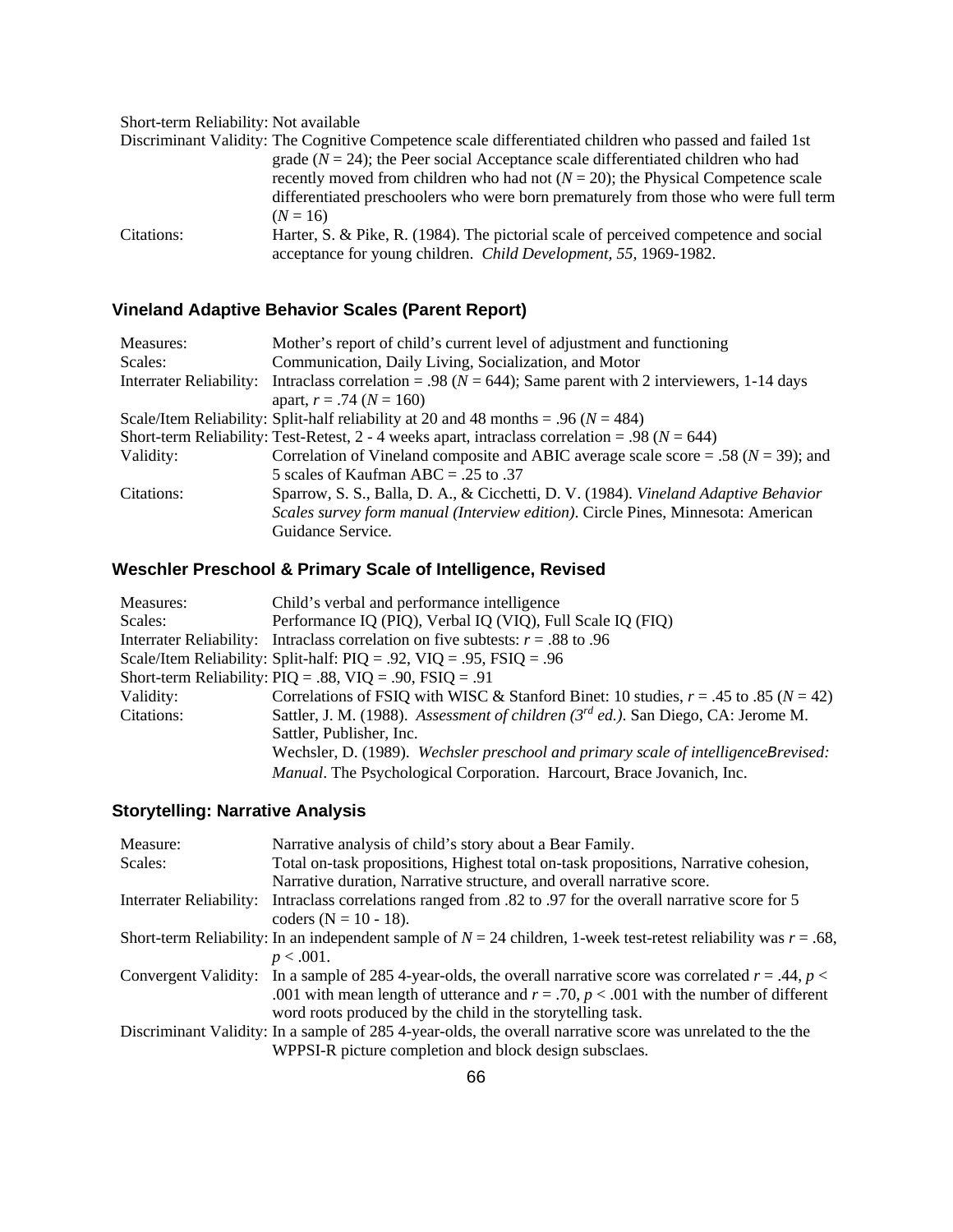Short-term Reliability: Not available

Discriminant Validity: The Cognitive Competence scale differentiated children who passed and failed 1st grade (*N* = 24); the Peer social Acceptance scale differentiated children who had recently moved from children who had not (*N* = 20); the Physical Competence scale differentiated preschoolers who were born prematurely from those who were full term (*N* = 16)

Citations: Harter, S. & Pike, R. (1984). The pictorial scale of perceived competence and social acceptance for young children. *Child Development, 55,* 1969-1982.

## Vineland Adaptive Behavior Scales (Parent Report)

Measures: Mother's report of child's current level of adjustment and functioning

Scales: Communication, Daily Living, Socialization, and Motor

Interrater Reliability: Intraclass correlation = .98 (*N* = 644); Same parent with 2 interviewers, 1-14 days apart, *r* = .74 (*N* = 160)

Scale/Item Reliability: Split-half reliability at 20 and 48 months = .96 (*N* = 484)

Short-term Reliability: Test-Retest, 2 - 4 weeks apart, intraclass correlation = .98 (*N* = 644)

Validity: Correlation of Vineland composite and ABIC average scale score = .58 (*N* = 39); and 5 scales of Kaufman ABC = .25 to .37

Citations: Sparrow, S. S., Balla, D. A., & Cicchetti, D. V. (1984). *Vineland Adaptive Behavior Scales survey form manual (Interview edition)*. Circle Pines, Minnesota: American Guidance Service.

## Weschler Preschool & Primary Scale of Intelligence, Revised

Measures: Child's verbal and performance intelligence

Scales: Performance IQ (PIQ), Verbal IQ (VIQ), Full Scale IQ (FIQ)

Interrater Reliability: Intraclass correlation on five subtests: *r* = .88 to .96

Scale/Item Reliability: Split-half: PIQ = .92, VIQ = .95, FSIQ = .96

Short-term Reliability: PIQ = .88, VIQ = .90, FSIQ = .91

Validity: Correlations of FSIQ with WISC & Stanford Binet: 10 studies, *r* = .45 to .85 (*N* = 42)

Citations: Sattler, J. M. (1988). *Assessment of children (3rd ed.)*. San Diego, CA: Jerome M. Sattler, Publisher, Inc.

Wechsler, D. (1989). *Wechsler preschool and primary scale of intelligenceBrevised: Manual*. The Psychological Corporation. Harcourt, Brace Jovanich, Inc.

## Storytelling: Narrative Analysis

Measure: Narrative analysis of child's story about a Bear Family.

Scales: Total on-task propositions, Highest total on-task propositions, Narrative cohesion, Narrative duration, Narrative structure, and overall narrative score.

Interrater Reliability: Intraclass correlations ranged from .82 to .97 for the overall narrative score for 5 coders (N = 10 - 18).

Short-term Reliability: In an independent sample of *N* = 24 children, 1-week test-retest reliability was *r* = .68, *p* < .001.

Convergent Validity: In a sample of 285 4-year-olds, the overall narrative score was correlated *r* = .44, *p* < .001 with mean length of utterance and *r* = .70, *p* < .001 with the number of different word roots produced by the child in the storytelling task.

Discriminant Validity: In a sample of 285 4-year-olds, the overall narrative score was unrelated to the the WPPSI-R picture completion and block design subsclaes.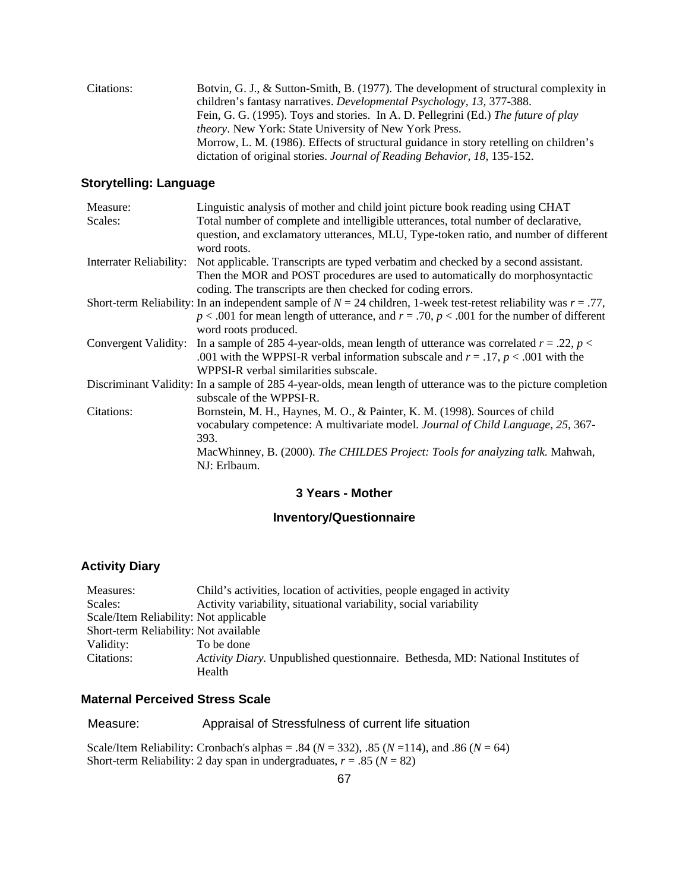Citations: Botvin, G. J., & Sutton-Smith, B. (1977). The development of structural complexity in children's fantasy narratives. *Developmental Psychology, 13,* 377-388.
Fein, G. G. (1995). Toys and stories. In A. D. Pellegrini (Ed.) *The future of play theory*. New York: State University of New York Press.
Morrow, L. M. (1986). Effects of structural guidance in story retelling on children's dictation of original stories. *Journal of Reading Behavior, 18,* 135-152.

### Storytelling: Language

Measure: Linguistic analysis of mother and child joint picture book reading using CHAT

Scales: Total number of complete and intelligible utterances, total number of declarative, question, and exclamatory utterances, MLU, Type-token ratio, and number of different word roots.

Interrater Reliability: Not applicable. Transcripts are typed verbatim and checked by a second assistant. Then the MOR and POST procedures are used to automatically do morphosyntactic coding. The transcripts are then checked for coding errors.

Short-term Reliability: In an independent sample of $N = 24$ children, 1-week test-retest reliability was $r = .77$, $p < .001$ for mean length of utterance, and $r = .70$, $p < .001$ for the number of different word roots produced.

Convergent Validity: In a sample of 285 4-year-olds, mean length of utterance was correlated $r = .22$, $p < .001$ with the WPPSI-R verbal information subscale and $r = .17$, $p < .001$ with the WPPSI-R verbal similarities subscale.

Discriminant Validity: In a sample of 285 4-year-olds, mean length of utterance was to the picture completion subscale of the WPPSI-R.

Citations: Bornstein, M. H., Haynes, M. O., & Painter, K. M. (1998). Sources of child vocabulary competence: A multivariate model. *Journal of Child Language, 25*, 367-393.
MacWhinney, B. (2000). *The CHILDES Project: Tools for analyzing talk.* Mahwah, NJ: Erlbaum.

## 3 Years - Mother

## Inventory/Questionnaire

### Activity Diary

Measures: Child's activities, location of activities, people engaged in activity

Scales: Activity variability, situational variability, social variability

Scale/Item Reliability: Not applicable

Short-term Reliability: Not available

Validity: To be done

Citations: *Activity Diary.* Unpublished questionnaire. Bethesda, MD: National Institutes of Health

### Maternal Perceived Stress Scale

Measure: Appraisal of Stressfulness of current life situation

Scale/Item Reliability: Cronbach's alphas = .84 ($N = 332$), .85 ($N = 114$), and .86 ($N = 64$)

Short-term Reliability: 2 day span in undergraduates, $r = .85$ ($N = 82$)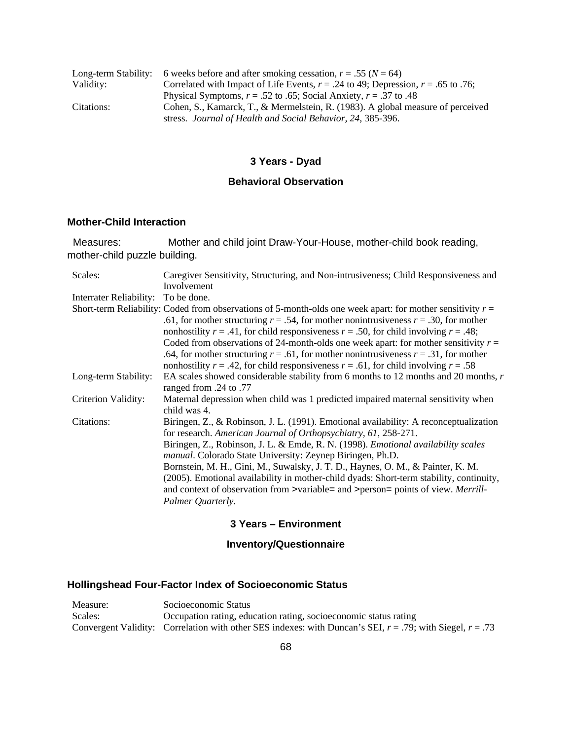| | |
|---|---|
| Long-term Stability: | 6 weeks before and after smoking cessation, $r$ = .55 ($N$ = 64) |
| Validity: | Correlated with Impact of Life Events, $r$ = .24 to 49; Depression, $r$ = .65 to .76; Physical Symptoms, $r$ = .52 to .65; Social Anxiety, $r$ = .37 to .48 |
| Citations: | Cohen, S., Kamarck, T., & Mermelstein, R. (1983). A global measure of perceived stress. *Journal of Health and Social Behavior, 24,* 385-396. |

## 3 Years - Dyad

### Behavioral Observation

#### Mother-Child Interaction

Measures: Mother and child joint Draw-Your-House, mother-child book reading, mother-child puzzle building.

| | |
|---|---|
| Scales: | Caregiver Sensitivity, Structuring, and Non-intrusiveness; Child Responsiveness and Involvement |
| Interrater Reliability: | To be done. |
| Short-term Reliability: | Coded from observations of 5-month-olds one week apart: for mother sensitivity $r$ = .61, for mother structuring $r$ = .54, for mother nonintrusiveness $r$ = .30, for mother nonhostility $r$ = .41, for child responsiveness $r$ = .50, for child involving $r$ = .48; Coded from observations of 24-month-olds one week apart: for mother sensitivity $r$ = .64, for mother structuring $r$ = .61, for mother nonintrusiveness $r$ = .31, for mother nonhostility $r$ = .42, for child responsiveness $r$ = .61, for child involving $r$ = .58 |
| Long-term Stability: | EA scales showed considerable stability from 6 months to 12 months and 20 months, $r$ ranged from .24 to .77 |
| Criterion Validity: | Maternal depression when child was 1 predicted impaired maternal sensitivity when child was 4. |
| Citations: | Biringen, Z., & Robinson, J. L. (1991). Emotional availability: A reconceptualization for research. *American Journal of Orthopsychiatry, 61*, 258-271. Biringen, Z., Robinson, J. L. & Emde, R. N. (1998). *Emotional availability scales manual*. Colorado State University: Zeynep Biringen, Ph.D. Bornstein, M. H., Gini, M., Suwalsky, J. T. D., Haynes, O. M., & Painter, K. M. (2005). Emotional availability in mother-child dyads: Short-term stability, continuity, and context of observation from >variable= and >person= points of view. *Merrill-Palmer Quarterly.* |

## 3 Years – Environment

### Inventory/Questionnaire

#### Hollingshead Four-Factor Index of Socioeconomic Status

| | |
|---|---|
| Measure: | Socioeconomic Status |
| Scales: | Occupation rating, education rating, socioeconomic status rating |
| Convergent Validity: | Correlation with other SES indexes: with Duncan's SEI, $r$ = .79; with Siegel, $r$ = .73 |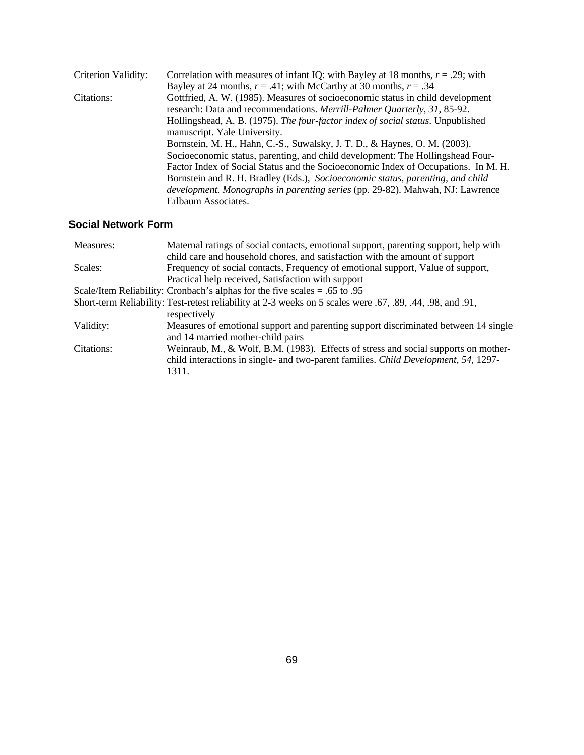| | |
|---|---|
| Criterion Validity: | Correlation with measures of infant IQ: with Bayley at 18 months, $r = .29$; with Bayley at 24 months, $r = .41$; with McCarthy at 30 months, $r = .34$ |
| Citations: | Gottfried, A. W. (1985). Measures of socioeconomic status in child development research: Data and recommendations. *Merrill-Palmer Quarterly, 31*, 85-92. Hollingshead, A. B. (1975). *The four-factor index of social status*. Unpublished manuscript. Yale University. Bornstein, M. H., Hahn, C.-S., Suwalsky, J. T. D., & Haynes, O. M. (2003). Socioeconomic status, parenting, and child development: The Hollingshead Four-Factor Index of Social Status and the Socioeconomic Index of Occupations. In M. H. Bornstein and R. H. Bradley (Eds.), *Socioeconomic status, parenting, and child development. Monographs in parenting series* (pp. 29-82). Mahwah, NJ: Lawrence Erlbaum Associates. |

### Social Network Form

| | |
|---|---|
| Measures: | Maternal ratings of social contacts, emotional support, parenting support, help with child care and household chores, and satisfaction with the amount of support |
| Scales: | Frequency of social contacts, Frequency of emotional support, Value of support, Practical help received, Satisfaction with support |
| Scale/Item Reliability: | Cronbach's alphas for the five scales = .65 to .95 |
| Short-term Reliability: | Test-retest reliability at 2-3 weeks on 5 scales were .67, .89, .44, .98, and .91, respectively |
| Validity: | Measures of emotional support and parenting support discriminated between 14 single and 14 married mother-child pairs |
| Citations: | Weinraub, M., & Wolf, B.M. (1983). Effects of stress and social supports on mother-child interactions in single- and two-parent families. *Child Development, 54,* 1297-1311. |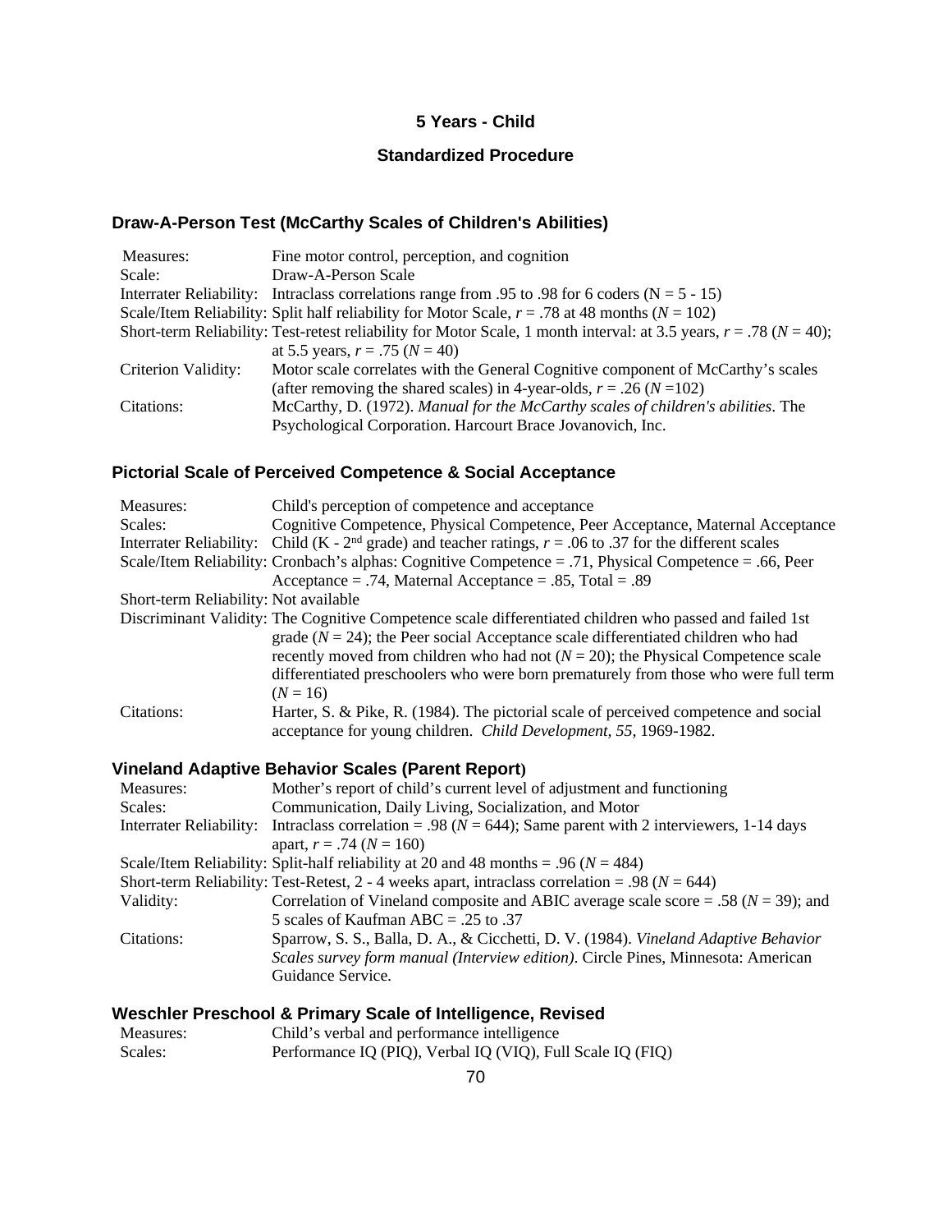# 5 Years - Child

## Standardized Procedure

### Draw-A-Person Test (McCarthy Scales of Children's Abilities)

| | |
|---|---|
| Measures: | Fine motor control, perception, and cognition |
| Scale: | Draw-A-Person Scale |
| Interrater Reliability: | Intraclass correlations range from .95 to .98 for 6 coders (N = 5 - 15) |
| Scale/Item Reliability: | Split half reliability for Motor Scale, $r$ = .78 at 48 months ($N$ = 102) |
| Short-term Reliability: | Test-retest reliability for Motor Scale, 1 month interval: at 3.5 years, $r$ = .78 ($N$ = 40); at 5.5 years, $r$ = .75 ($N$ = 40) |
| Criterion Validity: | Motor scale correlates with the General Cognitive component of McCarthy's scales (after removing the shared scales) in 4-year-olds, $r$ = .26 ($N$ =102) |
| Citations: | McCarthy, D. (1972). *Manual for the McCarthy scales of children's abilities*. The Psychological Corporation. Harcourt Brace Jovanovich, Inc. |

### Pictorial Scale of Perceived Competence & Social Acceptance

| | |
|---|---|
| Measures: | Child's perception of competence and acceptance |
| Scales: | Cognitive Competence, Physical Competence, Peer Acceptance, Maternal Acceptance |
| Interrater Reliability: | Child (K - 2nd grade) and teacher ratings, $r$ = .06 to .37 for the different scales |
| Scale/Item Reliability: | Cronbach's alphas: Cognitive Competence = .71, Physical Competence = .66, Peer Acceptance = .74, Maternal Acceptance = .85, Total = .89 |
| Short-term Reliability: | Not available |
| Discriminant Validity: | The Cognitive Competence scale differentiated children who passed and failed 1st grade ($N$ = 24); the Peer social Acceptance scale differentiated children who had recently moved from children who had not ($N$ = 20); the Physical Competence scale differentiated preschoolers who were born prematurely from those who were full term ($N$ = 16) |
| Citations: | Harter, S. & Pike, R. (1984). The pictorial scale of perceived competence and social acceptance for young children. *Child Development*, *55*, 1969-1982. |

### Vineland Adaptive Behavior Scales (Parent Report)

| | |
|---|---|
| Measures: | Mother's report of child's current level of adjustment and functioning |
| Scales: | Communication, Daily Living, Socialization, and Motor |
| Interrater Reliability: | Intraclass correlation = .98 ($N$ = 644); Same parent with 2 interviewers, 1-14 days apart, $r$ = .74 ($N$ = 160) |
| Scale/Item Reliability: | Split-half reliability at 20 and 48 months = .96 ($N$ = 484) |
| Short-term Reliability: | Test-Retest, 2 - 4 weeks apart, intraclass correlation = .98 ($N$ = 644) |
| Validity: | Correlation of Vineland composite and ABIC average scale score = .58 ($N$ = 39); and 5 scales of Kaufman ABC = .25 to .37 |
| Citations: | Sparrow, S. S., Balla, D. A., & Cicchetti, D. V. (1984). *Vineland Adaptive Behavior Scales survey form manual (Interview edition)*. Circle Pines, Minnesota: American Guidance Service. |

### Weschler Preschool & Primary Scale of Intelligence, Revised

| | |
|---|---|
| Measures: | Child's verbal and performance intelligence |
| Scales: | Performance IQ (PIQ), Verbal IQ (VIQ), Full Scale IQ (FIQ) |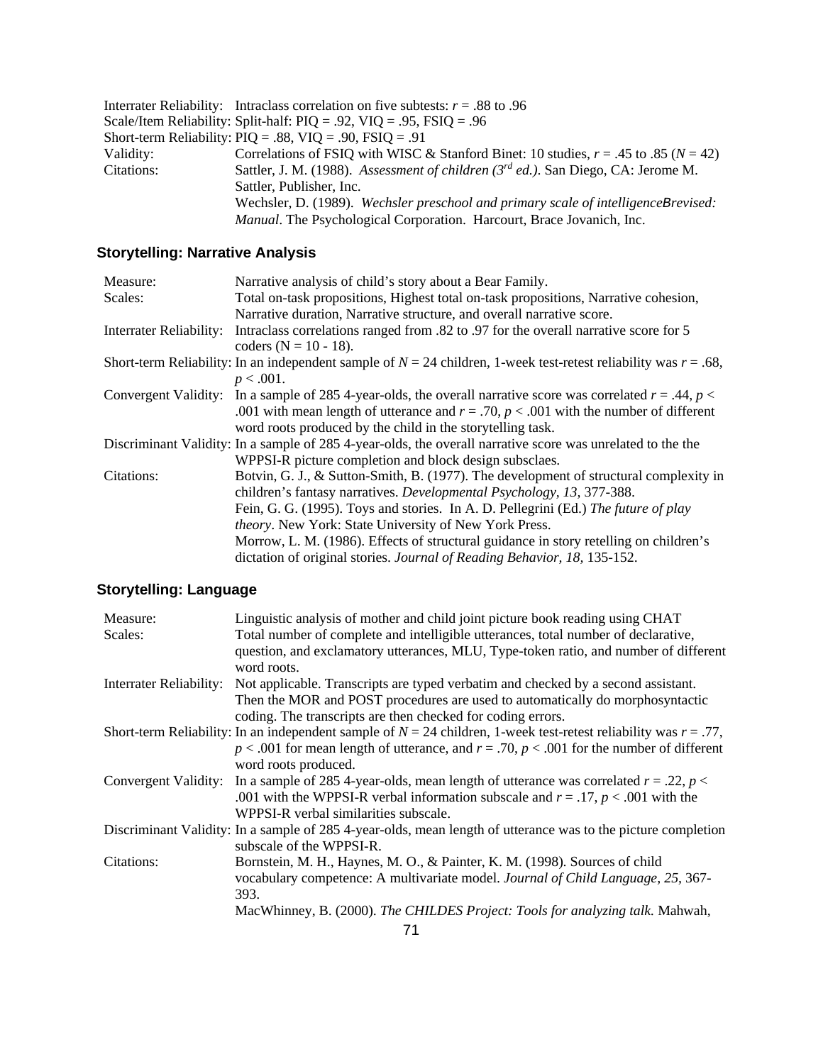| | |
|---|---|
| Interrater Reliability: | Intraclass correlation on five subtests: $r$ = .88 to .96 |
| Scale/Item Reliability: | Split-half: PIQ = .92, VIQ = .95, FSIQ = .96 |
| Short-term Reliability: | PIQ = .88, VIQ = .90, FSIQ = .91 |
| Validity: | Correlations of FSIQ with WISC & Stanford Binet: 10 studies, $r$ = .45 to .85 ($N$ = 42) |
| Citations: | Sattler, J. M. (1988). *Assessment of children (3rd ed.)*. San Diego, CA: Jerome M. Sattler, Publisher, Inc. Wechsler, D. (1989). *Wechsler preschool and primary scale of intelligenceBrevised: Manual*. The Psychological Corporation. Harcourt, Brace Jovanich, Inc. |

## Storytelling: Narrative Analysis

| | |
|---|---|
| Measure: | Narrative analysis of child's story about a Bear Family. |
| Scales: | Total on-task propositions, Highest total on-task propositions, Narrative cohesion, Narrative duration, Narrative structure, and overall narrative score. |
| Interrater Reliability: | Intraclass correlations ranged from .82 to .97 for the overall narrative score for 5 coders (N = 10 - 18). |
| Short-term Reliability: | In an independent sample of $N$ = 24 children, 1-week test-retest reliability was $r$ = .68, $p$ < .001. |
| Convergent Validity: | In a sample of 285 4-year-olds, the overall narrative score was correlated $r$ = .44, $p$ < .001 with mean length of utterance and $r$ = .70, $p$ < .001 with the number of different word roots produced by the child in the storytelling task. |
| Discriminant Validity: | In a sample of 285 4-year-olds, the overall narrative score was unrelated to the the WPPSI-R picture completion and block design subsclaes. |
| Citations: | Botvin, G. J., & Sutton-Smith, B. (1977). The development of structural complexity in children's fantasy narratives. *Developmental Psychology, 13*, 377-388. Fein, G. G. (1995). Toys and stories. In A. D. Pellegrini (Ed.) *The future of play theory*. New York: State University of New York Press. Morrow, L. M. (1986). Effects of structural guidance in story retelling on children's dictation of original stories. *Journal of Reading Behavior, 18*, 135-152. |

## Storytelling: Language

| | |
|---|---|
| Measure: | Linguistic analysis of mother and child joint picture book reading using CHAT |
| Scales: | Total number of complete and intelligible utterances, total number of declarative, question, and exclamatory utterances, MLU, Type-token ratio, and number of different word roots. |
| Interrater Reliability: | Not applicable. Transcripts are typed verbatim and checked by a second assistant. Then the MOR and POST procedures are used to automatically do morphosyntactic coding. The transcripts are then checked for coding errors. |
| Short-term Reliability: | In an independent sample of $N$ = 24 children, 1-week test-retest reliability was $r$ = .77, $p$ < .001 for mean length of utterance, and $r$ = .70, $p$ < .001 for the number of different word roots produced. |
| Convergent Validity: | In a sample of 285 4-year-olds, mean length of utterance was correlated $r$ = .22, $p$ < .001 with the WPPSI-R verbal information subscale and $r$ = .17, $p$ < .001 with the WPPSI-R verbal similarities subscale. |
| Discriminant Validity: | In a sample of 285 4-year-olds, mean length of utterance was to the picture completion subscale of the WPPSI-R. |
| Citations: | Bornstein, M. H., Haynes, M. O., & Painter, K. M. (1998). Sources of child vocabulary competence: A multivariate model. *Journal of Child Language, 25*, 367-393. MacWhinney, B. (2000). *The CHILDES Project: Tools for analyzing talk.* Mahwah, |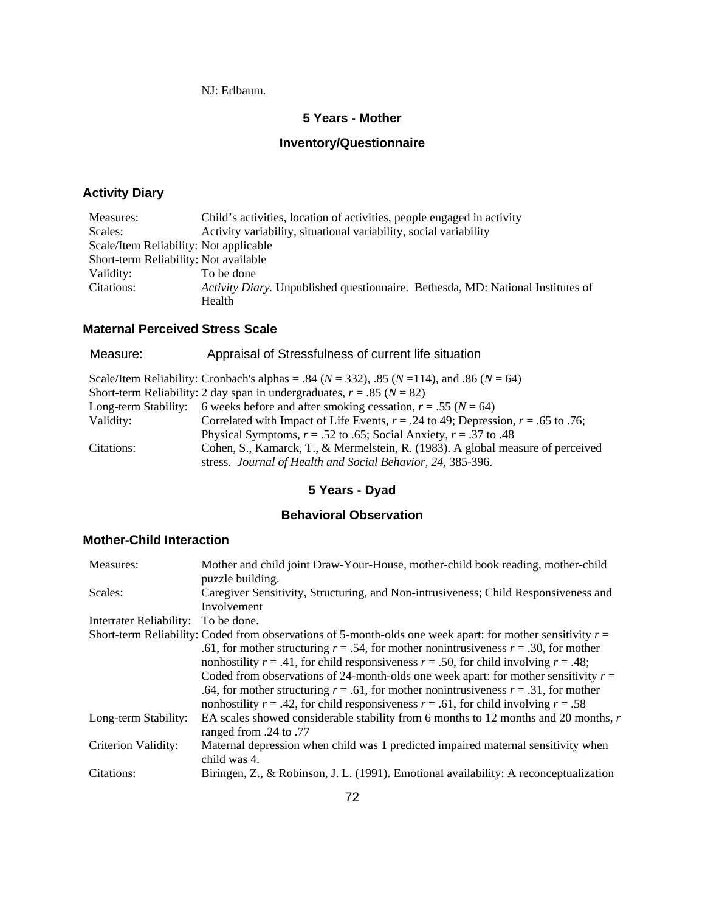NJ: Erlbaum.

## 5 Years - Mother

## Inventory/Questionnaire

### Activity Diary

| | |
|---|---|
| Measures: | Child's activities, location of activities, people engaged in activity |
| Scales: | Activity variability, situational variability, social variability |
| Scale/Item Reliability: | Not applicable |
| Short-term Reliability: | Not available |
| Validity: | To be done |
| Citations: | *Activity Diary.* Unpublished questionnaire. Bethesda, MD: National Institutes of Health |

### Maternal Perceived Stress Scale

| | |
|---|---|
| Measure: | Appraisal of Stressfulness of current life situation |
| Scale/Item Reliability: | Cronbach's alphas = .84 ($N$ = 332), .85 ($N$ =114), and .86 ($N$ = 64) |
| Short-term Reliability: | 2 day span in undergraduates, $r$ = .85 ($N$ = 82) |
| Long-term Stability: | 6 weeks before and after smoking cessation, $r$ = .55 ($N$ = 64) |
| Validity: | Correlated with Impact of Life Events, $r$ = .24 to 49; Depression, $r$ = .65 to .76; Physical Symptoms, $r$ = .52 to .65; Social Anxiety, $r$ = .37 to .48 |
| Citations: | Cohen, S., Kamarck, T., & Mermelstein, R. (1983). A global measure of perceived stress. *Journal of Health and Social Behavior, 24,* 385-396. |

## 5 Years - Dyad

## Behavioral Observation

### Mother-Child Interaction

| | |
|---|---|
| Measures: | Mother and child joint Draw-Your-House, mother-child book reading, mother-child puzzle building. |
| Scales: | Caregiver Sensitivity, Structuring, and Non-intrusiveness; Child Responsiveness and Involvement |
| Interrater Reliability: | To be done. |
| Short-term Reliability: | Coded from observations of 5-month-olds one week apart: for mother sensitivity $r$ = .61, for mother structuring $r$ = .54, for mother nonintrusiveness $r$ = .30, for mother nonhostility $r$ = .41, for child responsiveness $r$ = .50, for child involving $r$ = .48; Coded from observations of 24-month-olds one week apart: for mother sensitivity $r$ = .64, for mother structuring $r$ = .61, for mother nonintrusiveness $r$ = .31, for mother nonhostility $r$ = .42, for child responsiveness $r$ = .61, for child involving $r$ = .58 |
| Long-term Stability: | EA scales showed considerable stability from 6 months to 12 months and 20 months, $r$ ranged from .24 to .77 |
| Criterion Validity: | Maternal depression when child was 1 predicted impaired maternal sensitivity when child was 4. |
| Citations: | Biringen, Z., & Robinson, J. L. (1991). Emotional availability: A reconceptualization |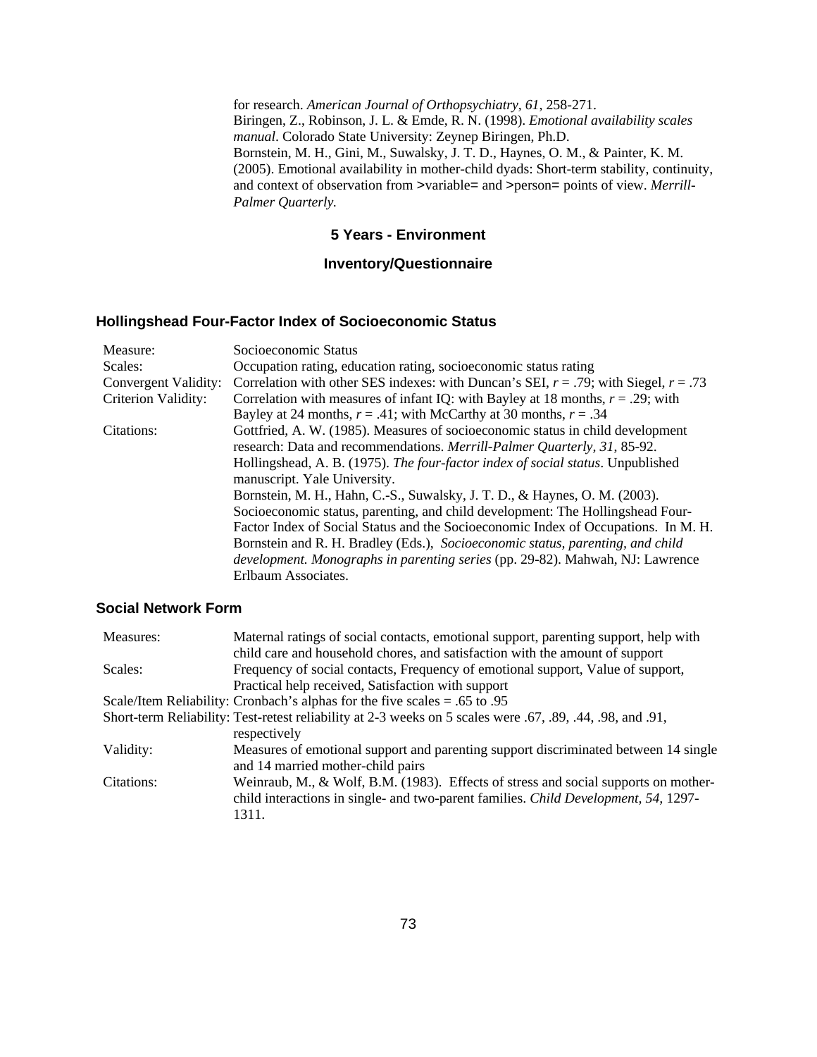for research. *American Journal of Orthopsychiatry, 61*, 258-271.
Biringen, Z., Robinson, J. L. & Emde, R. N. (1998). *Emotional availability scales manual*. Colorado State University: Zeynep Biringen, Ph.D.
Bornstein, M. H., Gini, M., Suwalsky, J. T. D., Haynes, O. M., & Painter, K. M. (2005). Emotional availability in mother-child dyads: Short-term stability, continuity, and context of observation from >variable= and >person= points of view. *Merrill-Palmer Quarterly.*

## 5 Years - Environment

## Inventory/Questionnaire

### Hollingshead Four-Factor Index of Socioeconomic Status

| | |
|---|---|
| Measure: | Socioeconomic Status |
| Scales: | Occupation rating, education rating, socioeconomic status rating |
| Convergent Validity: | Correlation with other SES indexes: with Duncan's SEI, $r$ = .79; with Siegel, $r$ = .73 |
| Criterion Validity: | Correlation with measures of infant IQ: with Bayley at 18 months, $r$ = .29; with Bayley at 24 months, $r$ = .41; with McCarthy at 30 months, $r$ = .34 |
| Citations: | Gottfried, A. W. (1985). Measures of socioeconomic status in child development research: Data and recommendations. *Merrill-Palmer Quarterly, 31*, 85-92. Hollingshead, A. B. (1975). *The four-factor index of social status*. Unpublished manuscript. Yale University. Bornstein, M. H., Hahn, C.-S., Suwalsky, J. T. D., & Haynes, O. M. (2003). Socioeconomic status, parenting, and child development: The Hollingshead Four-Factor Index of Social Status and the Socioeconomic Index of Occupations. In M. H. Bornstein and R. H. Bradley (Eds.), *Socioeconomic status, parenting, and child development. Monographs in parenting series* (pp. 29-82). Mahwah, NJ: Lawrence Erlbaum Associates. |

### Social Network Form

| | |
|---|---|
| Measures: | Maternal ratings of social contacts, emotional support, parenting support, help with child care and household chores, and satisfaction with the amount of support |
| Scales: | Frequency of social contacts, Frequency of emotional support, Value of support, Practical help received, Satisfaction with support |
| Scale/Item Reliability: | Cronbach's alphas for the five scales = .65 to .95 |
| Short-term Reliability: | Test-retest reliability at 2-3 weeks on 5 scales were .67, .89, .44, .98, and .91, respectively |
| Validity: | Measures of emotional support and parenting support discriminated between 14 single and 14 married mother-child pairs |
| Citations: | Weinraub, M., & Wolf, B.M. (1983). Effects of stress and social supports on mother-child interactions in single- and two-parent families. *Child Development, 54,* 1297-1311. |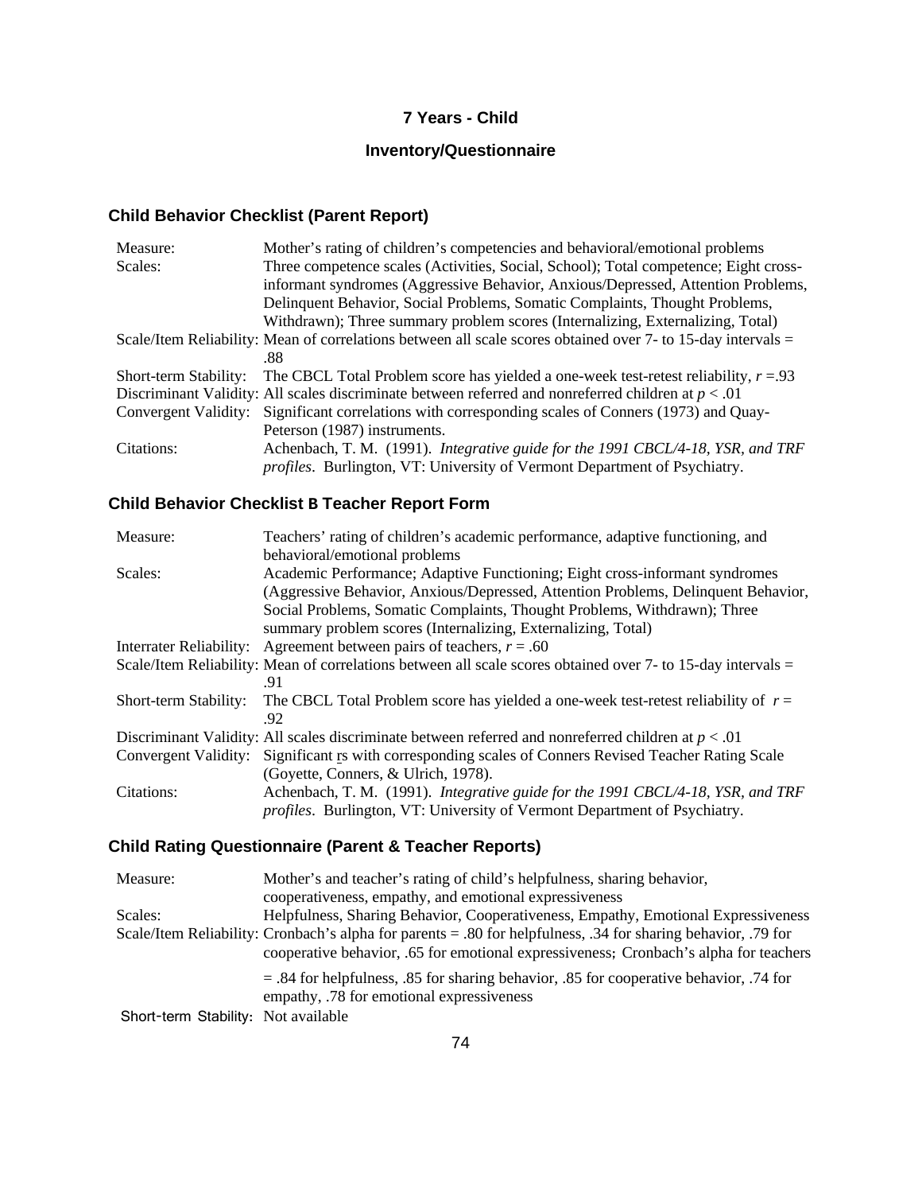## 7 Years - Child

## Inventory/Questionnaire

### Child Behavior Checklist (Parent Report)

| | |
|---|---|
| Measure: | Mother's rating of children's competencies and behavioral/emotional problems |
| Scales: | Three competence scales (Activities, Social, School); Total competence; Eight cross-informant syndromes (Aggressive Behavior, Anxious/Depressed, Attention Problems, Delinquent Behavior, Social Problems, Somatic Complaints, Thought Problems, Withdrawn); Three summary problem scores (Internalizing, Externalizing, Total) |
| Scale/Item Reliability: | Mean of correlations between all scale scores obtained over 7- to 15-day intervals = .88 |
| Short-term Stability: | The CBCL Total Problem score has yielded a one-week test-retest reliability, $r$ =.93 |
| Discriminant Validity: | All scales discriminate between referred and nonreferred children at $p < .01$ |
| Convergent Validity: | Significant correlations with corresponding scales of Conners (1973) and Quay-Peterson (1987) instruments. |
| Citations: | Achenbach, T. M. (1991). *Integrative guide for the 1991 CBCL/4-18, YSR, and TRF profiles*. Burlington, VT: University of Vermont Department of Psychiatry. |

### Child Behavior Checklist B Teacher Report Form

| | |
|---|---|
| Measure: | Teachers' rating of children's academic performance, adaptive functioning, and behavioral/emotional problems |
| Scales: | Academic Performance; Adaptive Functioning; Eight cross-informant syndromes (Aggressive Behavior, Anxious/Depressed, Attention Problems, Delinquent Behavior, Social Problems, Somatic Complaints, Thought Problems, Withdrawn); Three summary problem scores (Internalizing, Externalizing, Total) |
| Interrater Reliability: | Agreement between pairs of teachers, $r$ = .60 |
| Scale/Item Reliability: | Mean of correlations between all scale scores obtained over 7- to 15-day intervals = .91 |
| Short-term Stability: | The CBCL Total Problem score has yielded a one-week test-retest reliability of $r$ = .92 |
| Discriminant Validity: | All scales discriminate between referred and nonreferred children at $p < .01$ |
| Convergent Validity: | Significant rs with corresponding scales of Conners Revised Teacher Rating Scale (Goyette, Conners, & Ulrich, 1978). |
| Citations: | Achenbach, T. M. (1991). *Integrative guide for the 1991 CBCL/4-18, YSR, and TRF profiles*. Burlington, VT: University of Vermont Department of Psychiatry. |

### Child Rating Questionnaire (Parent & Teacher Reports)

| | |
|---|---|
| Measure: | Mother's and teacher's rating of child's helpfulness, sharing behavior, cooperativeness, empathy, and emotional expressiveness |
| Scales: | Helpfulness, Sharing Behavior, Cooperativeness, Empathy, Emotional Expressiveness |
| Scale/Item Reliability: | Cronbach's alpha for parents = .80 for helpfulness, .34 for sharing behavior, .79 for cooperative behavior, .65 for emotional expressiveness; Cronbach's alpha for teachers = .84 for helpfulness, .85 for sharing behavior, .85 for cooperative behavior, .74 for empathy, .78 for emotional expressiveness |
| Short-term Stability: | Not available |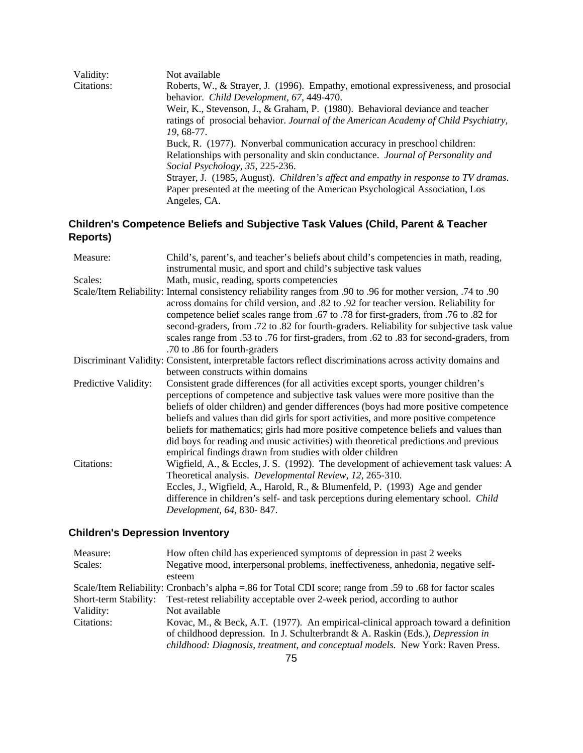| | |
|---|---|
| Validity: | Not available |
| Citations: | Roberts, W., & Strayer, J. (1996). Empathy, emotional expressiveness, and prosocial behavior. *Child Development, 67,* 449-470.<br>Weir, K., Stevenson, J., & Graham, P. (1980). Behavioral deviance and teacher ratings of prosocial behavior. *Journal of the American Academy of Child Psychiatry, 19,* 68-77.<br>Buck, R. (1977). Nonverbal communication accuracy in preschool children: Relationships with personality and skin conductance. *Journal of Personality and Social Psychology, 35,* 225-236.<br>Strayer, J. (1985, August). *Children's affect and empathy in response to TV dramas*. Paper presented at the meeting of the American Psychological Association, Los Angeles, CA. |

### Children's Competence Beliefs and Subjective Task Values (Child, Parent & Teacher Reports)

| | |
|---|---|
| Measure: | Child's, parent's, and teacher's beliefs about child's competencies in math, reading, instrumental music, and sport and child's subjective task values |
| Scales: | Math, music, reading, sports competencies |
| Scale/Item Reliability: | Internal consistency reliability ranges from .90 to .96 for mother version, .74 to .90 across domains for child version, and .82 to .92 for teacher version. Reliability for competence belief scales range from .67 to .78 for first-graders, from .76 to .82 for second-graders, from .72 to .82 for fourth-graders. Reliability for subjective task value scales range from .53 to .76 for first-graders, from .62 to .83 for second-graders, from .70 to .86 for fourth-graders |
| Discriminant Validity: | Consistent, interpretable factors reflect discriminations across activity domains and between constructs within domains |
| Predictive Validity: | Consistent grade differences (for all activities except sports, younger children's perceptions of competence and subjective task values were more positive than the beliefs of older children) and gender differences (boys had more positive competence beliefs and values than did girls for sport activities, and more positive competence beliefs for mathematics; girls had more positive competence beliefs and values than did boys for reading and music activities) with theoretical predictions and previous empirical findings drawn from studies with older children |
| Citations: | Wigfield, A., & Eccles, J. S. (1992). The development of achievement task values: A Theoretical analysis. *Developmental Review, 12,* 265-310.<br>Eccles, J., Wigfield, A., Harold, R., & Blumenfeld, P. (1993) Age and gender difference in children's self- and task perceptions during elementary school. *Child Development, 64,* 830- 847. |

### Children's Depression Inventory

| | |
|---|---|
| Measure: | How often child has experienced symptoms of depression in past 2 weeks |
| Scales: | Negative mood, interpersonal problems, ineffectiveness, anhedonia, negative self-esteem |
| Scale/Item Reliability: | Cronbach's alpha =.86 for Total CDI score; range from .59 to .68 for factor scales |
| Short-term Stability: | Test-retest reliability acceptable over 2-week period, according to author |
| Validity: | Not available |
| Citations: | Kovac, M., & Beck, A.T. (1977). An empirical-clinical approach toward a definition of childhood depression. In J. Schulterbrandt & A. Raskin (Eds.), *Depression in childhood: Diagnosis, treatment, and conceptual models.* New York: Raven Press. |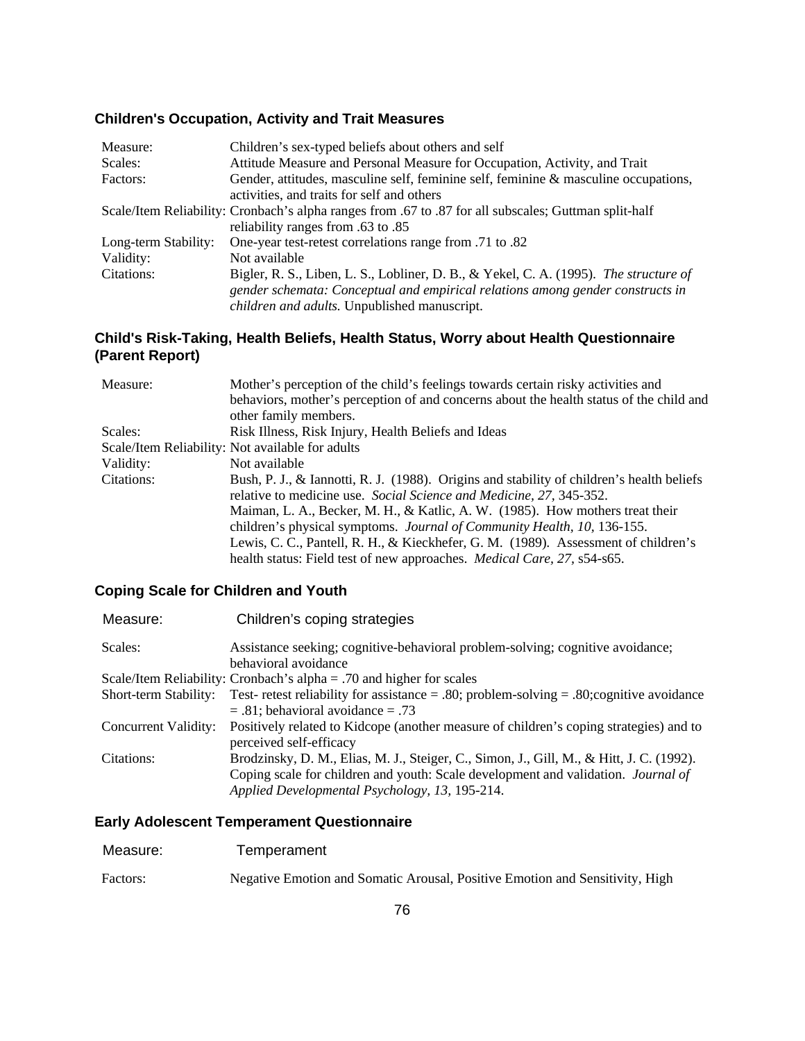### Children's Occupation, Activity and Trait Measures

| | |
|---|---|
| Measure: | Children's sex-typed beliefs about others and self |
| Scales: | Attitude Measure and Personal Measure for Occupation, Activity, and Trait |
| Factors: | Gender, attitudes, masculine self, feminine self, feminine & masculine occupations, activities, and traits for self and others |
| Scale/Item Reliability: | Cronbach's alpha ranges from .67 to .87 for all subscales; Guttman split-half reliability ranges from .63 to .85 |
| Long-term Stability: | One-year test-retest correlations range from .71 to .82 |
| Validity: | Not available |
| Citations: | Bigler, R. S., Liben, L. S., Lobliner, D. B., & Yekel, C. A. (1995). *The structure of gender schemata: Conceptual and empirical relations among gender constructs in children and adults.* Unpublished manuscript. |

### Child's Risk-Taking, Health Beliefs, Health Status, Worry about Health Questionnaire (Parent Report)

| | |
|---|---|
| Measure: | Mother's perception of the child's feelings towards certain risky activities and behaviors, mother's perception of and concerns about the health status of the child and other family members. |
| Scales: | Risk Illness, Risk Injury, Health Beliefs and Ideas |
| Scale/Item Reliability: | Not available for adults |
| Validity: | Not available |
| Citations: | Bush, P. J., & Iannotti, R. J. (1988). Origins and stability of children's health beliefs relative to medicine use. *Social Science and Medicine, 27,* 345-352.<br>Maiman, L. A., Becker, M. H., & Katlic, A. W. (1985). How mothers treat their children's physical symptoms. *Journal of Community Health, 10,* 136-155.<br>Lewis, C. C., Pantell, R. H., & Kieckhefer, G. M. (1989). Assessment of children's health status: Field test of new approaches. *Medical Care, 27,* s54-s65. |

### Coping Scale for Children and Youth

| | |
|---|---|
| Measure: | Children's coping strategies |
| Scales: | Assistance seeking; cognitive-behavioral problem-solving; cognitive avoidance; behavioral avoidance |
| Scale/Item Reliability: | Cronbach's alpha = .70 and higher for scales |
| Short-term Stability: | Test- retest reliability for assistance = .80; problem-solving = .80;cognitive avoidance = .81; behavioral avoidance = .73 |
| Concurrent Validity: | Positively related to Kidcope (another measure of children's coping strategies) and to perceived self-efficacy |
| Citations: | Brodzinsky, D. M., Elias, M. J., Steiger, C., Simon, J., Gill, M., & Hitt, J. C. (1992). Coping scale for children and youth: Scale development and validation. *Journal of Applied Developmental Psychology, 13,* 195-214. |

### Early Adolescent Temperament Questionnaire

| | |
|---|---|
| Measure: | Temperament |
| Factors: | Negative Emotion and Somatic Arousal, Positive Emotion and Sensitivity, High |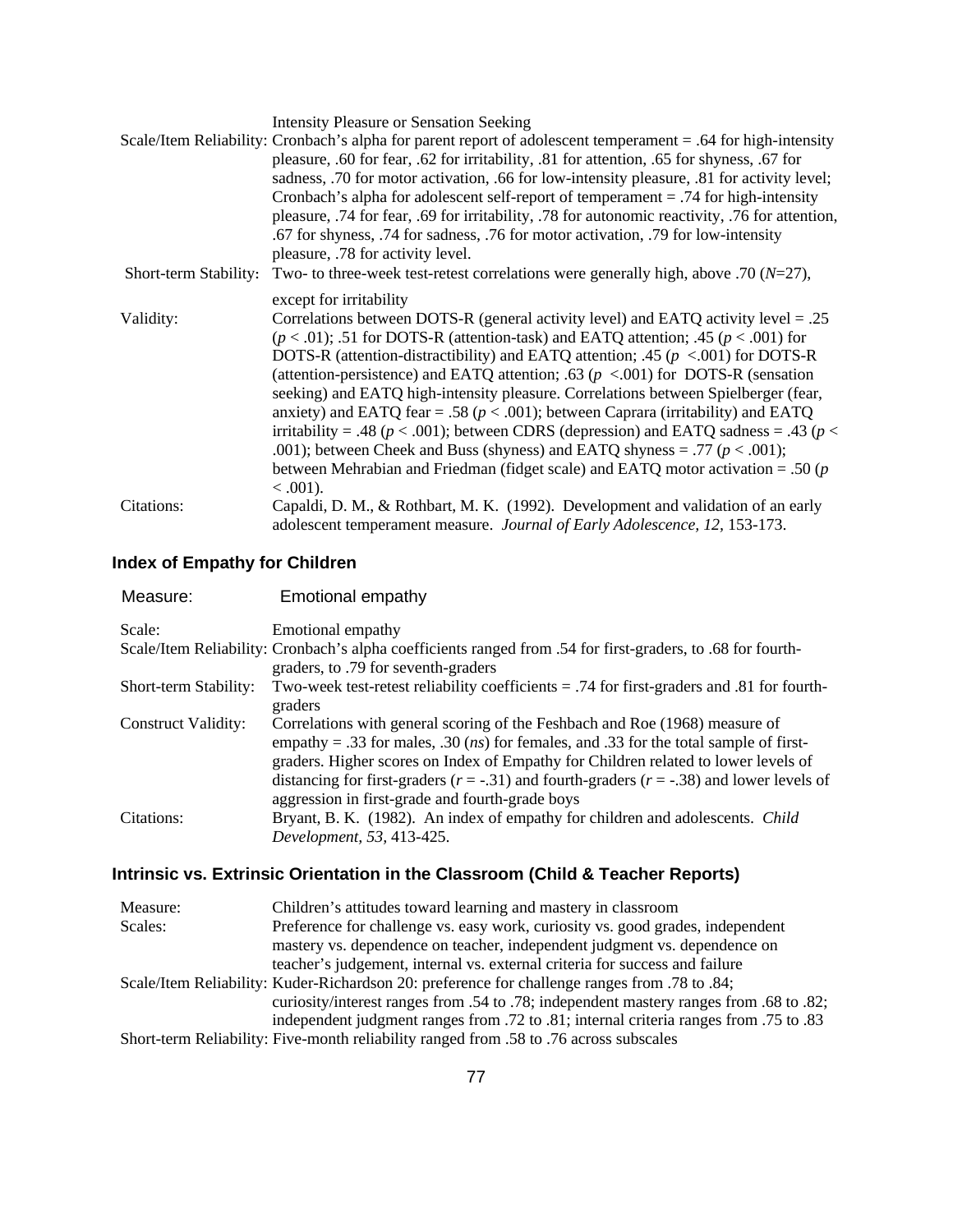Intensity Pleasure or Sensation Seeking

Scale/Item Reliability: Cronbach's alpha for parent report of adolescent temperament = .64 for high-intensity pleasure, .60 for fear, .62 for irritability, .81 for attention, .65 for shyness, .67 for sadness, .70 for motor activation, .66 for low-intensity pleasure, .81 for activity level; Cronbach's alpha for adolescent self-report of temperament = .74 for high-intensity pleasure, .74 for fear, .69 for irritability, .78 for autonomic reactivity, .76 for attention, .67 for shyness, .74 for sadness, .76 for motor activation, .79 for low-intensity pleasure, .78 for activity level.

Short-term Stability: Two- to three-week test-retest correlations were generally high, above .70 ($N$=27), except for irritability

Validity: Correlations between DOTS-R (general activity level) and EATQ activity level = .25 ($p < .01$); .51 for DOTS-R (attention-task) and EATQ attention; .45 ($p < .001$) for DOTS-R (attention-distractibility) and EATQ attention; .45 ($p < .001$) for DOTS-R (attention-persistence) and EATQ attention; .63 ($p < .001$) for DOTS-R (sensation seeking) and EATQ high-intensity pleasure. Correlations between Spielberger (fear, anxiety) and EATQ fear = .58 ($p < .001$); between Caprara (irritability) and EATQ irritability = .48 ($p < .001$); between CDRS (depression) and EATQ sadness = .43 ($p < .001$); between Cheek and Buss (shyness) and EATQ shyness = .77 ($p < .001$); between Mehrabian and Friedman (fidget scale) and EATQ motor activation = .50 ($p < .001$).

Citations: Capaldi, D. M., & Rothbart, M. K. (1992). Development and validation of an early adolescent temperament measure. *Journal of Early Adolescence, 12*, 153-173.

## Index of Empathy for Children

Measure: Emotional empathy

Scale: Emotional empathy

Scale/Item Reliability: Cronbach's alpha coefficients ranged from .54 for first-graders, to .68 for fourth-graders, to .79 for seventh-graders

Short-term Stability: Two-week test-retest reliability coefficients = .74 for first-graders and .81 for fourth-graders

Construct Validity: Correlations with general scoring of the Feshbach and Roe (1968) measure of empathy = .33 for males, .30 (*ns*) for females, and .33 for the total sample of first-graders. Higher scores on Index of Empathy for Children related to lower levels of distancing for first-graders ($r = -.31$) and fourth-graders ($r = -.38$) and lower levels of aggression in first-grade and fourth-grade boys

Citations: Bryant, B. K. (1982). An index of empathy for children and adolescents. *Child Development, 53*, 413-425.

## Intrinsic vs. Extrinsic Orientation in the Classroom (Child & Teacher Reports)

Measure: Children's attitudes toward learning and mastery in classroom

Scales: Preference for challenge vs. easy work, curiosity vs. good grades, independent mastery vs. dependence on teacher, independent judgment vs. dependence on teacher's judgement, internal vs. external criteria for success and failure

Scale/Item Reliability: Kuder-Richardson 20: preference for challenge ranges from .78 to .84; curiosity/interest ranges from .54 to .78; independent mastery ranges from .68 to .82; independent judgment ranges from .72 to .81; internal criteria ranges from .75 to .83

Short-term Reliability: Five-month reliability ranged from .58 to .76 across subscales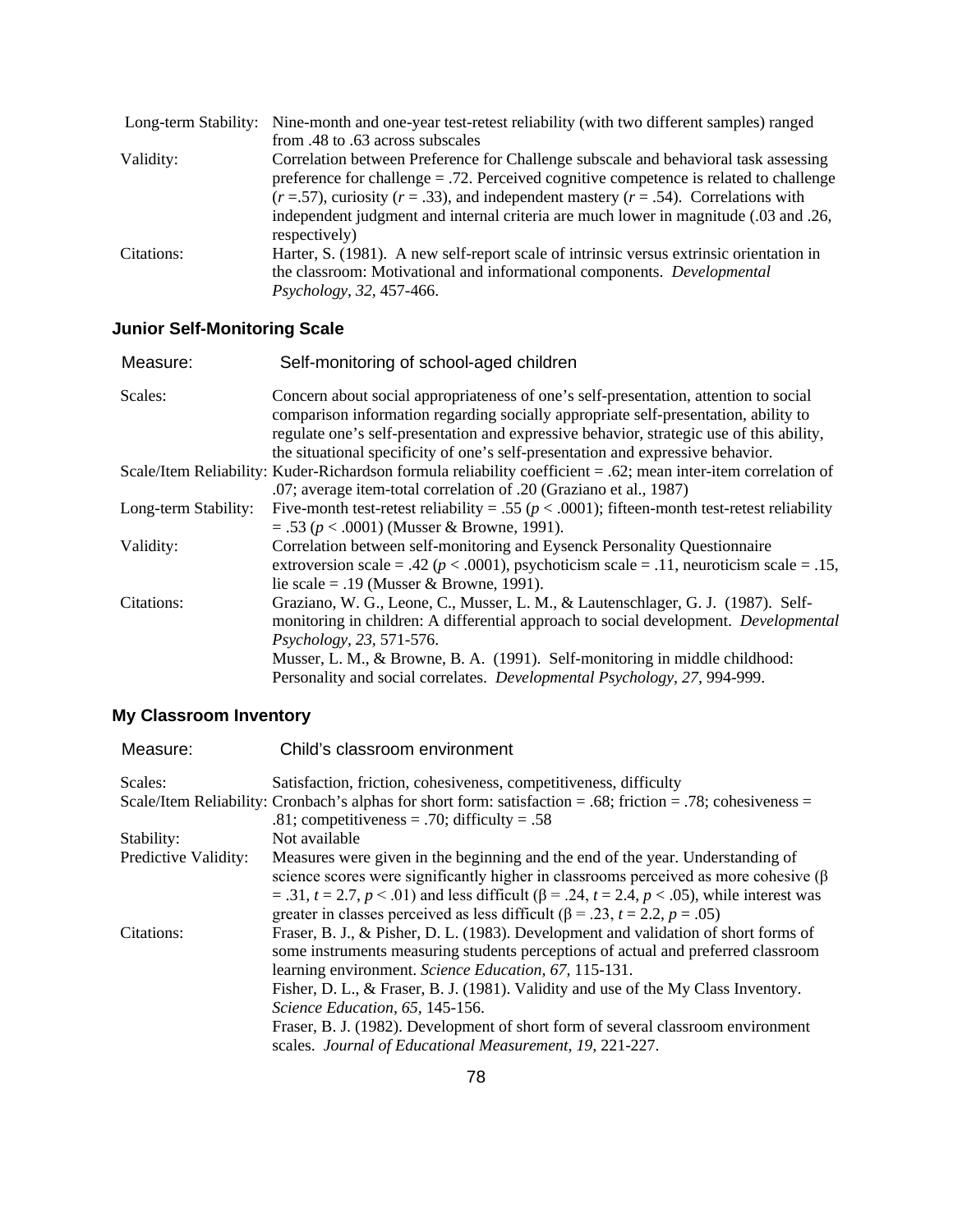| | |
|---|---|
| Long-term Stability: | Nine-month and one-year test-retest reliability (with two different samples) ranged from .48 to .63 across subscales |
| Validity: | Correlation between Preference for Challenge subscale and behavioral task assessing preference for challenge = .72. Perceived cognitive competence is related to challenge ($r$ =.57), curiosity ($r$ = .33), and independent mastery ($r$ = .54). Correlations with independent judgment and internal criteria are much lower in magnitude (.03 and .26, respectively) |
| Citations: | Harter, S. (1981). A new self-report scale of intrinsic versus extrinsic orientation in the classroom: Motivational and informational components. *Developmental Psychology, 32*, 457-466. |

### Junior Self-Monitoring Scale

| | |
|---|---|
| Measure: | Self-monitoring of school-aged children |
| Scales: | Concern about social appropriateness of one's self-presentation, attention to social comparison information regarding socially appropriate self-presentation, ability to regulate one's self-presentation and expressive behavior, strategic use of this ability, the situational specificity of one's self-presentation and expressive behavior. |
| Scale/Item Reliability: | Kuder-Richardson formula reliability coefficient = .62; mean inter-item correlation of .07; average item-total correlation of .20 (Graziano et al., 1987) |
| Long-term Stability: | Five-month test-retest reliability = .55 ($p < .0001$); fifteen-month test-retest reliability = .53 ($p < .0001$) (Musser & Browne, 1991). |
| Validity: | Correlation between self-monitoring and Eysenck Personality Questionnaire extroversion scale = .42 ($p < .0001$), psychoticism scale = .11, neuroticism scale = .15, lie scale = .19 (Musser & Browne, 1991). |
| Citations: | Graziano, W. G., Leone, C., Musser, L. M., & Lautenschlager, G. J. (1987). Self-monitoring in children: A differential approach to social development. *Developmental Psychology, 23,* 571-576.<br>Musser, L. M., & Browne, B. A. (1991). Self-monitoring in middle childhood: Personality and social correlates. *Developmental Psychology, 27,* 994-999. |

### My Classroom Inventory

| | |
|---|---|
| Measure: | Child's classroom environment |
| Scales: | Satisfaction, friction, cohesiveness, competitiveness, difficulty |
| Scale/Item Reliability: | Cronbach's alphas for short form: satisfaction = .68; friction = .78; cohesiveness = .81; competitiveness = .70; difficulty = .58 |
| Stability: | Not available |
| Predictive Validity: | Measures were given in the beginning and the end of the year. Understanding of science scores were significantly higher in classrooms perceived as more cohesive ($\beta$ = .31, $t$ = 2.7, $p < .01$) and less difficult ($\beta$ = .24, $t$ = 2.4, $p < .05$), while interest was greater in classes perceived as less difficult ($\beta$ = .23, $t$ = 2.2, $p$ = .05) |
| Citations: | Fraser, B. J., & Pisher, D. L. (1983). Development and validation of short forms of some instruments measuring students perceptions of actual and preferred classroom learning environment. *Science Education, 67,* 115-131.<br>Fisher, D. L., & Fraser, B. J. (1981). Validity and use of the My Class Inventory. *Science Education, 65,* 145-156.<br>Fraser, B. J. (1982). Development of short form of several classroom environment scales. *Journal of Educational Measurement, 19,* 221-227. |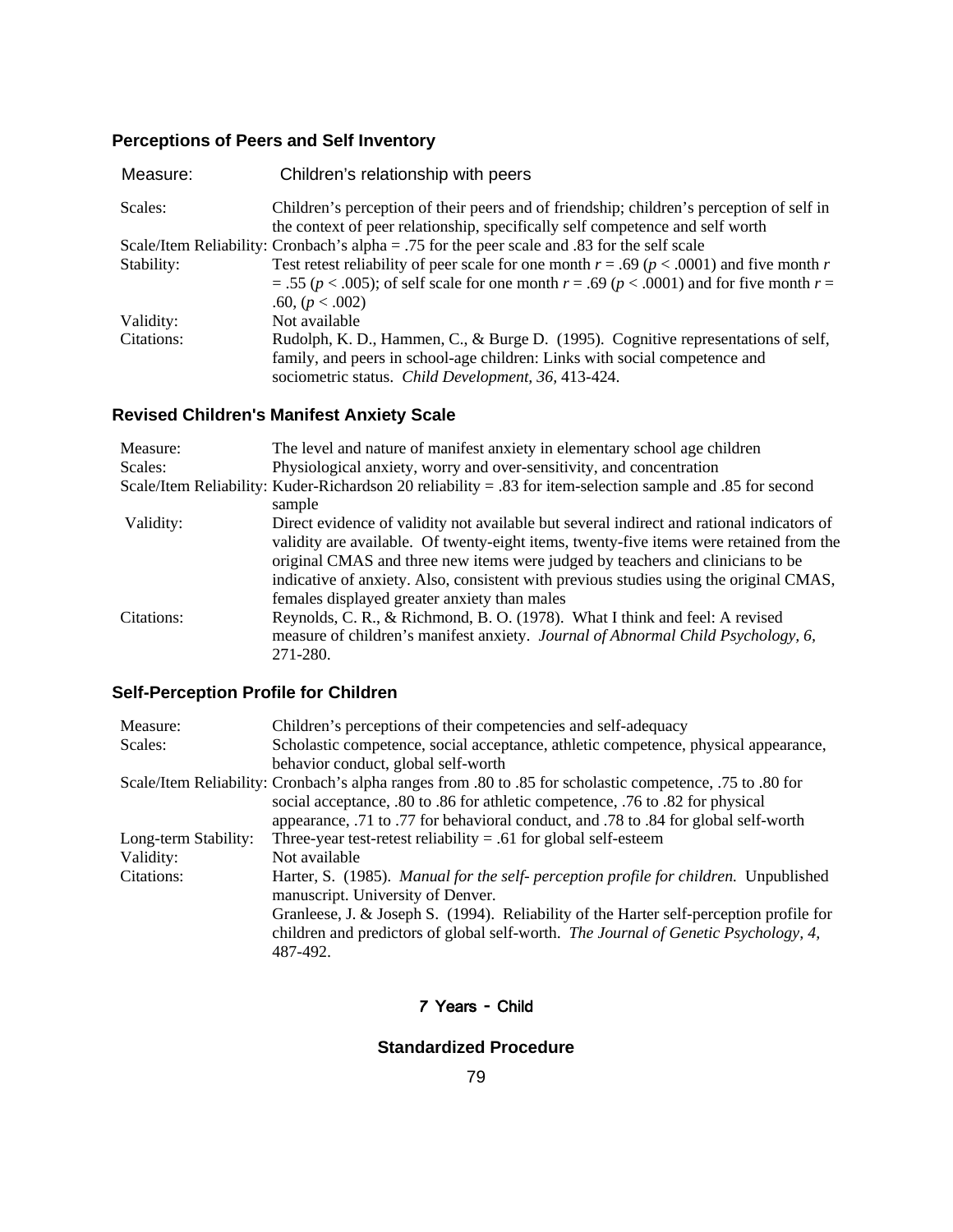### Perceptions of Peers and Self Inventory

| | |
|---|---|
| Measure: | Children's relationship with peers |
| Scales: | Children's perception of their peers and of friendship; children's perception of self in the context of peer relationship, specifically self competence and self worth |
| Scale/Item Reliability: | Cronbach's alpha = .75 for the peer scale and .83 for the self scale |
| Stability: | Test retest reliability of peer scale for one month $r = .69$ ($p < .0001$) and five month $r = .55$ ($p < .005$); of self scale for one month $r = .69$ ($p < .0001$) and for five month $r = .60$, ($p < .002$) |
| Validity: | Not available |
| Citations: | Rudolph, K. D., Hammen, C., & Burge D. (1995). Cognitive representations of self, family, and peers in school-age children: Links with social competence and sociometric status. *Child Development, 36,* 413-424. |

### Revised Children's Manifest Anxiety Scale

| | |
|---|---|
| Measure: | The level and nature of manifest anxiety in elementary school age children |
| Scales: | Physiological anxiety, worry and over-sensitivity, and concentration |
| Scale/Item Reliability: | Kuder-Richardson 20 reliability = .83 for item-selection sample and .85 for second sample |
| Validity: | Direct evidence of validity not available but several indirect and rational indicators of validity are available. Of twenty-eight items, twenty-five items were retained from the original CMAS and three new items were judged by teachers and clinicians to be indicative of anxiety. Also, consistent with previous studies using the original CMAS, females displayed greater anxiety than males |
| Citations: | Reynolds, C. R., & Richmond, B. O. (1978). What I think and feel: A revised measure of children's manifest anxiety. *Journal of Abnormal Child Psychology, 6,* 271-280. |

### Self-Perception Profile for Children

| | |
|---|---|
| Measure: | Children's perceptions of their competencies and self-adequacy |
| Scales: | Scholastic competence, social acceptance, athletic competence, physical appearance, behavior conduct, global self-worth |
| Scale/Item Reliability: | Cronbach's alpha ranges from .80 to .85 for scholastic competence, .75 to .80 for social acceptance, .80 to .86 for athletic competence, .76 to .82 for physical appearance, .71 to .77 for behavioral conduct, and .78 to .84 for global self-worth |
| Long-term Stability: | Three-year test-retest reliability = .61 for global self-esteem |
| Validity: | Not available |
| Citations: | Harter, S. (1985). *Manual for the self- perception profile for children.* Unpublished manuscript. University of Denver. Granleese, J. & Joseph S. (1994). Reliability of the Harter self-perception profile for children and predictors of global self-worth. *The Journal of Genetic Psychology, 4,* 487-492. |

**7 Years - Child**

**Standardized Procedure**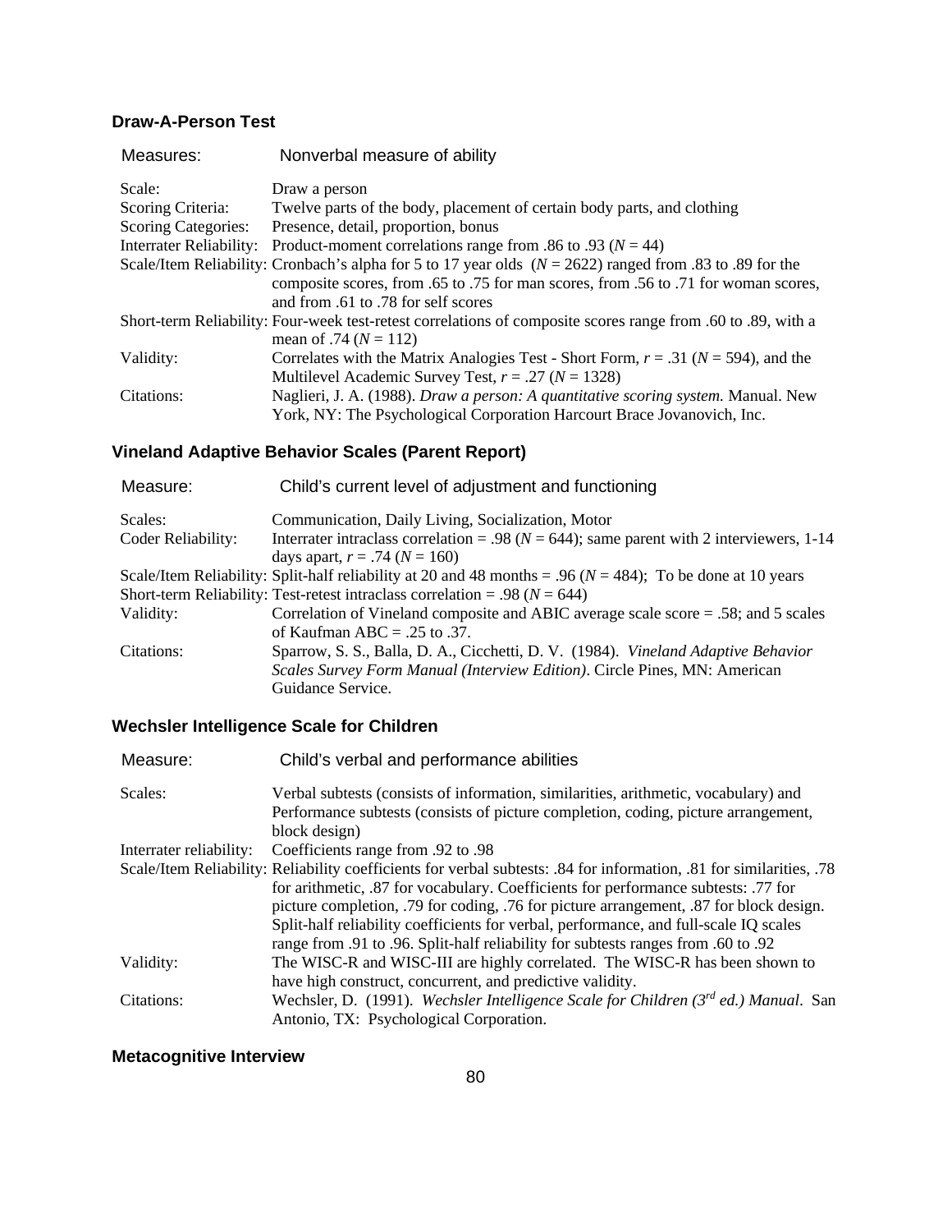### Draw-A-Person Test

| | |
|---|---|
| Measures: | Nonverbal measure of ability |
| Scale: | Draw a person |
| Scoring Criteria: | Twelve parts of the body, placement of certain body parts, and clothing |
| Scoring Categories: | Presence, detail, proportion, bonus |
| Interrater Reliability: | Product-moment correlations range from .86 to .93 (*N* = 44) |
| Scale/Item Reliability: | Cronbach's alpha for 5 to 17 year olds (*N* = 2622) ranged from .83 to .89 for the composite scores, from .65 to .75 for man scores, from .56 to .71 for woman scores, and from .61 to .78 for self scores |
| Short-term Reliability: | Four-week test-retest correlations of composite scores range from .60 to .89, with a mean of .74 (*N* = 112) |
| Validity: | Correlates with the Matrix Analogies Test - Short Form, *r* = .31 (*N* = 594), and the Multilevel Academic Survey Test, *r* = .27 (*N* = 1328) |
| Citations: | Naglieri, J. A. (1988). *Draw a person: A quantitative scoring system.* Manual. New York, NY: The Psychological Corporation Harcourt Brace Jovanovich, Inc. |

### Vineland Adaptive Behavior Scales (Parent Report)

| | |
|---|---|
| Measure: | Child's current level of adjustment and functioning |
| Scales: | Communication, Daily Living, Socialization, Motor |
| Coder Reliability: | Interrater intraclass correlation = .98 (*N* = 644); same parent with 2 interviewers, 1-14 days apart, *r* = .74 (*N* = 160) |
| Scale/Item Reliability: | Split-half reliability at 20 and 48 months = .96 (*N* = 484); To be done at 10 years |
| Short-term Reliability: | Test-retest intraclass correlation = .98 (*N* = 644) |
| Validity: | Correlation of Vineland composite and ABIC average scale score = .58; and 5 scales of Kaufman ABC = .25 to .37. |
| Citations: | Sparrow, S. S., Balla, D. A., Cicchetti, D. V. (1984). *Vineland Adaptive Behavior Scales Survey Form Manual (Interview Edition)*. Circle Pines, MN: American Guidance Service. |

### Wechsler Intelligence Scale for Children

| | |
|---|---|
| Measure: | Child's verbal and performance abilities |
| Scales: | Verbal subtests (consists of information, similarities, arithmetic, vocabulary) and Performance subtests (consists of picture completion, coding, picture arrangement, block design) |
| Interrater reliability: | Coefficients range from .92 to .98 |
| Scale/Item Reliability: | Reliability coefficients for verbal subtests: .84 for information, .81 for similarities, .78 for arithmetic, .87 for vocabulary. Coefficients for performance subtests: .77 for picture completion, .79 for coding, .76 for picture arrangement, .87 for block design. Split-half reliability coefficients for verbal, performance, and full-scale IQ scales range from .91 to .96. Split-half reliability for subtests ranges from .60 to .92 |
| Validity: | The WISC-R and WISC-III are highly correlated. The WISC-R has been shown to have high construct, concurrent, and predictive validity. |
| Citations: | Wechsler, D. (1991). *Wechsler Intelligence Scale for Children (3rd ed.) Manual*. San Antonio, TX: Psychological Corporation. |

### Metacognitive Interview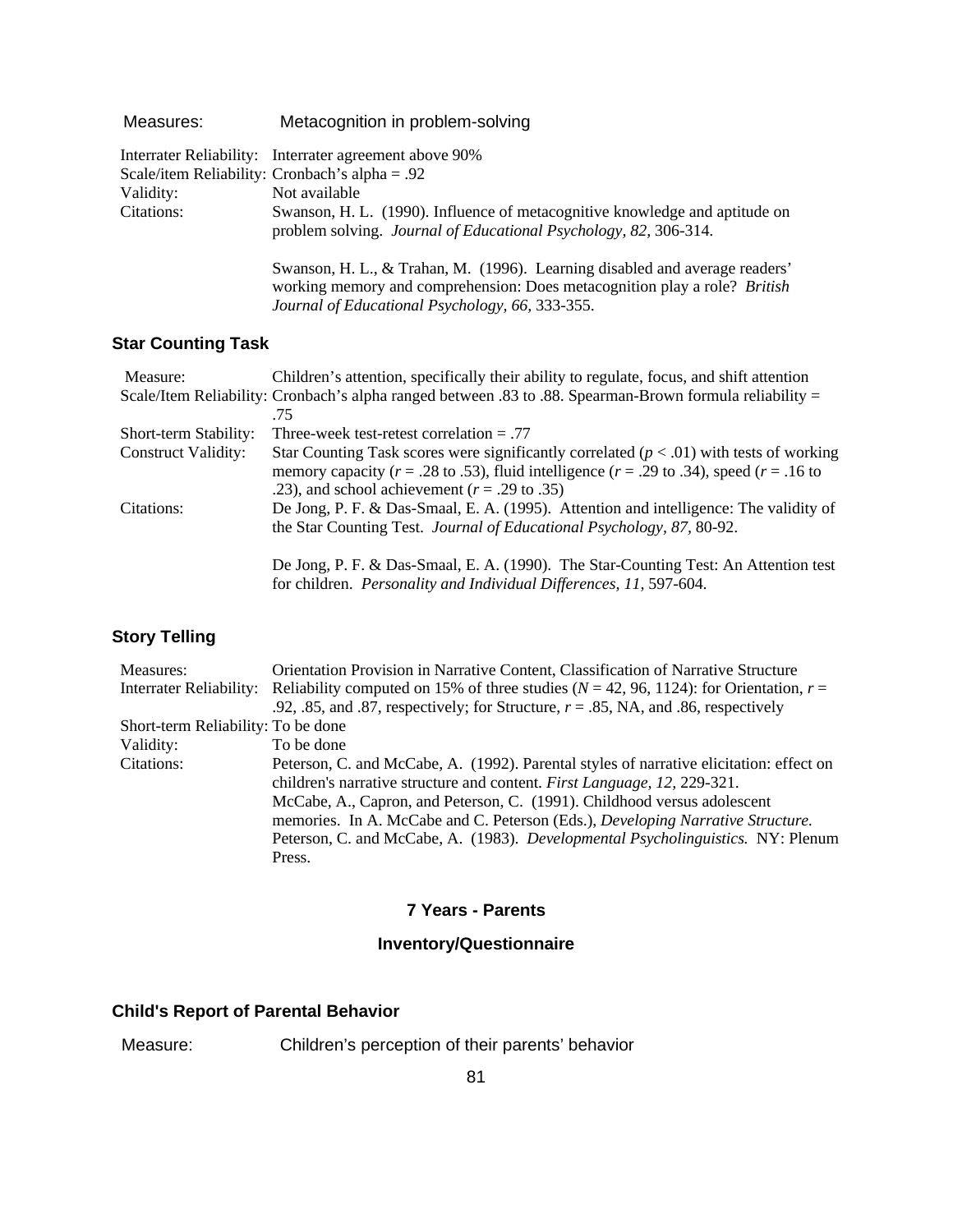| | |
|---|---|
| Measures: | Metacognition in problem-solving |
| Interrater Reliability: | Interrater agreement above 90% |
| Scale/item Reliability: | Cronbach's alpha = .92 |
| Validity: | Not available |
| Citations: | Swanson, H. L. (1990). Influence of metacognitive knowledge and aptitude on problem solving. *Journal of Educational Psychology, 82,* 306-314.<br><br>Swanson, H. L., & Trahan, M. (1996). Learning disabled and average readers' working memory and comprehension: Does metacognition play a role? *British Journal of Educational Psychology, 66,* 333-355. |

### Star Counting Task

| | |
|---|---|
| Measure: | Children's attention, specifically their ability to regulate, focus, and shift attention |
| Scale/Item Reliability: | Cronbach's alpha ranged between .83 to .88. Spearman-Brown formula reliability = .75 |
| Short-term Stability: | Three-week test-retest correlation = .77 |
| Construct Validity: | Star Counting Task scores were significantly correlated ($p < .01$) with tests of working memory capacity ($r$ = .28 to .53), fluid intelligence ($r$ = .29 to .34), speed ($r$ = .16 to .23), and school achievement ($r$ = .29 to .35) |
| Citations: | De Jong, P. F. & Das-Smaal, E. A. (1995). Attention and intelligence: The validity of the Star Counting Test. *Journal of Educational Psychology, 87,* 80-92.<br><br>De Jong, P. F. & Das-Smaal, E. A. (1990). The Star-Counting Test: An Attention test for children. *Personality and Individual Differences, 11,* 597-604. |

### Story Telling

| | |
|---|---|
| Measures: | Orientation Provision in Narrative Content, Classification of Narrative Structure |
| Interrater Reliability: | Reliability computed on 15% of three studies ($N$ = 42, 96, 1124): for Orientation, $r$ = .92, .85, and .87, respectively; for Structure, $r$ = .85, NA, and .86, respectively |
| Short-term Reliability: | To be done |
| Validity: | To be done |
| Citations: | Peterson, C. and McCabe, A. (1992). Parental styles of narrative elicitation: effect on children's narrative structure and content. *First Language, 12,* 229-321.<br>McCabe, A., Capron, and Peterson, C. (1991). Childhood versus adolescent memories. In A. McCabe and C. Peterson (Eds.), *Developing Narrative Structure.*<br>Peterson, C. and McCabe, A. (1983). *Developmental Psycholinguistics.* NY: Plenum Press. |

## 7 Years - Parents

## Inventory/Questionnaire

### Child's Report of Parental Behavior

| | |
|---|---|
| Measure: | Children's perception of their parents' behavior |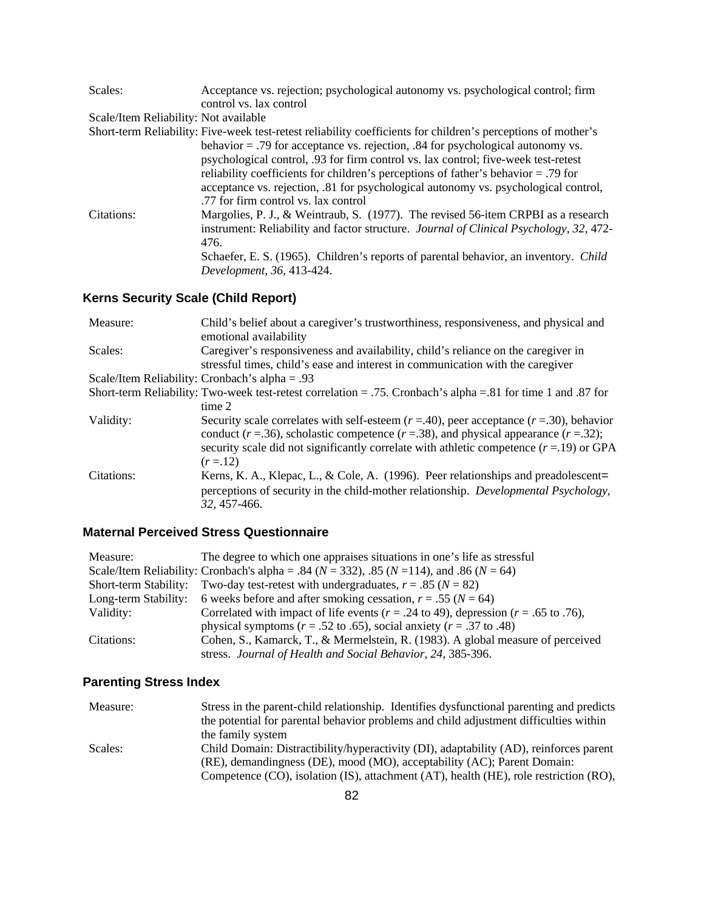| | |
|---|---|
| Scales: | Acceptance vs. rejection; psychological autonomy vs. psychological control; firm control vs. lax control |
| Scale/Item Reliability: | Not available |
| Short-term Reliability: | Five-week test-retest reliability coefficients for children's perceptions of mother's behavior = .79 for acceptance vs. rejection, .84 for psychological autonomy vs. psychological control, .93 for firm control vs. lax control; five-week test-retest reliability coefficients for children's perceptions of father's behavior = .79 for acceptance vs. rejection, .81 for psychological autonomy vs. psychological control, .77 for firm control vs. lax control |
| Citations: | Margolies, P. J., & Weintraub, S. (1977). The revised 56-item CRPBI as a research instrument: Reliability and factor structure. *Journal of Clinical Psychology, 32,* 472-476.<br>Schaefer, E. S. (1965). Children's reports of parental behavior, an inventory. *Child Development, 36,* 413-424. |

### Kerns Security Scale (Child Report)

| | |
|---|---|
| Measure: | Child's belief about a caregiver's trustworthiness, responsiveness, and physical and emotional availability |
| Scales: | Caregiver's responsiveness and availability, child's reliance on the caregiver in stressful times, child's ease and interest in communication with the caregiver |
| Scale/Item Reliability: | Cronbach's alpha = .93 |
| Short-term Reliability: | Two-week test-retest correlation = .75. Cronbach's alpha =.81 for time 1 and .87 for time 2 |
| Validity: | Security scale correlates with self-esteem ($r$ =.40), peer acceptance ($r$ =.30), behavior conduct ($r$ =.36), scholastic competence ($r$ =.38), and physical appearance ($r$ =.32); security scale did not significantly correlate with athletic competence ($r$ =.19) or GPA ($r$ =.12) |
| Citations: | Kerns, K. A., Klepac, L., & Cole, A. (1996). Peer relationships and preadolescent= perceptions of security in the child-mother relationship. *Developmental Psychology, 32,* 457-466. |

### Maternal Perceived Stress Questionnaire

| | |
|---|---|
| Measure: | The degree to which one appraises situations in one's life as stressful |
| Scale/Item Reliability: | Cronbach's alpha = .84 ($N$ = 332), .85 ($N$ =114), and .86 ($N$ = 64) |
| Short-term Stability: | Two-day test-retest with undergraduates, $r$ = .85 ($N$ = 82) |
| Long-term Stability: | 6 weeks before and after smoking cessation, $r$ = .55 ($N$ = 64) |
| Validity: | Correlated with impact of life events ($r$ = .24 to 49), depression ($r$ = .65 to .76), physical symptoms ($r$ = .52 to .65), social anxiety ($r$ = .37 to .48) |
| Citations: | Cohen, S., Kamarck, T., & Mermelstein, R. (1983). A global measure of perceived stress. *Journal of Health and Social Behavior, 24,* 385-396. |

### Parenting Stress Index

| | |
|---|---|
| Measure: | Stress in the parent-child relationship. Identifies dysfunctional parenting and predicts the potential for parental behavior problems and child adjustment difficulties within the family system |
| Scales: | Child Domain: Distractibility/hyperactivity (DI), adaptability (AD), reinforces parent (RE), demandingness (DE), mood (MO), acceptability (AC); Parent Domain: Competence (CO), isolation (IS), attachment (AT), health (HE), role restriction (RO), |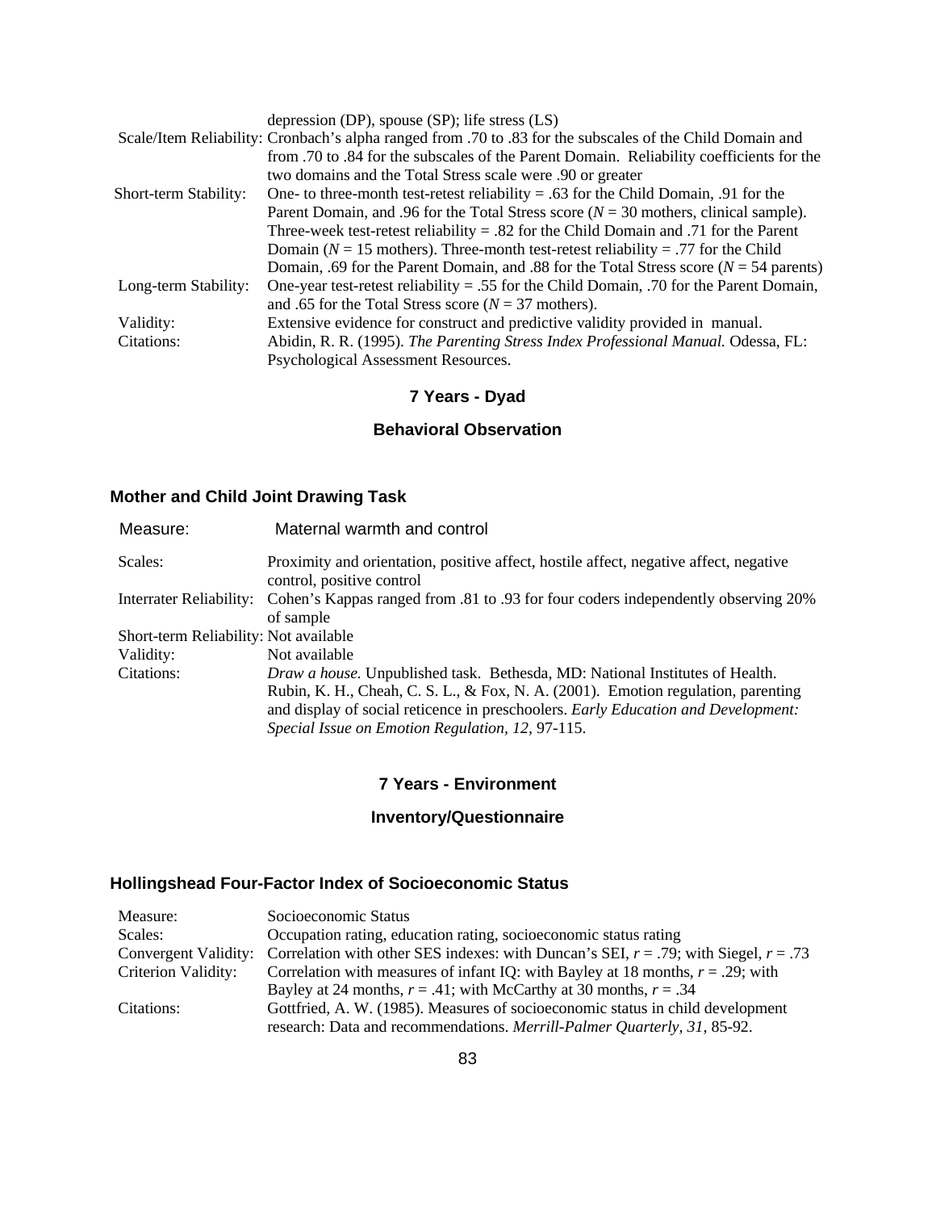| | |
|---|---|
| | depression (DP), spouse (SP); life stress (LS) |
| Scale/Item Reliability: | Cronbach's alpha ranged from .70 to .83 for the subscales of the Child Domain and from .70 to .84 for the subscales of the Parent Domain. Reliability coefficients for the two domains and the Total Stress scale were .90 or greater |
| Short-term Stability: | One- to three-month test-retest reliability = .63 for the Child Domain, .91 for the Parent Domain, and .96 for the Total Stress score (*N* = 30 mothers, clinical sample). Three-week test-retest reliability = .82 for the Child Domain and .71 for the Parent Domain (*N* = 15 mothers). Three-month test-retest reliability = .77 for the Child Domain, .69 for the Parent Domain, and .88 for the Total Stress score (*N* = 54 parents) |
| Long-term Stability: | One-year test-retest reliability = .55 for the Child Domain, .70 for the Parent Domain, and .65 for the Total Stress score (*N* = 37 mothers). |
| Validity: | Extensive evidence for construct and predictive validity provided in manual. |
| Citations: | Abidin, R. R. (1995). *The Parenting Stress Index Professional Manual.* Odessa, FL: Psychological Assessment Resources. |

## 7 Years - Dyad

### Behavioral Observation

#### Mother and Child Joint Drawing Task

| | |
|---|---|
| Measure: | Maternal warmth and control |
| Scales: | Proximity and orientation, positive affect, hostile affect, negative affect, negative control, positive control |
| Interrater Reliability: | Cohen's Kappas ranged from .81 to .93 for four coders independently observing 20% of sample |
| Short-term Reliability: | Not available |
| Validity: | Not available |
| Citations: | *Draw a house.* Unpublished task. Bethesda, MD: National Institutes of Health. Rubin, K. H., Cheah, C. S. L., & Fox, N. A. (2001). Emotion regulation, parenting and display of social reticence in preschoolers. *Early Education and Development: Special Issue on Emotion Regulation, 12,* 97-115. |

## 7 Years - Environment

### Inventory/Questionnaire

#### Hollingshead Four-Factor Index of Socioeconomic Status

| | |
|---|---|
| Measure: | Socioeconomic Status |
| Scales: | Occupation rating, education rating, socioeconomic status rating |
| Convergent Validity: | Correlation with other SES indexes: with Duncan's SEI, *r* = .79; with Siegel, *r* = .73 |
| Criterion Validity: | Correlation with measures of infant IQ: with Bayley at 18 months, *r* = .29; with Bayley at 24 months, *r* = .41; with McCarthy at 30 months, *r* = .34 |
| Citations: | Gottfried, A. W. (1985). Measures of socioeconomic status in child development research: Data and recommendations. *Merrill-Palmer Quarterly, 31*, 85-92. |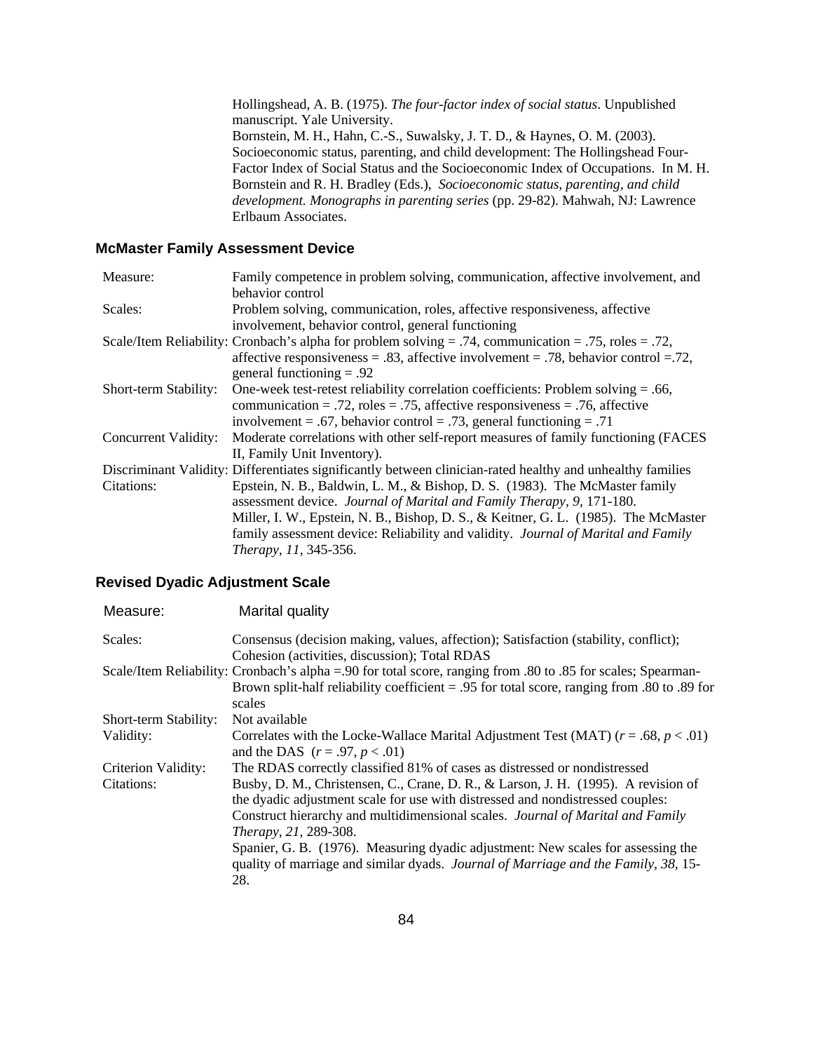Hollingshead, A. B. (1975). *The four-factor index of social status*. Unpublished manuscript. Yale University.
Bornstein, M. H., Hahn, C.-S., Suwalsky, J. T. D., & Haynes, O. M. (2003). Socioeconomic status, parenting, and child development: The Hollingshead Four-Factor Index of Social Status and the Socioeconomic Index of Occupations. In M. H. Bornstein and R. H. Bradley (Eds.), *Socioeconomic status, parenting, and child development. Monographs in parenting series* (pp. 29-82). Mahwah, NJ: Lawrence Erlbaum Associates.

### McMaster Family Assessment Device

| | |
|---|---|
| Measure: | Family competence in problem solving, communication, affective involvement, and behavior control |
| Scales: | Problem solving, communication, roles, affective responsiveness, affective involvement, behavior control, general functioning |
| Scale/Item Reliability: | Cronbach's alpha for problem solving = .74, communication = .75, roles = .72, affective responsiveness = .83, affective involvement = .78, behavior control =.72, general functioning = .92 |
| Short-term Stability: | One-week test-retest reliability correlation coefficients: Problem solving = .66, communication = .72, roles = .75, affective responsiveness = .76, affective involvement = .67, behavior control = .73, general functioning = .71 |
| Concurrent Validity: | Moderate correlations with other self-report measures of family functioning (FACES II, Family Unit Inventory). |
| Discriminant Validity: | Differentiates significantly between clinician-rated healthy and unhealthy families |
| Citations: | Epstein, N. B., Baldwin, L. M., & Bishop, D. S. (1983). The McMaster family assessment device. *Journal of Marital and Family Therapy, 9,* 171-180. Miller, I. W., Epstein, N. B., Bishop, D. S., & Keitner, G. L. (1985). The McMaster family assessment device: Reliability and validity. *Journal of Marital and Family Therapy, 11,* 345-356. |

### Revised Dyadic Adjustment Scale

| | |
|---|---|
| Measure: | Marital quality |
| Scales: | Consensus (decision making, values, affection); Satisfaction (stability, conflict); Cohesion (activities, discussion); Total RDAS |
| Scale/Item Reliability: | Cronbach's alpha =.90 for total score, ranging from .80 to .85 for scales; Spearman-Brown split-half reliability coefficient = .95 for total score, ranging from .80 to .89 for scales |
| Short-term Stability: | Not available |
| Validity: | Correlates with the Locke-Wallace Marital Adjustment Test (MAT) ($r = .68$, $p < .01$) and the DAS ($r = .97$, $p < .01$) |
| Criterion Validity: | The RDAS correctly classified 81% of cases as distressed or nondistressed |
| Citations: | Busby, D. M., Christensen, C., Crane, D. R., & Larson, J. H. (1995). A revision of the dyadic adjustment scale for use with distressed and nondistressed couples: Construct hierarchy and multidimensional scales. *Journal of Marital and Family Therapy, 21,* 289-308. Spanier, G. B. (1976). Measuring dyadic adjustment: New scales for assessing the quality of marriage and similar dyads. *Journal of Marriage and the Family, 38,* 15-28. |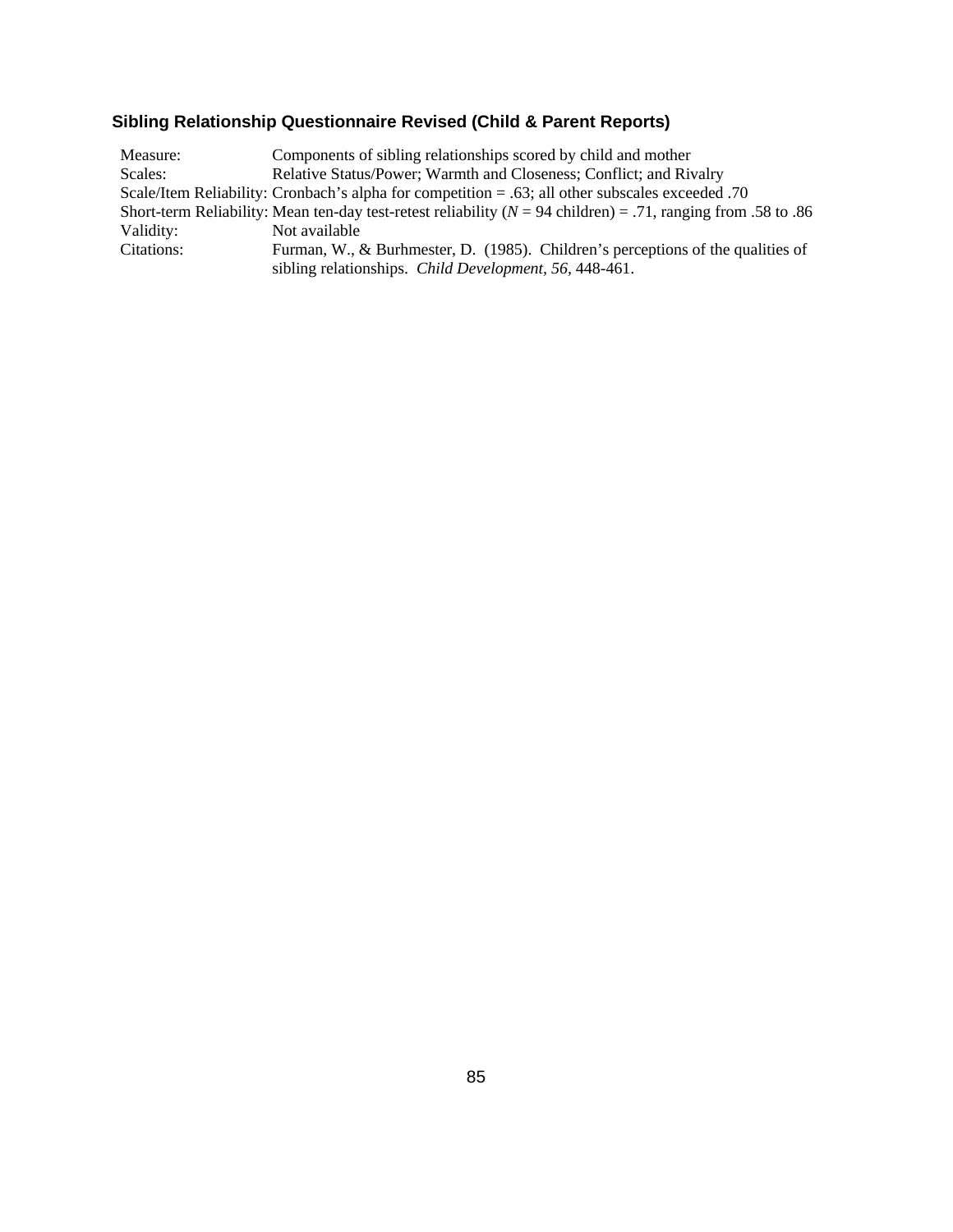### Sibling Relationship Questionnaire Revised (Child & Parent Reports)

| | |
|---|---|
| Measure: | Components of sibling relationships scored by child and mother |
| Scales: | Relative Status/Power; Warmth and Closeness; Conflict; and Rivalry |
| Scale/Item Reliability: | Cronbach's alpha for competition = .63; all other subscales exceeded .70 |
| Short-term Reliability: | Mean ten-day test-retest reliability (*N* = 94 children) = .71, ranging from .58 to .86 |
| Validity: | Not available |
| Citations: | Furman, W., & Burhmester, D. (1985). Children's perceptions of the qualities of sibling relationships. *Child Development, 56*, 448-461. |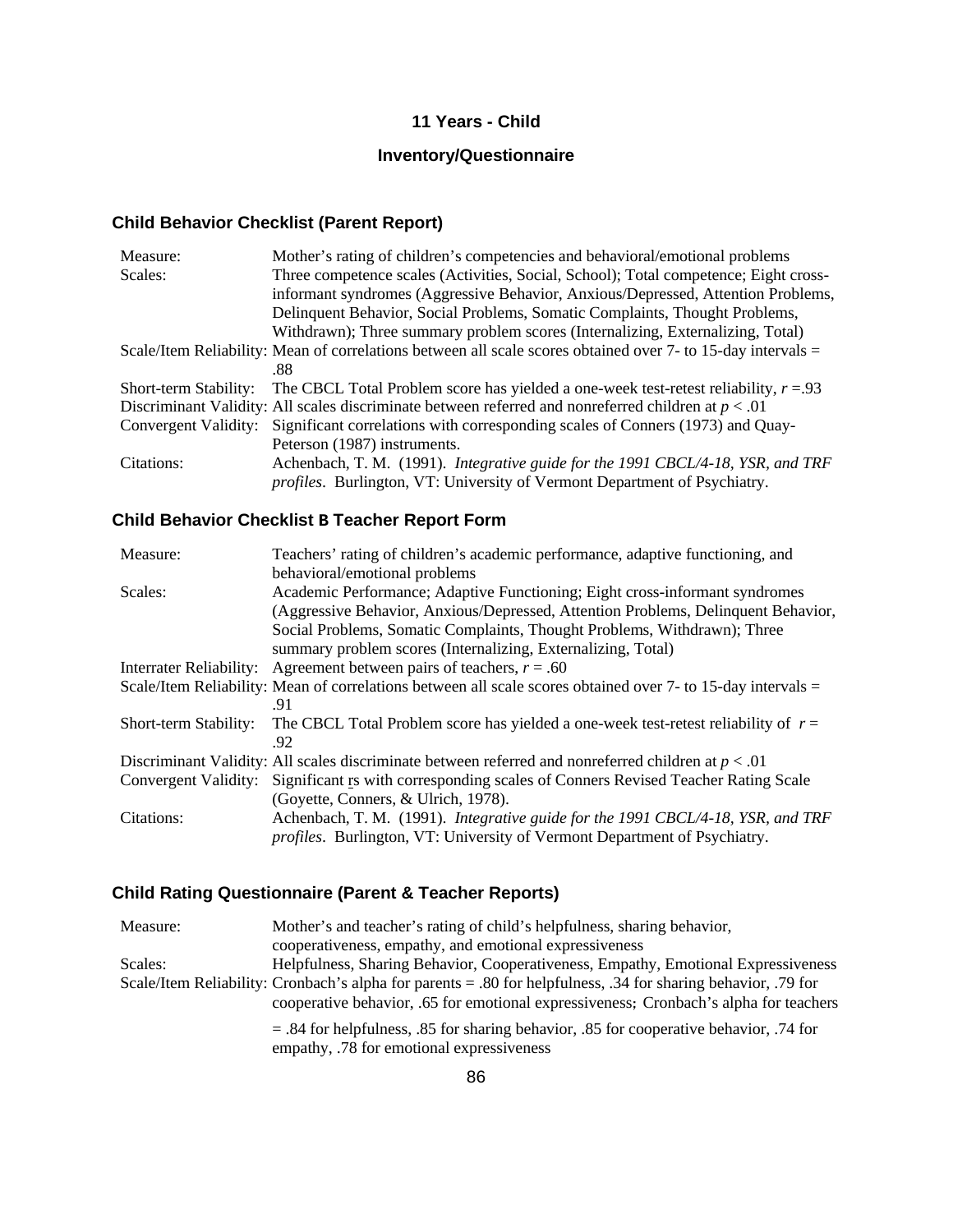## 11 Years - Child

## Inventory/Questionnaire

### Child Behavior Checklist (Parent Report)

| | |
|---|---|
| Measure: | Mother's rating of children's competencies and behavioral/emotional problems |
| Scales: | Three competence scales (Activities, Social, School); Total competence; Eight cross-informant syndromes (Aggressive Behavior, Anxious/Depressed, Attention Problems, Delinquent Behavior, Social Problems, Somatic Complaints, Thought Problems, Withdrawn); Three summary problem scores (Internalizing, Externalizing, Total) |
| Scale/Item Reliability: | Mean of correlations between all scale scores obtained over 7- to 15-day intervals = .88 |
| Short-term Stability: | The CBCL Total Problem score has yielded a one-week test-retest reliability, $r$ =.93 |
| Discriminant Validity: | All scales discriminate between referred and nonreferred children at $p < .01$ |
| Convergent Validity: | Significant correlations with corresponding scales of Conners (1973) and Quay-Peterson (1987) instruments. |
| Citations: | Achenbach, T. M. (1991). *Integrative guide for the 1991 CBCL/4-18, YSR, and TRF profiles*. Burlington, VT: University of Vermont Department of Psychiatry. |

### Child Behavior Checklist B Teacher Report Form

| | |
|---|---|
| Measure: | Teachers' rating of children's academic performance, adaptive functioning, and behavioral/emotional problems |
| Scales: | Academic Performance; Adaptive Functioning; Eight cross-informant syndromes (Aggressive Behavior, Anxious/Depressed, Attention Problems, Delinquent Behavior, Social Problems, Somatic Complaints, Thought Problems, Withdrawn); Three summary problem scores (Internalizing, Externalizing, Total) |
| Interrater Reliability: | Agreement between pairs of teachers, $r = .60$ |
| Scale/Item Reliability: | Mean of correlations between all scale scores obtained over 7- to 15-day intervals = .91 |
| Short-term Stability: | The CBCL Total Problem score has yielded a one-week test-retest reliability of $r$ = .92 |
| Discriminant Validity: | All scales discriminate between referred and nonreferred children at $p < .01$ |
| Convergent Validity: | Significant rs with corresponding scales of Conners Revised Teacher Rating Scale (Goyette, Conners, & Ulrich, 1978). |
| Citations: | Achenbach, T. M. (1991). *Integrative guide for the 1991 CBCL/4-18, YSR, and TRF profiles*. Burlington, VT: University of Vermont Department of Psychiatry. |

### Child Rating Questionnaire (Parent & Teacher Reports)

| | |
|---|---|
| Measure: | Mother's and teacher's rating of child's helpfulness, sharing behavior, cooperativeness, empathy, and emotional expressiveness |
| Scales: | Helpfulness, Sharing Behavior, Cooperativeness, Empathy, Emotional Expressiveness |
| Scale/Item Reliability: | Cronbach's alpha for parents = .80 for helpfulness, .34 for sharing behavior, .79 for cooperative behavior, .65 for emotional expressiveness; Cronbach's alpha for teachers = .84 for helpfulness, .85 for sharing behavior, .85 for cooperative behavior, .74 for empathy, .78 for emotional expressiveness |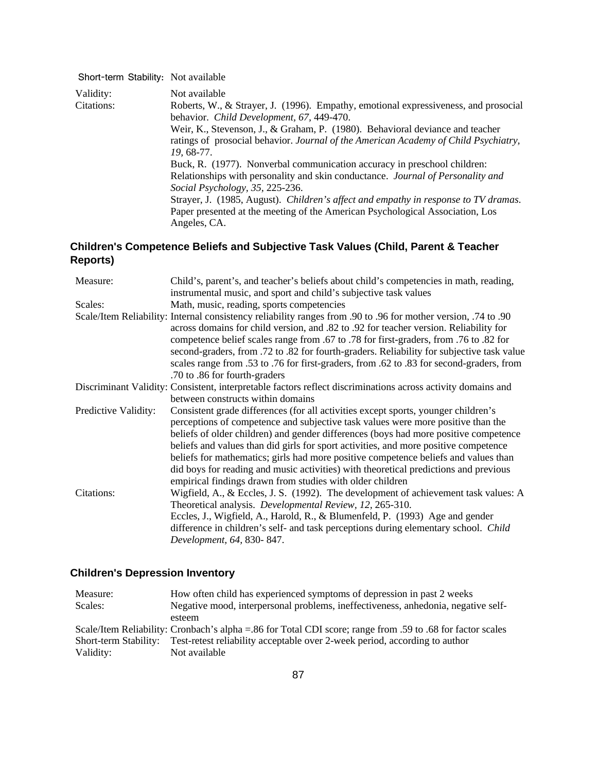| | |
|---|---|
| Short-term Stability: | Not available |
| Validity: | Not available |
| Citations: | Roberts, W., & Strayer, J. (1996). Empathy, emotional expressiveness, and prosocial behavior. *Child Development, 67,* 449-470.<br>Weir, K., Stevenson, J., & Graham, P. (1980). Behavioral deviance and teacher ratings of prosocial behavior. *Journal of the American Academy of Child Psychiatry, 19,* 68-77.<br>Buck, R. (1977). Nonverbal communication accuracy in preschool children: Relationships with personality and skin conductance. *Journal of Personality and Social Psychology, 35,* 225-236.<br>Strayer, J. (1985, August). *Children's affect and empathy in response to TV dramas*. Paper presented at the meeting of the American Psychological Association, Los Angeles, CA. |

## Children's Competence Beliefs and Subjective Task Values (Child, Parent & Teacher Reports)

| | |
|---|---|
| Measure: | Child's, parent's, and teacher's beliefs about child's competencies in math, reading, instrumental music, and sport and child's subjective task values |
| Scales: | Math, music, reading, sports competencies |
| Scale/Item Reliability: | Internal consistency reliability ranges from .90 to .96 for mother version, .74 to .90 across domains for child version, and .82 to .92 for teacher version. Reliability for competence belief scales range from .67 to .78 for first-graders, from .76 to .82 for second-graders, from .72 to .82 for fourth-graders. Reliability for subjective task value scales range from .53 to .76 for first-graders, from .62 to .83 for second-graders, from .70 to .86 for fourth-graders |
| Discriminant Validity: | Consistent, interpretable factors reflect discriminations across activity domains and between constructs within domains |
| Predictive Validity: | Consistent grade differences (for all activities except sports, younger children's perceptions of competence and subjective task values were more positive than the beliefs of older children) and gender differences (boys had more positive competence beliefs and values than did girls for sport activities, and more positive competence beliefs for mathematics; girls had more positive competence beliefs and values than did boys for reading and music activities) with theoretical predictions and previous empirical findings drawn from studies with older children |
| Citations: | Wigfield, A., & Eccles, J. S. (1992). The development of achievement task values: A Theoretical analysis. *Developmental Review, 12,* 265-310.<br>Eccles, J., Wigfield, A., Harold, R., & Blumenfeld, P. (1993) Age and gender difference in children's self- and task perceptions during elementary school. *Child Development, 64,* 830- 847. |

## Children's Depression Inventory

| | |
|---|---|
| Measure: | How often child has experienced symptoms of depression in past 2 weeks |
| Scales: | Negative mood, interpersonal problems, ineffectiveness, anhedonia, negative self-esteem |
| Scale/Item Reliability: | Cronbach's alpha =.86 for Total CDI score; range from .59 to .68 for factor scales |
| Short-term Stability: | Test-retest reliability acceptable over 2-week period, according to author |
| Validity: | Not available |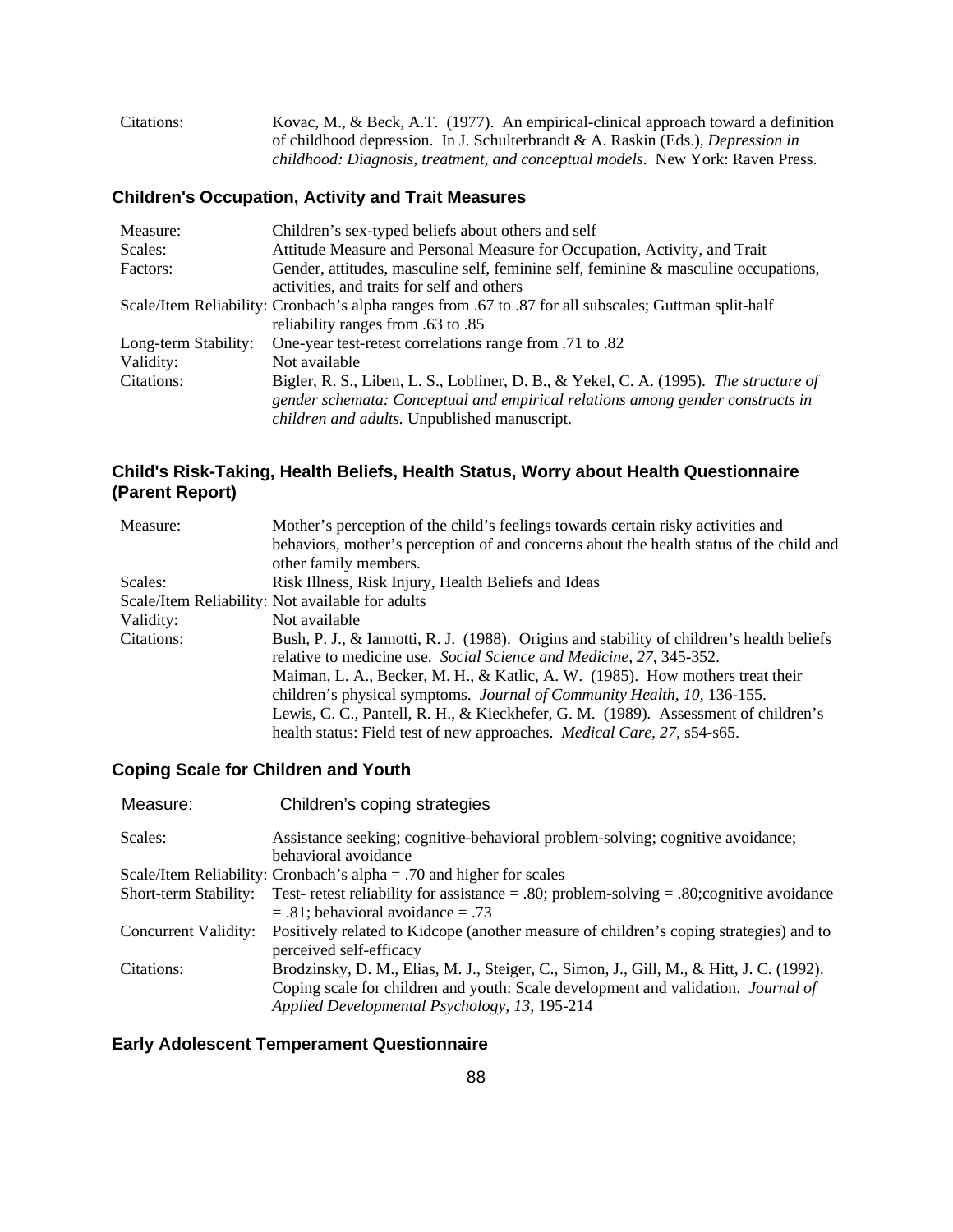Citations: Kovac, M., & Beck, A.T. (1977). An empirical-clinical approach toward a definition of childhood depression. In J. Schulterbrandt & A. Raskin (Eds.), *Depression in childhood: Diagnosis, treatment, and conceptual models*. New York: Raven Press.

### Children's Occupation, Activity and Trait Measures

Measure: Children's sex-typed beliefs about others and self

Scales: Attitude Measure and Personal Measure for Occupation, Activity, and Trait

Factors: Gender, attitudes, masculine self, feminine self, feminine & masculine occupations, activities, and traits for self and others

Scale/Item Reliability: Cronbach's alpha ranges from .67 to .87 for all subscales; Guttman split-half reliability ranges from .63 to .85

Long-term Stability: One-year test-retest correlations range from .71 to .82

Validity: Not available

Citations: Bigler, R. S., Liben, L. S., Lobliner, D. B., & Yekel, C. A. (1995). *The structure of gender schemata: Conceptual and empirical relations among gender constructs in children and adults.* Unpublished manuscript.

### Child's Risk-Taking, Health Beliefs, Health Status, Worry about Health Questionnaire (Parent Report)

Measure: Mother's perception of the child's feelings towards certain risky activities and behaviors, mother's perception of and concerns about the health status of the child and other family members.

Scales: Risk Illness, Risk Injury, Health Beliefs and Ideas

Scale/Item Reliability: Not available for adults

Validity: Not available

Citations: Bush, P. J., & Iannotti, R. J. (1988). Origins and stability of children's health beliefs relative to medicine use. *Social Science and Medicine, 27*, 345-352.
Maiman, L. A., Becker, M. H., & Katlic, A. W. (1985). How mothers treat their children's physical symptoms. *Journal of Community Health, 10*, 136-155.
Lewis, C. C., Pantell, R. H., & Kieckhefer, G. M. (1989). Assessment of children's health status: Field test of new approaches. *Medical Care, 27*, s54-s65.

### Coping Scale for Children and Youth

Measure: Children's coping strategies

Scales: Assistance seeking; cognitive-behavioral problem-solving; cognitive avoidance; behavioral avoidance

Scale/Item Reliability: Cronbach's alpha = .70 and higher for scales

Short-term Stability: Test- retest reliability for assistance = .80; problem-solving = .80;cognitive avoidance = .81; behavioral avoidance = .73

Concurrent Validity: Positively related to Kidcope (another measure of children's coping strategies) and to perceived self-efficacy

Citations: Brodzinsky, D. M., Elias, M. J., Steiger, C., Simon, J., Gill, M., & Hitt, J. C. (1992). Coping scale for children and youth: Scale development and validation. *Journal of Applied Developmental Psychology, 13*, 195-214

### Early Adolescent Temperament Questionnaire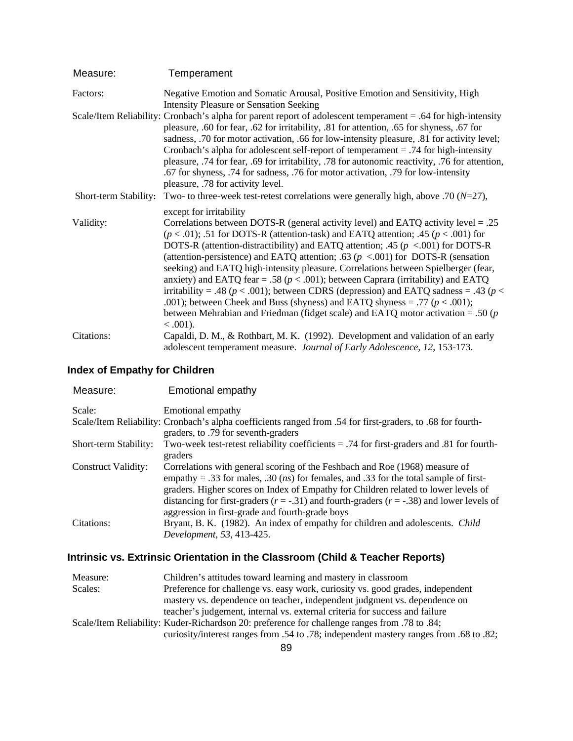| Measure: | Temperament |
|---|---|
| Factors: | Negative Emotion and Somatic Arousal, Positive Emotion and Sensitivity, High Intensity Pleasure or Sensation Seeking |
| Scale/Item Reliability: | Cronbach's alpha for parent report of adolescent temperament = .64 for high-intensity pleasure, .60 for fear, .62 for irritability, .81 for attention, .65 for shyness, .67 for sadness, .70 for motor activation, .66 for low-intensity pleasure, .81 for activity level; Cronbach's alpha for adolescent self-report of temperament = .74 for high-intensity pleasure, .74 for fear, .69 for irritability, .78 for autonomic reactivity, .76 for attention, .67 for shyness, .74 for sadness, .76 for motor activation, .79 for low-intensity pleasure, .78 for activity level. |
| Short-term Stability: | Two- to three-week test-retest correlations were generally high, above .70 ($N$=27), except for irritability |
| Validity: | Correlations between DOTS-R (general activity level) and EATQ activity level = .25 ($p < .01$); .51 for DOTS-R (attention-task) and EATQ attention; .45 ($p < .001$) for DOTS-R (attention-distractibility) and EATQ attention; .45 ($p < .001$) for DOTS-R (attention-persistence) and EATQ attention; .63 ($p < .001$) for DOTS-R (sensation seeking) and EATQ high-intensity pleasure. Correlations between Spielberger (fear, anxiety) and EATQ fear = .58 ($p < .001$); between Caprara (irritability) and EATQ irritability = .48 ($p < .001$); between CDRS (depression) and EATQ sadness = .43 ($p < .001$); between Cheek and Buss (shyness) and EATQ shyness = .77 ($p < .001$); between Mehrabian and Friedman (fidget scale) and EATQ motor activation = .50 ($p < .001$). |
| Citations: | Capaldi, D. M., & Rothbart, M. K. (1992). Development and validation of an early adolescent temperament measure. *Journal of Early Adolescence, 12,* 153-173. |

### Index of Empathy for Children

| Measure: | Emotional empathy |
|---|---|
| Scale: | Emotional empathy |
| Scale/Item Reliability: | Cronbach's alpha coefficients ranged from .54 for first-graders, to .68 for fourth-graders, to .79 for seventh-graders |
| Short-term Stability: | Two-week test-retest reliability coefficients = .74 for first-graders and .81 for fourth-graders |
| Construct Validity: | Correlations with general scoring of the Feshbach and Roe (1968) measure of empathy = .33 for males, .30 (*ns*) for females, and .33 for the total sample of first-graders. Higher scores on Index of Empathy for Children related to lower levels of distancing for first-graders ($r$ = -.31) and fourth-graders ($r$ = -.38) and lower levels of aggression in first-grade and fourth-grade boys |
| Citations: | Bryant, B. K. (1982). An index of empathy for children and adolescents. *Child Development, 53,* 413-425. |

### Intrinsic vs. Extrinsic Orientation in the Classroom (Child & Teacher Reports)

| Measure: | Children's attitudes toward learning and mastery in classroom |
|---|---|
| Scales: | Preference for challenge vs. easy work, curiosity vs. good grades, independent mastery vs. dependence on teacher, independent judgment vs. dependence on teacher's judgement, internal vs. external criteria for success and failure |
| Scale/Item Reliability: | Kuder-Richardson 20: preference for challenge ranges from .78 to .84; curiosity/interest ranges from .54 to .78; independent mastery ranges from .68 to .82; |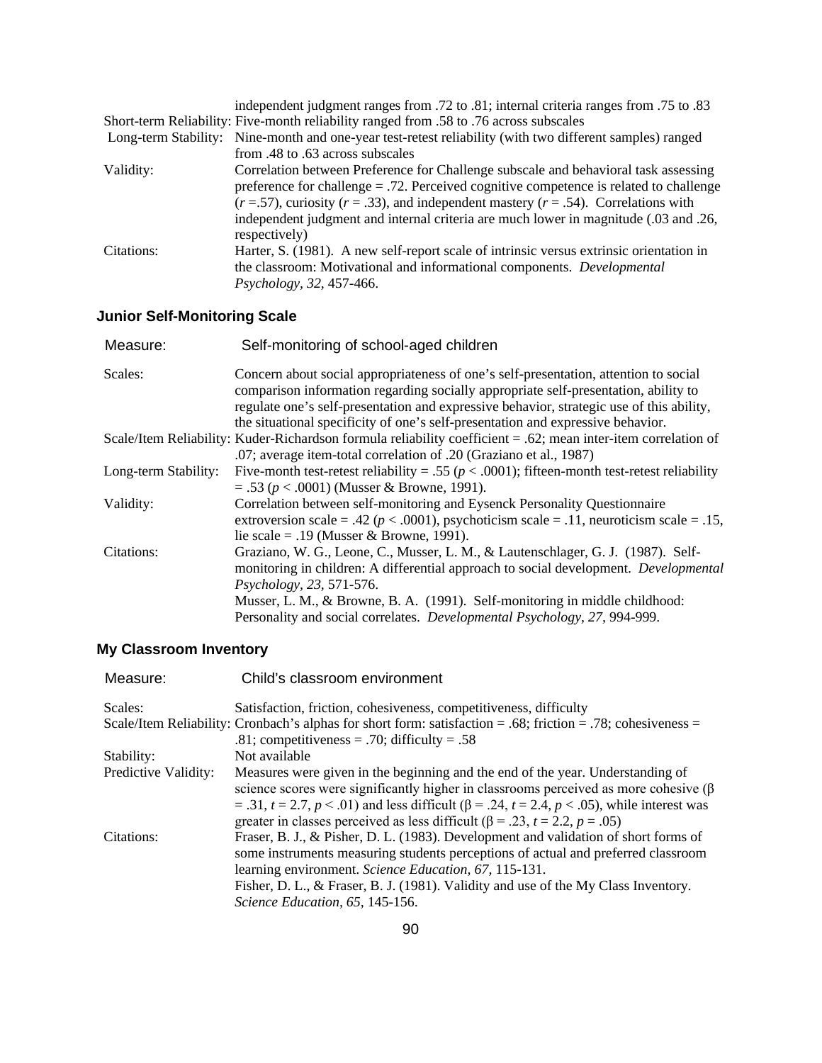| | |
|---|---|
| | independent judgment ranges from .72 to .81; internal criteria ranges from .75 to .83 |
| Short-term Reliability: | Five-month reliability ranged from .58 to .76 across subscales |
| Long-term Stability: | Nine-month and one-year test-retest reliability (with two different samples) ranged from .48 to .63 across subscales |
| Validity: | Correlation between Preference for Challenge subscale and behavioral task assessing preference for challenge = .72. Perceived cognitive competence is related to challenge ($r$ =.57), curiosity ($r$ = .33), and independent mastery ($r$ = .54). Correlations with independent judgment and internal criteria are much lower in magnitude (.03 and .26, respectively) |
| Citations: | Harter, S. (1981). A new self-report scale of intrinsic versus extrinsic orientation in the classroom: Motivational and informational components. *Developmental Psychology, 32,* 457-466. |

### Junior Self-Monitoring Scale

| | |
|---|---|
| Measure: | Self-monitoring of school-aged children |
| Scales: | Concern about social appropriateness of one's self-presentation, attention to social comparison information regarding socially appropriate self-presentation, ability to regulate one's self-presentation and expressive behavior, strategic use of this ability, the situational specificity of one's self-presentation and expressive behavior. |
| Scale/Item Reliability: | Kuder-Richardson formula reliability coefficient = .62; mean inter-item correlation of .07; average item-total correlation of .20 (Graziano et al., 1987) |
| Long-term Stability: | Five-month test-retest reliability = .55 ($p < .0001$); fifteen-month test-retest reliability = .53 ($p < .0001$) (Musser & Browne, 1991). |
| Validity: | Correlation between self-monitoring and Eysenck Personality Questionnaire extroversion scale = .42 ($p < .0001$), psychoticism scale = .11, neuroticism scale = .15, lie scale = .19 (Musser & Browne, 1991). |
| Citations: | Graziano, W. G., Leone, C., Musser, L. M., & Lautenschlager, G. J. (1987). Self-monitoring in children: A differential approach to social development. *Developmental Psychology, 23,* 571-576.<br>Musser, L. M., & Browne, B. A. (1991). Self-monitoring in middle childhood: Personality and social correlates. *Developmental Psychology, 27*, 994-999. |

### My Classroom Inventory

| | |
|---|---|
| Measure: | Child's classroom environment |
| Scales: | Satisfaction, friction, cohesiveness, competitiveness, difficulty |
| Scale/Item Reliability: | Cronbach's alphas for short form: satisfaction = .68; friction = .78; cohesiveness = .81; competitiveness = .70; difficulty = .58 |
| Stability: | Not available |
| Predictive Validity: | Measures were given in the beginning and the end of the year. Understanding of science scores were significantly higher in classrooms perceived as more cohesive ($\beta$ = .31, $t$ = 2.7, $p < .01$) and less difficult ($\beta$ = .24, $t$ = 2.4, $p < .05$), while interest was greater in classes perceived as less difficult ($\beta$ = .23, $t$ = 2.2, $p$ = .05) |
| Citations: | Fraser, B. J., & Pisher, D. L. (1983). Development and validation of short forms of some instruments measuring students perceptions of actual and preferred classroom learning environment. *Science Education, 67,* 115-131.<br>Fisher, D. L., & Fraser, B. J. (1981). Validity and use of the My Class Inventory. *Science Education*, *65,* 145-156. |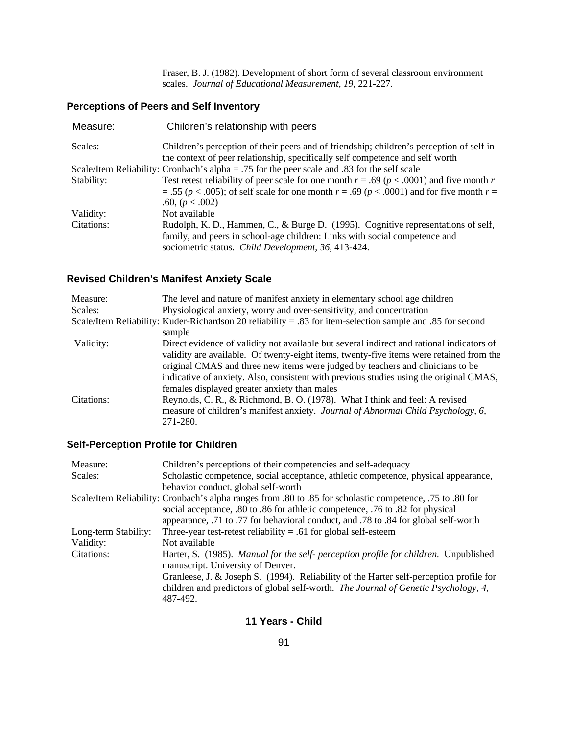Fraser, B. J. (1982). Development of short form of several classroom environment scales. *Journal of Educational Measurement, 19,* 221-227.

## Perceptions of Peers and Self Inventory

| | |
|---|---|
| Measure: | Children's relationship with peers |
| Scales: | Children's perception of their peers and of friendship; children's perception of self in the context of peer relationship, specifically self competence and self worth |
| Scale/Item Reliability: | Cronbach's alpha = .75 for the peer scale and .83 for the self scale |
| Stability: | Test retest reliability of peer scale for one month $r = .69$ ($p < .0001$) and five month $r = .55$ ($p < .005$); of self scale for one month $r = .69$ ($p < .0001$) and for five month $r = .60$, ($p < .002$) |
| Validity: | Not available |
| Citations: | Rudolph, K. D., Hammen, C., & Burge D. (1995). Cognitive representations of self, family, and peers in school-age children: Links with social competence and sociometric status. *Child Development, 36,* 413-424. |

## Revised Children's Manifest Anxiety Scale

| | |
|---|---|
| Measure: | The level and nature of manifest anxiety in elementary school age children |
| Scales: | Physiological anxiety, worry and over-sensitivity, and concentration |
| Scale/Item Reliability: | Kuder-Richardson 20 reliability = .83 for item-selection sample and .85 for second sample |
| Validity: | Direct evidence of validity not available but several indirect and rational indicators of validity are available. Of twenty-eight items, twenty-five items were retained from the original CMAS and three new items were judged by teachers and clinicians to be indicative of anxiety. Also, consistent with previous studies using the original CMAS, females displayed greater anxiety than males |
| Citations: | Reynolds, C. R., & Richmond, B. O. (1978). What I think and feel: A revised measure of children's manifest anxiety. *Journal of Abnormal Child Psychology, 6,* 271-280. |

## Self-Perception Profile for Children

| | |
|---|---|
| Measure: | Children's perceptions of their competencies and self-adequacy |
| Scales: | Scholastic competence, social acceptance, athletic competence, physical appearance, behavior conduct, global self-worth |
| Scale/Item Reliability: | Cronbach's alpha ranges from .80 to .85 for scholastic competence, .75 to .80 for social acceptance, .80 to .86 for athletic competence, .76 to .82 for physical appearance, .71 to .77 for behavioral conduct, and .78 to .84 for global self-worth |
| Long-term Stability: | Three-year test-retest reliability = .61 for global self-esteem |
| Validity: | Not available |
| Citations: | Harter, S. (1985). *Manual for the self- perception profile for children.* Unpublished manuscript. University of Denver.<br>Granleese, J. & Joseph S. (1994). Reliability of the Harter self-perception profile for children and predictors of global self-worth. *The Journal of Genetic Psychology, 4,* 487-492. |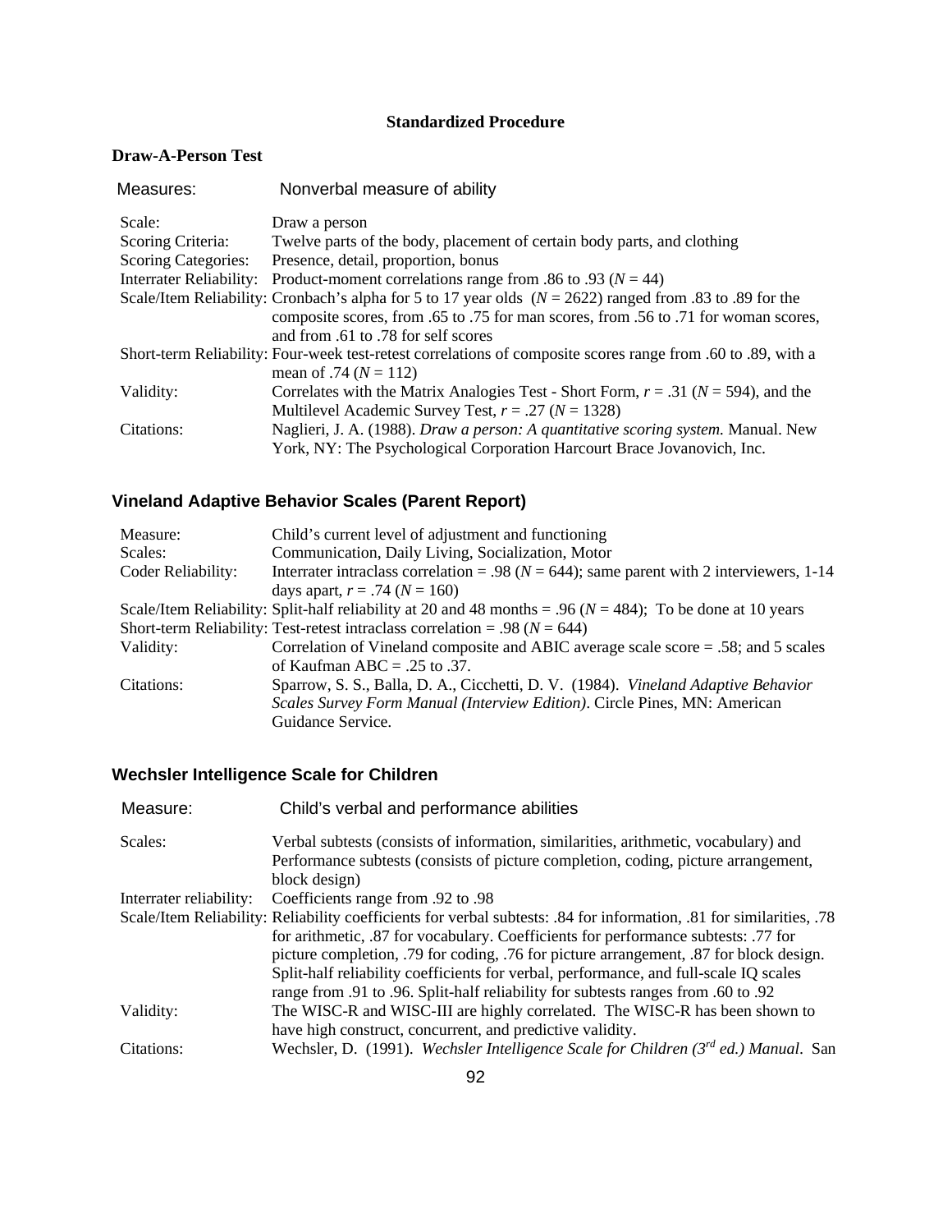## Standardized Procedure

### Draw-A-Person Test

| | |
|---|---|
| Measures: | Nonverbal measure of ability |
| Scale: | Draw a person |
| Scoring Criteria: | Twelve parts of the body, placement of certain body parts, and clothing |
| Scoring Categories: | Presence, detail, proportion, bonus |
| Interrater Reliability: | Product-moment correlations range from .86 to .93 (*N* = 44) |
| Scale/Item Reliability: | Cronbach's alpha for 5 to 17 year olds (*N* = 2622) ranged from .83 to .89 for the composite scores, from .65 to .75 for man scores, from .56 to .71 for woman scores, and from .61 to .78 for self scores |
| Short-term Reliability: | Four-week test-retest correlations of composite scores range from .60 to .89, with a mean of .74 (*N* = 112) |
| Validity: | Correlates with the Matrix Analogies Test - Short Form, *r* = .31 (*N* = 594), and the Multilevel Academic Survey Test, *r* = .27 (*N* = 1328) |
| Citations: | Naglieri, J. A. (1988). *Draw a person: A quantitative scoring system.* Manual. New York, NY: The Psychological Corporation Harcourt Brace Jovanovich, Inc. |

### Vineland Adaptive Behavior Scales (Parent Report)

| | |
|---|---|
| Measure: | Child's current level of adjustment and functioning |
| Scales: | Communication, Daily Living, Socialization, Motor |
| Coder Reliability: | Interrater intraclass correlation = .98 (*N* = 644); same parent with 2 interviewers, 1-14 days apart, *r* = .74 (*N* = 160) |
| Scale/Item Reliability: | Split-half reliability at 20 and 48 months = .96 (*N* = 484); To be done at 10 years |
| Short-term Reliability: | Test-retest intraclass correlation = .98 (*N* = 644) |
| Validity: | Correlation of Vineland composite and ABIC average scale score = .58; and 5 scales of Kaufman ABC = .25 to .37. |
| Citations: | Sparrow, S. S., Balla, D. A., Cicchetti, D. V. (1984). *Vineland Adaptive Behavior Scales Survey Form Manual (Interview Edition)*. Circle Pines, MN: American Guidance Service. |

### Wechsler Intelligence Scale for Children

| | |
|---|---|
| Measure: | Child's verbal and performance abilities |
| Scales: | Verbal subtests (consists of information, similarities, arithmetic, vocabulary) and Performance subtests (consists of picture completion, coding, picture arrangement, block design) |
| Interrater reliability: | Coefficients range from .92 to .98 |
| Scale/Item Reliability: | Reliability coefficients for verbal subtests: .84 for information, .81 for similarities, .78 for arithmetic, .87 for vocabulary. Coefficients for performance subtests: .77 for picture completion, .79 for coding, .76 for picture arrangement, .87 for block design. Split-half reliability coefficients for verbal, performance, and full-scale IQ scales range from .91 to .96. Split-half reliability for subtests ranges from .60 to .92 |
| Validity: | The WISC-R and WISC-III are highly correlated. The WISC-R has been shown to have high construct, concurrent, and predictive validity. |
| Citations: | Wechsler, D. (1991). *Wechsler Intelligence Scale for Children (3rd ed.) Manual*. San |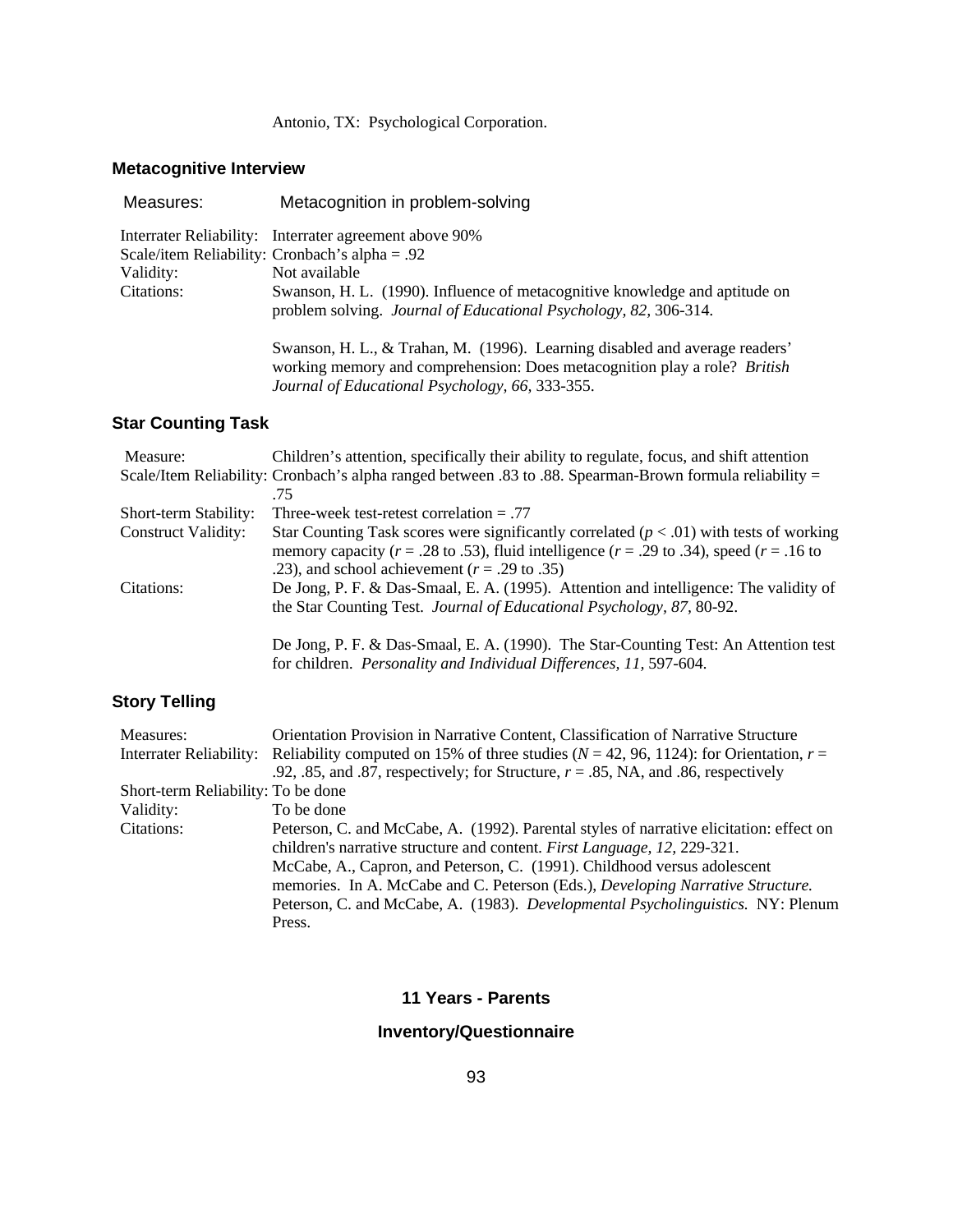Antonio, TX: Psychological Corporation.

### Metacognitive Interview

Measures: Metacognition in problem-solving

Interrater Reliability: Interrater agreement above 90%
Scale/item Reliability: Cronbach's alpha = .92
Validity: Not available
Citations: Swanson, H. L. (1990). Influence of metacognitive knowledge and aptitude on problem solving. *Journal of Educational Psychology, 82,* 306-314.

Swanson, H. L., & Trahan, M. (1996). Learning disabled and average readers' working memory and comprehension: Does metacognition play a role? *British Journal of Educational Psychology, 66,* 333-355.

### Star Counting Task

Measure: Children's attention, specifically their ability to regulate, focus, and shift attention
Scale/Item Reliability: Cronbach's alpha ranged between .83 to .88. Spearman-Brown formula reliability = .75
Short-term Stability: Three-week test-retest correlation = .77
Construct Validity: Star Counting Task scores were significantly correlated ($p < .01$) with tests of working memory capacity ($r = .28$ to .53), fluid intelligence ($r = .29$ to .34), speed ($r = .16$ to .23), and school achievement ($r = .29$ to .35)
Citations: De Jong, P. F. & Das-Smaal, E. A. (1995). Attention and intelligence: The validity of the Star Counting Test. *Journal of Educational Psychology, 87,* 80-92.

De Jong, P. F. & Das-Smaal, E. A. (1990). The Star-Counting Test: An Attention test for children. *Personality and Individual Differences, 11,* 597-604.

### Story Telling

Measures: Orientation Provision in Narrative Content, Classification of Narrative Structure
Interrater Reliability: Reliability computed on 15% of three studies ($N = 42$, 96, 1124): for Orientation, $r = .92$, .85, and .87, respectively; for Structure, $r = .85$, NA, and .86, respectively
Short-term Reliability: To be done
Validity: To be done
Citations: Peterson, C. and McCabe, A. (1992). Parental styles of narrative elicitation: effect on children's narrative structure and content. *First Language, 12,* 229-321.
McCabe, A., Capron, and Peterson, C. (1991). Childhood versus adolescent memories. In A. McCabe and C. Peterson (Eds.), *Developing Narrative Structure.*
Peterson, C. and McCabe, A. (1983). *Developmental Psycholinguistics.* NY: Plenum Press.

## 11 Years - Parents

## Inventory/Questionnaire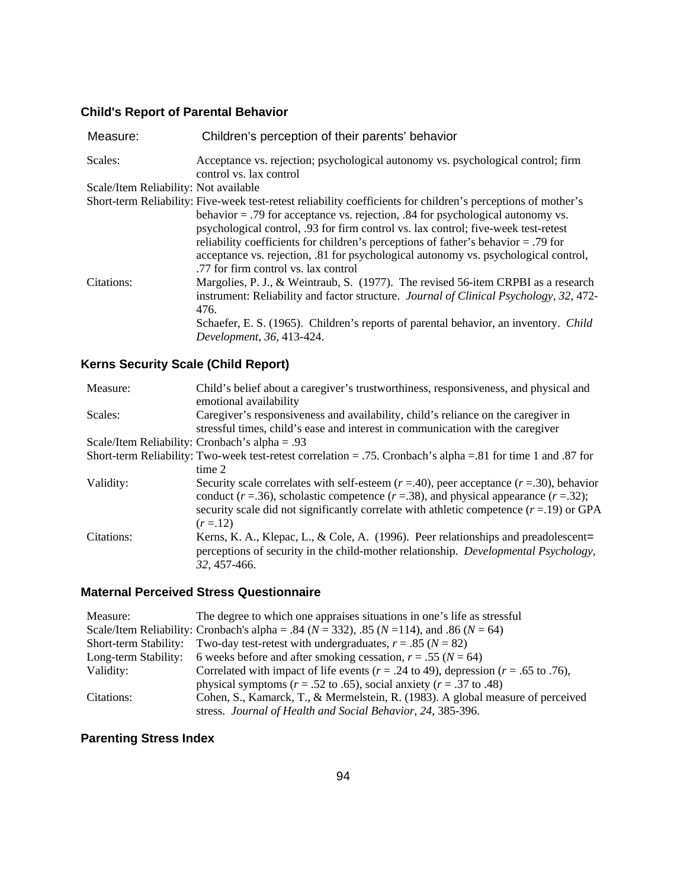### Child's Report of Parental Behavior

| | |
|---|---|
| Measure: | Children's perception of their parents' behavior |
| Scales: | Acceptance vs. rejection; psychological autonomy vs. psychological control; firm control vs. lax control |
| Scale/Item Reliability: | Not available |
| Short-term Reliability: | Five-week test-retest reliability coefficients for children's perceptions of mother's behavior = .79 for acceptance vs. rejection, .84 for psychological autonomy vs. psychological control, .93 for firm control vs. lax control; five-week test-retest reliability coefficients for children's perceptions of father's behavior = .79 for acceptance vs. rejection, .81 for psychological autonomy vs. psychological control, .77 for firm control vs. lax control |
| Citations: | Margolies, P. J., & Weintraub, S. (1977). The revised 56-item CRPBI as a research instrument: Reliability and factor structure. *Journal of Clinical Psychology, 32,* 472-476. <br> Schaefer, E. S. (1965). Children's reports of parental behavior, an inventory. *Child Development, 36,* 413-424. |

### Kerns Security Scale (Child Report)

| | |
|---|---|
| Measure: | Child's belief about a caregiver's trustworthiness, responsiveness, and physical and emotional availability |
| Scales: | Caregiver's responsiveness and availability, child's reliance on the caregiver in stressful times, child's ease and interest in communication with the caregiver |
| Scale/Item Reliability: | Cronbach's alpha = .93 |
| Short-term Reliability: | Two-week test-retest correlation = .75. Cronbach's alpha =.81 for time 1 and .87 for time 2 |
| Validity: | Security scale correlates with self-esteem ($r$ =.40), peer acceptance ($r$ =.30), behavior conduct ($r$ =.36), scholastic competence ($r$ =.38), and physical appearance ($r$ =.32); security scale did not significantly correlate with athletic competence ($r$ =.19) or GPA ($r$ =.12) |
| Citations: | Kerns, K. A., Klepac, L., & Cole, A. (1996). Peer relationships and preadolescent= perceptions of security in the child-mother relationship. *Developmental Psychology, 32,* 457-466. |

### Maternal Perceived Stress Questionnaire

| | |
|---|---|
| Measure: | The degree to which one appraises situations in one's life as stressful |
| Scale/Item Reliability: | Cronbach's alpha = .84 ($N$ = 332), .85 ($N$ =114), and .86 ($N$ = 64) |
| Short-term Stability: | Two-day test-retest with undergraduates, $r$ = .85 ($N$ = 82) |
| Long-term Stability: | 6 weeks before and after smoking cessation, $r$ = .55 ($N$ = 64) |
| Validity: | Correlated with impact of life events ($r$ = .24 to 49), depression ($r$ = .65 to .76), physical symptoms ($r$ = .52 to .65), social anxiety ($r$ = .37 to .48) |
| Citations: | Cohen, S., Kamarck, T., & Mermelstein, R. (1983). A global measure of perceived stress. *Journal of Health and Social Behavior, 24,* 385-396. |

### Parenting Stress Index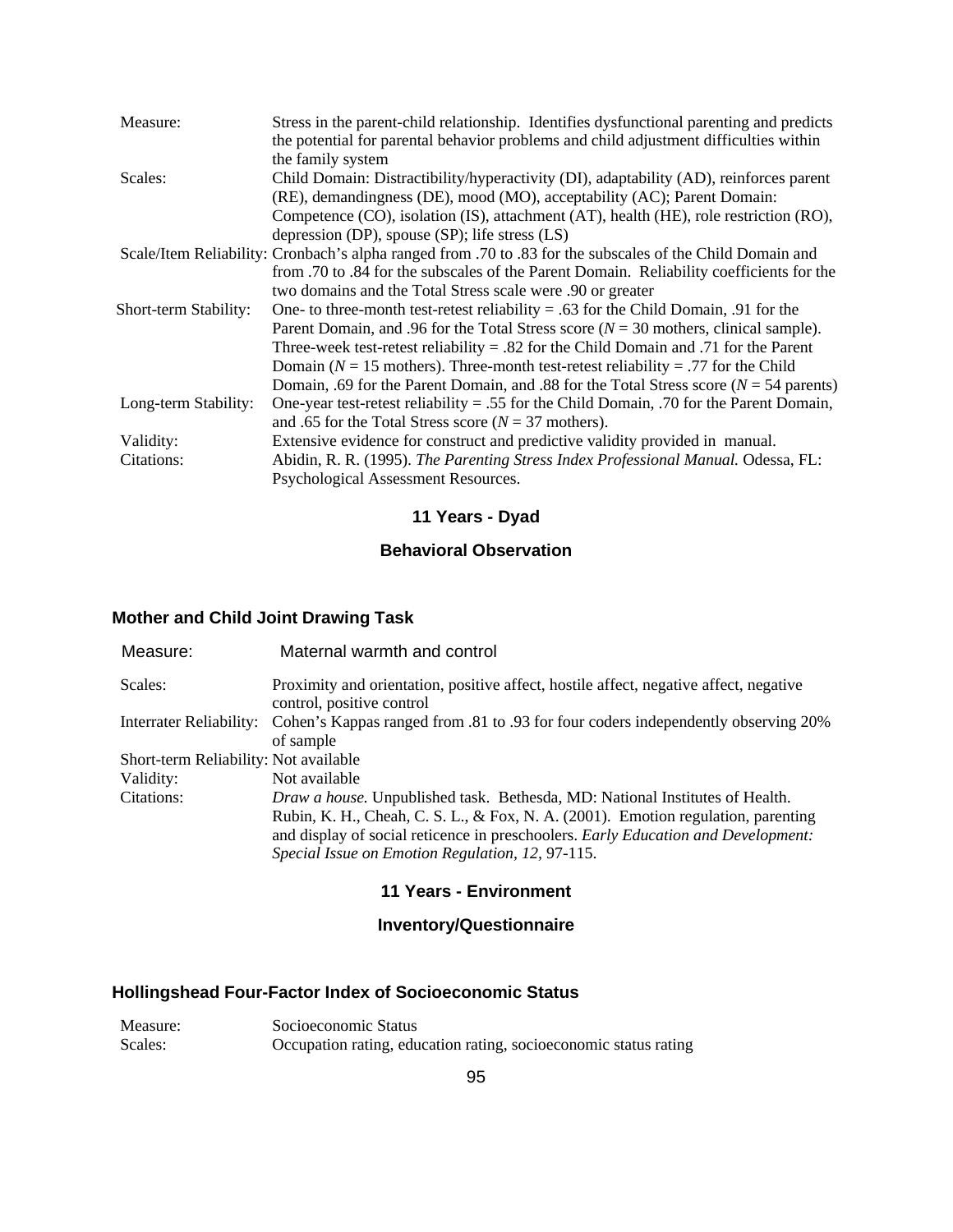| | |
|---|---|
| Measure: | Stress in the parent-child relationship. Identifies dysfunctional parenting and predicts the potential for parental behavior problems and child adjustment difficulties within the family system |
| Scales: | Child Domain: Distractibility/hyperactivity (DI), adaptability (AD), reinforces parent (RE), demandingness (DE), mood (MO), acceptability (AC); Parent Domain: Competence (CO), isolation (IS), attachment (AT), health (HE), role restriction (RO), depression (DP), spouse (SP); life stress (LS) |
| Scale/Item Reliability: | Cronbach's alpha ranged from .70 to .83 for the subscales of the Child Domain and from .70 to .84 for the subscales of the Parent Domain. Reliability coefficients for the two domains and the Total Stress scale were .90 or greater |
| Short-term Stability: | One- to three-month test-retest reliability = .63 for the Child Domain, .91 for the Parent Domain, and .96 for the Total Stress score (*N* = 30 mothers, clinical sample). Three-week test-retest reliability = .82 for the Child Domain and .71 for the Parent Domain (*N* = 15 mothers). Three-month test-retest reliability = .77 for the Child Domain, .69 for the Parent Domain, and .88 for the Total Stress score (*N* = 54 parents) |
| Long-term Stability: | One-year test-retest reliability = .55 for the Child Domain, .70 for the Parent Domain, and .65 for the Total Stress score (*N* = 37 mothers). |
| Validity: | Extensive evidence for construct and predictive validity provided in manual. |
| Citations: | Abidin, R. R. (1995). *The Parenting Stress Index Professional Manual.* Odessa, FL: Psychological Assessment Resources. |

## 11 Years - Dyad

### Behavioral Observation

#### Mother and Child Joint Drawing Task

| | |
|---|---|
| Measure: | Maternal warmth and control |
| Scales: | Proximity and orientation, positive affect, hostile affect, negative affect, negative control, positive control |
| Interrater Reliability: | Cohen's Kappas ranged from .81 to .93 for four coders independently observing 20% of sample |
| Short-term Reliability: | Not available |
| Validity: | Not available |
| Citations: | *Draw a house.* Unpublished task. Bethesda, MD: National Institutes of Health. Rubin, K. H., Cheah, C. S. L., & Fox, N. A. (2001). Emotion regulation, parenting and display of social reticence in preschoolers. *Early Education and Development: Special Issue on Emotion Regulation, 12*, 97-115. |

## 11 Years - Environment

### Inventory/Questionnaire

#### Hollingshead Four-Factor Index of Socioeconomic Status

| | |
|---|---|
| Measure: | Socioeconomic Status |
| Scales: | Occupation rating, education rating, socioeconomic status rating |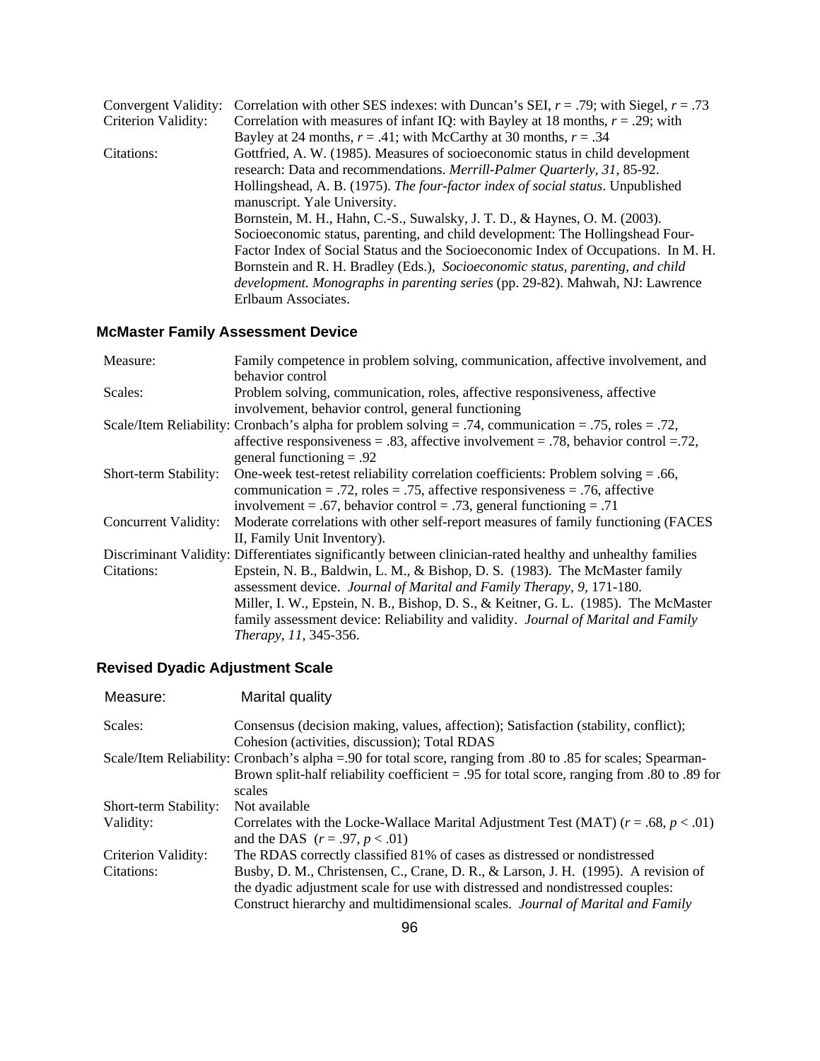| | |
|---|---|
| Convergent Validity: | Correlation with other SES indexes: with Duncan's SEI, $r = .79$; with Siegel, $r = .73$ |
| Criterion Validity: | Correlation with measures of infant IQ: with Bayley at 18 months, $r = .29$; with Bayley at 24 months, $r = .41$; with McCarthy at 30 months, $r = .34$ |
| Citations: | Gottfried, A. W. (1985). Measures of socioeconomic status in child development research: Data and recommendations. *Merrill-Palmer Quarterly, 31*, 85-92. Hollingshead, A. B. (1975). *The four-factor index of social status*. Unpublished manuscript. Yale University. Bornstein, M. H., Hahn, C.-S., Suwalsky, J. T. D., & Haynes, O. M. (2003). Socioeconomic status, parenting, and child development: The Hollingshead Four-Factor Index of Social Status and the Socioeconomic Index of Occupations. In M. H. Bornstein and R. H. Bradley (Eds.), *Socioeconomic status, parenting, and child development. Monographs in parenting series* (pp. 29-82). Mahwah, NJ: Lawrence Erlbaum Associates. |

### McMaster Family Assessment Device

| | |
|---|---|
| Measure: | Family competence in problem solving, communication, affective involvement, and behavior control |
| Scales: | Problem solving, communication, roles, affective responsiveness, affective involvement, behavior control, general functioning |
| Scale/Item Reliability: | Cronbach's alpha for problem solving = .74, communication = .75, roles = .72, affective responsiveness = .83, affective involvement = .78, behavior control =.72, general functioning = .92 |
| Short-term Stability: | One-week test-retest reliability correlation coefficients: Problem solving = .66, communication = .72, roles = .75, affective responsiveness = .76, affective involvement = .67, behavior control = .73, general functioning = .71 |
| Concurrent Validity: | Moderate correlations with other self-report measures of family functioning (FACES II, Family Unit Inventory). |
| Discriminant Validity: | Differentiates significantly between clinician-rated healthy and unhealthy families |
| Citations: | Epstein, N. B., Baldwin, L. M., & Bishop, D. S. (1983). The McMaster family assessment device. *Journal of Marital and Family Therapy, 9,* 171-180. Miller, I. W., Epstein, N. B., Bishop, D. S., & Keitner, G. L. (1985). The McMaster family assessment device: Reliability and validity. *Journal of Marital and Family Therapy, 11,* 345-356. |

### Revised Dyadic Adjustment Scale

| | |
|---|---|
| Measure: | Marital quality |
| Scales: | Consensus (decision making, values, affection); Satisfaction (stability, conflict); Cohesion (activities, discussion); Total RDAS |
| Scale/Item Reliability: | Cronbach's alpha =.90 for total score, ranging from .80 to .85 for scales; Spearman-Brown split-half reliability coefficient = .95 for total score, ranging from .80 to .89 for scales |
| Short-term Stability: | Not available |
| Validity: | Correlates with the Locke-Wallace Marital Adjustment Test (MAT) ($r = .68$, $p < .01$) and the DAS ($r = .97$, $p < .01$) |
| Criterion Validity: | The RDAS correctly classified 81% of cases as distressed or nondistressed |
| Citations: | Busby, D. M., Christensen, C., Crane, D. R., & Larson, J. H. (1995). A revision of the dyadic adjustment scale for use with distressed and nondistressed couples: Construct hierarchy and multidimensional scales. *Journal of Marital and Family* |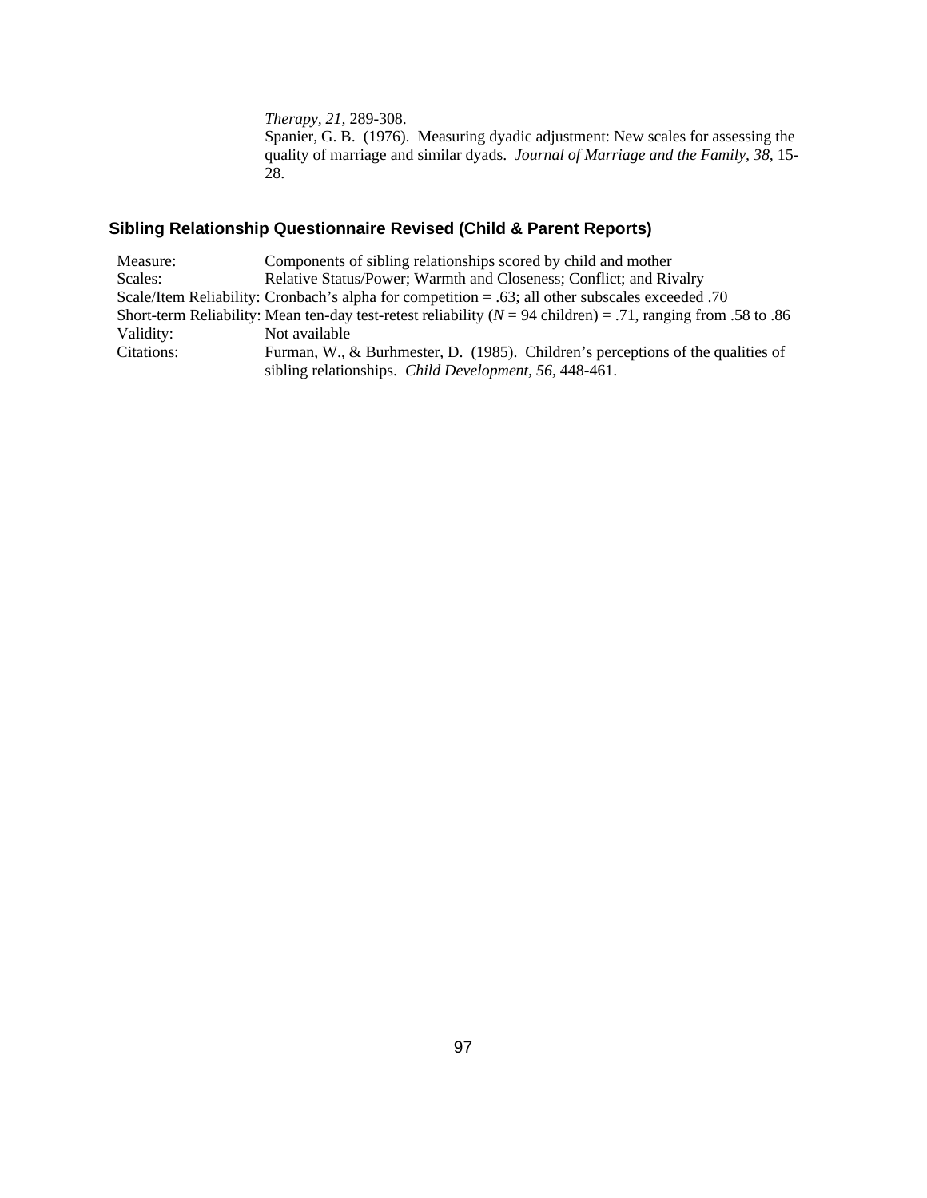*Therapy, 21*, 289-308.

Spanier, G. B. (1976). Measuring dyadic adjustment: New scales for assessing the quality of marriage and similar dyads. *Journal of Marriage and the Family, 38*, 15-28.

### Sibling Relationship Questionnaire Revised (Child & Parent Reports)

| | |
|---|---|
| Measure: | Components of sibling relationships scored by child and mother |
| Scales: | Relative Status/Power; Warmth and Closeness; Conflict; and Rivalry |
| Scale/Item Reliability: | Cronbach's alpha for competition = .63; all other subscales exceeded .70 |
| Short-term Reliability: | Mean ten-day test-retest reliability (*N* = 94 children) = .71, ranging from .58 to .86 |
| Validity: | Not available |
| Citations: | Furman, W., & Burhmester, D. (1985). Children's perceptions of the qualities of sibling relationships. *Child Development, 56*, 448-461. |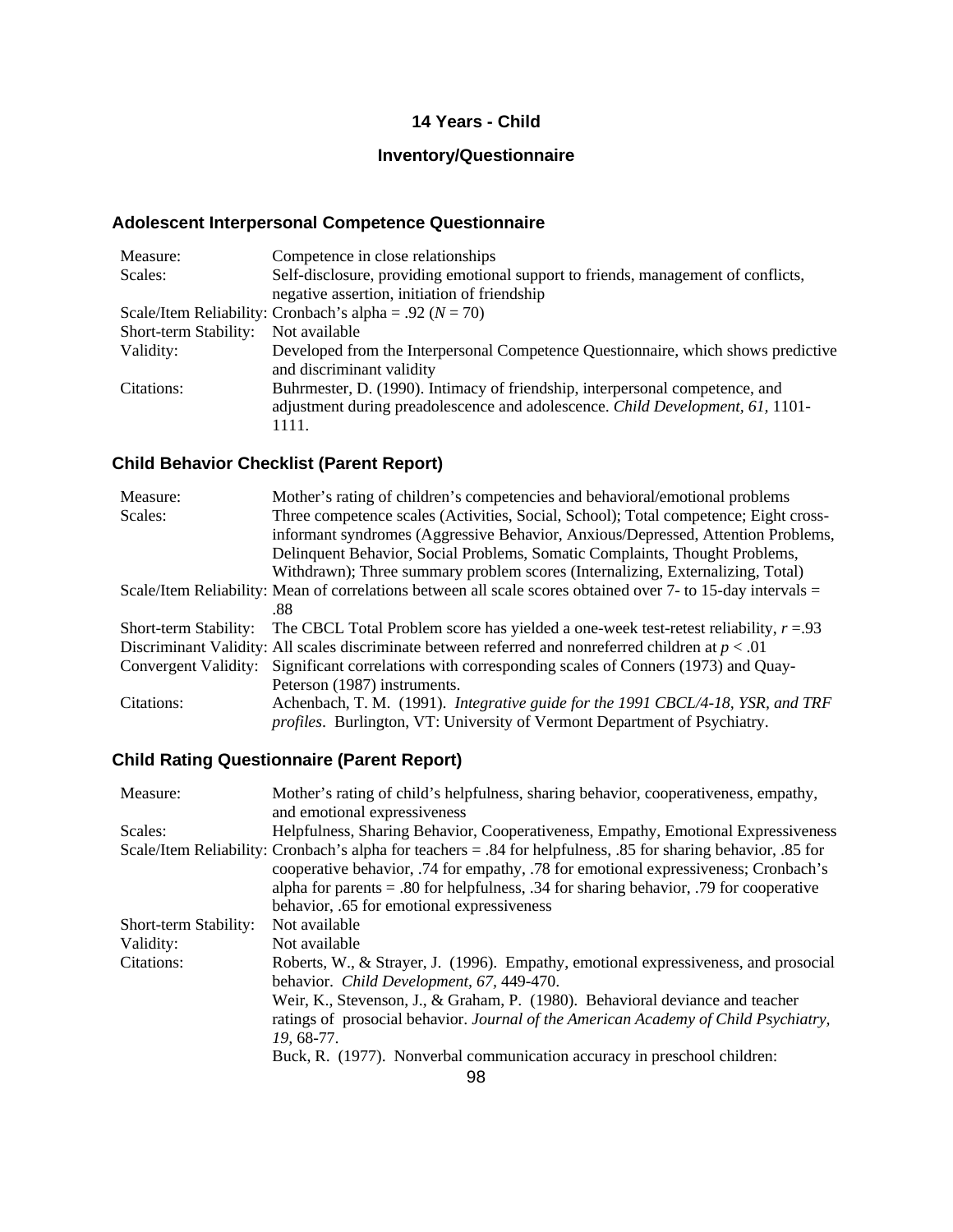## 14 Years - Child

## Inventory/Questionnaire

### Adolescent Interpersonal Competence Questionnaire

| | |
|---|---|
| Measure: | Competence in close relationships |
| Scales: | Self-disclosure, providing emotional support to friends, management of conflicts, negative assertion, initiation of friendship |
| Scale/Item Reliability: | Cronbach's alpha = .92 ($N = 70$) |
| Short-term Stability: | Not available |
| Validity: | Developed from the Interpersonal Competence Questionnaire, which shows predictive and discriminant validity |
| Citations: | Buhrmester, D. (1990). Intimacy of friendship, interpersonal competence, and adjustment during preadolescence and adolescence. *Child Development, 61,* 1101-1111. |

### Child Behavior Checklist (Parent Report)

| | |
|---|---|
| Measure: | Mother's rating of children's competencies and behavioral/emotional problems |
| Scales: | Three competence scales (Activities, Social, School); Total competence; Eight cross-informant syndromes (Aggressive Behavior, Anxious/Depressed, Attention Problems, Delinquent Behavior, Social Problems, Somatic Complaints, Thought Problems, Withdrawn); Three summary problem scores (Internalizing, Externalizing, Total) |
| Scale/Item Reliability: | Mean of correlations between all scale scores obtained over 7- to 15-day intervals = .88 |
| Short-term Stability: | The CBCL Total Problem score has yielded a one-week test-retest reliability, $r = .93$ |
| Discriminant Validity: | All scales discriminate between referred and nonreferred children at $p < .01$ |
| Convergent Validity: | Significant correlations with corresponding scales of Conners (1973) and Quay-Peterson (1987) instruments. |
| Citations: | Achenbach, T. M. (1991). *Integrative guide for the 1991 CBCL/4-18, YSR, and TRF profiles*. Burlington, VT: University of Vermont Department of Psychiatry. |

### Child Rating Questionnaire (Parent Report)

| | |
|---|---|
| Measure: | Mother's rating of child's helpfulness, sharing behavior, cooperativeness, empathy, and emotional expressiveness |
| Scales: | Helpfulness, Sharing Behavior, Cooperativeness, Empathy, Emotional Expressiveness |
| Scale/Item Reliability: | Cronbach's alpha for teachers = .84 for helpfulness, .85 for sharing behavior, .85 for cooperative behavior, .74 for empathy, .78 for emotional expressiveness; Cronbach's alpha for parents = .80 for helpfulness, .34 for sharing behavior, .79 for cooperative behavior, .65 for emotional expressiveness |
| Short-term Stability: | Not available |
| Validity: | Not available |
| Citations: | Roberts, W., & Strayer, J. (1996). Empathy, emotional expressiveness, and prosocial behavior. *Child Development, 67,* 449-470.<br>Weir, K., Stevenson, J., & Graham, P. (1980). Behavioral deviance and teacher ratings of prosocial behavior. *Journal of the American Academy of Child Psychiatry, 19,* 68-77.<br>Buck, R. (1977). Nonverbal communication accuracy in preschool children: |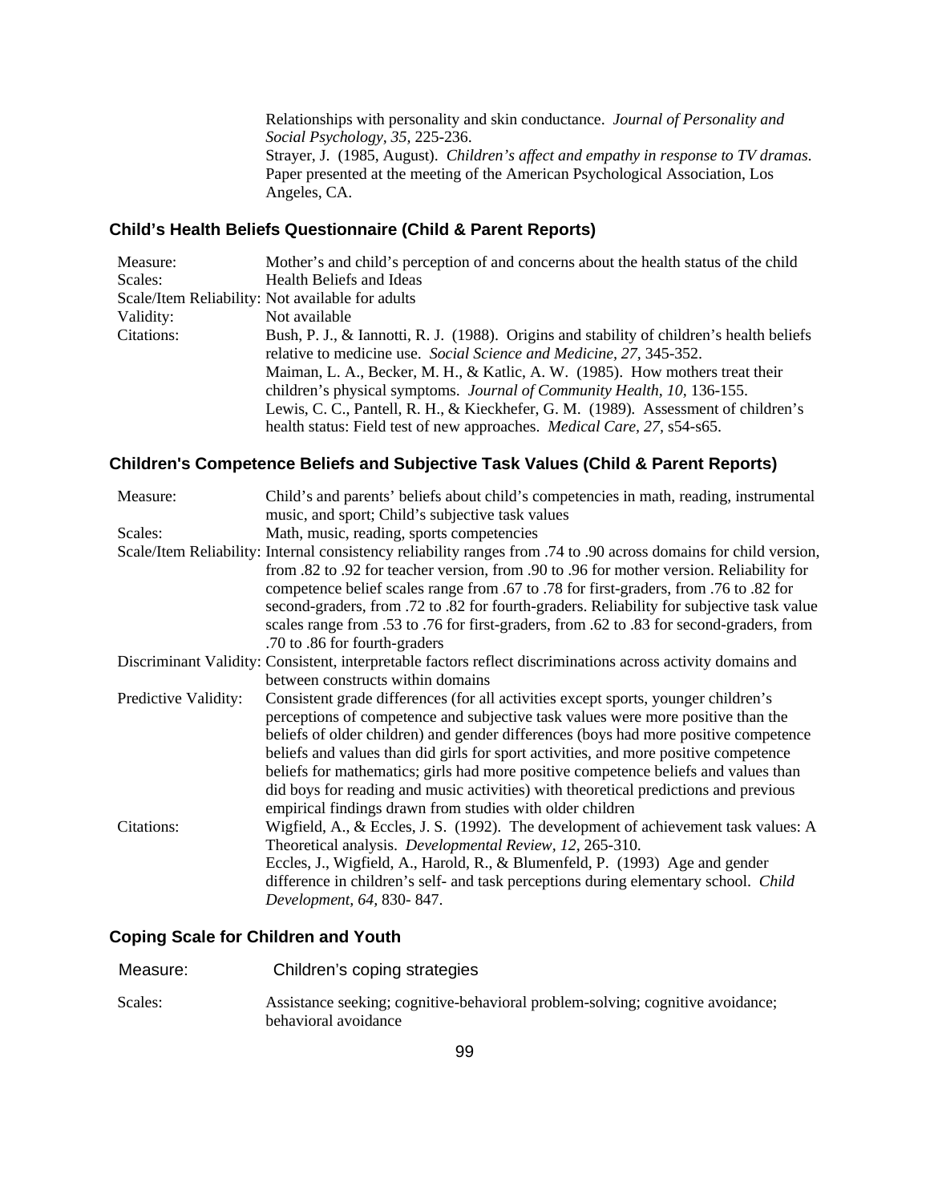Relationships with personality and skin conductance. *Journal of Personality and Social Psychology, 35,* 225-236.
Strayer, J. (1985, August). *Children's affect and empathy in response to TV dramas*. Paper presented at the meeting of the American Psychological Association, Los Angeles, CA.

### Child's Health Beliefs Questionnaire (Child & Parent Reports)

| | |
|---|---|
| Measure: | Mother's and child's perception of and concerns about the health status of the child |
| Scales: | Health Beliefs and Ideas |
| Scale/Item Reliability: | Not available for adults |
| Validity: | Not available |
| Citations: | Bush, P. J., & Iannotti, R. J. (1988). Origins and stability of children's health beliefs relative to medicine use. *Social Science and Medicine, 27,* 345-352.<br>Maiman, L. A., Becker, M. H., & Katlic, A. W. (1985). How mothers treat their children's physical symptoms. *Journal of Community Health, 10,* 136-155.<br>Lewis, C. C., Pantell, R. H., & Kieckhefer, G. M. (1989). Assessment of children's health status: Field test of new approaches. *Medical Care, 27,* s54-s65. |

### Children's Competence Beliefs and Subjective Task Values (Child & Parent Reports)

| | |
|---|---|
| Measure: | Child's and parents' beliefs about child's competencies in math, reading, instrumental music, and sport; Child's subjective task values |
| Scales: | Math, music, reading, sports competencies |
| Scale/Item Reliability: | Internal consistency reliability ranges from .74 to .90 across domains for child version, from .82 to .92 for teacher version, from .90 to .96 for mother version. Reliability for competence belief scales range from .67 to .78 for first-graders, from .76 to .82 for second-graders, from .72 to .82 for fourth-graders. Reliability for subjective task value scales range from .53 to .76 for first-graders, from .62 to .83 for second-graders, from .70 to .86 for fourth-graders |
| Discriminant Validity: | Consistent, interpretable factors reflect discriminations across activity domains and between constructs within domains |
| Predictive Validity: | Consistent grade differences (for all activities except sports, younger children's perceptions of competence and subjective task values were more positive than the beliefs of older children) and gender differences (boys had more positive competence beliefs and values than did girls for sport activities, and more positive competence beliefs for mathematics; girls had more positive competence beliefs and values than did boys for reading and music activities) with theoretical predictions and previous empirical findings drawn from studies with older children |
| Citations: | Wigfield, A., & Eccles, J. S. (1992). The development of achievement task values: A Theoretical analysis. *Developmental Review, 12,* 265-310.<br>Eccles, J., Wigfield, A., Harold, R., & Blumenfeld, P. (1993) Age and gender difference in children's self- and task perceptions during elementary school. *Child Development, 64,* 830- 847. |

### Coping Scale for Children and Youth

| | |
|---|---|
| Measure: | Children's coping strategies |
| Scales: | Assistance seeking; cognitive-behavioral problem-solving; cognitive avoidance; behavioral avoidance |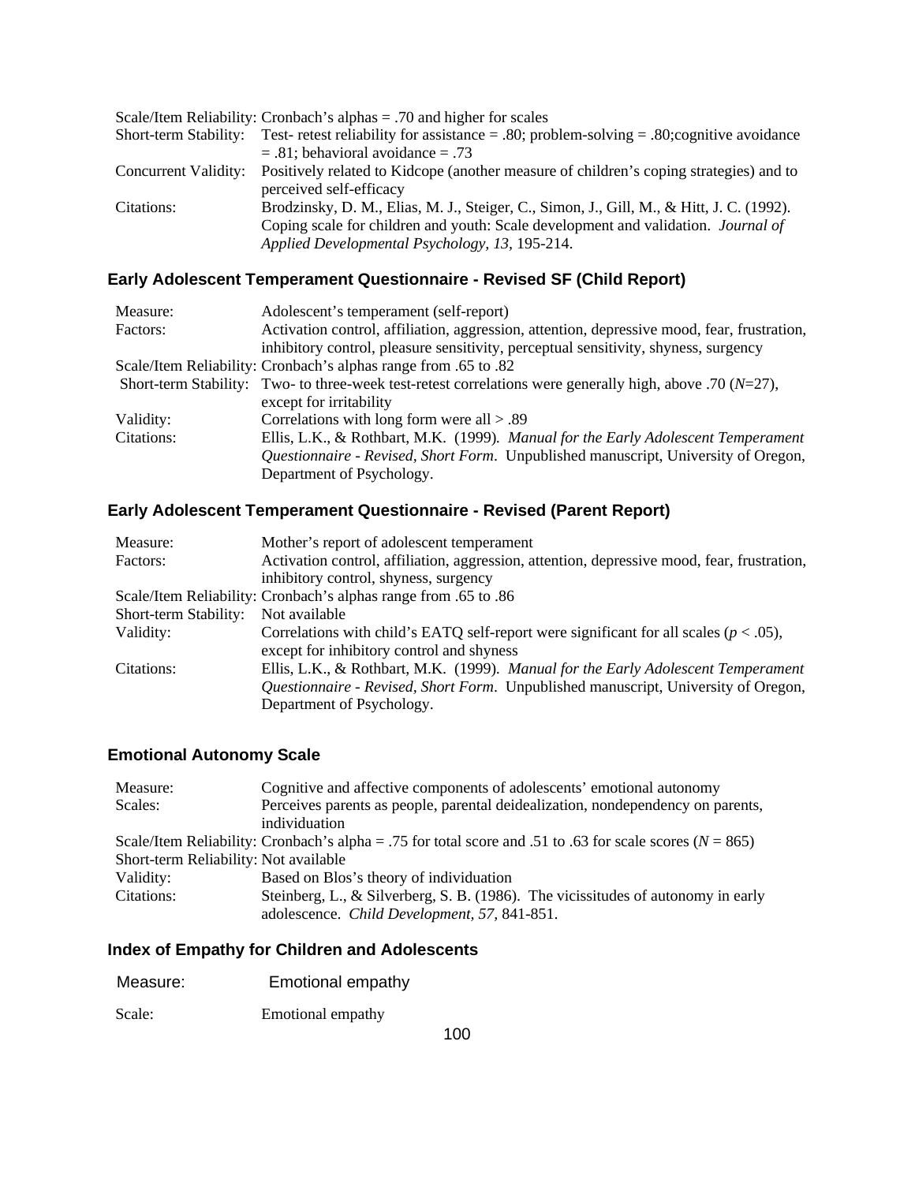Scale/Item Reliability: Cronbach's alphas = .70 and higher for scales

Short-term Stability: Test- retest reliability for assistance = .80; problem-solving = .80;cognitive avoidance = .81; behavioral avoidance = .73

Concurrent Validity: Positively related to Kidcope (another measure of children's coping strategies) and to perceived self-efficacy

Citations: Brodzinsky, D. M., Elias, M. J., Steiger, C., Simon, J., Gill, M., & Hitt, J. C. (1992). Coping scale for children and youth: Scale development and validation. *Journal of Applied Developmental Psychology, 13*, 195-214.

### Early Adolescent Temperament Questionnaire - Revised SF (Child Report)

Measure: Adolescent's temperament (self-report)

Factors: Activation control, affiliation, aggression, attention, depressive mood, fear, frustration, inhibitory control, pleasure sensitivity, perceptual sensitivity, shyness, surgency

Scale/Item Reliability: Cronbach's alphas range from .65 to .82

Short-term Stability: Two- to three-week test-retest correlations were generally high, above .70 ($N$=27), except for irritability

Validity: Correlations with long form were all > .89

Citations: Ellis, L.K., & Rothbart, M.K. (1999). *Manual for the Early Adolescent Temperament Questionnaire - Revised, Short Form*. Unpublished manuscript, University of Oregon, Department of Psychology.

### Early Adolescent Temperament Questionnaire - Revised (Parent Report)

Measure: Mother's report of adolescent temperament

Factors: Activation control, affiliation, aggression, attention, depressive mood, fear, frustration, inhibitory control, shyness, surgency

Scale/Item Reliability: Cronbach's alphas range from .65 to .86

Short-term Stability: Not available

Validity: Correlations with child's EATQ self-report were significant for all scales ($p < .05$), except for inhibitory control and shyness

Citations: Ellis, L.K., & Rothbart, M.K. (1999). *Manual for the Early Adolescent Temperament Questionnaire - Revised, Short Form*. Unpublished manuscript, University of Oregon, Department of Psychology.

### Emotional Autonomy Scale

Measure: Cognitive and affective components of adolescents' emotional autonomy

Scales: Perceives parents as people, parental deidealization, nondependency on parents, individuation

Scale/Item Reliability: Cronbach's alpha = .75 for total score and .51 to .63 for scale scores ($N$ = 865)

Short-term Reliability: Not available

Validity: Based on Blos's theory of individuation

Citations: Steinberg, L., & Silverberg, S. B. (1986). The vicissitudes of autonomy in early adolescence. *Child Development, 57*, 841-851.

### Index of Empathy for Children and Adolescents

Measure: Emotional empathy

Scale: Emotional empathy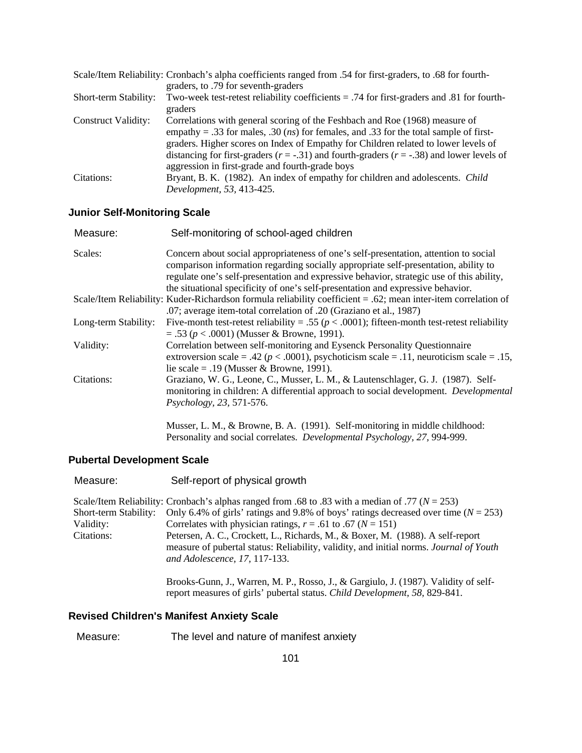| | |
|---|---|
| Scale/Item Reliability: | Cronbach's alpha coefficients ranged from .54 for first-graders, to .68 for fourth-graders, to .79 for seventh-graders |
| Short-term Stability: | Two-week test-retest reliability coefficients = .74 for first-graders and .81 for fourth-graders |
| Construct Validity: | Correlations with general scoring of the Feshbach and Roe (1968) measure of empathy = .33 for males, .30 (*ns*) for females, and .33 for the total sample of first-graders. Higher scores on Index of Empathy for Children related to lower levels of distancing for first-graders ($r = -.31$) and fourth-graders ($r = -.38$) and lower levels of aggression in first-grade and fourth-grade boys |
| Citations: | Bryant, B. K. (1982). An index of empathy for children and adolescents. *Child Development, 53*, 413-425. |

### Junior Self-Monitoring Scale

| | |
|---|---|
| Measure: | Self-monitoring of school-aged children |
| Scales: | Concern about social appropriateness of one's self-presentation, attention to social comparison information regarding socially appropriate self-presentation, ability to regulate one's self-presentation and expressive behavior, strategic use of this ability, the situational specificity of one's self-presentation and expressive behavior. |
| Scale/Item Reliability: | Kuder-Richardson formula reliability coefficient = .62; mean inter-item correlation of .07; average item-total correlation of .20 (Graziano et al., 1987) |
| Long-term Stability: | Five-month test-retest reliability = .55 ($p < .0001$); fifteen-month test-retest reliability = .53 ($p < .0001$) (Musser & Browne, 1991). |
| Validity: | Correlation between self-monitoring and Eysenck Personality Questionnaire extroversion scale = .42 ($p < .0001$), psychoticism scale = .11, neuroticism scale = .15, lie scale = .19 (Musser & Browne, 1991). |
| Citations: | Graziano, W. G., Leone, C., Musser, L. M., & Lautenschlager, G. J. (1987). Self-monitoring in children: A differential approach to social development. *Developmental Psychology*, *23*, 571-576.<br><br>Musser, L. M., & Browne, B. A. (1991). Self-monitoring in middle childhood: Personality and social correlates. *Developmental Psychology*, *27*, 994-999. |

### Pubertal Development Scale

| | |
|---|---|
| Measure: | Self-report of physical growth |
| Scale/Item Reliability: | Cronbach's alphas ranged from .68 to .83 with a median of .77 ($N = 253$) |
| Short-term Stability: | Only 6.4% of girls' ratings and 9.8% of boys' ratings decreased over time ($N = 253$) |
| Validity: | Correlates with physician ratings, $r = .61$ to .67 ($N = 151$) |
| Citations: | Petersen, A. C., Crockett, L., Richards, M., & Boxer, M. (1988). A self-report measure of pubertal status: Reliability, validity, and initial norms. *Journal of Youth and Adolescence, 17*, 117-133.<br><br>Brooks-Gunn, J., Warren, M. P., Rosso, J., & Gargiulo, J. (1987). Validity of self-report measures of girls' pubertal status. *Child Development*, *58*, 829-841. |

### Revised Children's Manifest Anxiety Scale

| | |
|---|---|
| Measure: | The level and nature of manifest anxiety |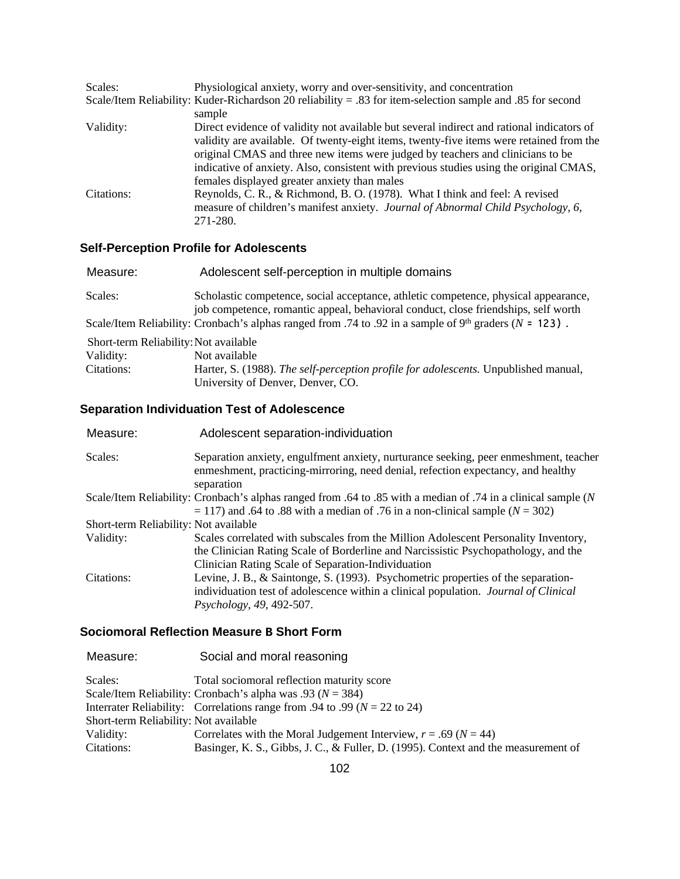Scales: Physiological anxiety, worry and over-sensitivity, and concentration

Scale/Item Reliability: Kuder-Richardson 20 reliability = .83 for item-selection sample and .85 for second sample

Validity: Direct evidence of validity not available but several indirect and rational indicators of validity are available. Of twenty-eight items, twenty-five items were retained from the original CMAS and three new items were judged by teachers and clinicians to be indicative of anxiety. Also, consistent with previous studies using the original CMAS, females displayed greater anxiety than males

Citations: Reynolds, C. R., & Richmond, B. O. (1978). What I think and feel: A revised measure of children's manifest anxiety. *Journal of Abnormal Child Psychology, 6,* 271-280.

### Self-Perception Profile for Adolescents

Measure: Adolescent self-perception in multiple domains

Scales: Scholastic competence, social acceptance, athletic competence, physical appearance, job competence, romantic appeal, behavioral conduct, close friendships, self worth

Scale/Item Reliability: Cronbach's alphas ranged from .74 to .92 in a sample of 9th graders (*N* = 123).

Short-term Reliability: Not available

Validity: Not available

Citations: Harter, S. (1988). *The self-perception profile for adolescents.* Unpublished manual, University of Denver, Denver, CO.

### Separation Individuation Test of Adolescence

Measure: Adolescent separation-individuation

Scales: Separation anxiety, engulfment anxiety, nurturance seeking, peer enmeshment, teacher enmeshment, practicing-mirroring, need denial, refection expectancy, and healthy separation

Scale/Item Reliability: Cronbach's alphas ranged from .64 to .85 with a median of .74 in a clinical sample (*N* = 117) and .64 to .88 with a median of .76 in a non-clinical sample (*N* = 302)

Short-term Reliability: Not available

Validity: Scales correlated with subscales from the Million Adolescent Personality Inventory, the Clinician Rating Scale of Borderline and Narcissistic Psychopathology, and the Clinician Rating Scale of Separation-Individuation

Citations: Levine, J. B., & Saintonge, S. (1993). Psychometric properties of the separation-individuation test of adolescence within a clinical population. *Journal of Clinical Psychology, 49,* 492-507.

### Sociomoral Reflection Measure B Short Form

Measure: Social and moral reasoning

Scales: Total sociomoral reflection maturity score

Scale/Item Reliability: Cronbach's alpha was .93 (*N* = 384)

Interrater Reliability: Correlations range from .94 to .99 (*N* = 22 to 24)

Short-term Reliability: Not available

Validity: Correlates with the Moral Judgement Interview, *r* = .69 (*N* = 44)

Citations: Basinger, K. S., Gibbs, J. C., & Fuller, D. (1995). Context and the measurement of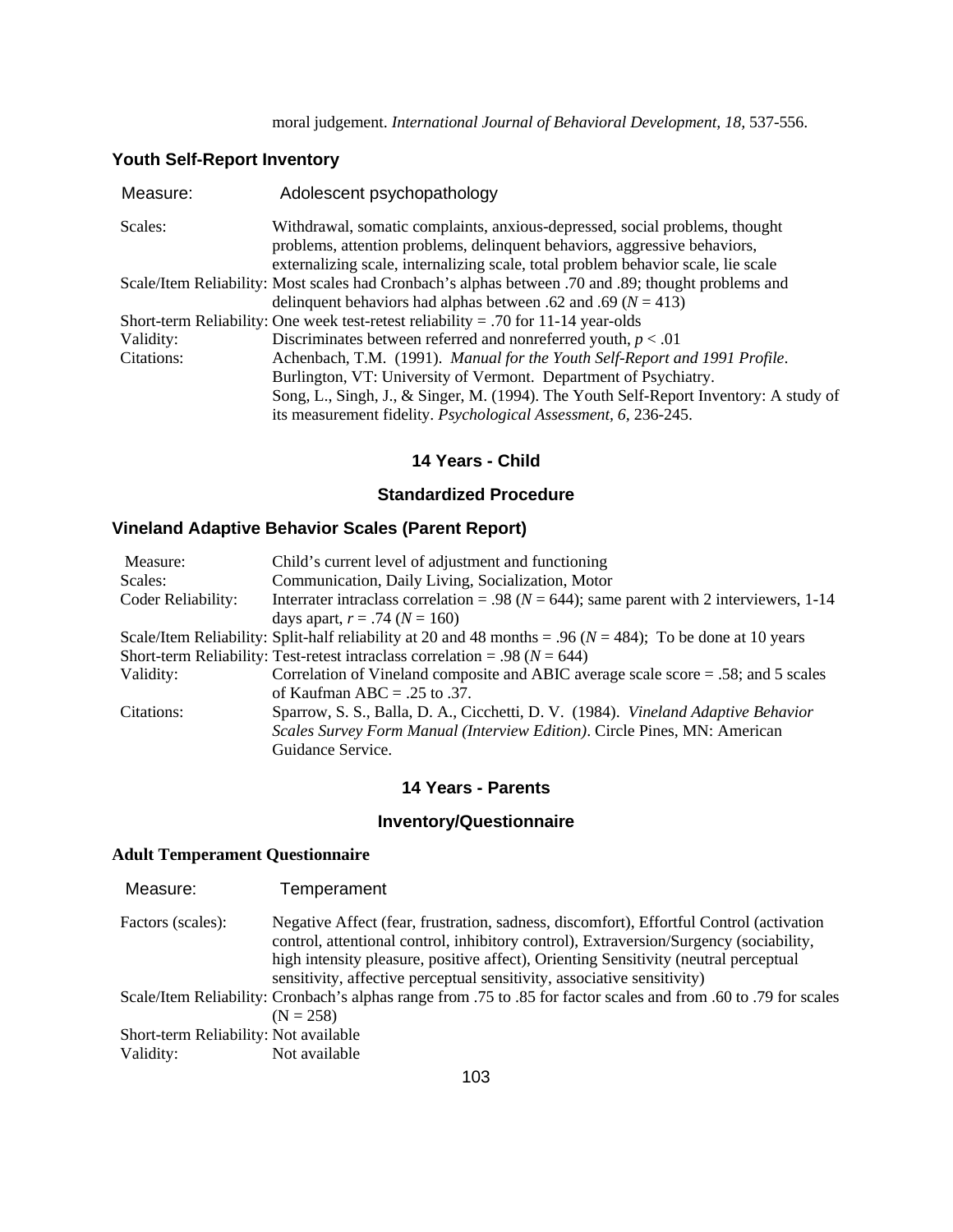moral judgement. *International Journal of Behavioral Development, 18,* 537-556.

### Youth Self-Report Inventory

| | |
|---|---|
| Measure: | Adolescent psychopathology |
| Scales: | Withdrawal, somatic complaints, anxious-depressed, social problems, thought problems, attention problems, delinquent behaviors, aggressive behaviors, externalizing scale, internalizing scale, total problem behavior scale, lie scale |
| Scale/Item Reliability: | Most scales had Cronbach's alphas between .70 and .89; thought problems and delinquent behaviors had alphas between .62 and .69 ($N$ = 413) |
| Short-term Reliability: | One week test-retest reliability = .70 for 11-14 year-olds |
| Validity: | Discriminates between referred and nonreferred youth, $p < .01$ |
| Citations: | Achenbach, T.M. (1991). *Manual for the Youth Self-Report and 1991 Profile*. Burlington, VT: University of Vermont. Department of Psychiatry.<br>Song, L., Singh, J., & Singer, M. (1994). The Youth Self-Report Inventory: A study of its measurement fidelity. *Psychological Assessment, 6*, 236-245. |

## 14 Years - Child

## Standardized Procedure

### Vineland Adaptive Behavior Scales (Parent Report)

| | |
|---|---|
| Measure: | Child's current level of adjustment and functioning |
| Scales: | Communication, Daily Living, Socialization, Motor |
| Coder Reliability: | Interrater intraclass correlation = .98 ($N$ = 644); same parent with 2 interviewers, 1-14 days apart, $r$ = .74 ($N$ = 160) |
| Scale/Item Reliability: | Split-half reliability at 20 and 48 months = .96 ($N$ = 484); To be done at 10 years |
| Short-term Reliability: | Test-retest intraclass correlation = .98 ($N$ = 644) |
| Validity: | Correlation of Vineland composite and ABIC average scale score = .58; and 5 scales of Kaufman ABC = .25 to .37. |
| Citations: | Sparrow, S. S., Balla, D. A., Cicchetti, D. V. (1984). *Vineland Adaptive Behavior Scales Survey Form Manual (Interview Edition)*. Circle Pines, MN: American Guidance Service. |

## 14 Years - Parents

## Inventory/Questionnaire

### Adult Temperament Questionnaire

| | |
|---|---|
| Measure: | Temperament |
| Factors (scales): | Negative Affect (fear, frustration, sadness, discomfort), Effortful Control (activation control, attentional control, inhibitory control), Extraversion/Surgency (sociability, high intensity pleasure, positive affect), Orienting Sensitivity (neutral perceptual sensitivity, affective perceptual sensitivity, associative sensitivity) |
| Scale/Item Reliability: | Cronbach's alphas range from .75 to .85 for factor scales and from .60 to .79 for scales (N = 258) |
| Short-term Reliability: | Not available |
| Validity: | Not available |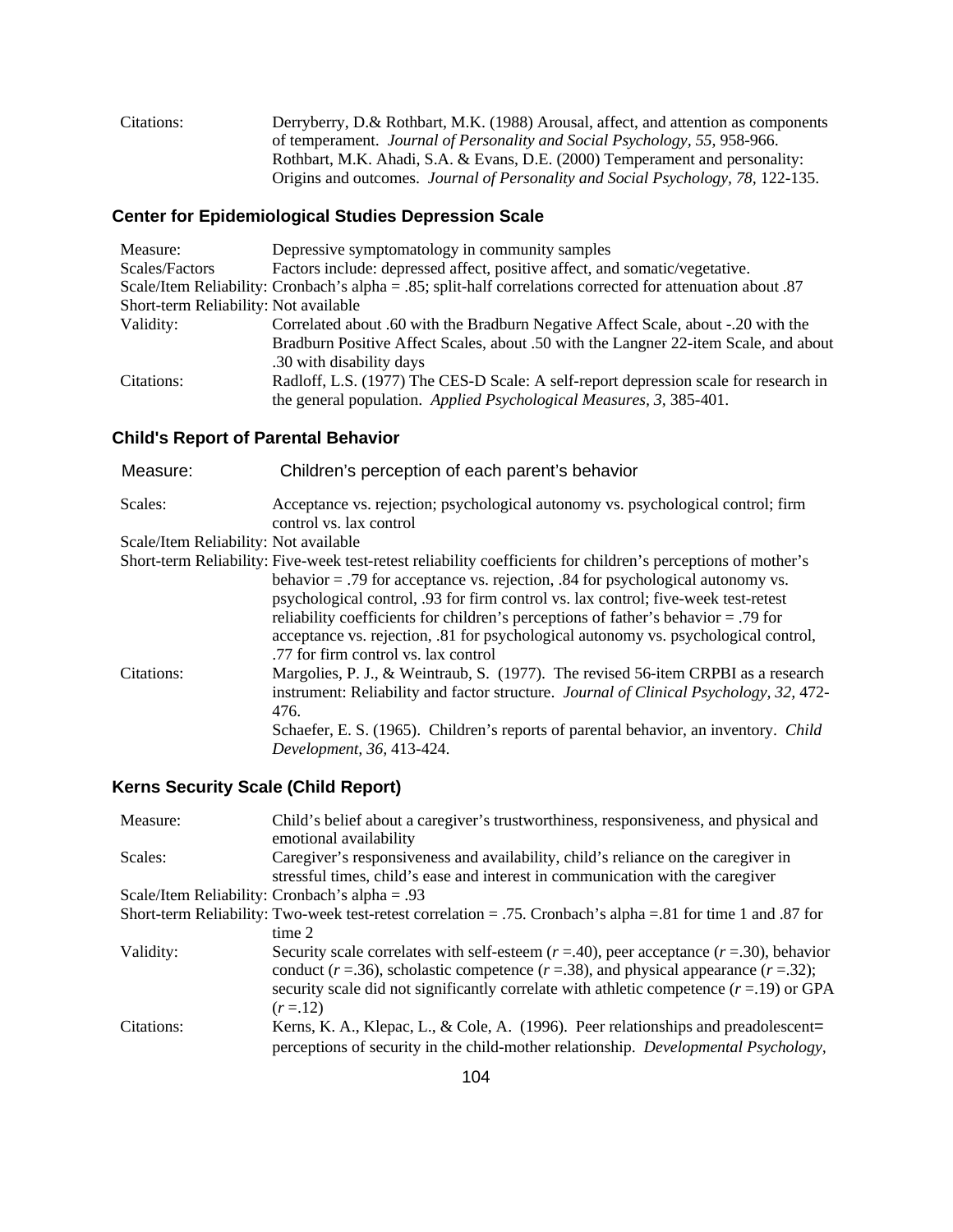Citations: Derryberry, D.& Rothbart, M.K. (1988) Arousal, affect, and attention as components of temperament. *Journal of Personality and Social Psychology*, *55*, 958-966.
Rothbart, M.K. Ahadi, S.A. & Evans, D.E. (2000) Temperament and personality: Origins and outcomes. *Journal of Personality and Social Psychology*, *78*, 122-135.

### Center for Epidemiological Studies Depression Scale

Measure: Depressive symptomatology in community samples

Scales/Factors Factors include: depressed affect, positive affect, and somatic/vegetative.

Scale/Item Reliability: Cronbach's alpha = .85; split-half correlations corrected for attenuation about .87

Short-term Reliability: Not available

Validity: Correlated about .60 with the Bradburn Negative Affect Scale, about -.20 with the Bradburn Positive Affect Scales, about .50 with the Langner 22-item Scale, and about .30 with disability days

Citations: Radloff, L.S. (1977) The CES-D Scale: A self-report depression scale for research in the general population. *Applied Psychological Measures*, *3*, 385-401.

### Child's Report of Parental Behavior

Measure: Children's perception of each parent's behavior

Scales: Acceptance vs. rejection; psychological autonomy vs. psychological control; firm control vs. lax control

Scale/Item Reliability: Not available

Short-term Reliability: Five-week test-retest reliability coefficients for children's perceptions of mother's behavior = .79 for acceptance vs. rejection, .84 for psychological autonomy vs. psychological control, .93 for firm control vs. lax control; five-week test-retest reliability coefficients for children's perceptions of father's behavior = .79 for acceptance vs. rejection, .81 for psychological autonomy vs. psychological control, .77 for firm control vs. lax control

Citations: Margolies, P. J., & Weintraub, S. (1977). The revised 56-item CRPBI as a research instrument: Reliability and factor structure. *Journal of Clinical Psychology*, *32*, 472-476.
Schaefer, E. S. (1965). Children's reports of parental behavior, an inventory. *Child Development*, *36*, 413-424.

### Kerns Security Scale (Child Report)

Measure: Child's belief about a caregiver's trustworthiness, responsiveness, and physical and emotional availability

Scales: Caregiver's responsiveness and availability, child's reliance on the caregiver in stressful times, child's ease and interest in communication with the caregiver

Scale/Item Reliability: Cronbach's alpha = .93

Short-term Reliability: Two-week test-retest correlation = .75. Cronbach's alpha =.81 for time 1 and .87 for time 2

Validity: Security scale correlates with self-esteem ($r$ =.40), peer acceptance ($r$ =.30), behavior conduct ($r$ =.36), scholastic competence ($r$ =.38), and physical appearance ($r$ =.32); security scale did not significantly correlate with athletic competence ($r$ =.19) or GPA ($r$ =.12)

Citations: Kerns, K. A., Klepac, L., & Cole, A. (1996). Peer relationships and preadolescent= perceptions of security in the child-mother relationship. *Developmental Psychology*,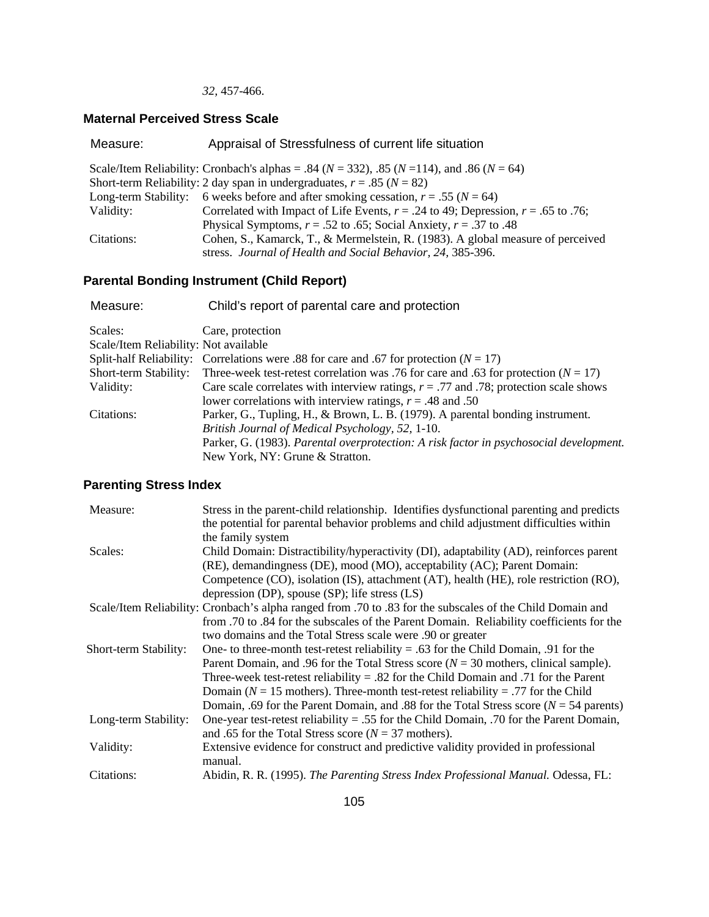*32*, 457-466.

### Maternal Perceived Stress Scale

Measure: Appraisal of Stressfulness of current life situation

Scale/Item Reliability: Cronbach's alphas = .84 ($N$ = 332), .85 ($N$ =114), and .86 ($N$ = 64)
Short-term Reliability: 2 day span in undergraduates, $r$ = .85 ($N$ = 82)
Long-term Stability: 6 weeks before and after smoking cessation, $r$ = .55 ($N$ = 64)
Validity: Correlated with Impact of Life Events, $r$ = .24 to 49; Depression, $r$ = .65 to .76; Physical Symptoms, $r$ = .52 to .65; Social Anxiety, $r$ = .37 to .48
Citations: Cohen, S., Kamarck, T., & Mermelstein, R. (1983). A global measure of perceived stress. *Journal of Health and Social Behavior*, *24*, 385-396.

### Parental Bonding Instrument (Child Report)

Measure: Child's report of parental care and protection

Scales: Care, protection
Scale/Item Reliability: Not available
Split-half Reliability: Correlations were .88 for care and .67 for protection ($N$ = 17)
Short-term Stability: Three-week test-retest correlation was .76 for care and .63 for protection ($N$ = 17)
Validity: Care scale correlates with interview ratings, $r$ = .77 and .78; protection scale shows lower correlations with interview ratings, $r$ = .48 and .50
Citations: Parker, G., Tupling, H., & Brown, L. B. (1979). A parental bonding instrument. *British Journal of Medical Psychology*, *52*, 1-10.
Parker, G. (1983). *Parental overprotection: A risk factor in psychosocial development.* New York, NY: Grune & Stratton.

### Parenting Stress Index

Measure: Stress in the parent-child relationship. Identifies dysfunctional parenting and predicts the potential for parental behavior problems and child adjustment difficulties within the family system
Scales: Child Domain: Distractibility/hyperactivity (DI), adaptability (AD), reinforces parent (RE), demandingness (DE), mood (MO), acceptability (AC); Parent Domain: Competence (CO), isolation (IS), attachment (AT), health (HE), role restriction (RO), depression (DP), spouse (SP); life stress (LS)
Scale/Item Reliability: Cronbach's alpha ranged from .70 to .83 for the subscales of the Child Domain and from .70 to .84 for the subscales of the Parent Domain. Reliability coefficients for the two domains and the Total Stress scale were .90 or greater
Short-term Stability: One- to three-month test-retest reliability = .63 for the Child Domain, .91 for the Parent Domain, and .96 for the Total Stress score ($N$ = 30 mothers, clinical sample). Three-week test-retest reliability = .82 for the Child Domain and .71 for the Parent Domain ($N$ = 15 mothers). Three-month test-retest reliability = .77 for the Child Domain, .69 for the Parent Domain, and .88 for the Total Stress score ($N$ = 54 parents)
Long-term Stability: One-year test-retest reliability = .55 for the Child Domain, .70 for the Parent Domain, and .65 for the Total Stress score ($N$ = 37 mothers).
Validity: Extensive evidence for construct and predictive validity provided in professional manual.
Citations: Abidin, R. R. (1995). *The Parenting Stress Index Professional Manual.* Odessa, FL: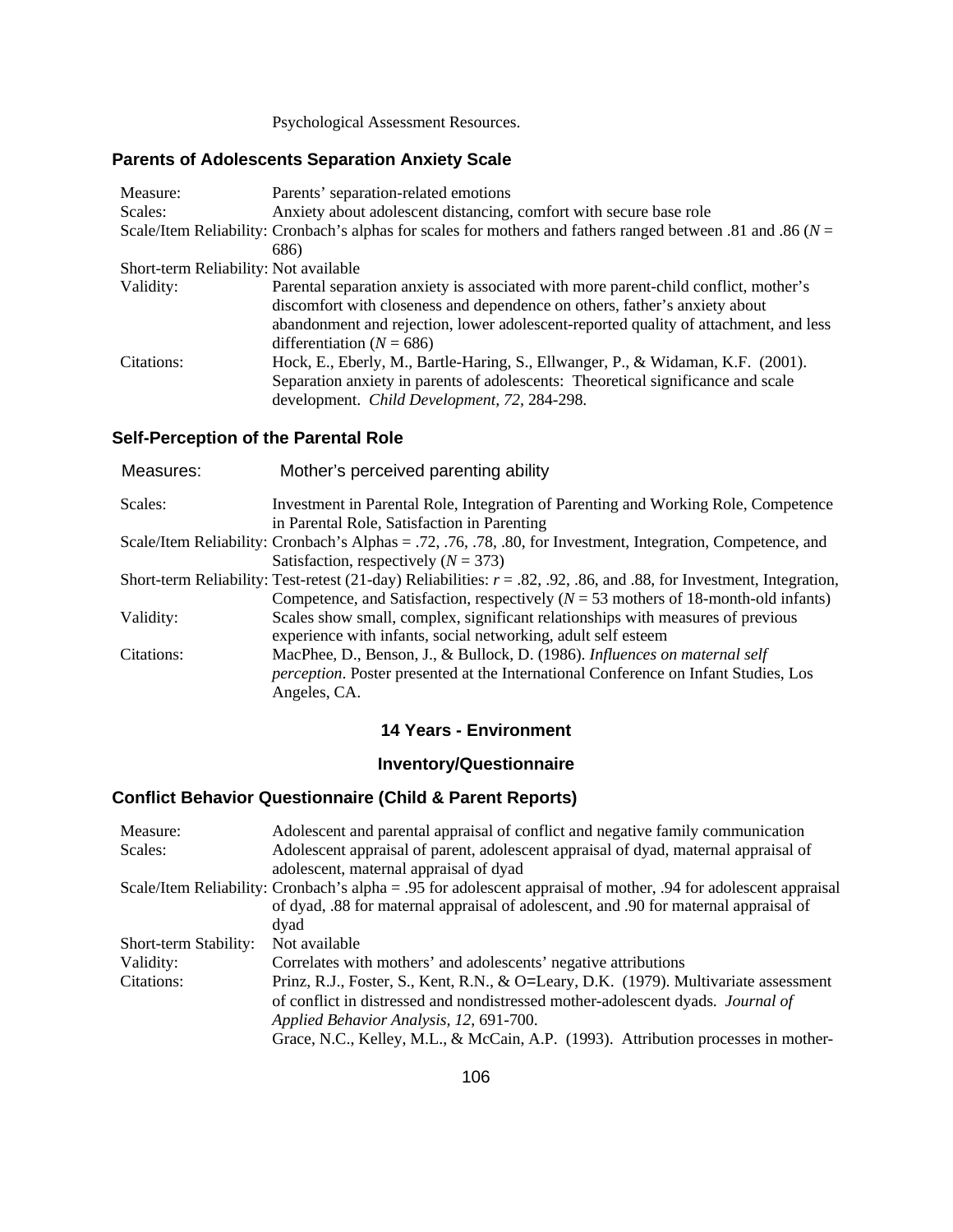Psychological Assessment Resources.

### Parents of Adolescents Separation Anxiety Scale

| | |
|---|---|
| Measure: | Parents' separation-related emotions |
| Scales: | Anxiety about adolescent distancing, comfort with secure base role |
| Scale/Item Reliability: | Cronbach's alphas for scales for mothers and fathers ranged between .81 and .86 ($N$ = 686) |
| Short-term Reliability: | Not available |
| Validity: | Parental separation anxiety is associated with more parent-child conflict, mother's discomfort with closeness and dependence on others, father's anxiety about abandonment and rejection, lower adolescent-reported quality of attachment, and less differentiation ($N$ = 686) |
| Citations: | Hock, E., Eberly, M., Bartle-Haring, S., Ellwanger, P., & Widaman, K.F. (2001). Separation anxiety in parents of adolescents: Theoretical significance and scale development. *Child Development, 72,* 284-298. |

### Self-Perception of the Parental Role

| | |
|---|---|
| Measures: | Mother's perceived parenting ability |
| Scales: | Investment in Parental Role, Integration of Parenting and Working Role, Competence in Parental Role, Satisfaction in Parenting |
| Scale/Item Reliability: | Cronbach's Alphas = .72, .76, .78, .80, for Investment, Integration, Competence, and Satisfaction, respectively ($N$ = 373) |
| Short-term Reliability: | Test-retest (21-day) Reliabilities: $r$ = .82, .92, .86, and .88, for Investment, Integration, Competence, and Satisfaction, respectively ($N$ = 53 mothers of 18-month-old infants) |
| Validity: | Scales show small, complex, significant relationships with measures of previous experience with infants, social networking, adult self esteem |
| Citations: | MacPhee, D., Benson, J., & Bullock, D. (1986). *Influences on maternal self perception*. Poster presented at the International Conference on Infant Studies, Los Angeles, CA. |

## 14 Years - Environment

### Inventory/Questionnaire

### Conflict Behavior Questionnaire (Child & Parent Reports)

| | |
|---|---|
| Measure: | Adolescent and parental appraisal of conflict and negative family communication |
| Scales: | Adolescent appraisal of parent, adolescent appraisal of dyad, maternal appraisal of adolescent, maternal appraisal of dyad |
| Scale/Item Reliability: | Cronbach's alpha = .95 for adolescent appraisal of mother, .94 for adolescent appraisal of dyad, .88 for maternal appraisal of adolescent, and .90 for maternal appraisal of dyad |
| Short-term Stability: | Not available |
| Validity: | Correlates with mothers' and adolescents' negative attributions |
| Citations: | Prinz, R.J., Foster, S., Kent, R.N., & O=Leary, D.K. (1979). Multivariate assessment of conflict in distressed and nondistressed mother-adolescent dyads. *Journal of Applied Behavior Analysis, 12,* 691-700. Grace, N.C., Kelley, M.L., & McCain, A.P. (1993). Attribution processes in mother- |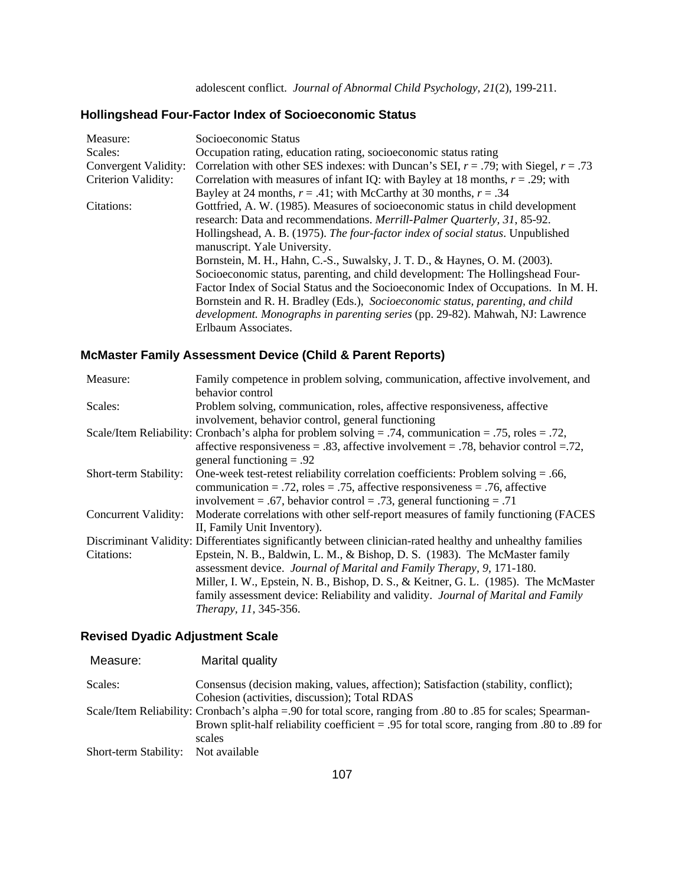adolescent conflict. *Journal of Abnormal Child Psychology, 21*(2), 199-211.

### Hollingshead Four-Factor Index of Socioeconomic Status

| | |
|---|---|
| Measure: | Socioeconomic Status |
| Scales: | Occupation rating, education rating, socioeconomic status rating |
| Convergent Validity: | Correlation with other SES indexes: with Duncan's SEI, $r$ = .79; with Siegel, $r$ = .73 |
| Criterion Validity: | Correlation with measures of infant IQ: with Bayley at 18 months, $r$ = .29; with Bayley at 24 months, $r$ = .41; with McCarthy at 30 months, $r$ = .34 |
| Citations: | Gottfried, A. W. (1985). Measures of socioeconomic status in child development research: Data and recommendations. *Merrill-Palmer Quarterly, 31*, 85-92. Hollingshead, A. B. (1975). *The four-factor index of social status*. Unpublished manuscript. Yale University. Bornstein, M. H., Hahn, C.-S., Suwalsky, J. T. D., & Haynes, O. M. (2003). Socioeconomic status, parenting, and child development: The Hollingshead Four-Factor Index of Social Status and the Socioeconomic Index of Occupations. In M. H. Bornstein and R. H. Bradley (Eds.), *Socioeconomic status, parenting, and child development. Monographs in parenting series* (pp. 29-82). Mahwah, NJ: Lawrence Erlbaum Associates. |

### McMaster Family Assessment Device (Child & Parent Reports)

| | |
|---|---|
| Measure: | Family competence in problem solving, communication, affective involvement, and behavior control |
| Scales: | Problem solving, communication, roles, affective responsiveness, affective involvement, behavior control, general functioning |
| Scale/Item Reliability: | Cronbach's alpha for problem solving = .74, communication = .75, roles = .72, affective responsiveness = .83, affective involvement = .78, behavior control =.72, general functioning = .92 |
| Short-term Stability: | One-week test-retest reliability correlation coefficients: Problem solving = .66, communication = .72, roles = .75, affective responsiveness = .76, affective involvement = .67, behavior control = .73, general functioning = .71 |
| Concurrent Validity: | Moderate correlations with other self-report measures of family functioning (FACES II, Family Unit Inventory). |
| Discriminant Validity: | Differentiates significantly between clinician-rated healthy and unhealthy families |
| Citations: | Epstein, N. B., Baldwin, L. M., & Bishop, D. S. (1983). The McMaster family assessment device. *Journal of Marital and Family Therapy, 9*, 171-180. Miller, I. W., Epstein, N. B., Bishop, D. S., & Keitner, G. L. (1985). The McMaster family assessment device: Reliability and validity. *Journal of Marital and Family Therapy, 11*, 345-356. |

### Revised Dyadic Adjustment Scale

| | |
|---|---|
| Measure: | Marital quality |
| Scales: | Consensus (decision making, values, affection); Satisfaction (stability, conflict); Cohesion (activities, discussion); Total RDAS |
| Scale/Item Reliability: | Cronbach's alpha =.90 for total score, ranging from .80 to .85 for scales; Spearman-Brown split-half reliability coefficient = .95 for total score, ranging from .80 to .89 for scales |
| Short-term Stability: | Not available |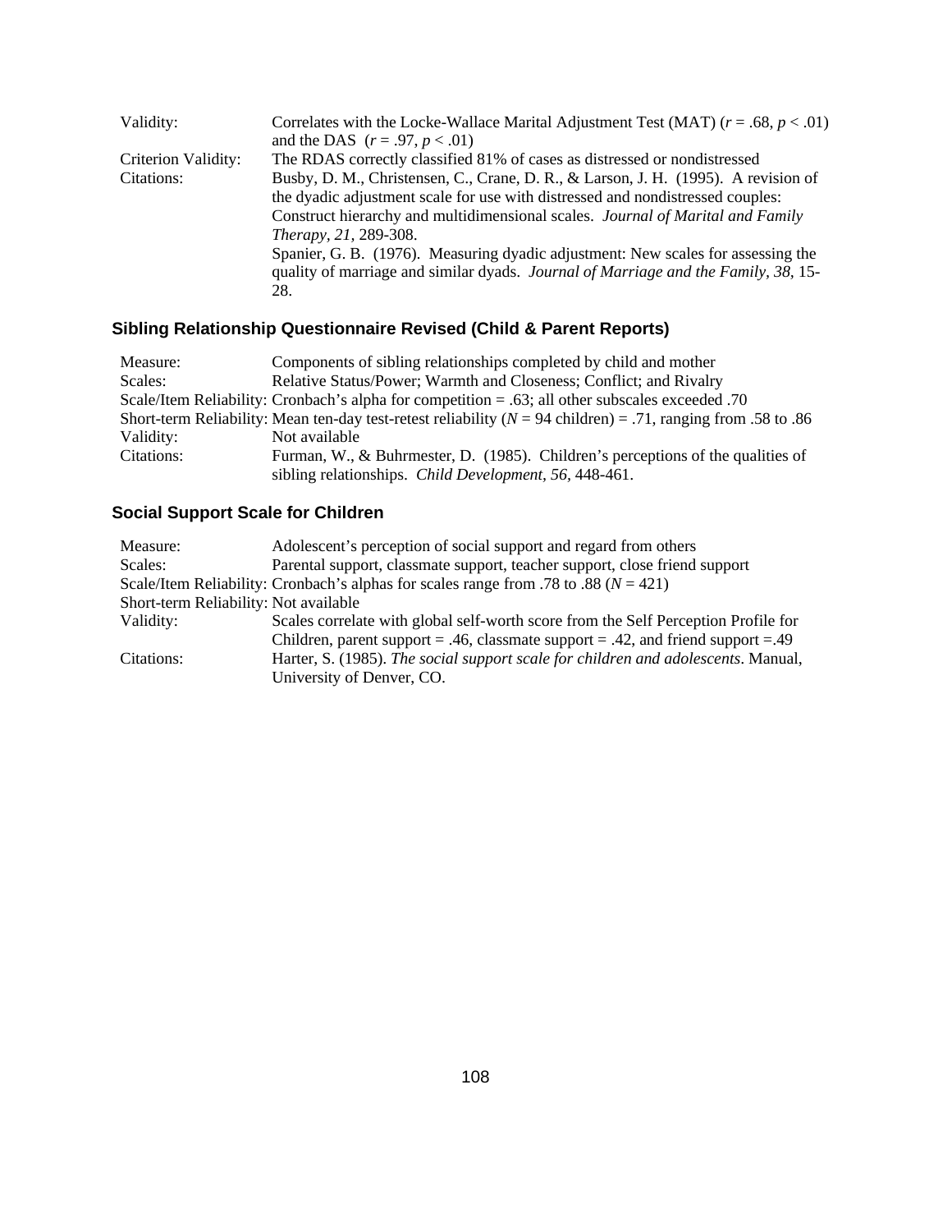| | |
|---|---|
| Validity: | Correlates with the Locke-Wallace Marital Adjustment Test (MAT) ($r = .68$, $p < .01$) and the DAS ($r = .97$, $p < .01$) |
| Criterion Validity: | The RDAS correctly classified 81% of cases as distressed or nondistressed |
| Citations: | Busby, D. M., Christensen, C., Crane, D. R., & Larson, J. H. (1995). A revision of the dyadic adjustment scale for use with distressed and nondistressed couples: Construct hierarchy and multidimensional scales. *Journal of Marital and Family Therapy, 21*, 289-308.<br>Spanier, G. B. (1976). Measuring dyadic adjustment: New scales for assessing the quality of marriage and similar dyads. *Journal of Marriage and the Family, 38*, 15-28. |

### Sibling Relationship Questionnaire Revised (Child & Parent Reports)

| | |
|---|---|
| Measure: | Components of sibling relationships completed by child and mother |
| Scales: | Relative Status/Power; Warmth and Closeness; Conflict; and Rivalry |
| Scale/Item Reliability: | Cronbach's alpha for competition = .63; all other subscales exceeded .70 |
| Short-term Reliability: | Mean ten-day test-retest reliability ($N$ = 94 children) = .71, ranging from .58 to .86 |
| Validity: | Not available |
| Citations: | Furman, W., & Buhrmester, D. (1985). Children's perceptions of the qualities of sibling relationships. *Child Development, 56*, 448-461. |

### Social Support Scale for Children

| | |
|---|---|
| Measure: | Adolescent's perception of social support and regard from others |
| Scales: | Parental support, classmate support, teacher support, close friend support |
| Scale/Item Reliability: | Cronbach's alphas for scales range from .78 to .88 ($N$ = 421) |
| Short-term Reliability: | Not available |
| Validity: | Scales correlate with global self-worth score from the Self Perception Profile for Children, parent support = .46, classmate support = .42, and friend support =.49 |
| Citations: | Harter, S. (1985). *The social support scale for children and adolescents*. Manual, University of Denver, CO. |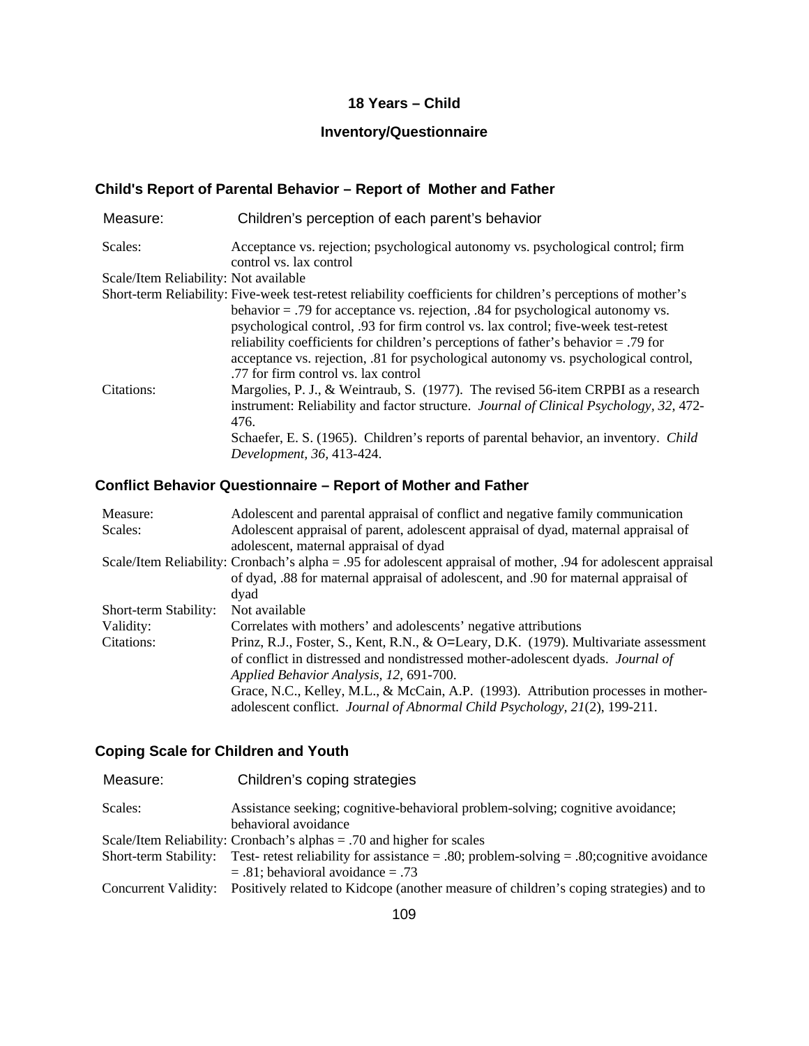**18 Years – Child**

**Inventory/Questionnaire**

### Child's Report of Parental Behavior – Report of Mother and Father

| | |
|---|---|
| Measure: | Children's perception of each parent's behavior |
| Scales: | Acceptance vs. rejection; psychological autonomy vs. psychological control; firm control vs. lax control |
| Scale/Item Reliability: | Not available |
| Short-term Reliability: | Five-week test-retest reliability coefficients for children's perceptions of mother's behavior = .79 for acceptance vs. rejection, .84 for psychological autonomy vs. psychological control, .93 for firm control vs. lax control; five-week test-retest reliability coefficients for children's perceptions of father's behavior = .79 for acceptance vs. rejection, .81 for psychological autonomy vs. psychological control, .77 for firm control vs. lax control |
| Citations: | Margolies, P. J., & Weintraub, S. (1977). The revised 56-item CRPBI as a research instrument: Reliability and factor structure. *Journal of Clinical Psychology, 32*, 472-476.<br>Schaefer, E. S. (1965). Children's reports of parental behavior, an inventory. *Child Development, 36*, 413-424. |

### Conflict Behavior Questionnaire – Report of Mother and Father

| | |
|---|---|
| Measure: | Adolescent and parental appraisal of conflict and negative family communication |
| Scales: | Adolescent appraisal of parent, adolescent appraisal of dyad, maternal appraisal of adolescent, maternal appraisal of dyad |
| Scale/Item Reliability: | Cronbach's alpha = .95 for adolescent appraisal of mother, .94 for adolescent appraisal of dyad, .88 for maternal appraisal of adolescent, and .90 for maternal appraisal of dyad |
| Short-term Stability: | Not available |
| Validity: | Correlates with mothers' and adolescents' negative attributions |
| Citations: | Prinz, R.J., Foster, S., Kent, R.N., & O=Leary, D.K. (1979). Multivariate assessment of conflict in distressed and nondistressed mother-adolescent dyads. *Journal of Applied Behavior Analysis, 12*, 691-700.<br>Grace, N.C., Kelley, M.L., & McCain, A.P. (1993). Attribution processes in mother-adolescent conflict. *Journal of Abnormal Child Psychology, 21*(2), 199-211. |

### Coping Scale for Children and Youth

| | |
|---|---|
| Measure: | Children's coping strategies |
| Scales: | Assistance seeking; cognitive-behavioral problem-solving; cognitive avoidance; behavioral avoidance |
| Scale/Item Reliability: | Cronbach's alphas = .70 and higher for scales |
| Short-term Stability: | Test- retest reliability for assistance = .80; problem-solving = .80;cognitive avoidance = .81; behavioral avoidance = .73 |
| Concurrent Validity: | Positively related to Kidcope (another measure of children's coping strategies) and to |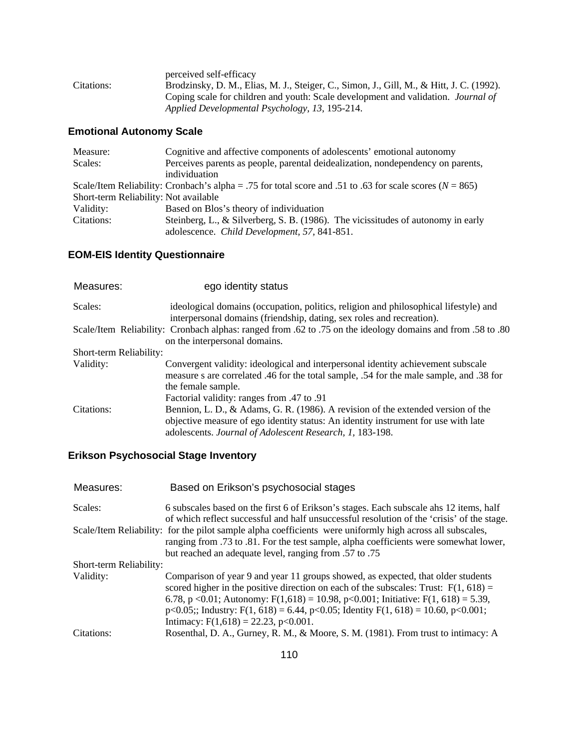| | |
|---|---|
| | perceived self-efficacy |
| Citations: | Brodzinsky, D. M., Elias, M. J., Steiger, C., Simon, J., Gill, M., & Hitt, J. C. (1992). Coping scale for children and youth: Scale development and validation. *Journal of Applied Developmental Psychology, 13*, 195-214. |

### Emotional Autonomy Scale

| | |
|---|---|
| Measure: | Cognitive and affective components of adolescents' emotional autonomy |
| Scales: | Perceives parents as people, parental deidealization, nondependency on parents, individuation |
| Scale/Item Reliability: | Cronbach's alpha = .75 for total score and .51 to .63 for scale scores (*N* = 865) |
| Short-term Reliability: | Not available |
| Validity: | Based on Blos's theory of individuation |
| Citations: | Steinberg, L., & Silverberg, S. B. (1986). The vicissitudes of autonomy in early adolescence. *Child Development, 57*, 841-851. |

### EOM-EIS Identity Questionnaire

| | |
|---|---|
| Measures: | ego identity status |
| Scales: | ideological domains (occupation, politics, religion and philosophical lifestyle) and interpersonal domains (friendship, dating, sex roles and recreation). |
| Scale/Item Reliability: | Cronbach alphas: ranged from .62 to .75 on the ideology domains and from .58 to .80 on the interpersonal domains. |
| Short-term Reliability: | |
| Validity: | Convergent validity: ideological and interpersonal identity achievement subscale measure s are correlated .46 for the total sample, .54 for the male sample, and .38 for the female sample.<br>Factorial validity: ranges from .47 to .91 |
| Citations: | Bennion, L. D., & Adams, G. R. (1986). A revision of the extended version of the objective measure of ego identity status: An identity instrument for use with late adolescents. *Journal of Adolescent Research, 1,* 183-198. |

### Erikson Psychosocial Stage Inventory

| | |
|---|---|
| Measures: | Based on Erikson's psychosocial stages |
| Scales: | 6 subscales based on the first 6 of Erikson's stages. Each subscale ahs 12 items, half of which reflect successful and half unsuccessful resolution of the 'crisis' of the stage. |
| Scale/Item Reliability: | for the pilot sample alpha coefficients were uniformly high across all subscales, ranging from .73 to .81. For the test sample, alpha coefficients were somewhat lower, but reached an adequate level, ranging from .57 to .75 |
| Short-term Reliability: | |
| Validity: | Comparison of year 9 and year 11 groups showed, as expected, that older students scored higher in the positive direction on each of the subscales: Trust: $F(1, 618) = 6.78$, $p < 0.01$; Autonomy: $F(1,618) = 10.98$, $p<0.001$; Initiative: $F(1, 618) = 5.39$, $p<0.05$;; Industry: $F(1, 618) = 6.44$, $p<0.05$; Identity $F(1, 618) = 10.60$, $p<0.001$; Intimacy: $F(1,618) = 22.23$, $p<0.001$. |
| Citations: | Rosenthal, D. A., Gurney, R. M., & Moore, S. M. (1981). From trust to intimacy: A |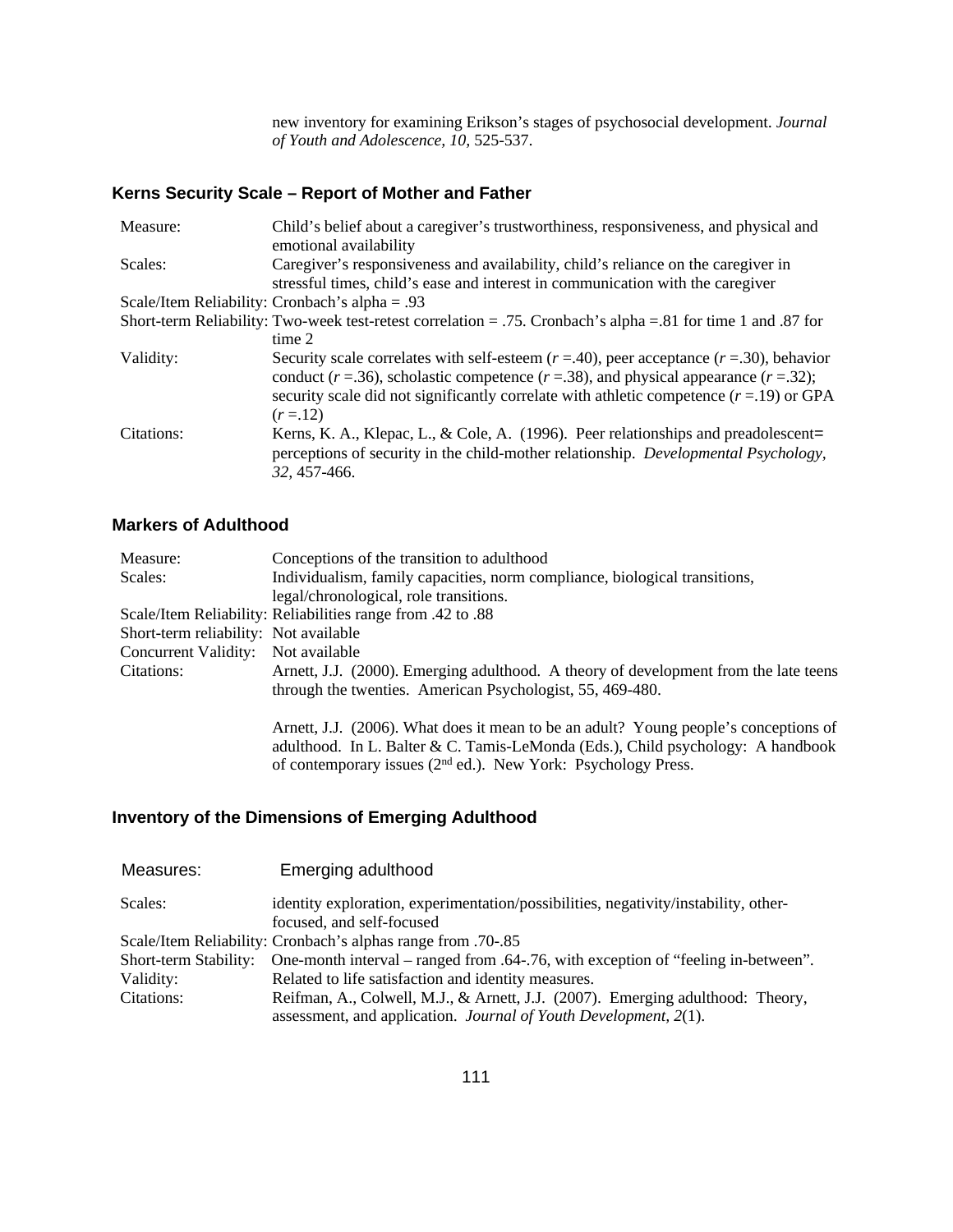new inventory for examining Erikson's stages of psychosocial development. *Journal of Youth and Adolescence, 10,* 525-537.

### Kerns Security Scale – Report of Mother and Father

| | |
|---|---|
| Measure: | Child's belief about a caregiver's trustworthiness, responsiveness, and physical and emotional availability |
| Scales: | Caregiver's responsiveness and availability, child's reliance on the caregiver in stressful times, child's ease and interest in communication with the caregiver |
| Scale/Item Reliability: | Cronbach's alpha = .93 |
| Short-term Reliability: | Two-week test-retest correlation = .75. Cronbach's alpha =.81 for time 1 and .87 for time 2 |
| Validity: | Security scale correlates with self-esteem (*r* =.40), peer acceptance (*r* =.30), behavior conduct (*r* =.36), scholastic competence (*r* =.38), and physical appearance (*r* =.32); security scale did not significantly correlate with athletic competence (*r* =.19) or GPA (*r* =.12) |
| Citations: | Kerns, K. A., Klepac, L., & Cole, A. (1996). Peer relationships and preadolescent= perceptions of security in the child-mother relationship. *Developmental Psychology, 32,* 457-466. |

### Markers of Adulthood

| | |
|---|---|
| Measure: | Conceptions of the transition to adulthood |
| Scales: | Individualism, family capacities, norm compliance, biological transitions, legal/chronological, role transitions. |
| Scale/Item Reliability: | Reliabilities range from .42 to .88 |
| Short-term reliability: | Not available |
| Concurrent Validity: | Not available |
| Citations: | Arnett, J.J. (2000). Emerging adulthood. A theory of development from the late teens through the twenties. American Psychologist, 55, 469-480. |
| | Arnett, J.J. (2006). What does it mean to be an adult? Young people's conceptions of adulthood. In L. Balter & C. Tamis-LeMonda (Eds.), Child psychology: A handbook of contemporary issues (2nd ed.). New York: Psychology Press. |

### Inventory of the Dimensions of Emerging Adulthood

| | |
|---|---|
| Measures: | Emerging adulthood |
| Scales: | identity exploration, experimentation/possibilities, negativity/instability, other-focused, and self-focused |
| Scale/Item Reliability: | Cronbach's alphas range from .70-.85 |
| Short-term Stability: | One-month interval – ranged from .64-.76, with exception of "feeling in-between". |
| Validity: | Related to life satisfaction and identity measures. |
| Citations: | Reifman, A., Colwell, M.J., & Arnett, J.J. (2007). Emerging adulthood: Theory, assessment, and application. *Journal of Youth Development, 2*(1). |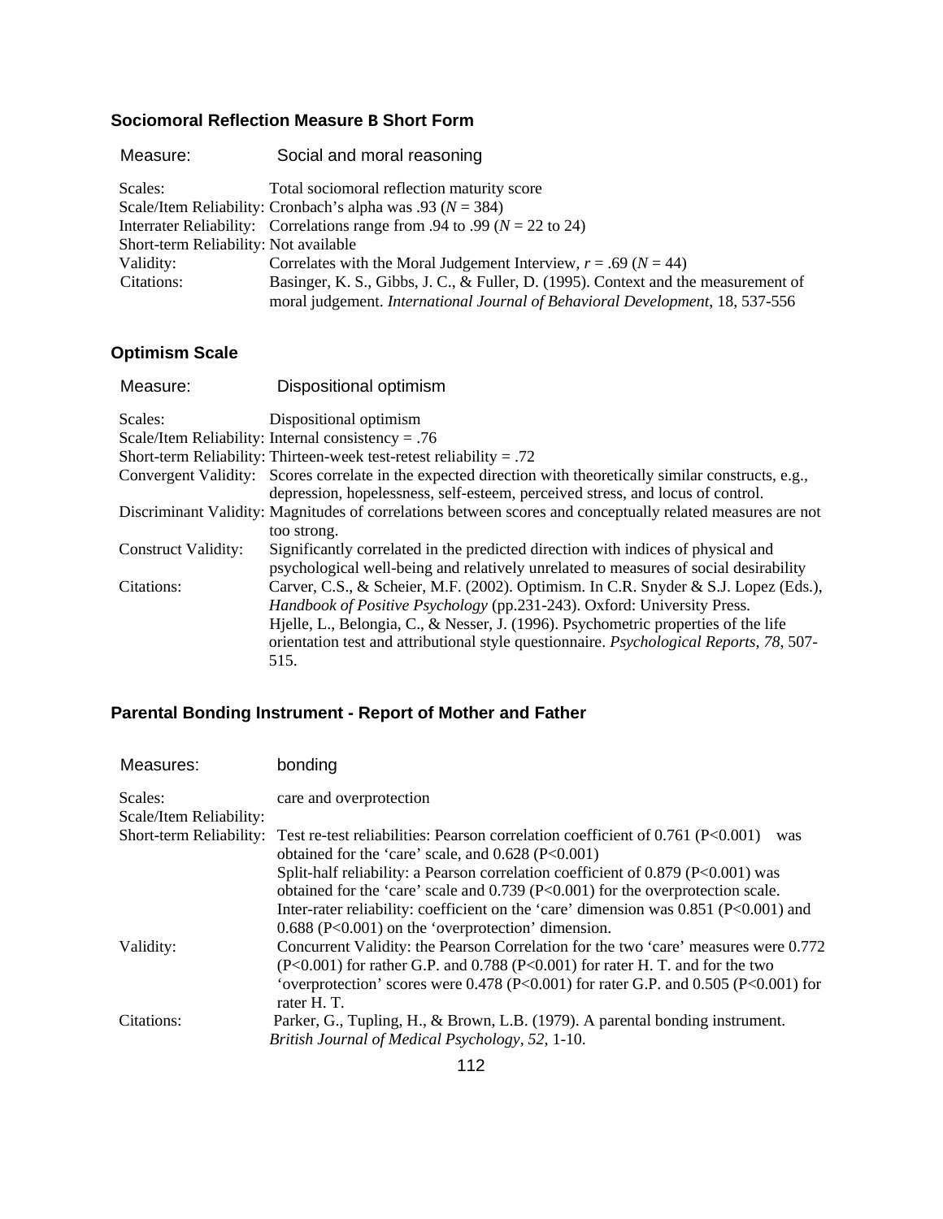### Sociomoral Reflection Measure B Short Form

| Measure: | Social and moral reasoning |
|---|---|
| Scales: | Total sociomoral reflection maturity score |
| Scale/Item Reliability: | Cronbach's alpha was .93 (*N* = 384) |
| Interrater Reliability: | Correlations range from .94 to .99 (*N* = 22 to 24) |
| Short-term Reliability: | Not available |
| Validity: | Correlates with the Moral Judgement Interview, *r* = .69 (*N* = 44) |
| Citations: | Basinger, K. S., Gibbs, J. C., & Fuller, D. (1995). Context and the measurement of moral judgement. *International Journal of Behavioral Development*, 18, 537-556 |

### Optimism Scale

| Measure: | Dispositional optimism |
|---|---|
| Scales: | Dispositional optimism |
| Scale/Item Reliability: | Internal consistency = .76 |
| Short-term Reliability: | Thirteen-week test-retest reliability = .72 |
| Convergent Validity: | Scores correlate in the expected direction with theoretically similar constructs, e.g., depression, hopelessness, self-esteem, perceived stress, and locus of control. |
| Discriminant Validity: | Magnitudes of correlations between scores and conceptually related measures are not too strong. |
| Construct Validity: | Significantly correlated in the predicted direction with indices of physical and psychological well-being and relatively unrelated to measures of social desirability |
| Citations: | Carver, C.S., & Scheier, M.F. (2002). Optimism. In C.R. Snyder & S.J. Lopez (Eds.), *Handbook of Positive Psychology* (pp.231-243). Oxford: University Press. Hjelle, L., Belongia, C., & Nesser, J. (1996). Psychometric properties of the life orientation test and attributional style questionnaire. *Psychological Reports, 78*, 507-515. |

### Parental Bonding Instrument - Report of Mother and Father

| Measures: | bonding |
|---|---|
| Scales: | care and overprotection |
| Scale/Item Reliability: | |
| Short-term Reliability: | Test re-test reliabilities: Pearson correlation coefficient of 0.761 (P<0.001) was obtained for the 'care' scale, and 0.628 (P<0.001) Split-half reliability: a Pearson correlation coefficient of 0.879 (P<0.001) was obtained for the 'care' scale and 0.739 (P<0.001) for the overprotection scale. Inter-rater reliability: coefficient on the 'care' dimension was 0.851 (P<0.001) and 0.688 (P<0.001) on the 'overprotection' dimension. |
| Validity: | Concurrent Validity: the Pearson Correlation for the two 'care' measures were 0.772 (P<0.001) for rather G.P. and 0.788 (P<0.001) for rater H. T. and for the two 'overprotection' scores were 0.478 (P<0.001) for rater G.P. and 0.505 (P<0.001) for rater H. T. |
| Citations: | Parker, G., Tupling, H., & Brown, L.B. (1979). A parental bonding instrument. *British Journal of Medical Psychology, 52*, 1-10. |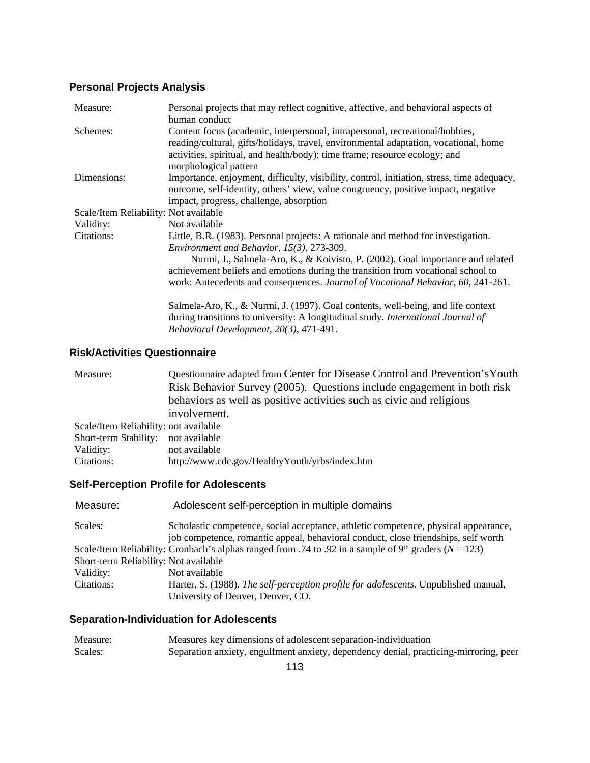### Personal Projects Analysis

| | |
|---|---|
| Measure: | Personal projects that may reflect cognitive, affective, and behavioral aspects of human conduct |
| Schemes: | Content focus (academic, interpersonal, intrapersonal, recreational/hobbies, reading/cultural, gifts/holidays, travel, environmental adaptation, vocational, home activities, spiritual, and health/body); time frame; resource ecology; and morphological pattern |
| Dimensions: | Importance, enjoyment, difficulty, visibility, control, initiation, stress, time adequacy, outcome, self-identity, others' view, value congruency, positive impact, negative impact, progress, challenge, absorption |
| Scale/Item Reliability: | Not available |
| Validity: | Not available |
| Citations: | Little, B.R. (1983). Personal projects: A rationale and method for investigation. *Environment and Behavior, 15(3)*, 273-309. Nurmi, J., Salmela-Aro, K., & Koivisto, P. (2002). Goal importance and related achievement beliefs and emotions during the transition from vocational school to work: Antecedents and consequences. *Journal of Vocational Behavior, 60*, 241-261. Salmela-Aro, K., & Nurmi, J. (1997). Goal contents, well-being, and life context during transitions to university: A longitudinal study. *International Journal of Behavioral Development, 20(3)*, 471-491. |

### Risk/Activities Questionnaire

| | |
|---|---|
| Measure: | Questionnaire adapted from Center for Disease Control and Prevention'sYouth Risk Behavior Survey (2005). Questions include engagement in both risk behaviors as well as positive activities such as civic and religious involvement. |
| Scale/Item Reliability: | not available |
| Short-term Stability: | not available |
| Validity: | not available |
| Citations: | http://www.cdc.gov/HealthyYouth/yrbs/index.htm |

### Self-Perception Profile for Adolescents

| | |
|---|---|
| Measure: | Adolescent self-perception in multiple domains |
| Scales: | Scholastic competence, social acceptance, athletic competence, physical appearance, job competence, romantic appeal, behavioral conduct, close friendships, self worth |
| Scale/Item Reliability: | Cronbach's alphas ranged from .74 to .92 in a sample of 9th graders (*N* = 123) |
| Short-term Reliability: | Not available |
| Validity: | Not available |
| Citations: | Harter, S. (1988). *The self-perception profile for adolescents.* Unpublished manual, University of Denver, Denver, CO. |

### Separation-Individuation for Adolescents

| | |
|---|---|
| Measure: | Measures key dimensions of adolescent separation-individuation |
| Scales: | Separation anxiety, engulfment anxiety, dependency denial, practicing-mirroring, peer |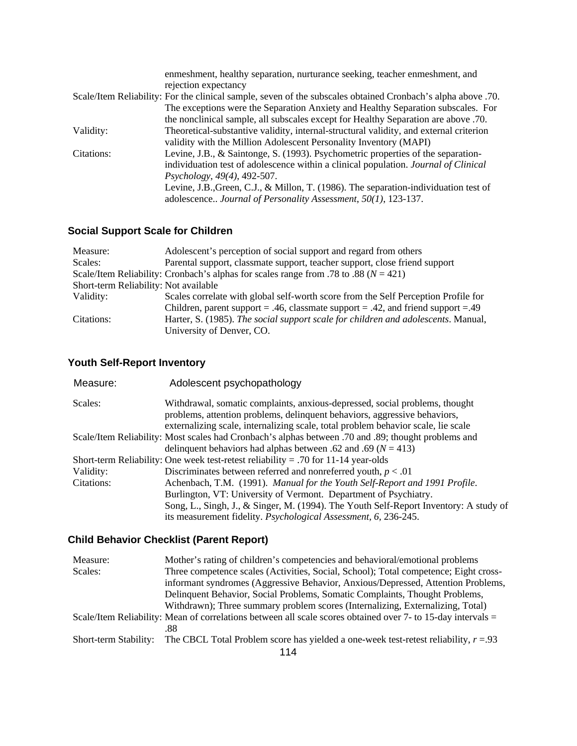| | |
|---|---|
| | enmeshment, healthy separation, nurturance seeking, teacher enmeshment, and rejection expectancy |
| Scale/Item Reliability: | For the clinical sample, seven of the subscales obtained Cronbach's alpha above .70. The exceptions were the Separation Anxiety and Healthy Separation subscales. For the nonclinical sample, all subscales except for Healthy Separation are above .70. |
| Validity: | Theoretical-substantive validity, internal-structural validity, and external criterion validity with the Million Adolescent Personality Inventory (MAPI) |
| Citations: | Levine, J.B., & Saintonge, S. (1993). Psychometric properties of the separation-individuation test of adolescence within a clinical population. *Journal of Clinical Psychology*, *49(4)*, 492-507.<br>Levine, J.B.,Green, C.J., & Millon, T. (1986). The separation-individuation test of adolescence.. *Journal of Personality Assessment*, *50(1)*, 123-137. |

### Social Support Scale for Children

| | |
|---|---|
| Measure: | Adolescent's perception of social support and regard from others |
| Scales: | Parental support, classmate support, teacher support, close friend support |
| Scale/Item Reliability: | Cronbach's alphas for scales range from .78 to .88 ($N$ = 421) |
| Short-term Reliability: | Not available |
| Validity: | Scales correlate with global self-worth score from the Self Perception Profile for Children, parent support = .46, classmate support = .42, and friend support =.49 |
| Citations: | Harter, S. (1985). *The social support scale for children and adolescents*. Manual, University of Denver, CO. |

### Youth Self-Report Inventory

| | |
|---|---|
| Measure: | Adolescent psychopathology |
| Scales: | Withdrawal, somatic complaints, anxious-depressed, social problems, thought problems, attention problems, delinquent behaviors, aggressive behaviors, externalizing scale, internalizing scale, total problem behavior scale, lie scale |
| Scale/Item Reliability: | Most scales had Cronbach's alphas between .70 and .89; thought problems and delinquent behaviors had alphas between .62 and .69 ($N$ = 413) |
| Short-term Reliability: | One week test-retest reliability = .70 for 11-14 year-olds |
| Validity: | Discriminates between referred and nonreferred youth, $p < .01$ |
| Citations: | Achenbach, T.M. (1991). *Manual for the Youth Self-Report and 1991 Profile*. Burlington, VT: University of Vermont. Department of Psychiatry.<br>Song, L., Singh, J., & Singer, M. (1994). The Youth Self-Report Inventory: A study of its measurement fidelity. *Psychological Assessment*, *6*, 236-245. |

### Child Behavior Checklist (Parent Report)

| | |
|---|---|
| Measure: | Mother's rating of children's competencies and behavioral/emotional problems |
| Scales: | Three competence scales (Activities, Social, School); Total competence; Eight cross-informant syndromes (Aggressive Behavior, Anxious/Depressed, Attention Problems, Delinquent Behavior, Social Problems, Somatic Complaints, Thought Problems, Withdrawn); Three summary problem scores (Internalizing, Externalizing, Total) |
| Scale/Item Reliability: | Mean of correlations between all scale scores obtained over 7- to 15-day intervals = .88 |
| Short-term Stability: | The CBCL Total Problem score has yielded a one-week test-retest reliability, $r$ =.93 |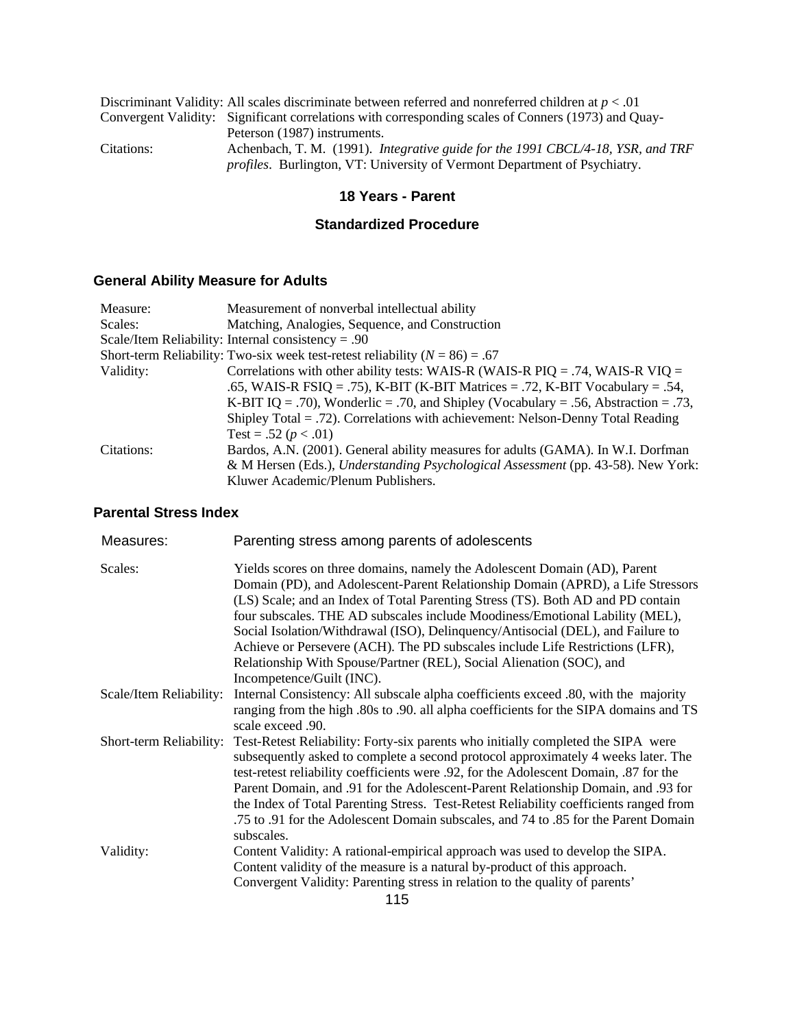Discriminant Validity: All scales discriminate between referred and nonreferred children at $p < .01$

Convergent Validity: Significant correlations with corresponding scales of Conners (1973) and Quay-Peterson (1987) instruments.

Citations: Achenbach, T. M. (1991). *Integrative guide for the 1991 CBCL/4-18, YSR, and TRF profiles*. Burlington, VT: University of Vermont Department of Psychiatry.

## 18 Years - Parent

### Standardized Procedure

### General Ability Measure for Adults

| | |
|---|---|
| Measure: | Measurement of nonverbal intellectual ability |
| Scales: | Matching, Analogies, Sequence, and Construction |
| Scale/Item Reliability: | Internal consistency = .90 |
| Short-term Reliability: | Two-six week test-retest reliability ($N$ = 86) = .67 |
| Validity: | Correlations with other ability tests: WAIS-R (WAIS-R PIQ = .74, WAIS-R VIQ = .65, WAIS-R FSIQ = .75), K-BIT (K-BIT Matrices = .72, K-BIT Vocabulary = .54, K-BIT IQ = .70), Wonderlic = .70, and Shipley (Vocabulary = .56, Abstraction = .73, Shipley Total = .72). Correlations with achievement: Nelson-Denny Total Reading Test = .52 ($p < .01$) |
| Citations: | Bardos, A.N. (2001). General ability measures for adults (GAMA). In W.I. Dorfman & M Hersen (Eds.), *Understanding Psychological Assessment* (pp. 43-58). New York: Kluwer Academic/Plenum Publishers. |

### Parental Stress Index

| | |
|---|---|
| Measures: | Parenting stress among parents of adolescents |
| Scales: | Yields scores on three domains, namely the Adolescent Domain (AD), Parent Domain (PD), and Adolescent-Parent Relationship Domain (APRD), a Life Stressors (LS) Scale; and an Index of Total Parenting Stress (TS). Both AD and PD contain four subscales. THE AD subscales include Moodiness/Emotional Lability (MEL), Social Isolation/Withdrawal (ISO), Delinquency/Antisocial (DEL), and Failure to Achieve or Persevere (ACH). The PD subscales include Life Restrictions (LFR), Relationship With Spouse/Partner (REL), Social Alienation (SOC), and Incompetence/Guilt (INC). |
| Scale/Item Reliability: | Internal Consistency: All subscale alpha coefficients exceed .80, with the majority ranging from the high .80s to .90. all alpha coefficients for the SIPA domains and TS scale exceed .90. |
| Short-term Reliability: | Test-Retest Reliability: Forty-six parents who initially completed the SIPA were subsequently asked to complete a second protocol approximately 4 weeks later. The test-retest reliability coefficients were .92, for the Adolescent Domain, .87 for the Parent Domain, and .91 for the Adolescent-Parent Relationship Domain, and .93 for the Index of Total Parenting Stress. Test-Retest Reliability coefficients ranged from .75 to .91 for the Adolescent Domain subscales, and 74 to .85 for the Parent Domain subscales. |
| Validity: | Content Validity: A rational-empirical approach was used to develop the SIPA. Content validity of the measure is a natural by-product of this approach. Convergent Validity: Parenting stress in relation to the quality of parents' |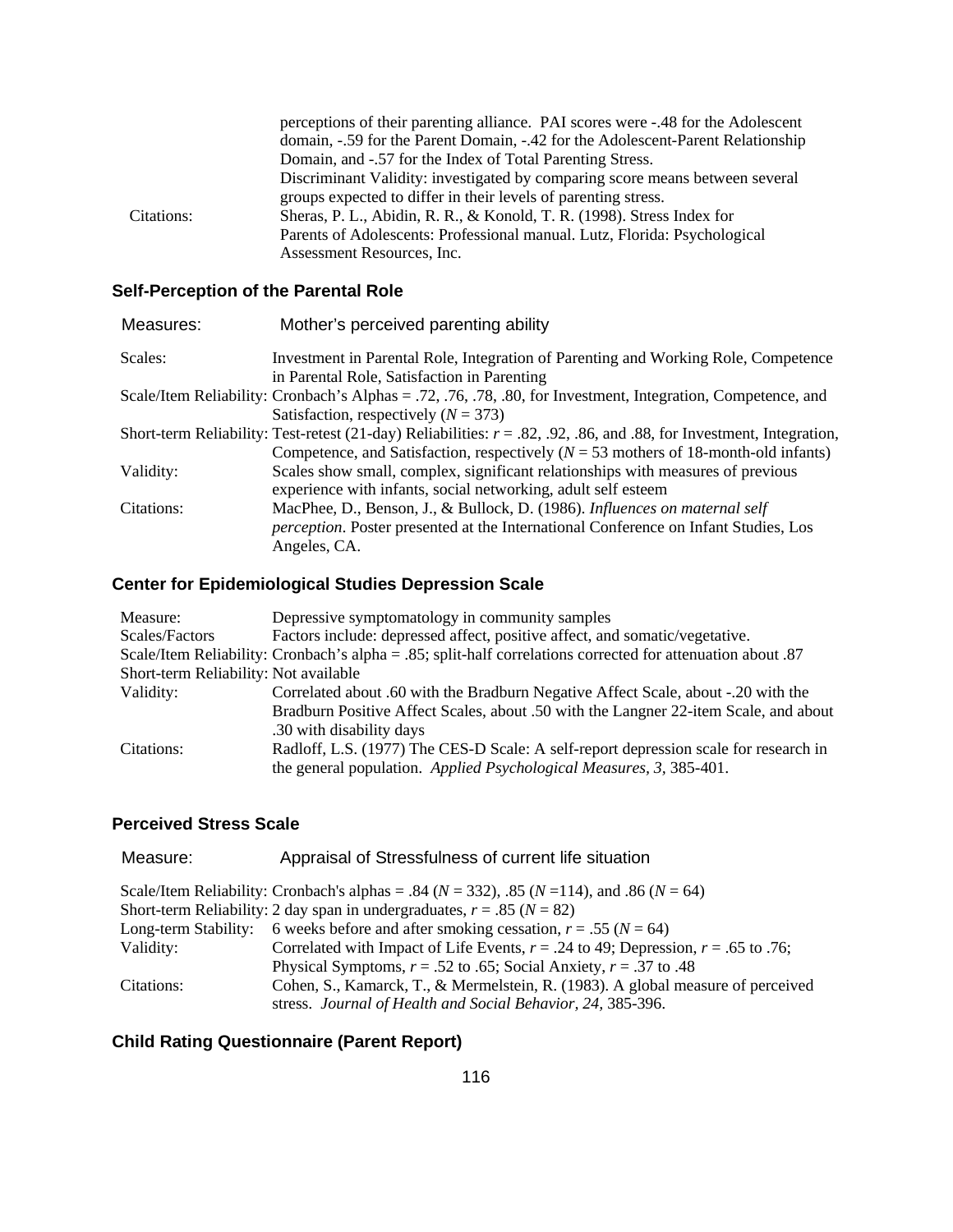| | |
|---|---|
| | perceptions of their parenting alliance. PAI scores were -.48 for the Adolescent domain, -.59 for the Parent Domain, -.42 for the Adolescent-Parent Relationship Domain, and -.57 for the Index of Total Parenting Stress. |
| | Discriminant Validity: investigated by comparing score means between several groups expected to differ in their levels of parenting stress. |
| Citations: | Sheras, P. L., Abidin, R. R., & Konold, T. R. (1998). Stress Index for Parents of Adolescents: Professional manual. Lutz, Florida: Psychological Assessment Resources, Inc. |

### Self-Perception of the Parental Role

| | |
|---|---|
| Measures: | Mother's perceived parenting ability |
| Scales: | Investment in Parental Role, Integration of Parenting and Working Role, Competence in Parental Role, Satisfaction in Parenting |
| Scale/Item Reliability: | Cronbach's Alphas = .72, .76, .78, .80, for Investment, Integration, Competence, and Satisfaction, respectively ($N$ = 373) |
| Short-term Reliability: | Test-retest (21-day) Reliabilities: $r$ = .82, .92, .86, and .88, for Investment, Integration, Competence, and Satisfaction, respectively ($N$ = 53 mothers of 18-month-old infants) |
| Validity: | Scales show small, complex, significant relationships with measures of previous experience with infants, social networking, adult self esteem |
| Citations: | MacPhee, D., Benson, J., & Bullock, D. (1986). *Influences on maternal self perception*. Poster presented at the International Conference on Infant Studies, Los Angeles, CA. |

### Center for Epidemiological Studies Depression Scale

| | |
|---|---|
| Measure: | Depressive symptomatology in community samples |
| Scales/Factors | Factors include: depressed affect, positive affect, and somatic/vegetative. |
| Scale/Item Reliability: | Cronbach's alpha = .85; split-half correlations corrected for attenuation about .87 |
| Short-term Reliability: | Not available |
| Validity: | Correlated about .60 with the Bradburn Negative Affect Scale, about -.20 with the Bradburn Positive Affect Scales, about .50 with the Langner 22-item Scale, and about .30 with disability days |
| Citations: | Radloff, L.S. (1977) The CES-D Scale: A self-report depression scale for research in the general population. *Applied Psychological Measures, 3*, 385-401. |

### Perceived Stress Scale

| | |
|---|---|
| Measure: | Appraisal of Stressfulness of current life situation |
| Scale/Item Reliability: | Cronbach's alphas = .84 ($N$ = 332), .85 ($N$ =114), and .86 ($N$ = 64) |
| Short-term Reliability: | 2 day span in undergraduates, $r$ = .85 ($N$ = 82) |
| Long-term Stability: | 6 weeks before and after smoking cessation, $r$ = .55 ($N$ = 64) |
| Validity: | Correlated with Impact of Life Events, $r$ = .24 to 49; Depression, $r$ = .65 to .76; Physical Symptoms, $r$ = .52 to .65; Social Anxiety, $r$ = .37 to .48 |
| Citations: | Cohen, S., Kamarck, T., & Mermelstein, R. (1983). A global measure of perceived stress. *Journal of Health and Social Behavior, 24,* 385-396. |

### Child Rating Questionnaire (Parent Report)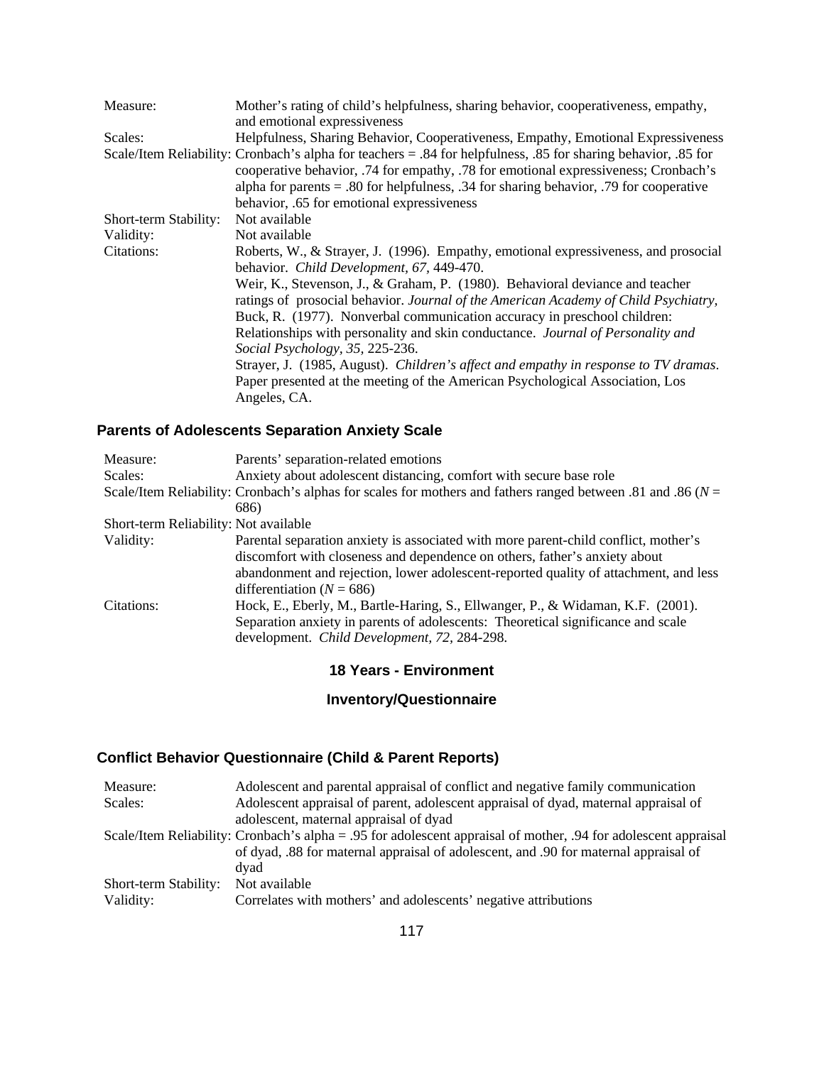| | |
|---|---|
| Measure: | Mother's rating of child's helpfulness, sharing behavior, cooperativeness, empathy, and emotional expressiveness |
| Scales: | Helpfulness, Sharing Behavior, Cooperativeness, Empathy, Emotional Expressiveness |
| Scale/Item Reliability: | Cronbach's alpha for teachers = .84 for helpfulness, .85 for sharing behavior, .85 for cooperative behavior, .74 for empathy, .78 for emotional expressiveness; Cronbach's alpha for parents = .80 for helpfulness, .34 for sharing behavior, .79 for cooperative behavior, .65 for emotional expressiveness |
| Short-term Stability: | Not available |
| Validity: | Not available |
| Citations: | Roberts, W., & Strayer, J. (1996). Empathy, emotional expressiveness, and prosocial behavior. *Child Development, 67*, 449-470.<br>Weir, K., Stevenson, J., & Graham, P. (1980). Behavioral deviance and teacher ratings of prosocial behavior. *Journal of the American Academy of Child Psychiatry*,<br>Buck, R. (1977). Nonverbal communication accuracy in preschool children: Relationships with personality and skin conductance. *Journal of Personality and Social Psychology, 35*, 225-236.<br>Strayer, J. (1985, August). *Children's affect and empathy in response to TV dramas*. Paper presented at the meeting of the American Psychological Association, Los Angeles, CA. |

### Parents of Adolescents Separation Anxiety Scale

| | |
|---|---|
| Measure: | Parents' separation-related emotions |
| Scales: | Anxiety about adolescent distancing, comfort with secure base role |
| Scale/Item Reliability: | Cronbach's alphas for scales for mothers and fathers ranged between .81 and .86 ($N$ = 686) |
| Short-term Reliability: | Not available |
| Validity: | Parental separation anxiety is associated with more parent-child conflict, mother's discomfort with closeness and dependence on others, father's anxiety about abandonment and rejection, lower adolescent-reported quality of attachment, and less differentiation ($N$ = 686) |
| Citations: | Hock, E., Eberly, M., Bartle-Haring, S., Ellwanger, P., & Widaman, K.F. (2001). Separation anxiety in parents of adolescents: Theoretical significance and scale development. *Child Development, 72*, 284-298. |

## 18 Years - Environment

## Inventory/Questionnaire

### Conflict Behavior Questionnaire (Child & Parent Reports)

| | |
|---|---|
| Measure: | Adolescent and parental appraisal of conflict and negative family communication |
| Scales: | Adolescent appraisal of parent, adolescent appraisal of dyad, maternal appraisal of adolescent, maternal appraisal of dyad |
| Scale/Item Reliability: | Cronbach's alpha = .95 for adolescent appraisal of mother, .94 for adolescent appraisal of dyad, .88 for maternal appraisal of adolescent, and .90 for maternal appraisal of dyad |
| Short-term Stability: | Not available |
| Validity: | Correlates with mothers' and adolescents' negative attributions |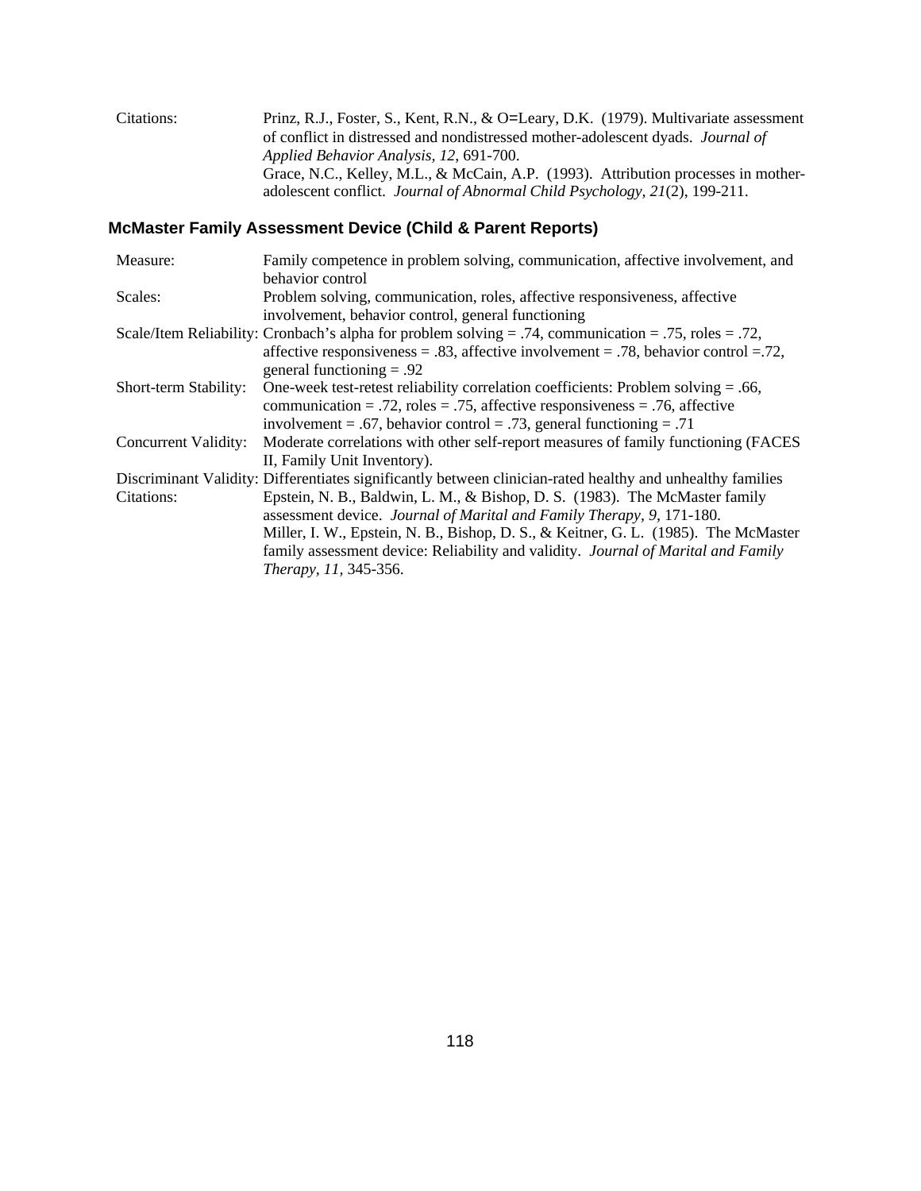| | |
|---|---|
| Citations: | Prinz, R.J., Foster, S., Kent, R.N., & O=Leary, D.K. (1979). Multivariate assessment of conflict in distressed and nondistressed mother-adolescent dyads. *Journal of Applied Behavior Analysis, 12*, 691-700. Grace, N.C., Kelley, M.L., & McCain, A.P. (1993). Attribution processes in mother-adolescent conflict. *Journal of Abnormal Child Psychology, 21*(2), 199-211. |

### McMaster Family Assessment Device (Child & Parent Reports)

| | |
|---|---|
| Measure: | Family competence in problem solving, communication, affective involvement, and behavior control |
| Scales: | Problem solving, communication, roles, affective responsiveness, affective involvement, behavior control, general functioning |
| Scale/Item Reliability: | Cronbach's alpha for problem solving = .74, communication = .75, roles = .72, affective responsiveness = .83, affective involvement = .78, behavior control =.72, general functioning = .92 |
| Short-term Stability: | One-week test-retest reliability correlation coefficients: Problem solving = .66, communication = .72, roles = .75, affective responsiveness = .76, affective involvement = .67, behavior control = .73, general functioning = .71 |
| Concurrent Validity: | Moderate correlations with other self-report measures of family functioning (FACES II, Family Unit Inventory). |
| Discriminant Validity: | Differentiates significantly between clinician-rated healthy and unhealthy families |
| Citations: | Epstein, N. B., Baldwin, L. M., & Bishop, D. S. (1983). The McMaster family assessment device. *Journal of Marital and Family Therapy, 9*, 171-180. Miller, I. W., Epstein, N. B., Bishop, D. S., & Keitner, G. L. (1985). The McMaster family assessment device: Reliability and validity. *Journal of Marital and Family Therapy, 11*, 345-356. |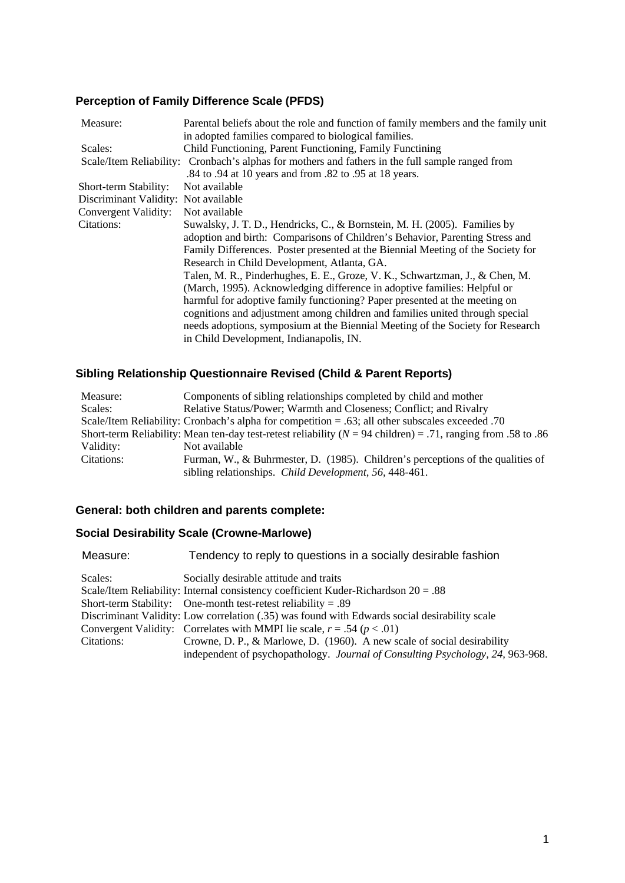### Perception of Family Difference Scale (PFDS)

| | |
|---|---|
| Measure: | Parental beliefs about the role and function of family members and the family unit in adopted families compared to biological families. |
| Scales: | Child Functioning, Parent Functioning, Family Functining |
| Scale/Item Reliability: | Cronbach's alphas for mothers and fathers in the full sample ranged from .84 to .94 at 10 years and from .82 to .95 at 18 years. |
| Short-term Stability: | Not available |
| Discriminant Validity: | Not available |
| Convergent Validity: | Not available |
| Citations: | Suwalsky, J. T. D., Hendricks, C., & Bornstein, M. H. (2005). Families by adoption and birth: Comparisons of Children's Behavior, Parenting Stress and Family Differences. Poster presented at the Biennial Meeting of the Society for Research in Child Development, Atlanta, GA. Talen, M. R., Pinderhughes, E. E., Groze, V. K., Schwartzman, J., & Chen, M. (March, 1995). Acknowledging difference in adoptive families: Helpful or harmful for adoptive family functioning? Paper presented at the meeting on cognitions and adjustment among children and families united through special needs adoptions, symposium at the Biennial Meeting of the Society for Research in Child Development, Indianapolis, IN. |

### Sibling Relationship Questionnaire Revised (Child & Parent Reports)

| | |
|---|---|
| Measure: | Components of sibling relationships completed by child and mother |
| Scales: | Relative Status/Power; Warmth and Closeness; Conflict; and Rivalry |
| Scale/Item Reliability: | Cronbach's alpha for competition = .63; all other subscales exceeded .70 |
| Short-term Reliability: | Mean ten-day test-retest reliability (*N* = 94 children) = .71, ranging from .58 to .86 |
| Validity: | Not available |
| Citations: | Furman, W., & Buhrmester, D. (1985). Children's perceptions of the qualities of sibling relationships. *Child Development, 56,* 448-461. |

### General: both children and parents complete:

### Social Desirability Scale (Crowne-Marlowe)

| | |
|---|---|
| Measure: | Tendency to reply to questions in a socially desirable fashion |
| Scales: | Socially desirable attitude and traits |
| Scale/Item Reliability: | Internal consistency coefficient Kuder-Richardson 20 = .88 |
| Short-term Stability: | One-month test-retest reliability = .89 |
| Discriminant Validity: | Low correlation (.35) was found with Edwards social desirability scale |
| Convergent Validity: | Correlates with MMPI lie scale, $r = .54$ ($p < .01$) |
| Citations: | Crowne, D. P., & Marlowe, D. (1960). A new scale of social desirability independent of psychopathology. *Journal of Consulting Psychology, 24,* 963-968. |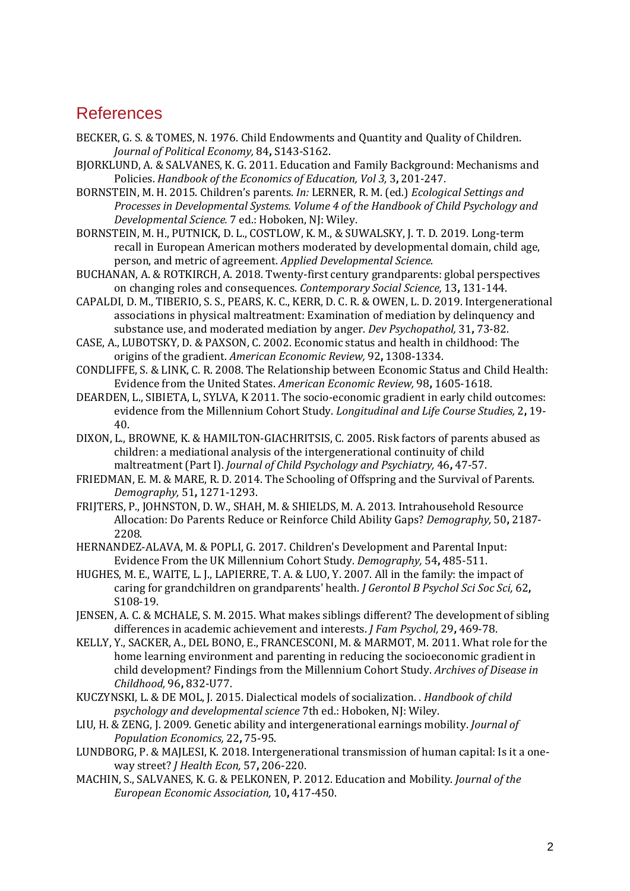# References

BECKER, G. S. & TOMES, N. 1976. Child Endowments and Quantity and Quality of Children. *Journal of Political Economy,* 84**,** S143-S162.

BJORKLUND, A. & SALVANES, K. G. 2011. Education and Family Background: Mechanisms and Policies. *Handbook of the Economics of Education, Vol 3,* 3**,** 201-247.

BORNSTEIN, M. H. 2015. Children's parents. *In:* LERNER, R. M. (ed.) *Ecological Settings and Processes in Developmental Systems. Volume 4 of the Handbook of Child Psychology and Developmental Science.* 7 ed.: Hoboken, NJ: Wiley.

BORNSTEIN, M. H., PUTNICK, D. L., COSTLOW, K. M., & SUWALSKY, J. T. D. 2019. Long-term recall in European American mothers moderated by developmental domain, child age, person, and metric of agreement. *Applied Developmental Science*.

BUCHANAN, A. & ROTKIRCH, A. 2018. Twenty-first century grandparents: global perspectives on changing roles and consequences. *Contemporary Social Science,* 13**,** 131-144.

CAPALDI, D. M., TIBERIO, S. S., PEARS, K. C., KERR, D. C. R. & OWEN, L. D. 2019. Intergenerational associations in physical maltreatment: Examination of mediation by delinquency and substance use, and moderated mediation by anger. *Dev Psychopathol,* 31**,** 73-82.

CASE, A., LUBOTSKY, D. & PAXSON, C. 2002. Economic status and health in childhood: The origins of the gradient. *American Economic Review,* 92**,** 1308-1334.

CONDLIFFE, S. & LINK, C. R. 2008. The Relationship between Economic Status and Child Health: Evidence from the United States. *American Economic Review,* 98**,** 1605-1618.

DEARDEN, L., SIBIETA, L, SYLVA, K 2011. The socio-economic gradient in early child outcomes: evidence from the Millennium Cohort Study. *Longitudinal and Life Course Studies,* 2**,** 19-40.

DIXON, L., BROWNE, K. & HAMILTON-GIACHRITSIS, C. 2005. Risk factors of parents abused as children: a mediational analysis of the intergenerational continuity of child maltreatment (Part I). *Journal of Child Psychology and Psychiatry,* 46**,** 47-57.

FRIEDMAN, E. M. & MARE, R. D. 2014. The Schooling of Offspring and the Survival of Parents. *Demography,* 51**,** 1271-1293.

FRIJTERS, P., JOHNSTON, D. W., SHAH, M. & SHIELDS, M. A. 2013. Intrahousehold Resource Allocation: Do Parents Reduce or Reinforce Child Ability Gaps? *Demography,* 50**,** 2187-2208.

HERNANDEZ-ALAVA, M. & POPLI, G. 2017. Children's Development and Parental Input: Evidence From the UK Millennium Cohort Study. *Demography,* 54**,** 485-511.

HUGHES, M. E., WAITE, L. J., LAPIERRE, T. A. & LUO, Y. 2007. All in the family: the impact of caring for grandchildren on grandparents' health. *J Gerontol B Psychol Sci Soc Sci,* 62**,** S108-19.

JENSEN, A. C. & MCHALE, S. M. 2015. What makes siblings different? The development of sibling differences in academic achievement and interests. *J Fam Psychol,* 29**,** 469-78.

KELLY, Y., SACKER, A., DEL BONO, E., FRANCESCONI, M. & MARMOT, M. 2011. What role for the home learning environment and parenting in reducing the socioeconomic gradient in child development? Findings from the Millennium Cohort Study. *Archives of Disease in Childhood,* 96**,** 832-U77.

KUCZYNSKI, L. & DE MOL, J. 2015. Dialectical models of socialization. . *Handbook of child psychology and developmental science* 7th ed.: Hoboken, NJ: Wiley.

LIU, H. & ZENG, J. 2009. Genetic ability and intergenerational earnings mobility. *Journal of Population Economics,* 22**,** 75-95.

LUNDBORG, P. & MAJLESI, K. 2018. Intergenerational transmission of human capital: Is it a one-way street? *J Health Econ,* 57**,** 206-220.

MACHIN, S., SALVANES, K. G. & PELKONEN, P. 2012. Education and Mobility. *Journal of the European Economic Association,* 10**,** 417-450.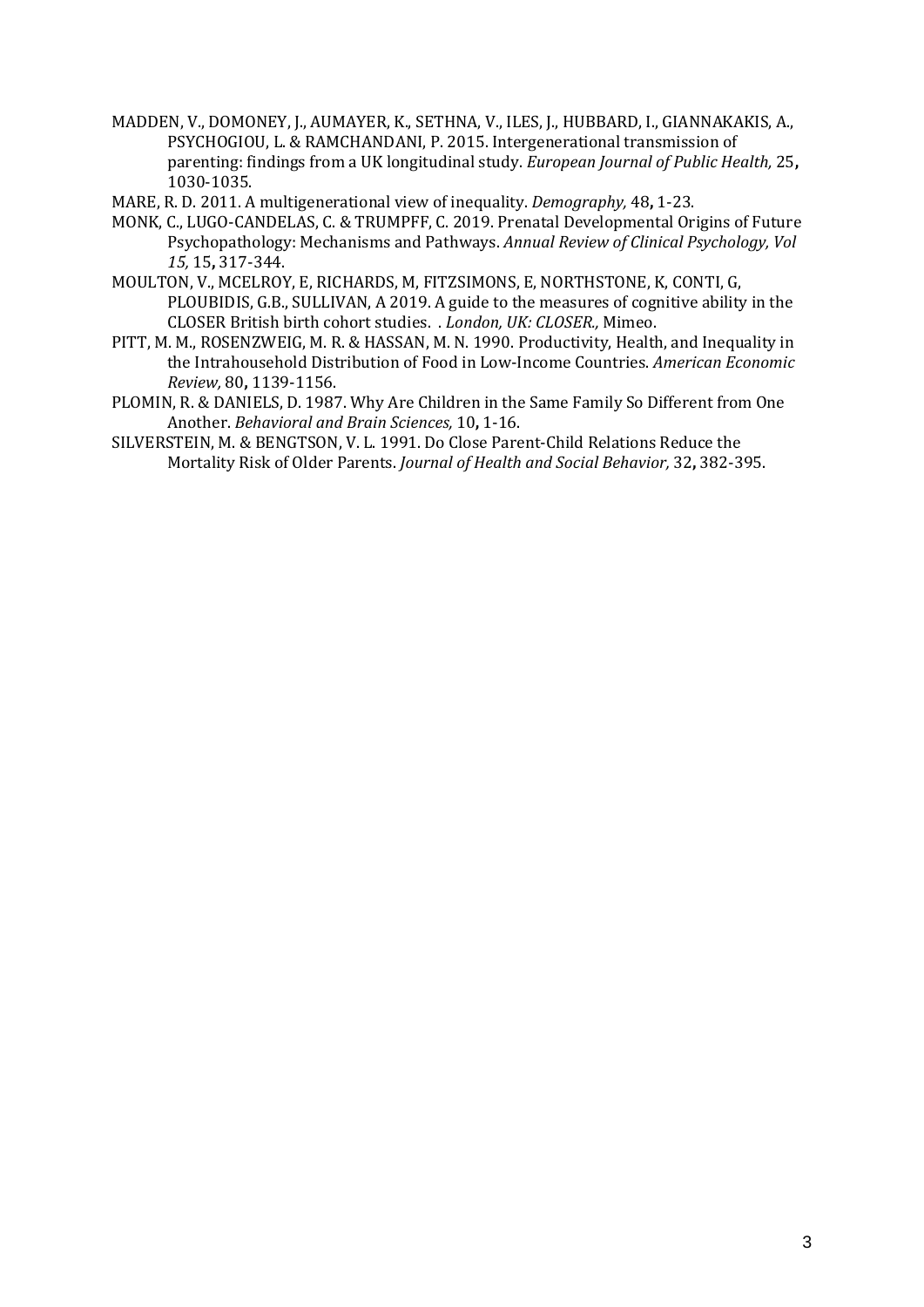MADDEN, V., DOMONEY, J., AUMAYER, K., SETHNA, V., ILES, J., HUBBARD, I., GIANNAKAKIS, A., PSYCHOGIOU, L. & RAMCHANDANI, P. 2015. Intergenerational transmission of parenting: findings from a UK longitudinal study. *European Journal of Public Health,* 25**,** 1030-1035.

MARE, R. D. 2011. A multigenerational view of inequality. *Demography,* 48**,** 1-23.

MONK, C., LUGO-CANDELAS, C. & TRUMPFF, C. 2019. Prenatal Developmental Origins of Future Psychopathology: Mechanisms and Pathways. *Annual Review of Clinical Psychology, Vol 15,* 15**,** 317-344.

MOULTON, V., MCELROY, E, RICHARDS, M, FITZSIMONS, E, NORTHSTONE, K, CONTI, G, PLOUBIDIS, G.B., SULLIVAN, A 2019. A guide to the measures of cognitive ability in the CLOSER British birth cohort studies. . *London, UK: CLOSER.,* Mimeo.

PITT, M. M., ROSENZWEIG, M. R. & HASSAN, M. N. 1990. Productivity, Health, and Inequality in the Intrahousehold Distribution of Food in Low-Income Countries. *American Economic Review,* 80**,** 1139-1156.

PLOMIN, R. & DANIELS, D. 1987. Why Are Children in the Same Family So Different from One Another. *Behavioral and Brain Sciences,* 10**,** 1-16.

SILVERSTEIN, M. & BENGTSON, V. L. 1991. Do Close Parent-Child Relations Reduce the Mortality Risk of Older Parents. *Journal of Health and Social Behavior,* 32**,** 382-395.